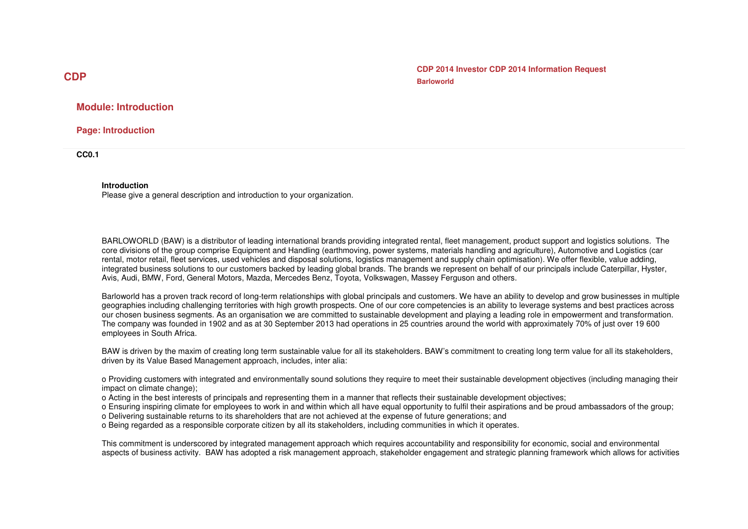# CDP

**CDP 2014 Investor CDP 2014 Information Request**
**Barloworld**

## Module: Introduction

### Page: Introduction

**CC0.1**

**Introduction**
Please give a general description and introduction to your organization.

BARLOWORLD (BAW) is a distributor of leading international brands providing integrated rental, fleet management, product support and logistics solutions. The core divisions of the group comprise Equipment and Handling (earthmoving, power systems, materials handling and agriculture), Automotive and Logistics (car rental, motor retail, fleet services, used vehicles and disposal solutions, logistics management and supply chain optimisation). We offer flexible, value adding, integrated business solutions to our customers backed by leading global brands. The brands we represent on behalf of our principals include Caterpillar, Hyster, Avis, Audi, BMW, Ford, General Motors, Mazda, Mercedes Benz, Toyota, Volkswagen, Massey Ferguson and others.

Barloworld has a proven track record of long-term relationships with global principals and customers. We have an ability to develop and grow businesses in multiple geographies including challenging territories with high growth prospects. One of our core competencies is an ability to leverage systems and best practices across our chosen business segments. As an organisation we are committed to sustainable development and playing a leading role in empowerment and transformation. The company was founded in 1902 and as at 30 September 2013 had operations in 25 countries around the world with approximately 70% of just over 19 600 employees in South Africa.

BAW is driven by the maxim of creating long term sustainable value for all its stakeholders. BAW's commitment to creating long term value for all its stakeholders, driven by its Value Based Management approach, includes, inter alia:

o Providing customers with integrated and environmentally sound solutions they require to meet their sustainable development objectives (including managing their impact on climate change);
o Acting in the best interests of principals and representing them in a manner that reflects their sustainable development objectives;
o Ensuring inspiring climate for employees to work in and within which all have equal opportunity to fulfil their aspirations and be proud ambassadors of the group;
o Delivering sustainable returns to its shareholders that are not achieved at the expense of future generations; and
o Being regarded as a responsible corporate citizen by all its stakeholders, including communities in which it operates.

This commitment is underscored by integrated management approach which requires accountability and responsibility for economic, social and environmental aspects of business activity. BAW has adopted a risk management approach, stakeholder engagement and strategic planning framework which allows for activities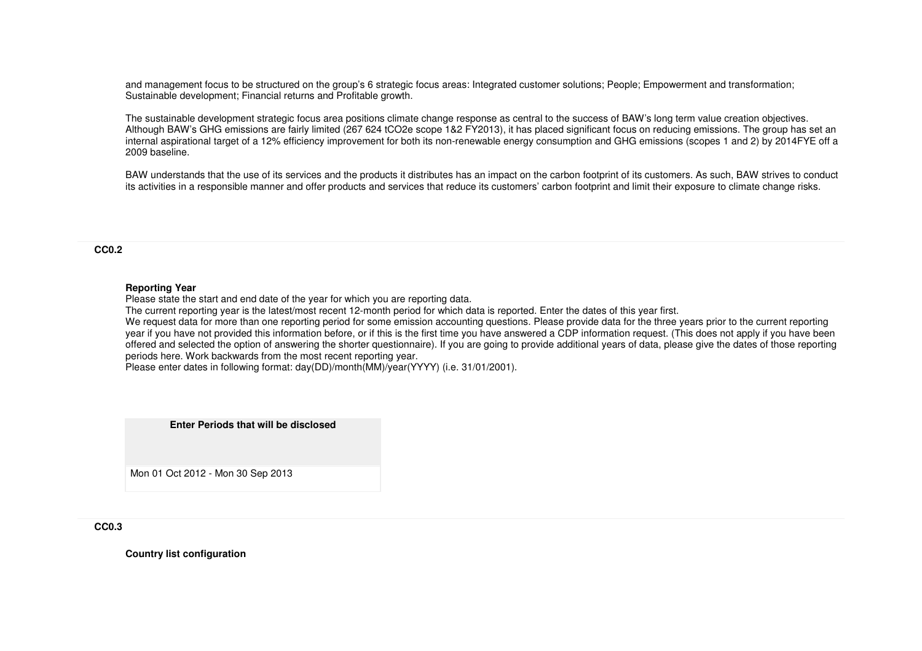and management focus to be structured on the group's 6 strategic focus areas: Integrated customer solutions; People; Empowerment and transformation; Sustainable development; Financial returns and Profitable growth.

The sustainable development strategic focus area positions climate change response as central to the success of BAW's long term value creation objectives. Although BAW's GHG emissions are fairly limited (267 624 $tCO_2e$ scope 1&2 FY2013), it has placed significant focus on reducing emissions. The group has set an internal aspirational target of a 12% efficiency improvement for both its non-renewable energy consumption and GHG emissions (scopes 1 and 2) by 2014FYE off a 2009 baseline.

BAW understands that the use of its services and the products it distributes has an impact on the carbon footprint of its customers. As such, BAW strives to conduct its activities in a responsible manner and offer products and services that reduce its customers' carbon footprint and limit their exposure to climate change risks.

**CC0.2**

**Reporting Year**

Please state the start and end date of the year for which you are reporting data.

The current reporting year is the latest/most recent 12-month period for which data is reported. Enter the dates of this year first.

We request data for more than one reporting period for some emission accounting questions. Please provide data for the three years prior to the current reporting year if you have not provided this information before, or if this is the first time you have answered a CDP information request. (This does not apply if you have been offered and selected the option of answering the shorter questionnaire). If you are going to provide additional years of data, please give the dates of those reporting periods here. Work backwards from the most recent reporting year.

Please enter dates in following format: day(DD)/month(MM)/year(YYYY) (i.e. 31/01/2001).

| Enter Periods that will be disclosed |
|---|
| Mon 01 Oct 2012 - Mon 30 Sep 2013 |

**CC0.3**

**Country list configuration**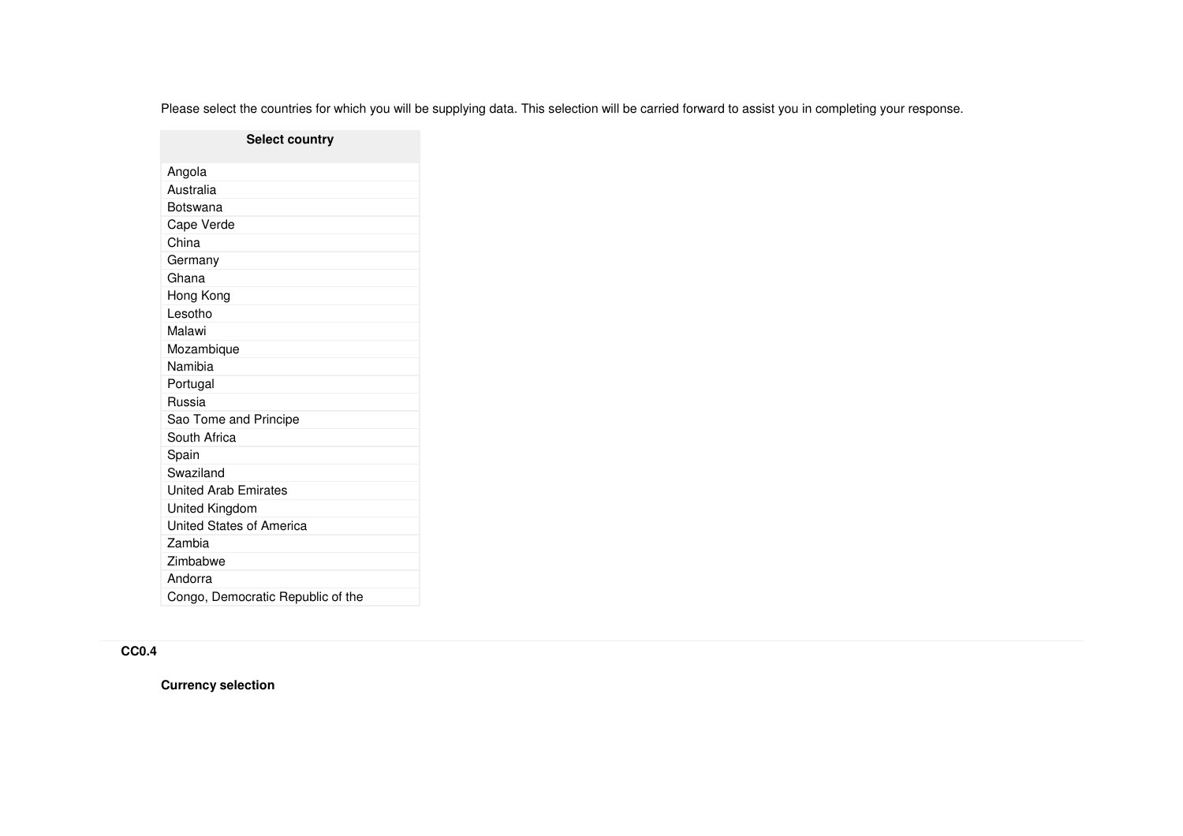Please select the countries for which you will be supplying data. This selection will be carried forward to assist you in completing your response.

| Select country |
| --- |
| Angola |
| Australia |
| Botswana |
| Cape Verde |
| China |
| Germany |
| Ghana |
| Hong Kong |
| Lesotho |
| Malawi |
| Mozambique |
| Namibia |
| Portugal |
| Russia |
| Sao Tome and Principe |
| South Africa |
| Spain |
| Swaziland |
| United Arab Emirates |
| United Kingdom |
| United States of America |
| Zambia |
| Zimbabwe |
| Andorra |
| Congo, Democratic Republic of the |

**CC0.4**

**Currency selection**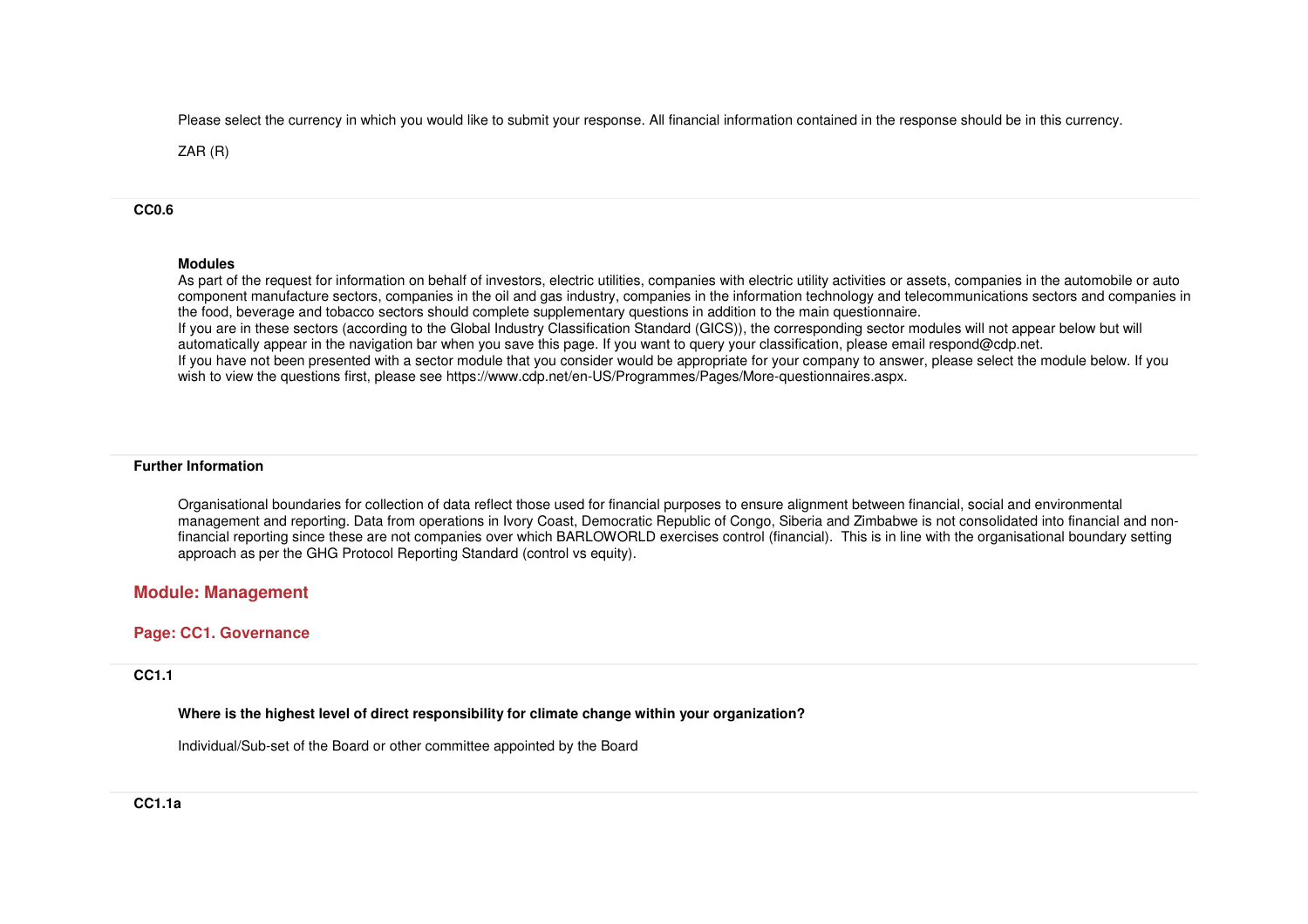Please select the currency in which you would like to submit your response. All financial information contained in the response should be in this currency.

ZAR (R)

**CC0.6**

**Modules**
As part of the request for information on behalf of investors, electric utilities, companies with electric utility activities or assets, companies in the automobile or auto component manufacture sectors, companies in the oil and gas industry, companies in the information technology and telecommunications sectors and companies in the food, beverage and tobacco sectors should complete supplementary questions in addition to the main questionnaire.
If you are in these sectors (according to the Global Industry Classification Standard (GICS)), the corresponding sector modules will not appear below but will automatically appear in the navigation bar when you save this page. If you want to query your classification, please email respond@cdp.net.
If you have not been presented with a sector module that you consider would be appropriate for your company to answer, please select the module below. If you wish to view the questions first, please see https://www.cdp.net/en-US/Programmes/Pages/More-questionnaires.aspx.

**Further Information**

Organisational boundaries for collection of data reflect those used for financial purposes to ensure alignment between financial, social and environmental management and reporting. Data from operations in Ivory Coast, Democratic Republic of Congo, Siberia and Zimbabwe is not consolidated into financial and non-financial reporting since these are not companies over which BARLOWORLD exercises control (financial). This is in line with the organisational boundary setting approach as per the GHG Protocol Reporting Standard (control vs equity).

## Module: Management

### Page: CC1. Governance

**CC1.1**

**Where is the highest level of direct responsibility for climate change within your organization?**

Individual/Sub-set of the Board or other committee appointed by the Board

**CC1.1a**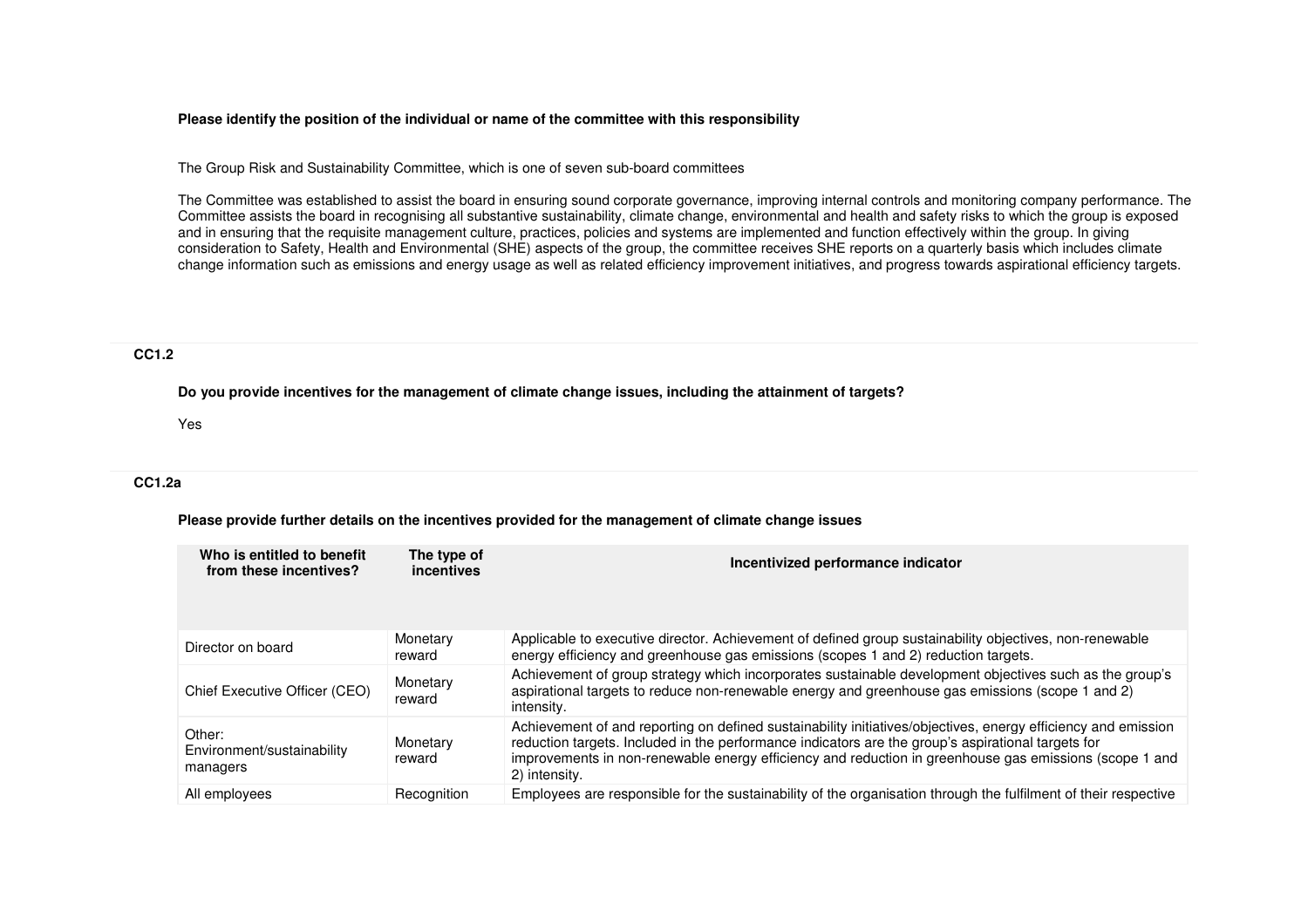**Please identify the position of the individual or name of the committee with this responsibility**

The Group Risk and Sustainability Committee, which is one of seven sub-board committees

The Committee was established to assist the board in ensuring sound corporate governance, improving internal controls and monitoring company performance. The Committee assists the board in recognising all substantive sustainability, climate change, environmental and health and safety risks to which the group is exposed and in ensuring that the requisite management culture, practices, policies and systems are implemented and function effectively within the group. In giving consideration to Safety, Health and Environmental (SHE) aspects of the group, the committee receives SHE reports on a quarterly basis which includes climate change information such as emissions and energy usage as well as related efficiency improvement initiatives, and progress towards aspirational efficiency targets.

## CC1.2

**Do you provide incentives for the management of climate change issues, including the attainment of targets?**

Yes

## CC1.2a

**Please provide further details on the incentives provided for the management of climate change issues**

| Who is entitled to benefit from these incentives? | The type of incentives | Incentivized performance indicator |
|---|---|---|
| Director on board | Monetary reward | Applicable to executive director. Achievement of defined group sustainability objectives, non-renewable energy efficiency and greenhouse gas emissions (scopes 1 and 2) reduction targets. |
| Chief Executive Officer (CEO) | Monetary reward | Achievement of group strategy which incorporates sustainable development objectives such as the group's aspirational targets to reduce non-renewable energy and greenhouse gas emissions (scope 1 and 2) intensity. |
| Other: Environment/sustainability managers | Monetary reward | Achievement of and reporting on defined sustainability initiatives/objectives, energy efficiency and emission reduction targets. Included in the performance indicators are the group's aspirational targets for improvements in non-renewable energy efficiency and reduction in greenhouse gas emissions (scope 1 and 2) intensity. |
| All employees | Recognition | Employees are responsible for the sustainability of the organisation through the fulfilment of their respective |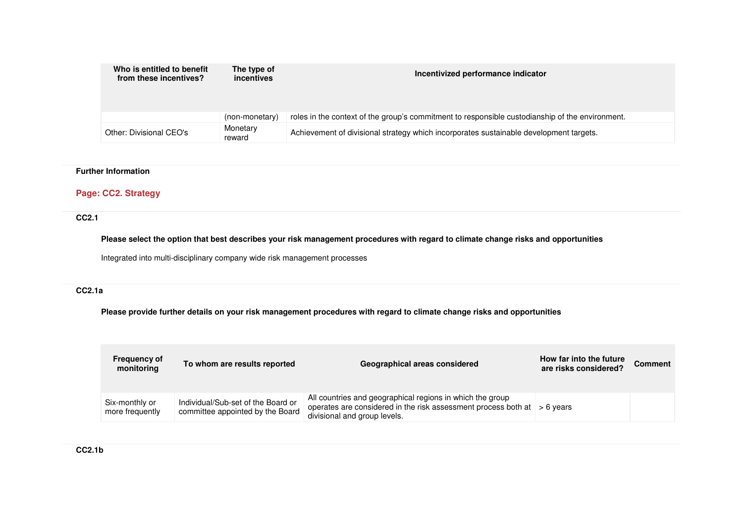| Who is entitled to benefit from these incentives? | The type of incentives | Incentivized performance indicator |
|---|---|---|
| | (non-monetary) | roles in the context of the group's commitment to responsible custodianship of the environment. |
| Other: Divisional CEO's | Monetary reward | Achievement of divisional strategy which incorporates sustainable development targets. |

**Further Information**

## Page: CC2. Strategy

**CC2.1**

**Please select the option that best describes your risk management procedures with regard to climate change risks and opportunities**

Integrated into multi-disciplinary company wide risk management processes

**CC2.1a**

**Please provide further details on your risk management procedures with regard to climate change risks and opportunities**

| Frequency of monitoring | To whom are results reported | Geographical areas considered | How far into the future are risks considered? | Comment |
|---|---|---|---|---|
| Six-monthly or more frequently | Individual/Sub-set of the Board or committee appointed by the Board | All countries and geographical regions in which the group operates are considered in the risk assessment process both at divisional and group levels. | > 6 years | |

**CC2.1b**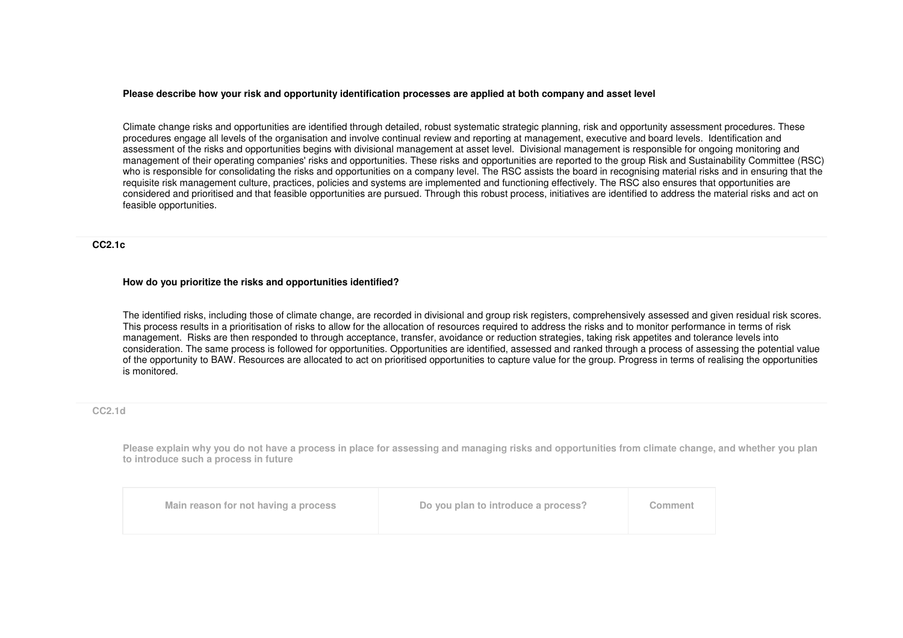**Please describe how your risk and opportunity identification processes are applied at both company and asset level**

Climate change risks and opportunities are identified through detailed, robust systematic strategic planning, risk and opportunity assessment procedures. These procedures engage all levels of the organisation and involve continual review and reporting at management, executive and board levels. Identification and assessment of the risks and opportunities begins with divisional management at asset level. Divisional management is responsible for ongoing monitoring and management of their operating companies' risks and opportunities. These risks and opportunities are reported to the group Risk and Sustainability Committee (RSC) who is responsible for consolidating the risks and opportunities on a company level. The RSC assists the board in recognising material risks and in ensuring that the requisite risk management culture, practices, policies and systems are implemented and functioning effectively. The RSC also ensures that opportunities are considered and prioritised and that feasible opportunities are pursued. Through this robust process, initiatives are identified to address the material risks and act on feasible opportunities.

**CC2.1c**

**How do you prioritize the risks and opportunities identified?**

The identified risks, including those of climate change, are recorded in divisional and group risk registers, comprehensively assessed and given residual risk scores. This process results in a prioritisation of risks to allow for the allocation of resources required to address the risks and to monitor performance in terms of risk management. Risks are then responded to through acceptance, transfer, avoidance or reduction strategies, taking risk appetites and tolerance levels into consideration. The same process is followed for opportunities. Opportunities are identified, assessed and ranked through a process of assessing the potential value of the opportunity to BAW. Resources are allocated to act on prioritised opportunities to capture value for the group. Progress in terms of realising the opportunities is monitored.

**CC2.1d**

**Please explain why you do not have a process in place for assessing and managing risks and opportunities from climate change, and whether you plan to introduce such a process in future**

| Main reason for not having a process | Do you plan to introduce a process? | Comment |
|---|---|---|
| | | |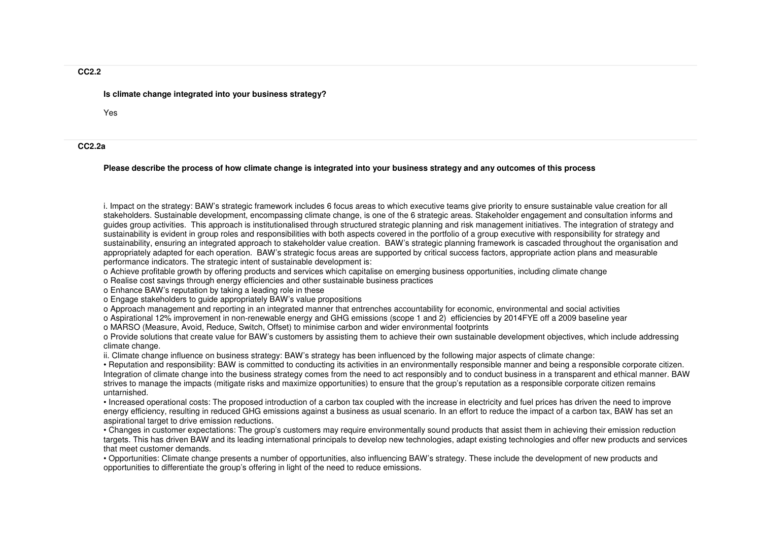**CC2.2**

**Is climate change integrated into your business strategy?**

Yes

**CC2.2a**

**Please describe the process of how climate change is integrated into your business strategy and any outcomes of this process**

i. Impact on the strategy: BAW's strategic framework includes 6 focus areas to which executive teams give priority to ensure sustainable value creation for all stakeholders. Sustainable development, encompassing climate change, is one of the 6 strategic areas. Stakeholder engagement and consultation informs and guides group activities. This approach is institutionalised through structured strategic planning and risk management initiatives. The integration of strategy and sustainability is evident in group roles and responsibilities with both aspects covered in the portfolio of a group executive with responsibility for strategy and sustainability, ensuring an integrated approach to stakeholder value creation. BAW's strategic planning framework is cascaded throughout the organisation and appropriately adapted for each operation. BAW's strategic focus areas are supported by critical success factors, appropriate action plans and measurable performance indicators. The strategic intent of sustainable development is:

o Achieve profitable growth by offering products and services which capitalise on emerging business opportunities, including climate change
o Realise cost savings through energy efficiencies and other sustainable business practices
o Enhance BAW's reputation by taking a leading role in these
o Engage stakeholders to guide appropriately BAW's value propositions
o Approach management and reporting in an integrated manner that entrenches accountability for economic, environmental and social activities
o Aspirational 12% improvement in non-renewable energy and GHG emissions (scope 1 and 2) efficiencies by 2014FYE off a 2009 baseline year
o MARSO (Measure, Avoid, Reduce, Switch, Offset) to minimise carbon and wider environmental footprints
o Provide solutions that create value for BAW's customers by assisting them to achieve their own sustainable development objectives, which include addressing climate change.

ii. Climate change influence on business strategy: BAW's strategy has been influenced by the following major aspects of climate change:

• Reputation and responsibility: BAW is committed to conducting its activities in an environmentally responsible manner and being a responsible corporate citizen. Integration of climate change into the business strategy comes from the need to act responsibly and to conduct business in a transparent and ethical manner. BAW strives to manage the impacts (mitigate risks and maximize opportunities) to ensure that the group's reputation as a responsible corporate citizen remains untarnished.

• Increased operational costs: The proposed introduction of a carbon tax coupled with the increase in electricity and fuel prices has driven the need to improve energy efficiency, resulting in reduced GHG emissions against a business as usual scenario. In an effort to reduce the impact of a carbon tax, BAW has set an aspirational target to drive emission reductions.

• Changes in customer expectations: The group's customers may require environmentally sound products that assist them in achieving their emission reduction targets. This has driven BAW and its leading international principals to develop new technologies, adapt existing technologies and offer new products and services that meet customer demands.

• Opportunities: Climate change presents a number of opportunities, also influencing BAW's strategy. These include the development of new products and opportunities to differentiate the group's offering in light of the need to reduce emissions.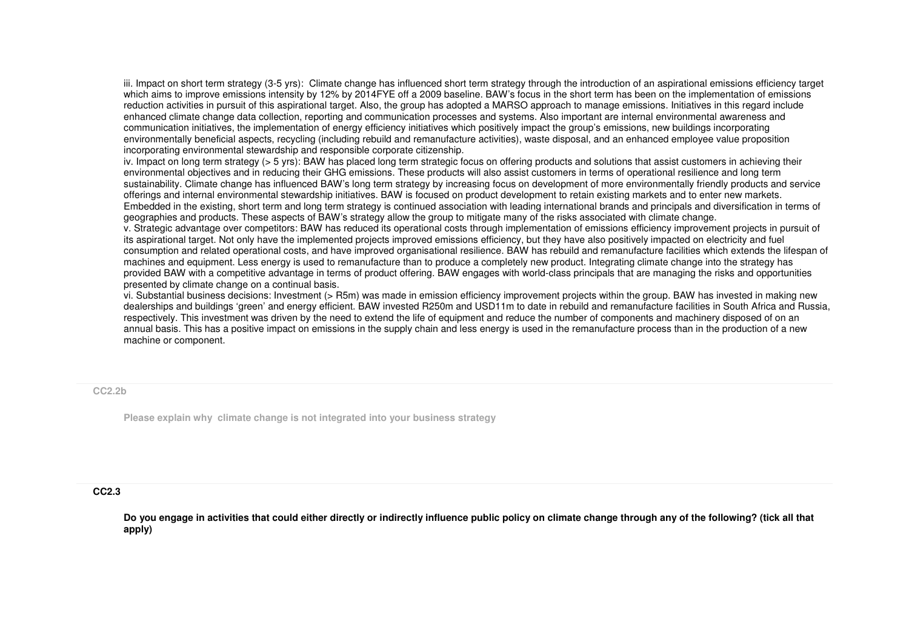iii. Impact on short term strategy (3-5 yrs): Climate change has influenced short term strategy through the introduction of an aspirational emissions efficiency target which aims to improve emissions intensity by 12% by 2014FYE off a 2009 baseline. BAW's focus in the short term has been on the implementation of emissions reduction activities in pursuit of this aspirational target. Also, the group has adopted a MARSO approach to manage emissions. Initiatives in this regard include enhanced climate change data collection, reporting and communication processes and systems. Also important are internal environmental awareness and communication initiatives, the implementation of energy efficiency initiatives which positively impact the group's emissions, new buildings incorporating environmentally beneficial aspects, recycling (including rebuild and remanufacture activities), waste disposal, and an enhanced employee value proposition incorporating environmental stewardship and responsible corporate citizenship.

iv. Impact on long term strategy (> 5 yrs): BAW has placed long term strategic focus on offering products and solutions that assist customers in achieving their environmental objectives and in reducing their GHG emissions. These products will also assist customers in terms of operational resilience and long term sustainability. Climate change has influenced BAW's long term strategy by increasing focus on development of more environmentally friendly products and service offerings and internal environmental stewardship initiatives. BAW is focused on product development to retain existing markets and to enter new markets. Embedded in the existing, short term and long term strategy is continued association with leading international brands and principals and diversification in terms of geographies and products. These aspects of BAW's strategy allow the group to mitigate many of the risks associated with climate change.

v. Strategic advantage over competitors: BAW has reduced its operational costs through implementation of emissions efficiency improvement projects in pursuit of its aspirational target. Not only have the implemented projects improved emissions efficiency, but they have also positively impacted on electricity and fuel consumption and related operational costs, and have improved organisational resilience. BAW has rebuild and remanufacture facilities which extends the lifespan of machines and equipment. Less energy is used to remanufacture than to produce a completely new product. Integrating climate change into the strategy has provided BAW with a competitive advantage in terms of product offering. BAW engages with world-class principals that are managing the risks and opportunities presented by climate change on a continual basis.

vi. Substantial business decisions: Investment (> R5m) was made in emission efficiency improvement projects within the group. BAW has invested in making new dealerships and buildings 'green' and energy efficient. BAW invested R250m and USD11m to date in rebuild and remanufacture facilities in South Africa and Russia, respectively. This investment was driven by the need to extend the life of equipment and reduce the number of components and machinery disposed of on an annual basis. This has a positive impact on emissions in the supply chain and less energy is used in the remanufacture process than in the production of a new machine or component.

### CC2.2b

**Please explain why climate change is not integrated into your business strategy**

### CC2.3

**Do you engage in activities that could either directly or indirectly influence public policy on climate change through any of the following? (tick all that apply)**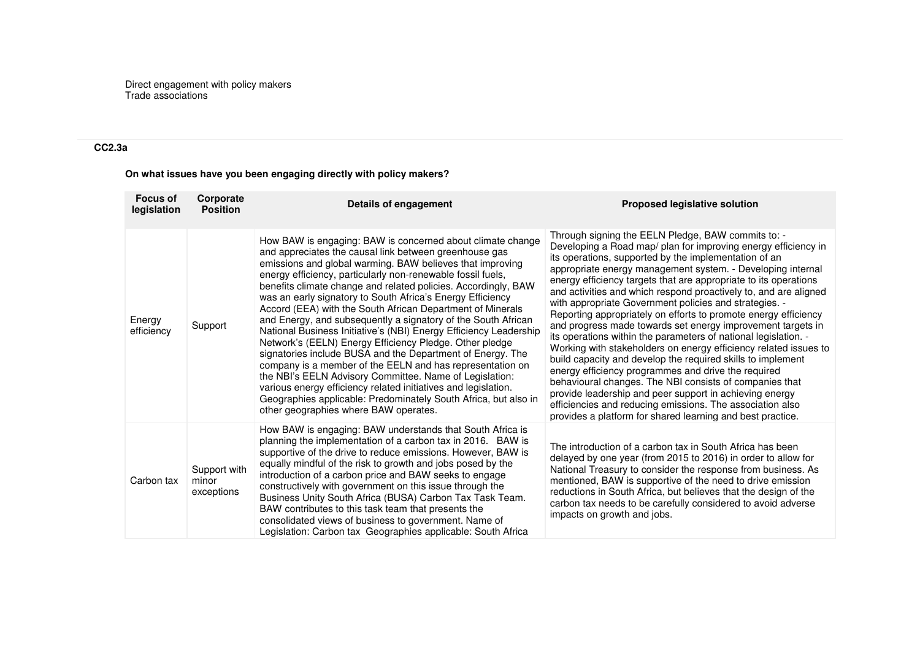Direct engagement with policy makers
Trade associations

**CC2.3a**

**On what issues have you been engaging directly with policy makers?**

| Focus of legislation | Corporate Position | Details of engagement | Proposed legislative solution |
|---|---|---|---|
| Energy efficiency | Support | How BAW is engaging: BAW is concerned about climate change and appreciates the causal link between greenhouse gas emissions and global warming. BAW believes that improving energy efficiency, particularly non-renewable fossil fuels, benefits climate change and related policies. Accordingly, BAW was an early signatory to South Africa's Energy Efficiency Accord (EEA) with the South African Department of Minerals and Energy, and subsequently a signatory of the South African National Business Initiative's (NBI) Energy Efficiency Leadership Network's (EELN) Energy Efficiency Pledge. Other pledge signatories include BUSA and the Department of Energy. The company is a member of the EELN and has representation on the NBI's EELN Advisory Committee. Name of Legislation: various energy efficiency related initiatives and legislation. Geographies applicable: Predominately South Africa, but also in other geographies where BAW operates. | Through signing the EELN Pledge, BAW commits to: - Developing a Road map/ plan for improving energy efficiency in its operations, supported by the implementation of an appropriate energy management system. - Developing internal energy efficiency targets that are appropriate to its operations and activities and which respond proactively to, and are aligned with appropriate Government policies and strategies. - Reporting appropriately on efforts to promote energy efficiency and progress made towards set energy improvement targets in its operations within the parameters of national legislation. - Working with stakeholders on energy efficiency related issues to build capacity and develop the required skills to implement energy efficiency programmes and drive the required behavioural changes. The NBI consists of companies that provide leadership and peer support in achieving energy efficiencies and reducing emissions. The association also provides a platform for shared learning and best practice. |
| Carbon tax | Support with minor exceptions | How BAW is engaging: BAW understands that South Africa is planning the implementation of a carbon tax in 2016. BAW is supportive of the drive to reduce emissions. However, BAW is equally mindful of the risk to growth and jobs posed by the introduction of a carbon price and BAW seeks to engage constructively with government on this issue through the Business Unity South Africa (BUSA) Carbon Tax Task Team. BAW contributes to this task team that presents the consolidated views of business to government. Name of Legislation: Carbon tax Geographies applicable: South Africa | The introduction of a carbon tax in South Africa has been delayed by one year (from 2015 to 2016) in order to allow for National Treasury to consider the response from business. As mentioned, BAW is supportive of the need to drive emission reductions in South Africa, but believes that the design of the carbon tax needs to be carefully considered to avoid adverse impacts on growth and jobs. |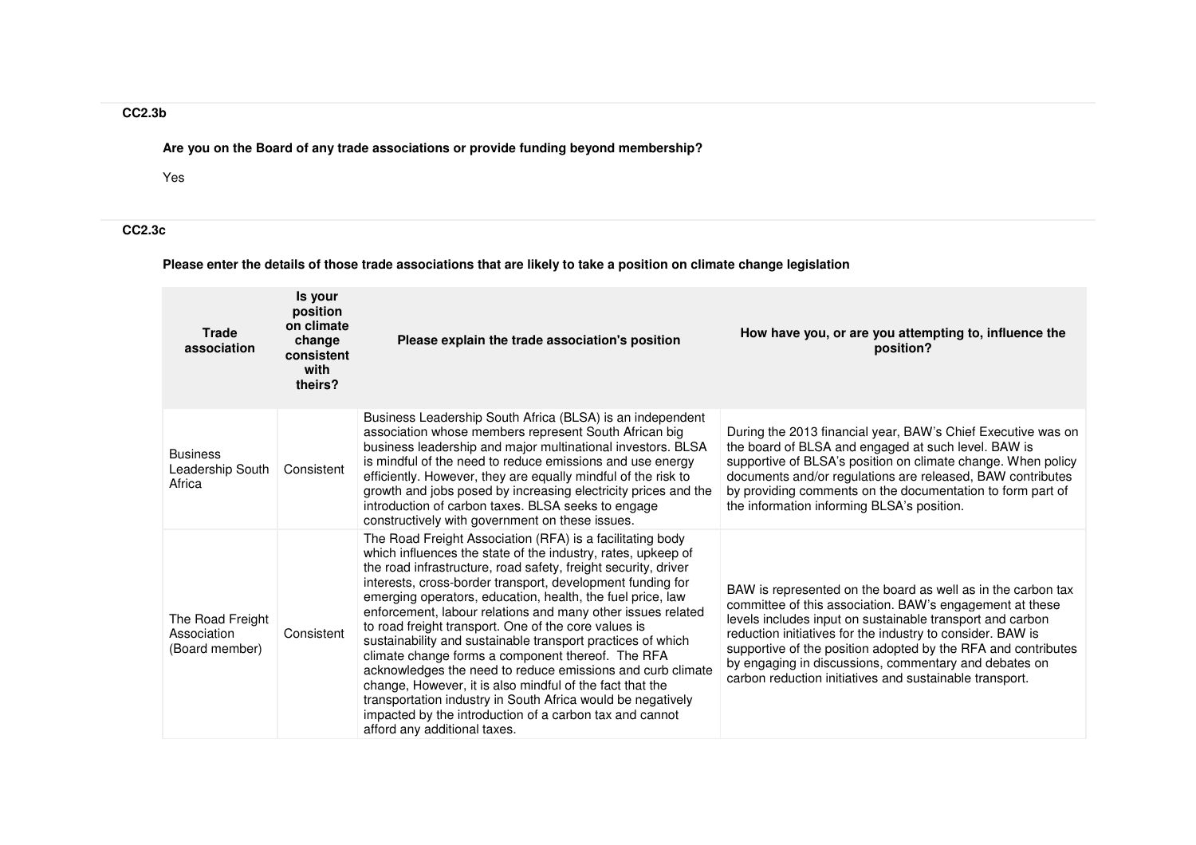### CC2.3b

**Are you on the Board of any trade associations or provide funding beyond membership?**

Yes

### CC2.3c

**Please enter the details of those trade associations that are likely to take a position on climate change legislation**

| Trade association | Is your position on climate change consistent with theirs? | Please explain the trade association's position | How have you, or are you attempting to, influence the position? |
|---|---|---|---|
| Business Leadership South Africa | Consistent | Business Leadership South Africa (BLSA) is an independent association whose members represent South African big business leadership and major multinational investors. BLSA is mindful of the need to reduce emissions and use energy efficiently. However, they are equally mindful of the risk to growth and jobs posed by increasing electricity prices and the introduction of carbon taxes. BLSA seeks to engage constructively with government on these issues. | During the 2013 financial year, BAW's Chief Executive was on the board of BLSA and engaged at such level. BAW is supportive of BLSA's position on climate change. When policy documents and/or regulations are released, BAW contributes by providing comments on the documentation to form part of the information informing BLSA's position. |
| The Road Freight Association (Board member) | Consistent | The Road Freight Association (RFA) is a facilitating body which influences the state of the industry, rates, upkeep of the road infrastructure, road safety, freight security, driver interests, cross-border transport, development funding for emerging operators, education, health, the fuel price, law enforcement, labour relations and many other issues related to road freight transport. One of the core values is sustainability and sustainable transport practices of which climate change forms a component thereof. The RFA acknowledges the need to reduce emissions and curb climate change, However, it is also mindful of the fact that the transportation industry in South Africa would be negatively impacted by the introduction of a carbon tax and cannot afford any additional taxes. | BAW is represented on the board as well as in the carbon tax committee of this association. BAW's engagement at these levels includes input on sustainable transport and carbon reduction initiatives for the industry to consider. BAW is supportive of the position adopted by the RFA and contributes by engaging in discussions, commentary and debates on carbon reduction initiatives and sustainable transport. |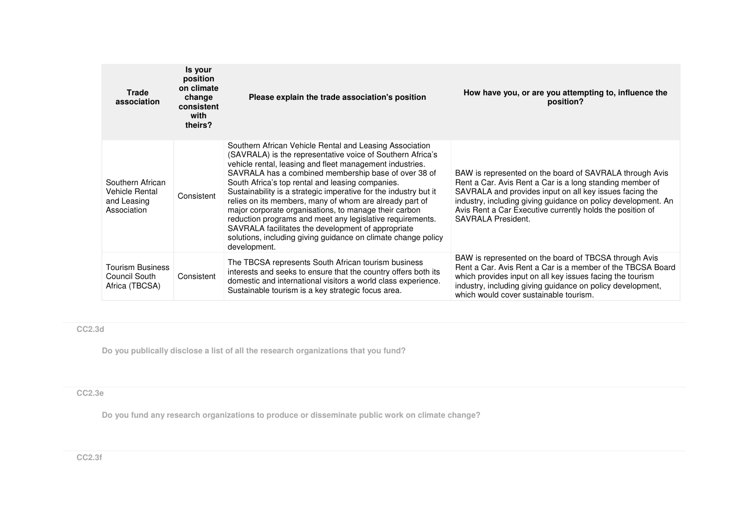| Trade association | Is your position on climate change consistent with theirs? | Please explain the trade association's position | How have you, or are you attempting to, influence the position? |
|---|---|---|---|
| Southern African Vehicle Rental and Leasing Association | Consistent | Southern African Vehicle Rental and Leasing Association (SAVRALA) is the representative voice of Southern Africa's vehicle rental, leasing and fleet management industries. SAVRALA has a combined membership base of over 38 of South Africa's top rental and leasing companies. Sustainability is a strategic imperative for the industry but it relies on its members, many of whom are already part of major corporate organisations, to manage their carbon reduction programs and meet any legislative requirements. SAVRALA facilitates the development of appropriate solutions, including giving guidance on climate change policy development. | BAW is represented on the board of SAVRALA through Avis Rent a Car. Avis Rent a Car is a long standing member of SAVRALA and provides input on all key issues facing the industry, including giving guidance on policy development. An Avis Rent a Car Executive currently holds the position of SAVRALA President. |
| Tourism Business Council South Africa (TBCSA) | Consistent | The TBCSA represents South African tourism business interests and seeks to ensure that the country offers both its domestic and international visitors a world class experience. Sustainable tourism is a key strategic focus area. | BAW is represented on the board of TBCSA through Avis Rent a Car. Avis Rent a Car is a member of the TBCSA Board which provides input on all key issues facing the tourism industry, including giving guidance on policy development, which would cover sustainable tourism. |

### CC2.3d

**Do you publically disclose a list of all the research organizations that you fund?**

### CC2.3e

**Do you fund any research organizations to produce or disseminate public work on climate change?**

### CC2.3f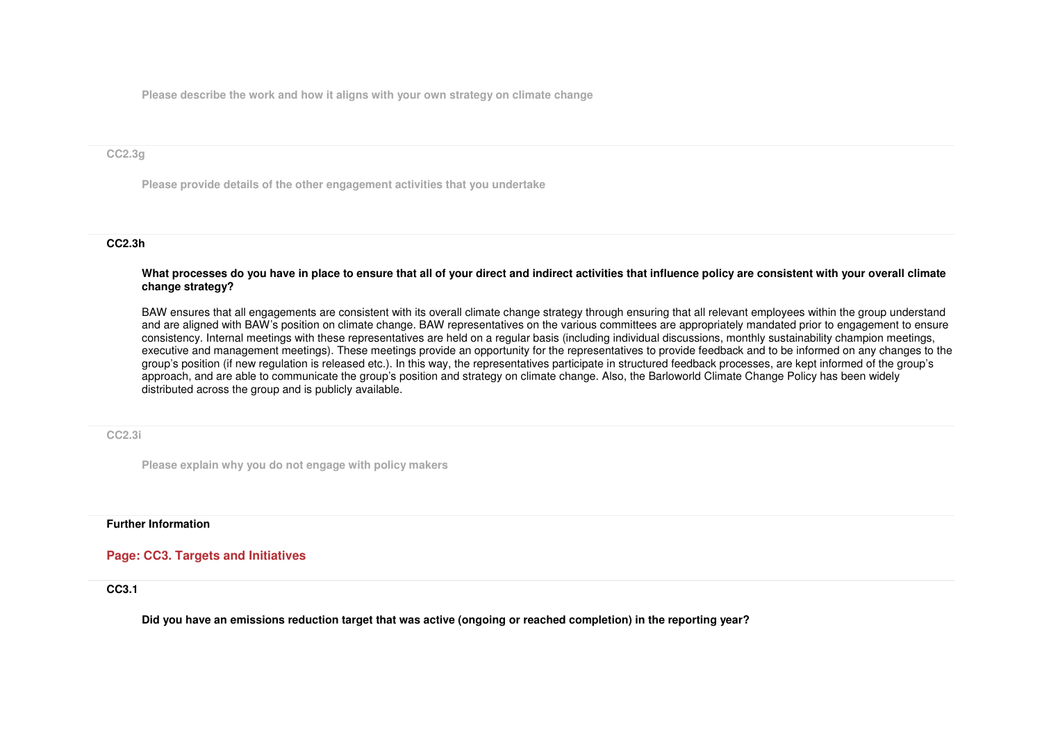Please describe the work and how it aligns with your own strategy on climate change

CC2.3g

Please provide details of the other engagement activities that you undertake

**CC2.3h**

**What processes do you have in place to ensure that all of your direct and indirect activities that influence policy are consistent with your overall climate change strategy?**

BAW ensures that all engagements are consistent with its overall climate change strategy through ensuring that all relevant employees within the group understand and are aligned with BAW's position on climate change. BAW representatives on the various committees are appropriately mandated prior to engagement to ensure consistency. Internal meetings with these representatives are held on a regular basis (including individual discussions, monthly sustainability champion meetings, executive and management meetings). These meetings provide an opportunity for the representatives to provide feedback and to be informed on any changes to the group's position (if new regulation is released etc.). In this way, the representatives participate in structured feedback processes, are kept informed of the group's approach, and are able to communicate the group's position and strategy on climate change. Also, the Barloworld Climate Change Policy has been widely distributed across the group and is publicly available.

CC2.3i

Please explain why you do not engage with policy makers

**Further Information**

## Page: CC3. Targets and Initiatives

**CC3.1**

**Did you have an emissions reduction target that was active (ongoing or reached completion) in the reporting year?**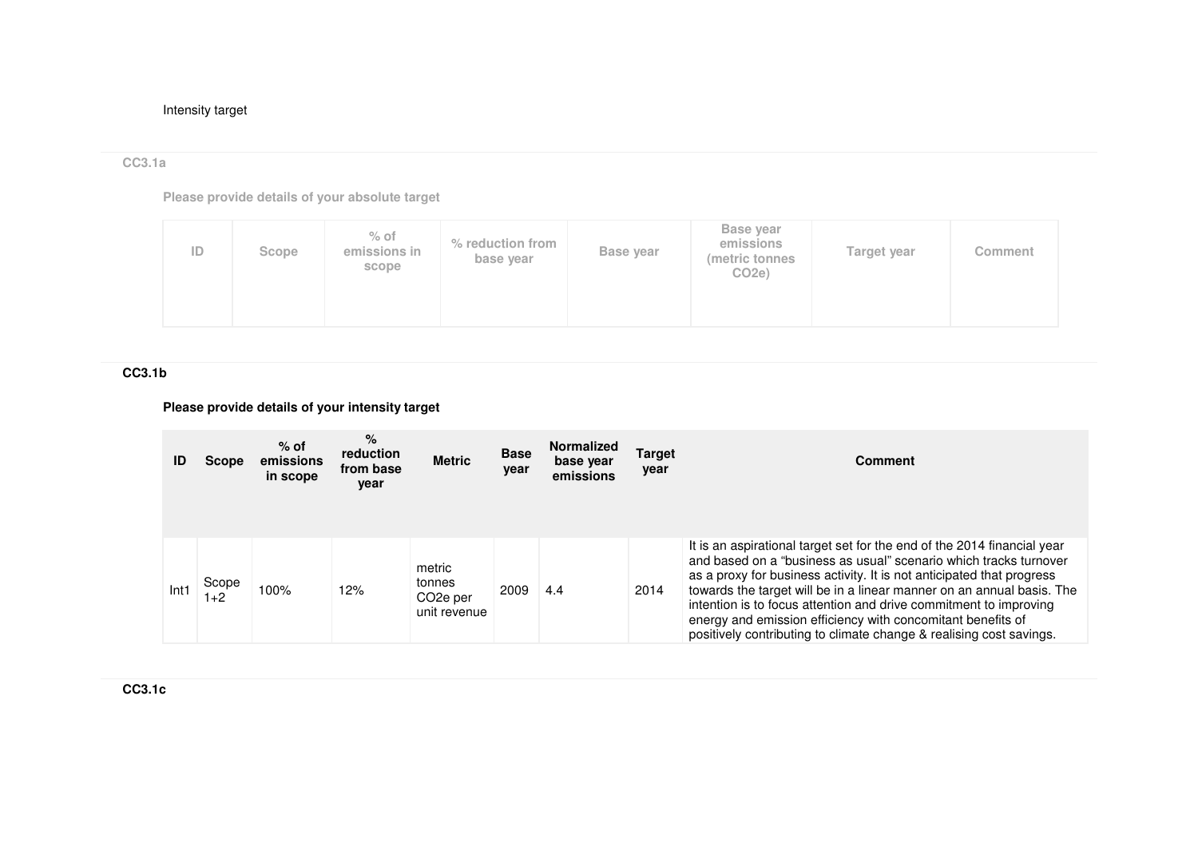Intensity target

### CC3.1a

**Please provide details of your absolute target**

| ID | Scope | % of emissions in scope | % reduction from base year | Base year | Base year emissions (metric tonnes CO2e) | Target year | Comment |
|---|---|---|---|---|---|---|---|
| | | | | | | | |

### CC3.1b

**Please provide details of your intensity target**

| ID | Scope | % of emissions in scope | % reduction from base year | Metric | Base year | Normalized base year emissions | Target year | Comment |
|---|---|---|---|---|---|---|---|---|
| Int1 | Scope 1+2 | 100% | 12% | metric tonnes CO2e per unit revenue | 2009 | 4.4 | 2014 | It is an aspirational target set for the end of the 2014 financial year and based on a "business as usual" scenario which tracks turnover as a proxy for business activity. It is not anticipated that progress towards the target will be in a linear manner on an annual basis. The intention is to focus attention and drive commitment to improving energy and emission efficiency with concomitant benefits of positively contributing to climate change & realising cost savings. |

### CC3.1c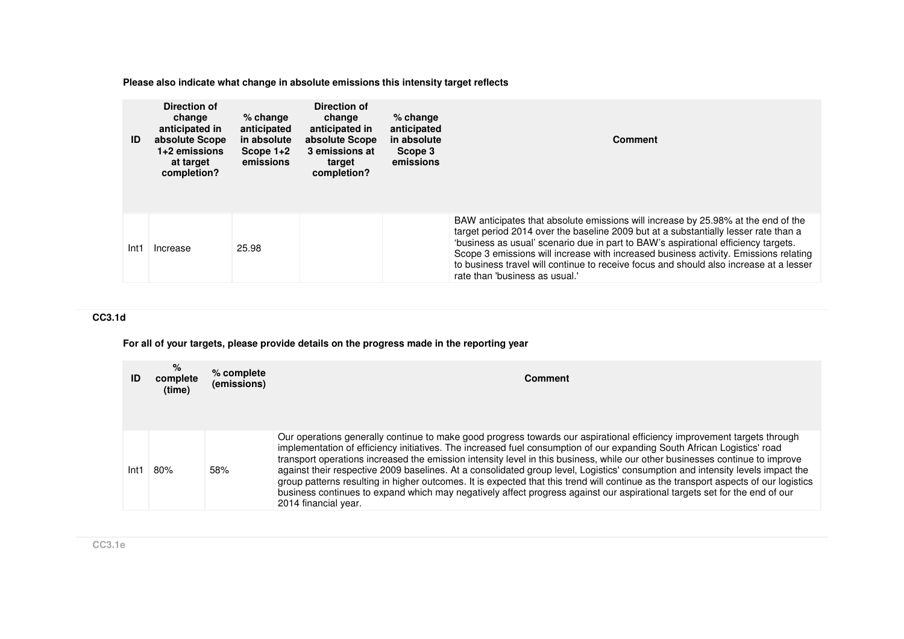**Please also indicate what change in absolute emissions this intensity target reflects**

| ID | Direction of change anticipated in absolute Scope 1+2 emissions at target completion? | % change anticipated in absolute Scope 1+2 emissions | Direction of change anticipated in absolute Scope 3 emissions at target completion? | % change anticipated in absolute Scope 3 emissions | Comment |
|---|---|---|---|---|---|
| Int1 | Increase | 25.98 | | | BAW anticipates that absolute emissions will increase by 25.98% at the end of the target period 2014 over the baseline 2009 but at a substantially lesser rate than a 'business as usual' scenario due in part to BAW's aspirational efficiency targets. Scope 3 emissions will increase with increased business activity. Emissions relating to business travel will continue to receive focus and should also increase at a lesser rate than 'business as usual.' |

**CC3.1d**

**For all of your targets, please provide details on the progress made in the reporting year**

| ID | % complete (time) | % complete (emissions) | Comment |
|---|---|---|---|
| Int1 | 80% | 58% | Our operations generally continue to make good progress towards our aspirational efficiency improvement targets through implementation of efficiency initiatives. The increased fuel consumption of our expanding South African Logistics' road transport operations increased the emission intensity level in this business, while our other businesses continue to improve against their respective 2009 baselines. At a consolidated group level, Logistics' consumption and intensity levels impact the group patterns resulting in higher outcomes. It is expected that this trend will continue as the transport aspects of our logistics business continues to expand which may negatively affect progress against our aspirational targets set for the end of our 2014 financial year. |

**CC3.1e**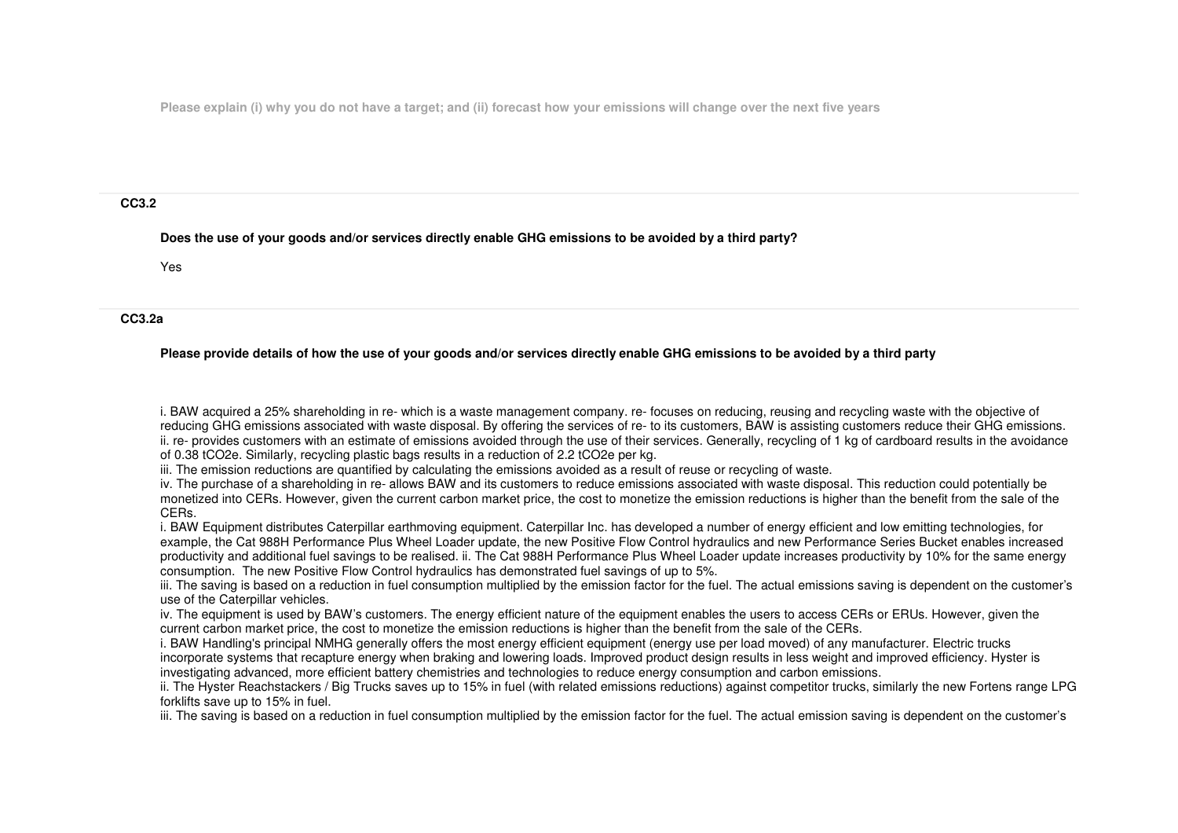Please explain (i) why you do not have a target; and (ii) forecast how your emissions will change over the next five years

### CC3.2

**Does the use of your goods and/or services directly enable GHG emissions to be avoided by a third party?**

Yes

### CC3.2a

**Please provide details of how the use of your goods and/or services directly enable GHG emissions to be avoided by a third party**

i. BAW acquired a 25% shareholding in re- which is a waste management company. re- focuses on reducing, reusing and recycling waste with the objective of reducing GHG emissions associated with waste disposal. By offering the services of re- to its customers, BAW is assisting customers reduce their GHG emissions.
ii. re- provides customers with an estimate of emissions avoided through the use of their services. Generally, recycling of 1 kg of cardboard results in the avoidance of 0.38 tCO2e. Similarly, recycling plastic bags results in a reduction of 2.2 tCO2e per kg.
iii. The emission reductions are quantified by calculating the emissions avoided as a result of reuse or recycling of waste.
iv. The purchase of a shareholding in re- allows BAW and its customers to reduce emissions associated with waste disposal. This reduction could potentially be monetized into CERs. However, given the current carbon market price, the cost to monetize the emission reductions is higher than the benefit from the sale of the CERs.
i. BAW Equipment distributes Caterpillar earthmoving equipment. Caterpillar Inc. has developed a number of energy efficient and low emitting technologies, for example, the Cat 988H Performance Plus Wheel Loader update, the new Positive Flow Control hydraulics and new Performance Series Bucket enables increased productivity and additional fuel savings to be realised. ii. The Cat 988H Performance Plus Wheel Loader update increases productivity by 10% for the same energy consumption. The new Positive Flow Control hydraulics has demonstrated fuel savings of up to 5%.
iii. The saving is based on a reduction in fuel consumption multiplied by the emission factor for the fuel. The actual emissions saving is dependent on the customer's use of the Caterpillar vehicles.
iv. The equipment is used by BAW's customers. The energy efficient nature of the equipment enables the users to access CERs or ERUs. However, given the current carbon market price, the cost to monetize the emission reductions is higher than the benefit from the sale of the CERs.
i. BAW Handling's principal NMHG generally offers the most energy efficient equipment (energy use per load moved) of any manufacturer. Electric trucks incorporate systems that recapture energy when braking and lowering loads. Improved product design results in less weight and improved efficiency. Hyster is investigating advanced, more efficient battery chemistries and technologies to reduce energy consumption and carbon emissions.
ii. The Hyster Reachstackers / Big Trucks saves up to 15% in fuel (with related emissions reductions) against competitor trucks, similarly the new Fortens range LPG forklifts save up to 15% in fuel.
iii. The saving is based on a reduction in fuel consumption multiplied by the emission factor for the fuel. The actual emission saving is dependent on the customer's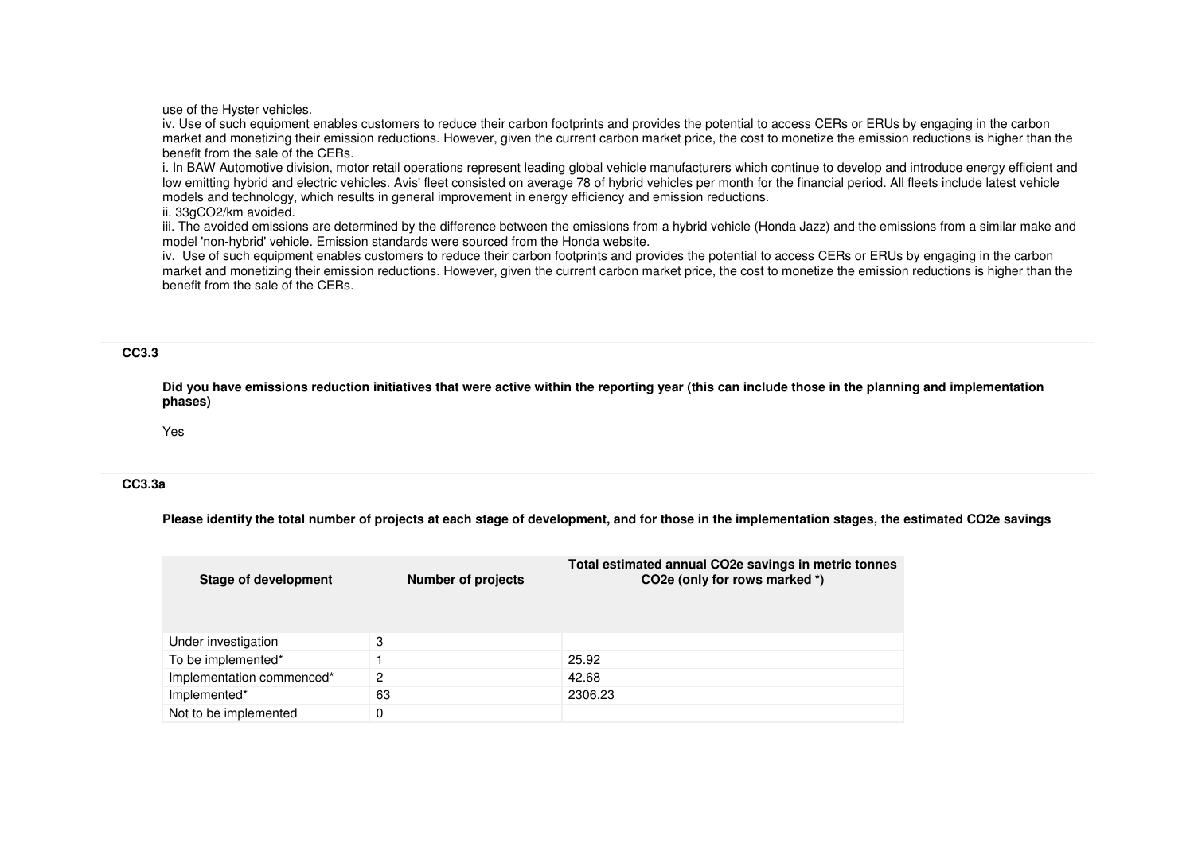use of the Hyster vehicles.

iv. Use of such equipment enables customers to reduce their carbon footprints and provides the potential to access CERs or ERUs by engaging in the carbon market and monetizing their emission reductions. However, given the current carbon market price, the cost to monetize the emission reductions is higher than the benefit from the sale of the CERs.

i. In BAW Automotive division, motor retail operations represent leading global vehicle manufacturers which continue to develop and introduce energy efficient and low emitting hybrid and electric vehicles. Avis' fleet consisted on average 78 of hybrid vehicles per month for the financial period. All fleets include latest vehicle models and technology, which results in general improvement in energy efficiency and emission reductions.

ii. 33gCO2/km avoided.

iii. The avoided emissions are determined by the difference between the emissions from a hybrid vehicle (Honda Jazz) and the emissions from a similar make and model 'non-hybrid' vehicle. Emission standards were sourced from the Honda website.

iv. Use of such equipment enables customers to reduce their carbon footprints and provides the potential to access CERs or ERUs by engaging in the carbon market and monetizing their emission reductions. However, given the current carbon market price, the cost to monetize the emission reductions is higher than the benefit from the sale of the CERs.

**CC3.3**

**Did you have emissions reduction initiatives that were active within the reporting year (this can include those in the planning and implementation phases)**

Yes

**CC3.3a**

**Please identify the total number of projects at each stage of development, and for those in the implementation stages, the estimated CO2e savings**

| Stage of development | Number of projects | Total estimated annual CO2e savings in metric tonnes CO2e (only for rows marked *) |
|---|---|---|
| Under investigation | 3 | |
| To be implemented* | 1 | 25.92 |
| Implementation commenced* | 2 | 42.68 |
| Implemented* | 63 | 2306.23 |
| Not to be implemented | 0 | |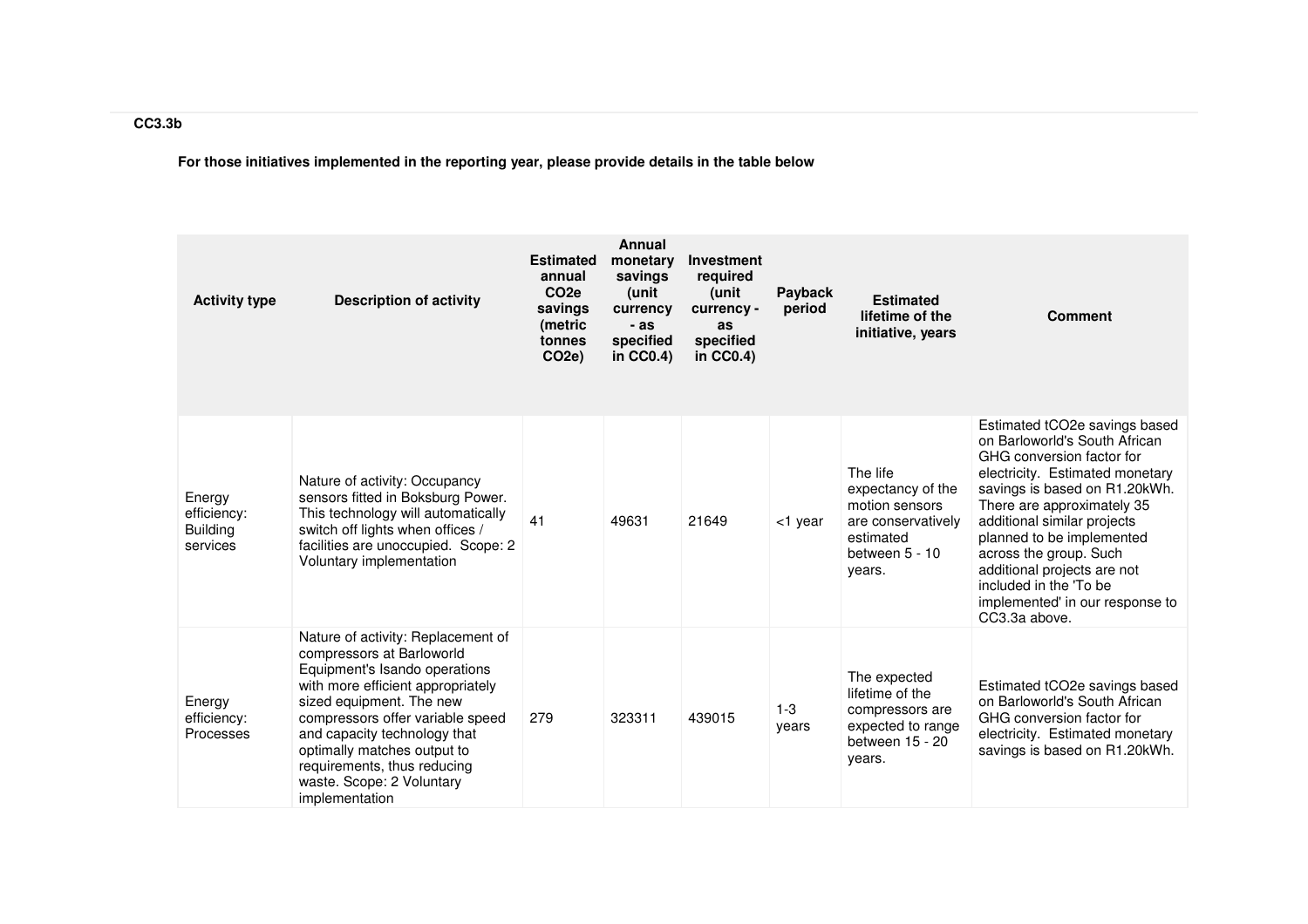### CC3.3b

**For those initiatives implemented in the reporting year, please provide details in the table below**

| Activity type | Description of activity | Estimated annual $CO_2e$ savings (metric tonnes $CO_2e$) | Annual monetary savings (unit currency - as specified in CC0.4) | Investment required (unit currency - as specified in CC0.4) | Payback period | Estimated lifetime of the initiative, years | Comment |
|---|---|---|---|---|---|---|---|
| Energy efficiency: Building services | Nature of activity: Occupancy sensors fitted in Boksburg Power. This technology will automatically switch off lights when offices / facilities are unoccupied. Scope: 2 Voluntary implementation | 41 | 49631 | 21649 | <1 year | The life expectancy of the motion sensors are conservatively estimated between 5 - 10 years. | Estimated tCO2e savings based on Barloworld's South African GHG conversion factor for electricity. Estimated monetary savings is based on R1.20kWh. There are approximately 35 additional similar projects planned to be implemented across the group. Such additional projects are not included in the 'To be implemented' in our response to CC3.3a above. |
| Energy efficiency: Processes | Nature of activity: Replacement of compressors at Barloworld Equipment's Isando operations with more efficient appropriately sized equipment. The new compressors offer variable speed and capacity technology that optimally matches output to requirements, thus reducing waste. Scope: 2 Voluntary implementation | 279 | 323311 | 439015 | 1-3 years | The expected lifetime of the compressors are expected to range between 15 - 20 years. | Estimated tCO2e savings based on Barloworld's South African GHG conversion factor for electricity. Estimated monetary savings is based on R1.20kWh. |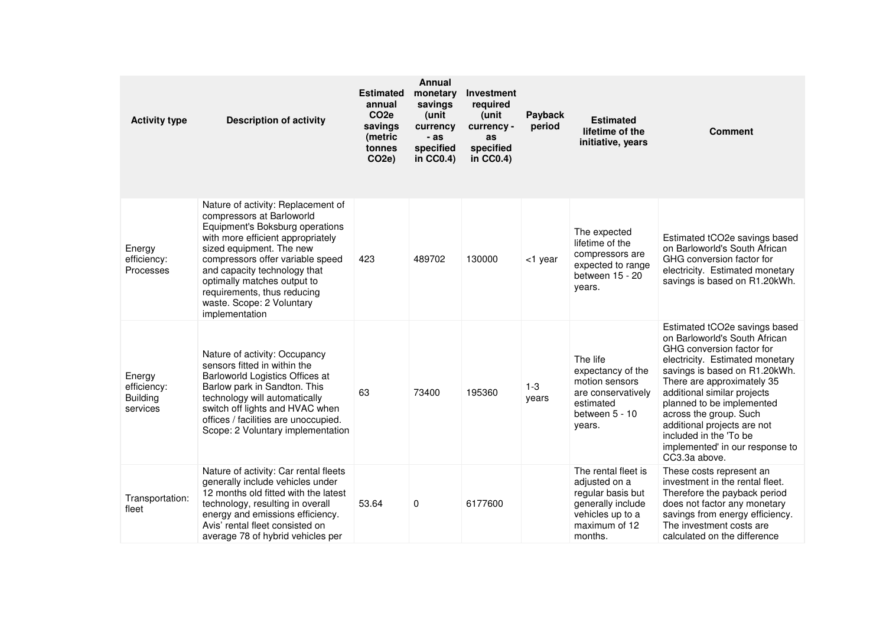| Activity type | Description of activity | Estimated annual $CO_2e$ savings (metric tonnes $CO_2e$) | Annual monetary savings (unit currency - as specified in CC0.4) | Investment required (unit currency - as specified in CC0.4) | Payback period | Estimated lifetime of the initiative, years | Comment |
|---|---|---|---|---|---|---|---|
| Energy efficiency: Processes | Nature of activity: Replacement of compressors at Barloworld Equipment's Boksburg operations with more efficient appropriately sized equipment. The new compressors offer variable speed and capacity technology that optimally matches output to requirements, thus reducing waste. Scope: 2 Voluntary implementation | 423 | 489702 | 130000 | <1 year | The expected lifetime of the compressors are expected to range between 15 - 20 years. | Estimated $tCO_2e$ savings based on Barloworld's South African GHG conversion factor for electricity. Estimated monetary savings is based on R1.20kWh. |
| Energy efficiency: Building services | Nature of activity: Occupancy sensors fitted in within the Barloworld Logistics Offices at Barlow park in Sandton. This technology will automatically switch off lights and HVAC when offices / facilities are unoccupied. Scope: 2 Voluntary implementation | 63 | 73400 | 195360 | 1-3 years | The life expectancy of the motion sensors are conservatively estimated between 5 - 10 years. | Estimated $tCO_2e$ savings based on Barloworld's South African GHG conversion factor for electricity. Estimated monetary savings is based on R1.20kWh. There are approximately 35 additional similar projects planned to be implemented across the group. Such additional projects are not included in the 'To be implemented' in our response to CC3.3a above. |
| Transportation: fleet | Nature of activity: Car rental fleets generally include vehicles under 12 months old fitted with the latest technology, resulting in overall energy and emissions efficiency. Avis' rental fleet consisted on average 78 of hybrid vehicles per | 53.64 | 0 | 6177600 | | The rental fleet is adjusted on a regular basis but generally include vehicles up to a maximum of 12 months. | These costs represent an investment in the rental fleet. Therefore the payback period does not factor any monetary savings from energy efficiency. The investment costs are calculated on the difference |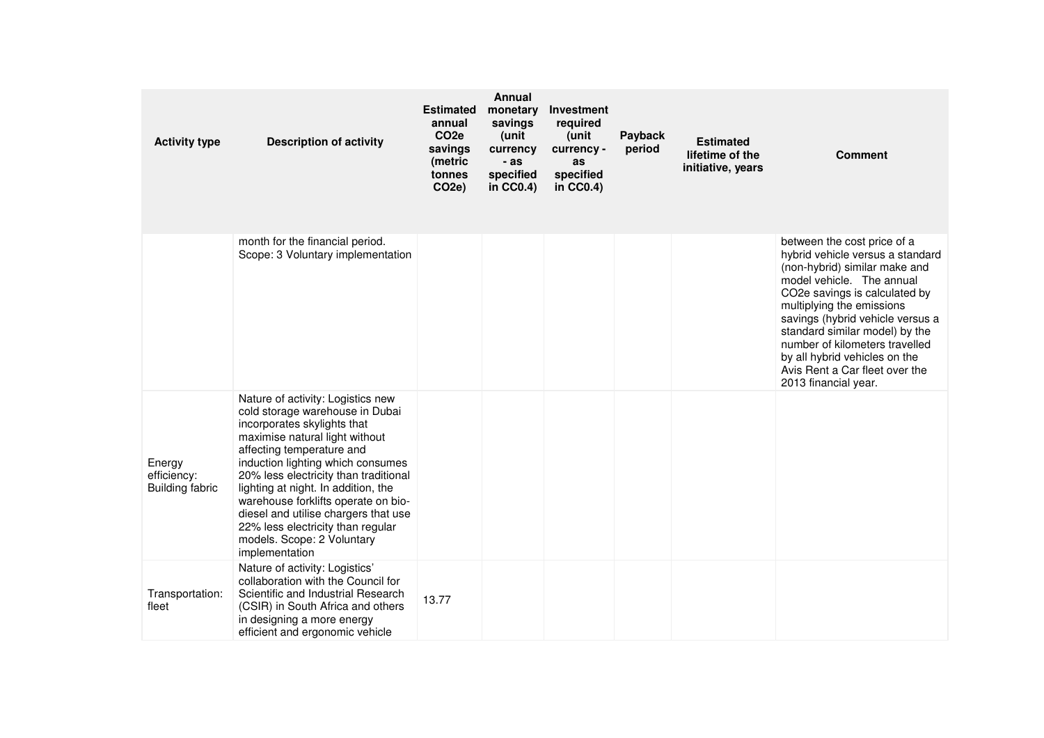| Activity type | Description of activity | Estimated annual CO2e savings (metric tonnes CO2e) | Annual monetary savings (unit currency - as specified in CC0.4) | Investment required (unit currency - as specified in CC0.4) | Payback period | Estimated lifetime of the initiative, years | Comment |
|---|---|---|---|---|---|---|---|
| | month for the financial period. Scope: 3 Voluntary implementation | | | | | | between the cost price of a hybrid vehicle versus a standard (non-hybrid) similar make and model vehicle. The annual CO2e savings is calculated by multiplying the emissions savings (hybrid vehicle versus a standard similar model) by the number of kilometers travelled by all hybrid vehicles on the Avis Rent a Car fleet over the 2013 financial year. |
| Energy efficiency: Building fabric | Nature of activity: Logistics new cold storage warehouse in Dubai incorporates skylights that maximise natural light without affecting temperature and induction lighting which consumes 20% less electricity than traditional lighting at night. In addition, the warehouse forklifts operate on bio-diesel and utilise chargers that use 22% less electricity than regular models. Scope: 2 Voluntary implementation | | | | | | |
| Transportation: fleet | Nature of activity: Logistics' collaboration with the Council for Scientific and Industrial Research (CSIR) in South Africa and others in designing a more energy efficient and ergonomic vehicle | 13.77 | | | | | |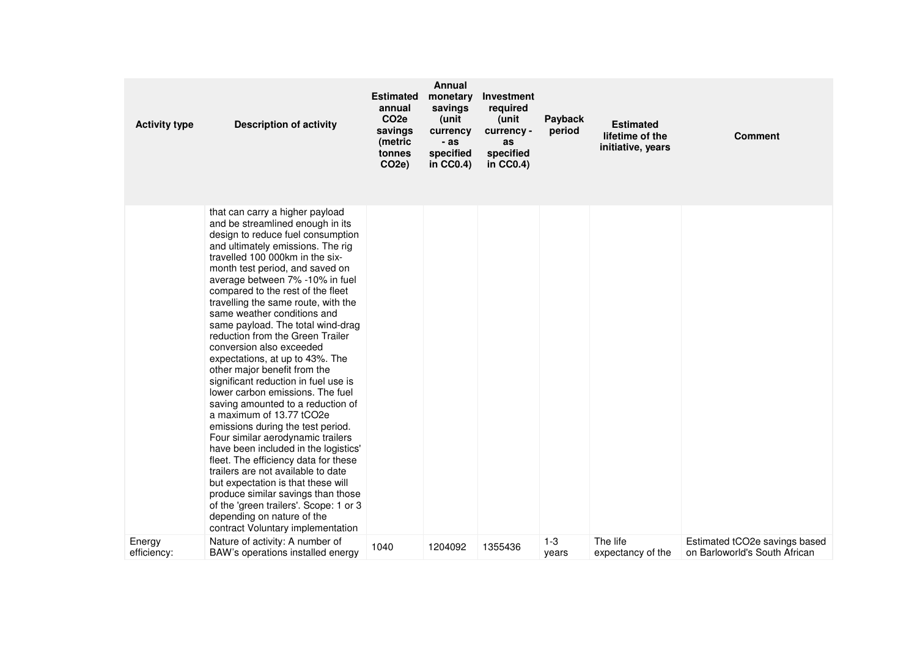| Activity type | Description of activity | Estimated annual CO2e savings (metric tonnes CO2e) | Annual monetary savings (unit currency - as specified in CC0.4) | Investment required (unit currency - as specified in CC0.4) | Payback period | Estimated lifetime of the initiative, years | Comment |
|---|---|---|---|---|---|---|---|
| | that can carry a higher payload and be streamlined enough in its design to reduce fuel consumption and ultimately emissions. The rig travelled 100 000km in the six-month test period, and saved on average between 7% -10% in fuel compared to the rest of the fleet travelling the same route, with the same weather conditions and same payload. The total wind-drag reduction from the Green Trailer conversion also exceeded expectations, at up to 43%. The other major benefit from the significant reduction in fuel use is lower carbon emissions. The fuel saving amounted to a reduction of a maximum of 13.77 tCO2e emissions during the test period. Four similar aerodynamic trailers have been included in the logistics' fleet. The efficiency data for these trailers are not available to date but expectation is that these will produce similar savings than those of the 'green trailers'. Scope: 1 or 3 depending on nature of the contract Voluntary implementation | | | | | | |
| Energy efficiency: | Nature of activity: A number of BAW's operations installed energy | 1040 | 1204092 | 1355436 | 1-3 years | The life expectancy of the | Estimated tCO2e savings based on Barloworld's South African |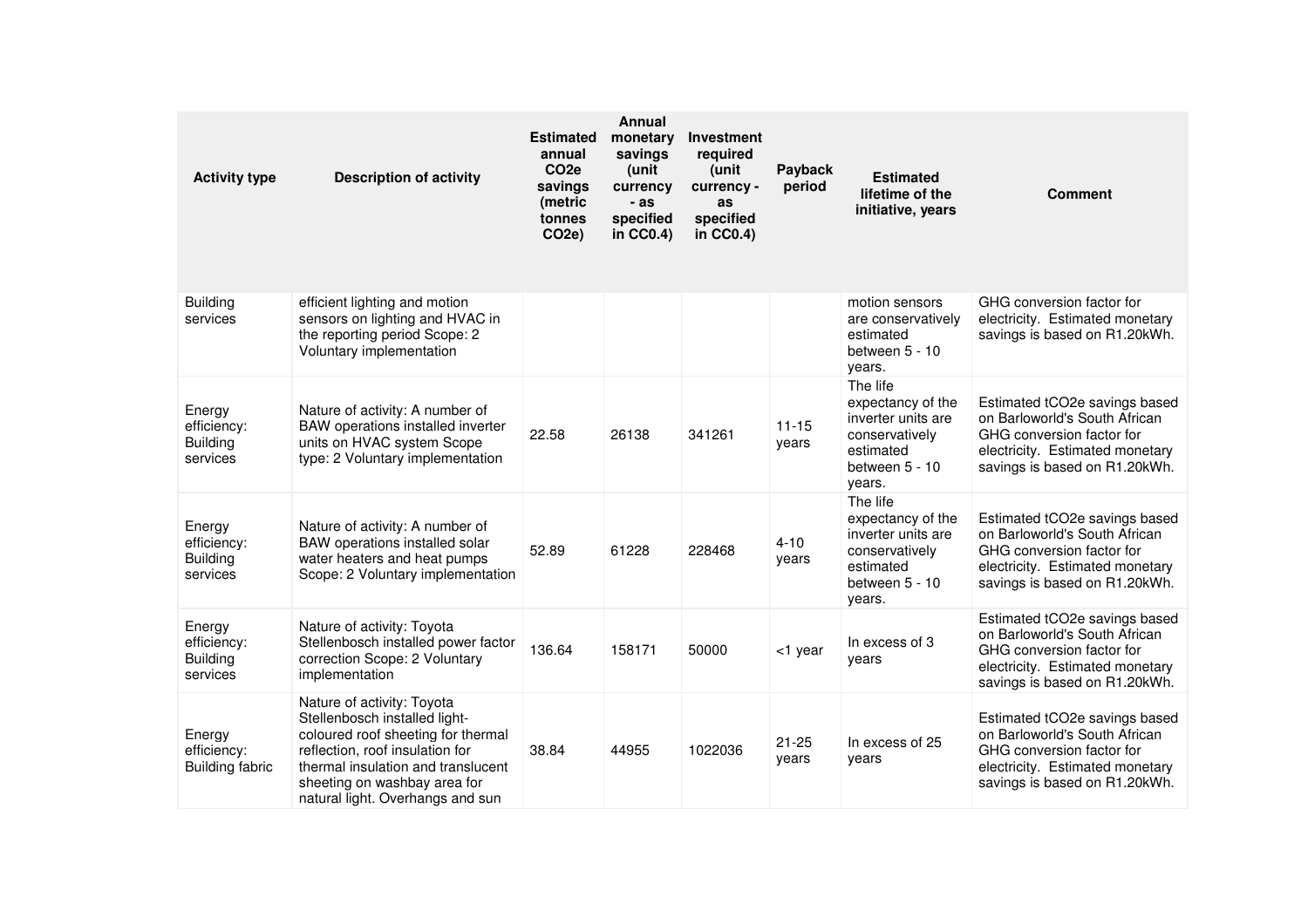| Activity type | Description of activity | Estimated annual $CO_2e$ savings (metric tonnes $CO_2e$) | Annual monetary savings (unit currency - as specified in CC0.4) | Investment required (unit currency - as specified in CC0.4) | Payback period | Estimated lifetime of the initiative, years | Comment |
|---|---|---|---|---|---|---|---|
| Building services | efficient lighting and motion sensors on lighting and HVAC in the reporting period Scope: 2 Voluntary implementation | | | | | motion sensors are conservatively estimated between 5 - 10 years. | GHG conversion factor for electricity. Estimated monetary savings is based on R1.20kWh. |
| Energy efficiency: Building services | Nature of activity: A number of BAW operations installed inverter units on HVAC system Scope type: 2 Voluntary implementation | 22.58 | 26138 | 341261 | 11-15 years | The life expectancy of the inverter units are conservatively estimated between 5 - 10 years. | Estimated $tCO_2e$ savings based on Barloworld's South African GHG conversion factor for electricity. Estimated monetary savings is based on R1.20kWh. |
| Energy efficiency: Building services | Nature of activity: A number of BAW operations installed solar water heaters and heat pumps Scope: 2 Voluntary implementation | 52.89 | 61228 | 228468 | 4-10 years | The life expectancy of the inverter units are conservatively estimated between 5 - 10 years. | Estimated $tCO_2e$ savings based on Barloworld's South African GHG conversion factor for electricity. Estimated monetary savings is based on R1.20kWh. |
| Energy efficiency: Building services | Nature of activity: Toyota Stellenbosch installed power factor correction Scope: 2 Voluntary implementation | 136.64 | 158171 | 50000 | <1 year | In excess of 3 years | Estimated $tCO_2e$ savings based on Barloworld's South African GHG conversion factor for electricity. Estimated monetary savings is based on R1.20kWh. |
| Energy efficiency: Building fabric | Nature of activity: Toyota Stellenbosch installed light-coloured roof sheeting for thermal reflection, roof insulation for thermal insulation and translucent sheeting on washbay area for natural light. Overhangs and sun | 38.84 | 44955 | 1022036 | 21-25 years | In excess of 25 years | Estimated $tCO_2e$ savings based on Barloworld's South African GHG conversion factor for electricity. Estimated monetary savings is based on R1.20kWh. |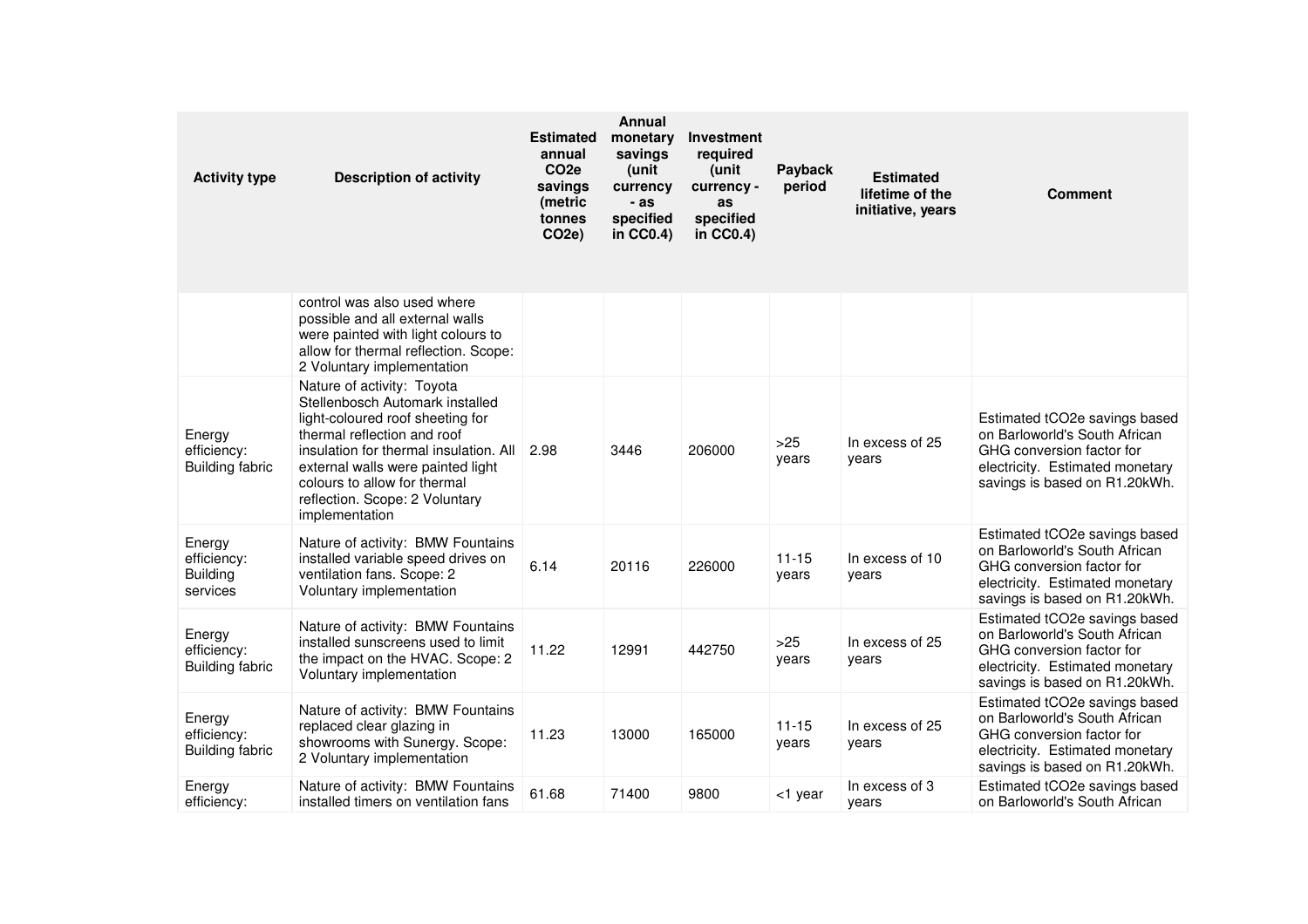| Activity type | Description of activity | Estimated annual $CO_2e$ savings (metric tonnes $CO_2e$) | Annual monetary savings (unit currency - as specified in CC0.4) | Investment required (unit currency - as specified in CC0.4) | Payback period | Estimated lifetime of the initiative, years | Comment |
|---|---|---|---|---|---|---|---|
| | control was also used where possible and all external walls were painted with light colours to allow for thermal reflection. Scope: 2 Voluntary implementation | | | | | | |
| Energy efficiency: Building fabric | Nature of activity: Toyota Stellenbosch Automark installed light-coloured roof sheeting for thermal reflection and roof insulation for thermal insulation. All external walls were painted light colours to allow for thermal reflection. Scope: 2 Voluntary implementation | 2.98 | 3446 | 206000 | >25 years | In excess of 25 years | Estimated $tCO_2e$ savings based on Barloworld's South African GHG conversion factor for electricity. Estimated monetary savings is based on R1.20kWh. |
| Energy efficiency: Building services | Nature of activity: BMW Fountains installed variable speed drives on ventilation fans. Scope: 2 Voluntary implementation | 6.14 | 20116 | 226000 | 11-15 years | In excess of 10 years | Estimated $tCO_2e$ savings based on Barloworld's South African GHG conversion factor for electricity. Estimated monetary savings is based on R1.20kWh. |
| Energy efficiency: Building fabric | Nature of activity: BMW Fountains installed sunscreens used to limit the impact on the HVAC. Scope: 2 Voluntary implementation | 11.22 | 12991 | 442750 | >25 years | In excess of 25 years | Estimated $tCO_2e$ savings based on Barloworld's South African GHG conversion factor for electricity. Estimated monetary savings is based on R1.20kWh. |
| Energy efficiency: Building fabric | Nature of activity: BMW Fountains replaced clear glazing in showrooms with Sunergy. Scope: 2 Voluntary implementation | 11.23 | 13000 | 165000 | 11-15 years | In excess of 25 years | Estimated $tCO_2e$ savings based on Barloworld's South African GHG conversion factor for electricity. Estimated monetary savings is based on R1.20kWh. |
| Energy efficiency: | Nature of activity: BMW Fountains installed timers on ventilation fans | 61.68 | 71400 | 9800 | <1 year | In excess of 3 years | Estimated $tCO_2e$ savings based on Barloworld's South African |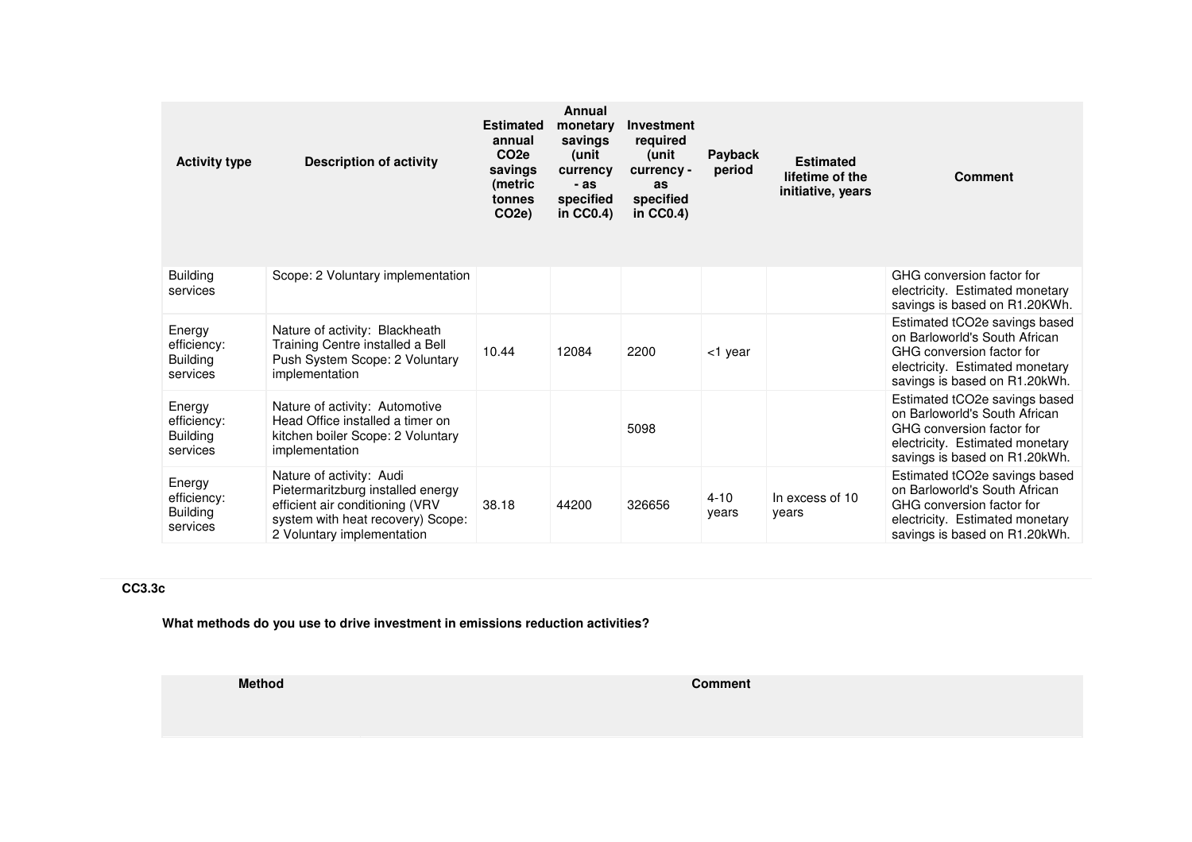| Activity type | Description of activity | Estimated annual $CO_2e$ savings (metric tonnes $CO_2e$) | Annual monetary savings (unit currency - as specified in CC0.4) | Investment required (unit currency - as specified in CC0.4) | Payback period | Estimated lifetime of the initiative, years | Comment |
|---|---|---|---|---|---|---|---|
| Building services | Scope: 2 Voluntary implementation | | | | | | GHG conversion factor for electricity. Estimated monetary savings is based on R1.20KWh. |
| Energy efficiency: Building services | Nature of activity: Blackheath Training Centre installed a Bell Push System Scope: 2 Voluntary implementation | 10.44 | 12084 | 2200 | <1 year | | Estimated tCO2e savings based on Barloworld's South African GHG conversion factor for electricity. Estimated monetary savings is based on R1.20kWh. |
| Energy efficiency: Building services | Nature of activity: Automotive Head Office installed a timer on kitchen boiler Scope: 2 Voluntary implementation | | | 5098 | | | Estimated tCO2e savings based on Barloworld's South African GHG conversion factor for electricity. Estimated monetary savings is based on R1.20kWh. |
| Energy efficiency: Building services | Nature of activity: Audi Pietermaritzburg installed energy efficient air conditioning (VRV system with heat recovery) Scope: 2 Voluntary implementation | 38.18 | 44200 | 326656 | 4-10 years | In excess of 10 years | Estimated tCO2e savings based on Barloworld's South African GHG conversion factor for electricity. Estimated monetary savings is based on R1.20kWh. |

**CC3.3c**

**What methods do you use to drive investment in emissions reduction activities?**

| Method | Comment |
|---|---|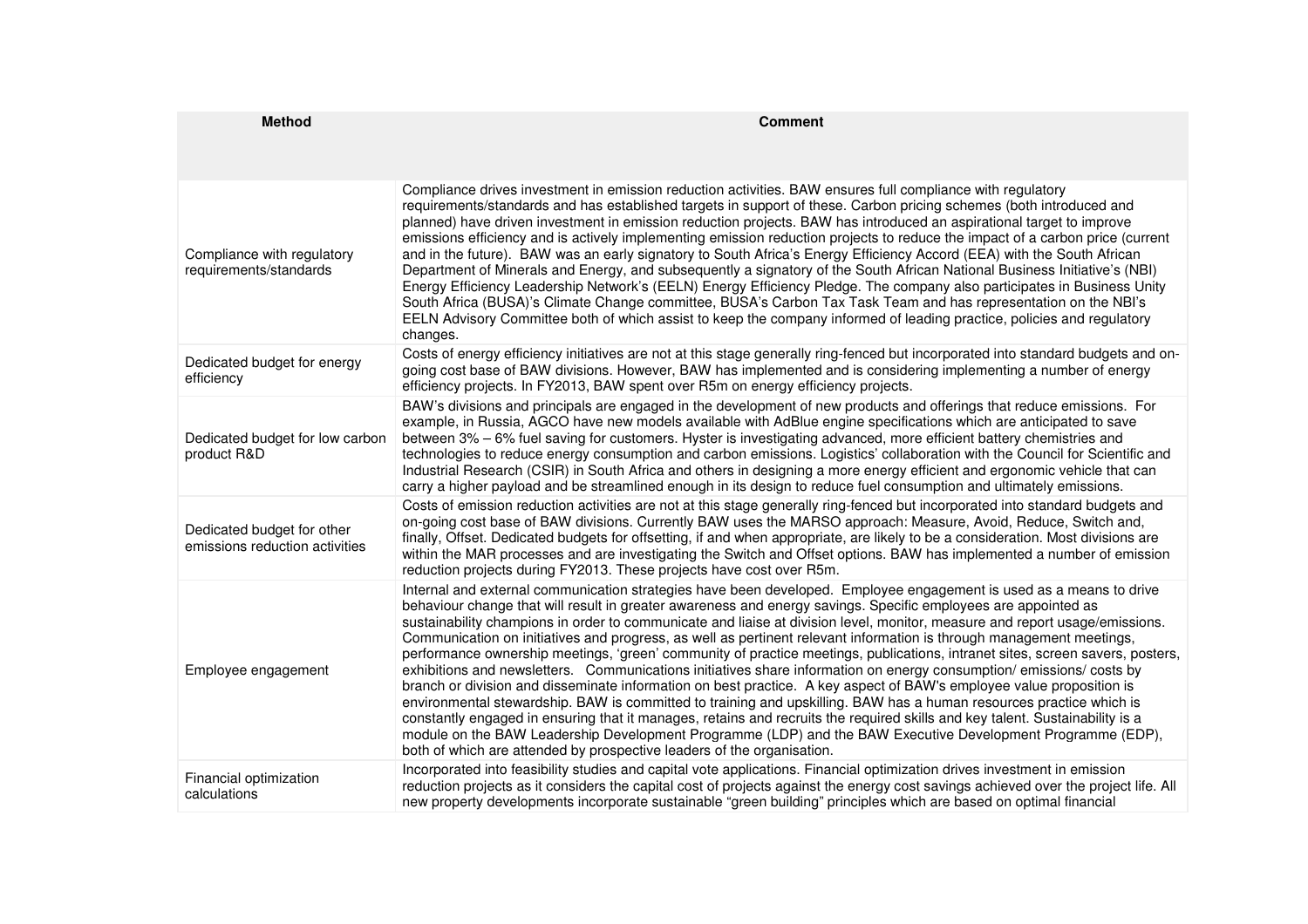| Method | Comment |
|---|---|
| Compliance with regulatory requirements/standards | Compliance drives investment in emission reduction activities. BAW ensures full compliance with regulatory requirements/standards and has established targets in support of these. Carbon pricing schemes (both introduced and planned) have driven investment in emission reduction projects. BAW has introduced an aspirational target to improve emissions efficiency and is actively implementing emission reduction projects to reduce the impact of a carbon price (current and in the future). BAW was an early signatory to South Africa's Energy Efficiency Accord (EEA) with the South African Department of Minerals and Energy, and subsequently a signatory of the South African National Business Initiative's (NBI) Energy Efficiency Leadership Network's (EELN) Energy Efficiency Pledge. The company also participates in Business Unity South Africa (BUSA)'s Climate Change committee, BUSA's Carbon Tax Task Team and has representation on the NBI's EELN Advisory Committee both of which assist to keep the company informed of leading practice, policies and regulatory changes. |
| Dedicated budget for energy efficiency | Costs of energy efficiency initiatives are not at this stage generally ring-fenced but incorporated into standard budgets and on-going cost base of BAW divisions. However, BAW has implemented and is considering implementing a number of energy efficiency projects. In FY2013, BAW spent over R5m on energy efficiency projects. |
| Dedicated budget for low carbon product R&D | BAW's divisions and principals are engaged in the development of new products and offerings that reduce emissions. For example, in Russia, AGCO have new models available with AdBlue engine specifications which are anticipated to save between 3% – 6% fuel saving for customers. Hyster is investigating advanced, more efficient battery chemistries and technologies to reduce energy consumption and carbon emissions. Logistics' collaboration with the Council for Scientific and Industrial Research (CSIR) in South Africa and others in designing a more energy efficient and ergonomic vehicle that can carry a higher payload and be streamlined enough in its design to reduce fuel consumption and ultimately emissions. |
| Dedicated budget for other emissions reduction activities | Costs of emission reduction activities are not at this stage generally ring-fenced but incorporated into standard budgets and on-going cost base of BAW divisions. Currently BAW uses the MARSO approach: Measure, Avoid, Reduce, Switch and, finally, Offset. Dedicated budgets for offsetting, if and when appropriate, are likely to be a consideration. Most divisions are within the MAR processes and are investigating the Switch and Offset options. BAW has implemented a number of emission reduction projects during FY2013. These projects have cost over R5m. |
| Employee engagement | Internal and external communication strategies have been developed. Employee engagement is used as a means to drive behaviour change that will result in greater awareness and energy savings. Specific employees are appointed as sustainability champions in order to communicate and liaise at division level, monitor, measure and report usage/emissions. Communication on initiatives and progress, as well as pertinent relevant information is through management meetings, performance ownership meetings, 'green' community of practice meetings, publications, intranet sites, screen savers, posters, exhibitions and newsletters. Communications initiatives share information on energy consumption/ emissions/ costs by branch or division and disseminate information on best practice. A key aspect of BAW's employee value proposition is environmental stewardship. BAW is committed to training and upskilling. BAW has a human resources practice which is constantly engaged in ensuring that it manages, retains and recruits the required skills and key talent. Sustainability is a module on the BAW Leadership Development Programme (LDP) and the BAW Executive Development Programme (EDP), both of which are attended by prospective leaders of the organisation. |
| Financial optimization calculations | Incorporated into feasibility studies and capital vote applications. Financial optimization drives investment in emission reduction projects as it considers the capital cost of projects against the energy cost savings achieved over the project life. All new property developments incorporate sustainable "green building" principles which are based on optimal financial |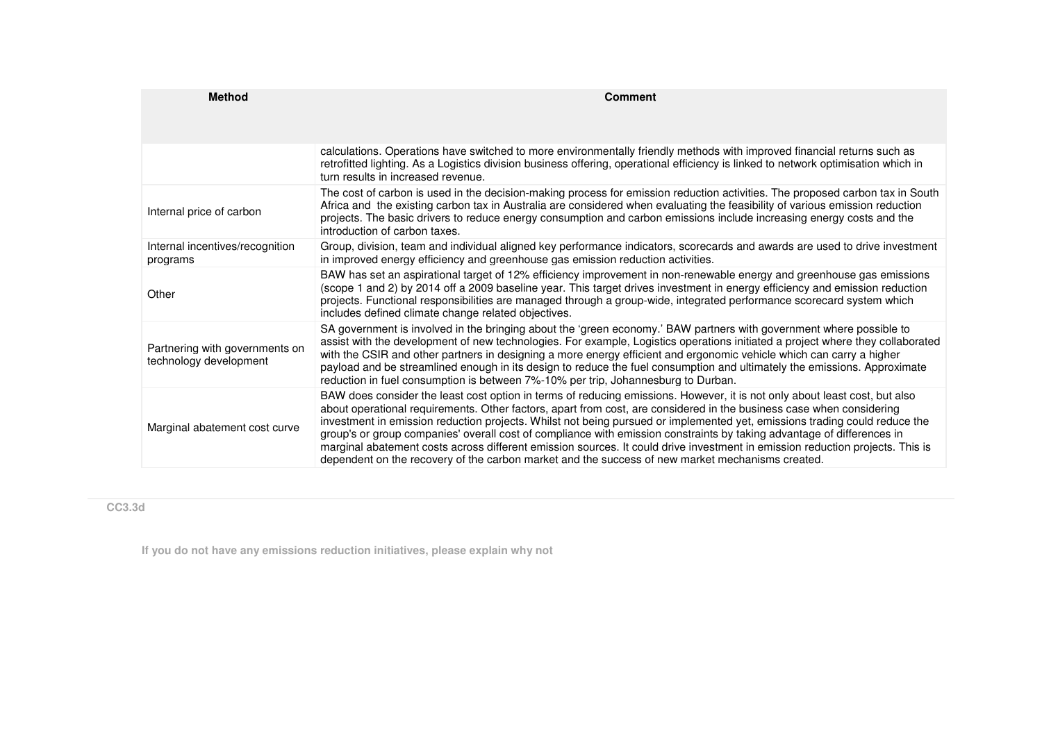| Method | Comment |
|---|---|
| | calculations. Operations have switched to more environmentally friendly methods with improved financial returns such as retrofitted lighting. As a Logistics division business offering, operational efficiency is linked to network optimisation which in turn results in increased revenue. |
| Internal price of carbon | The cost of carbon is used in the decision-making process for emission reduction activities. The proposed carbon tax in South Africa and the existing carbon tax in Australia are considered when evaluating the feasibility of various emission reduction projects. The basic drivers to reduce energy consumption and carbon emissions include increasing energy costs and the introduction of carbon taxes. |
| Internal incentives/recognition programs | Group, division, team and individual aligned key performance indicators, scorecards and awards are used to drive investment in improved energy efficiency and greenhouse gas emission reduction activities. |
| Other | BAW has set an aspirational target of 12% efficiency improvement in non-renewable energy and greenhouse gas emissions (scope 1 and 2) by 2014 off a 2009 baseline year. This target drives investment in energy efficiency and emission reduction projects. Functional responsibilities are managed through a group-wide, integrated performance scorecard system which includes defined climate change related objectives. |
| Partnering with governments on technology development | SA government is involved in the bringing about the 'green economy.' BAW partners with government where possible to assist with the development of new technologies. For example, Logistics operations initiated a project where they collaborated with the CSIR and other partners in designing a more energy efficient and ergonomic vehicle which can carry a higher payload and be streamlined enough in its design to reduce the fuel consumption and ultimately the emissions. Approximate reduction in fuel consumption is between 7%-10% per trip, Johannesburg to Durban. |
| Marginal abatement cost curve | BAW does consider the least cost option in terms of reducing emissions. However, it is not only about least cost, but also about operational requirements. Other factors, apart from cost, are considered in the business case when considering investment in emission reduction projects. Whilst not being pursued or implemented yet, emissions trading could reduce the group's or group companies' overall cost of compliance with emission constraints by taking advantage of differences in marginal abatement costs across different emission sources. It could drive investment in emission reduction projects. This is dependent on the recovery of the carbon market and the success of new market mechanisms created. |

**CC3.3d**

**If you do not have any emissions reduction initiatives, please explain why not**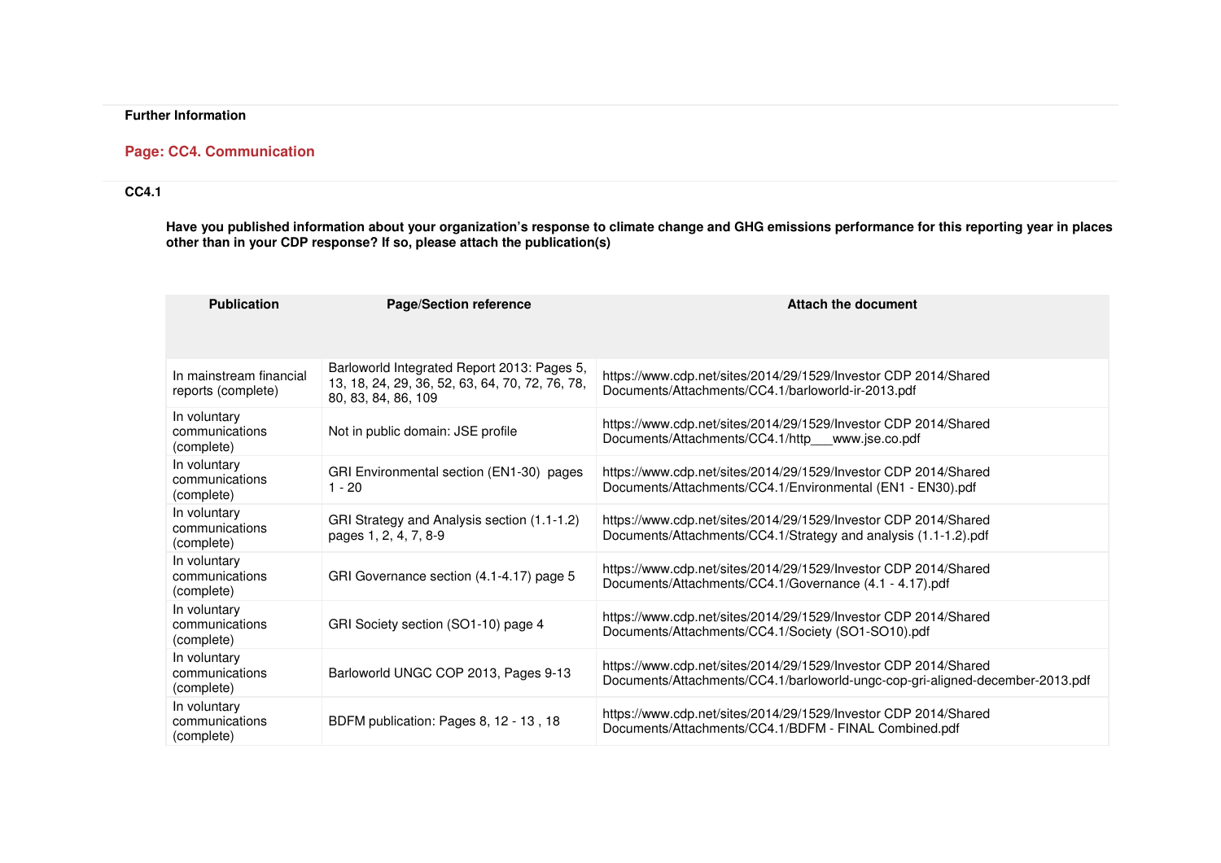**Further Information**

## Page: CC4. Communication

**CC4.1**

**Have you published information about your organization's response to climate change and GHG emissions performance for this reporting year in places other than in your CDP response? If so, please attach the publication(s)**

| Publication | Page/Section reference | Attach the document |
|---|---|---|
| In mainstream financial reports (complete) | Barloworld Integrated Report 2013: Pages 5, 13, 18, 24, 29, 36, 52, 63, 64, 70, 72, 76, 78, 80, 83, 84, 86, 109 | https://www.cdp.net/sites/2014/29/1529/Investor CDP 2014/Shared Documents/Attachments/CC4.1/barloworld-ir-2013.pdf |
| In voluntary communications (complete) | Not in public domain: JSE profile | https://www.cdp.net/sites/2014/29/1529/Investor CDP 2014/Shared Documents/Attachments/CC4.1/http___www.jse.co.pdf |
| In voluntary communications (complete) | GRI Environmental section (EN1-30) pages 1 - 20 | https://www.cdp.net/sites/2014/29/1529/Investor CDP 2014/Shared Documents/Attachments/CC4.1/Environmental (EN1 - EN30).pdf |
| In voluntary communications (complete) | GRI Strategy and Analysis section (1.1-1.2) pages 1, 2, 4, 7, 8-9 | https://www.cdp.net/sites/2014/29/1529/Investor CDP 2014/Shared Documents/Attachments/CC4.1/Strategy and analysis (1.1-1.2).pdf |
| In voluntary communications (complete) | GRI Governance section (4.1-4.17) page 5 | https://www.cdp.net/sites/2014/29/1529/Investor CDP 2014/Shared Documents/Attachments/CC4.1/Governance (4.1 - 4.17).pdf |
| In voluntary communications (complete) | GRI Society section (SO1-10) page 4 | https://www.cdp.net/sites/2014/29/1529/Investor CDP 2014/Shared Documents/Attachments/CC4.1/Society (SO1-SO10).pdf |
| In voluntary communications (complete) | Barloworld UNGC COP 2013, Pages 9-13 | https://www.cdp.net/sites/2014/29/1529/Investor CDP 2014/Shared Documents/Attachments/CC4.1/barloworld-ungc-cop-gri-aligned-december-2013.pdf |
| In voluntary communications (complete) | BDFM publication: Pages 8, 12 - 13 , 18 | https://www.cdp.net/sites/2014/29/1529/Investor CDP 2014/Shared Documents/Attachments/CC4.1/BDFM - FINAL Combined.pdf |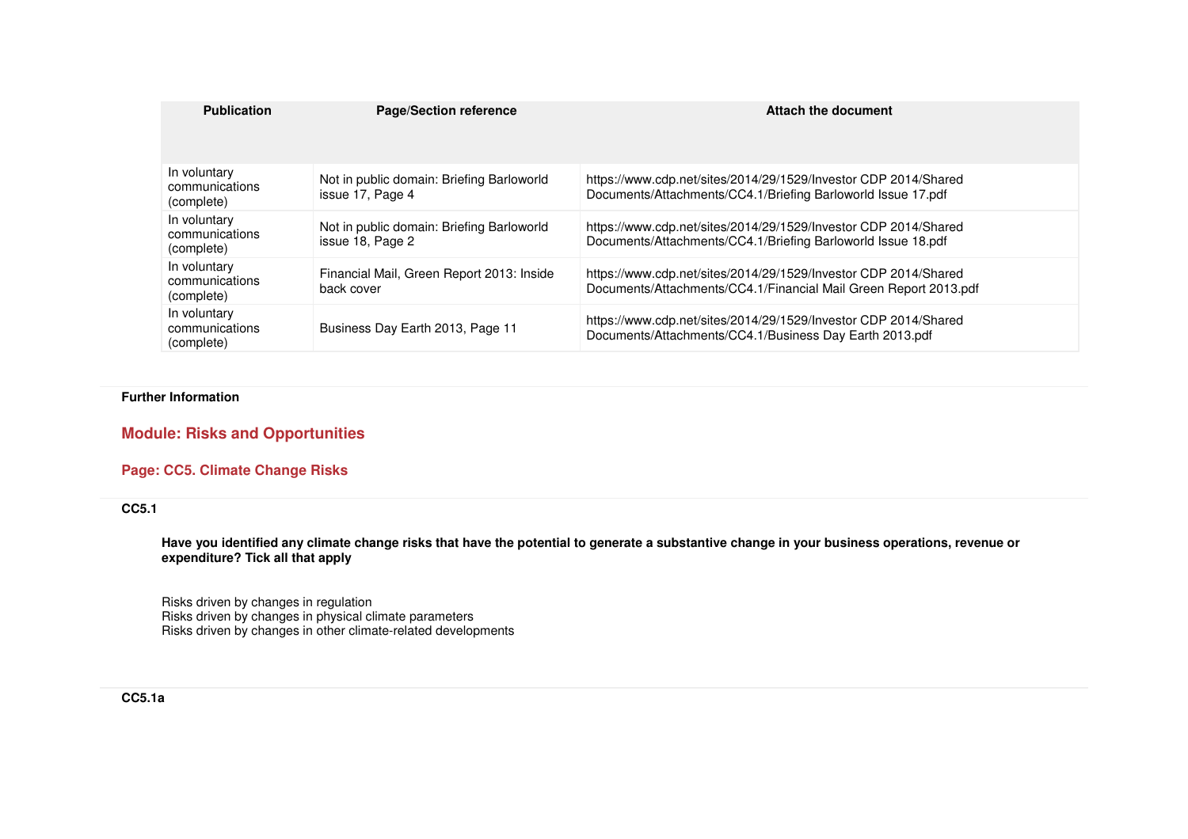| Publication | Page/Section reference | Attach the document |
|---|---|---|
| In voluntary communications (complete) | Not in public domain: Briefing Barloworld issue 17, Page 4 | https://www.cdp.net/sites/2014/29/1529/Investor CDP 2014/Shared Documents/Attachments/CC4.1/Briefing Barloworld Issue 17.pdf |
| In voluntary communications (complete) | Not in public domain: Briefing Barloworld issue 18, Page 2 | https://www.cdp.net/sites/2014/29/1529/Investor CDP 2014/Shared Documents/Attachments/CC4.1/Briefing Barloworld Issue 18.pdf |
| In voluntary communications (complete) | Financial Mail, Green Report 2013: Inside back cover | https://www.cdp.net/sites/2014/29/1529/Investor CDP 2014/Shared Documents/Attachments/CC4.1/Financial Mail Green Report 2013.pdf |
| In voluntary communications (complete) | Business Day Earth 2013, Page 11 | https://www.cdp.net/sites/2014/29/1529/Investor CDP 2014/Shared Documents/Attachments/CC4.1/Business Day Earth 2013.pdf |

**Further Information**

## Module: Risks and Opportunities

### Page: CC5. Climate Change Risks

**CC5.1**

**Have you identified any climate change risks that have the potential to generate a substantive change in your business operations, revenue or expenditure? Tick all that apply**

Risks driven by changes in regulation
Risks driven by changes in physical climate parameters
Risks driven by changes in other climate-related developments

**CC5.1a**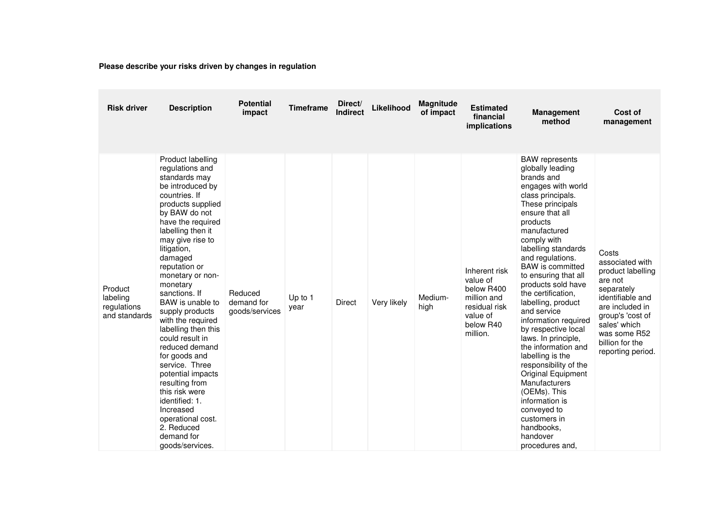**Please describe your risks driven by changes in regulation**

| Risk driver | Description | Potential impact | Timeframe | Direct/ Indirect | Likelihood | Magnitude of impact | Estimated financial implications | Management method | Cost of management |
|---|---|---|---|---|---|---|---|---|---|
| Product labeling regulations and standards | Product labelling regulations and standards may be introduced by countries. If products supplied by BAW do not have the required labelling then it may give rise to litigation, damaged reputation or monetary or non-monetary sanctions. If BAW is unable to supply products with the required labelling then this could result in reduced demand for goods and service. Three potential impacts resulting from this risk were identified: 1. Increased operational cost. 2. Reduced demand for goods/services. | Reduced demand for goods/services | Up to 1 year | Direct | Very likely | Medium-high | Inherent risk value of below R400 million and residual risk value of below R40 million. | BAW represents globally leading brands and engages with world class principals. These principals ensure that all products manufactured comply with labelling standards and regulations. BAW is committed to ensuring that all products sold have the certification, labelling, product and service information required by respective local laws. In principle, the information and labelling is the responsibility of the Original Equipment Manufacturers (OEMs). This information is conveyed to customers in handbooks, handover procedures and, | Costs associated with product labelling are not separately identifiable and are included in group's 'cost of sales' which was some R52 billion for the reporting period. |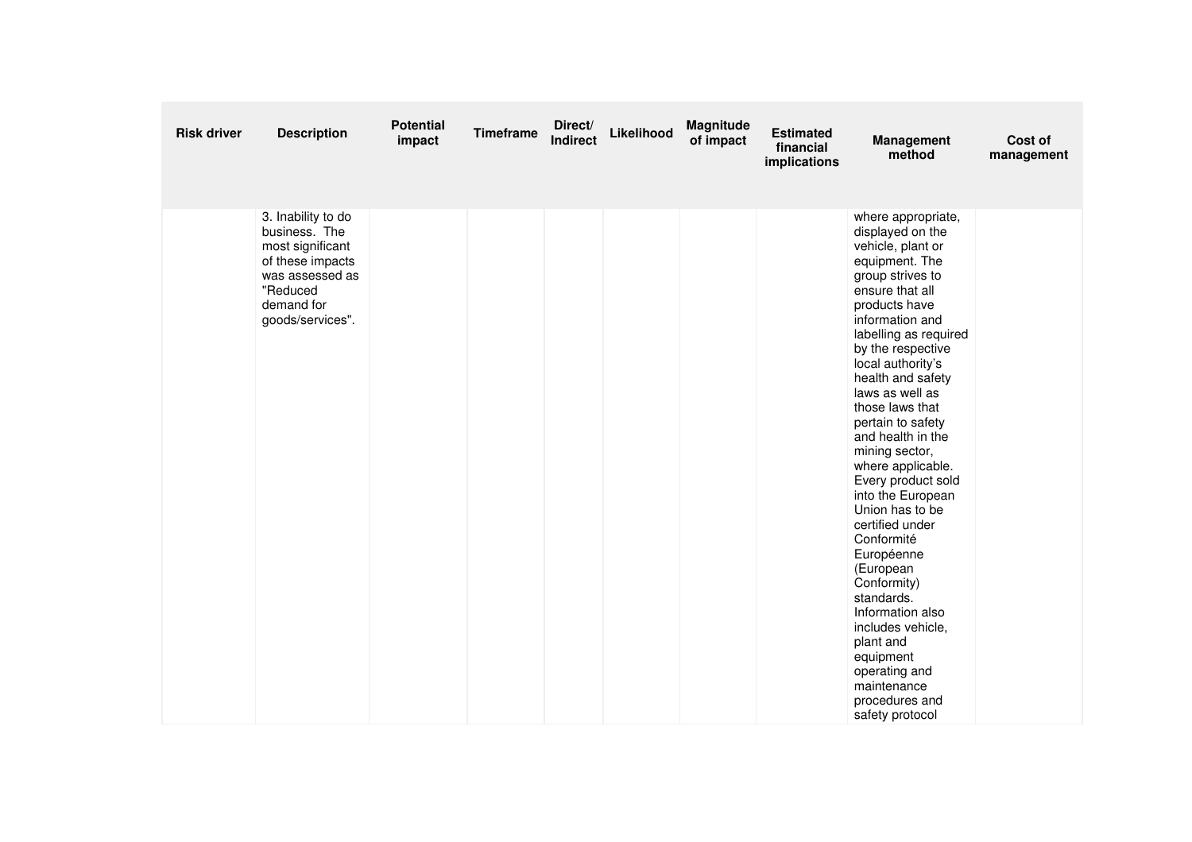| Risk driver | Description | Potential impact | Timeframe | Direct/ Indirect | Likelihood | Magnitude of impact | Estimated financial implications | Management method | Cost of management |
|---|---|---|---|---|---|---|---|---|---|
| | 3. Inability to do business. The most significant of these impacts was assessed as "Reduced demand for goods/services". | | | | | | | where appropriate, displayed on the vehicle, plant or equipment. The group strives to ensure that all products have information and labelling as required by the respective local authority's health and safety laws as well as those laws that pertain to safety and health in the mining sector, where applicable. Every product sold into the European Union has to be certified under Conformité Européenne (European Conformity) standards. Information also includes vehicle, plant and equipment operating and maintenance procedures and safety protocol | |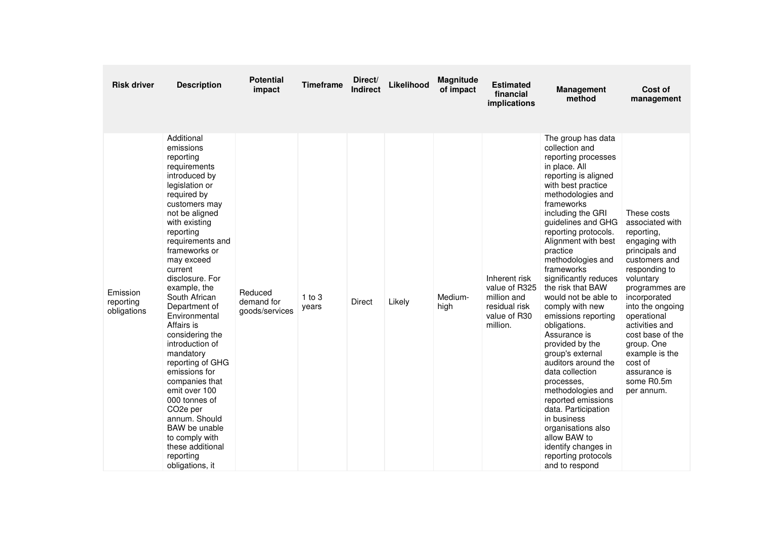| Risk driver | Description | Potential impact | Timeframe | Direct/ Indirect | Likelihood | Magnitude of impact | Estimated financial implications | Management method | Cost of management |
|---|---|---|---|---|---|---|---|---|---|
| Emission reporting obligations | Additional emissions reporting requirements introduced by legislation or required by customers may not be aligned with existing reporting requirements and frameworks or may exceed current disclosure. For example, the South African Department of Environmental Affairs is considering the introduction of mandatory reporting of GHG emissions for companies that emit over 100 000 tonnes of $CO_2e$ per annum. Should BAW be unable to comply with these additional reporting obligations, it | Reduced demand for goods/services | 1 to 3 years | Direct | Likely | Medium-high | Inherent risk value of R325 million and residual risk value of R30 million. | The group has data collection and reporting processes in place. All reporting is aligned with best practice methodologies and frameworks including the GRI guidelines and GHG reporting protocols. Alignment with best practice methodologies and frameworks significantly reduces the risk that BAW would not be able to comply with new emissions reporting obligations. Assurance is provided by the group's external auditors around the data collection processes, methodologies and reported emissions data. Participation in business organisations also allow BAW to identify changes in reporting protocols and to respond | These costs associated with reporting, engaging with principals and customers and responding to voluntary programmes are incorporated into the ongoing operational activities and cost base of the group. One example is the cost of assurance is some R0.5m per annum. |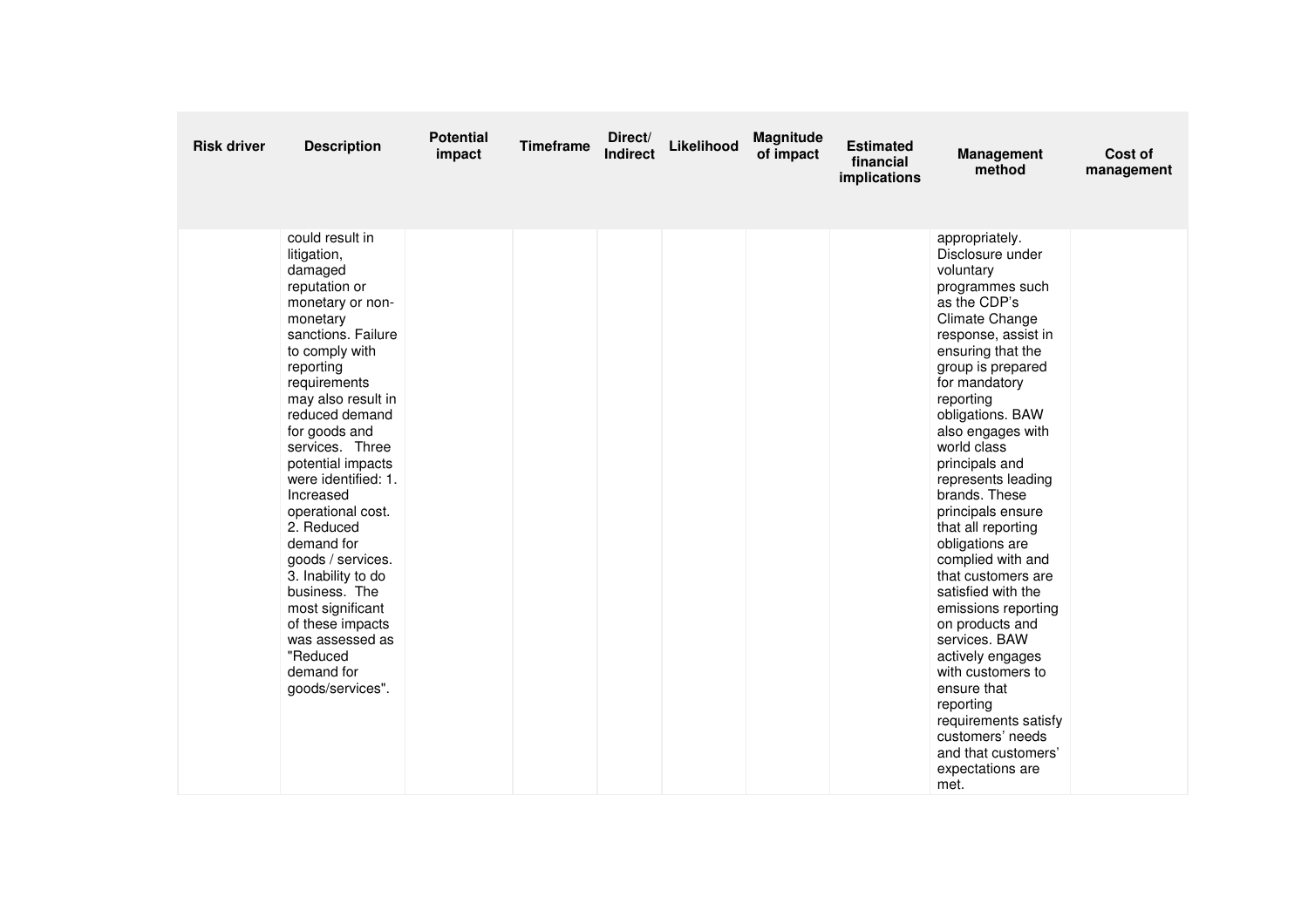| Risk driver | Description | Potential impact | Timeframe | Direct/ Indirect | Likelihood | Magnitude of impact | Estimated financial implications | Management method | Cost of management |
|---|---|---|---|---|---|---|---|---|---|
| | could result in litigation, damaged reputation or monetary or non-monetary sanctions. Failure to comply with reporting requirements may also result in reduced demand for goods and services. Three potential impacts were identified: 1. Increased operational cost. 2. Reduced demand for goods / services. 3. Inability to do business. The most significant of these impacts was assessed as "Reduced demand for goods/services". | | | | | | | appropriately. Disclosure under voluntary programmes such as the CDP's Climate Change response, assist in ensuring that the group is prepared for mandatory reporting obligations. BAW also engages with world class principals and represents leading brands. These principals ensure that all reporting obligations are complied with and that customers are satisfied with the emissions reporting on products and services. BAW actively engages with customers to ensure that reporting requirements satisfy customers' needs and that customers' expectations are met. | |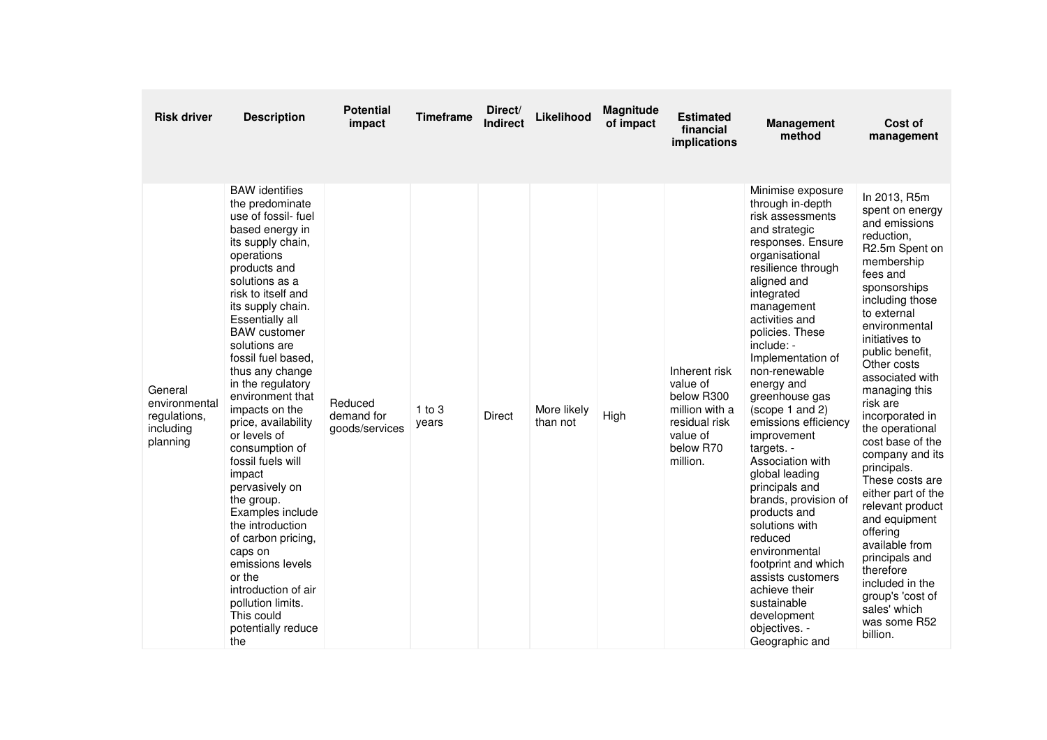| Risk driver | Description | Potential impact | Timeframe | Direct/ Indirect | Likelihood | Magnitude of impact | Estimated financial implications | Management method | Cost of management |
|---|---|---|---|---|---|---|---|---|---|
| General environmental regulations, including planning | BAW identifies the predominate use of fossil- fuel based energy in its supply chain, operations products and solutions as a risk to itself and its supply chain. Essentially all BAW customer solutions are fossil fuel based, thus any change in the regulatory environment that impacts on the price, availability or levels of consumption of fossil fuels will impact pervasively on the group. Examples include the introduction of carbon pricing, caps on emissions levels or the introduction of air pollution limits. This could potentially reduce the | Reduced demand for goods/services | 1 to 3 years | Direct | More likely than not | High | Inherent risk value of below R300 million with a residual risk value of below R70 million. | Minimise exposure through in-depth risk assessments and strategic responses. Ensure organisational resilience through aligned and integrated management activities and policies. These include: - Implementation of non-renewable energy and greenhouse gas (scope 1 and 2) emissions efficiency improvement targets. - Association with global leading principals and brands, provision of products and solutions with reduced environmental footprint and which assists customers achieve their sustainable development objectives. - Geographic and | In 2013, R5m spent on energy and emissions reduction, R2.5m Spent on membership fees and sponsorships including those to external environmental initiatives to public benefit, Other costs associated with managing this risk are incorporated in the operational cost base of the company and its principals. These costs are either part of the relevant product and equipment offering available from principals and therefore included in the group's 'cost of sales' which was some R52 billion. |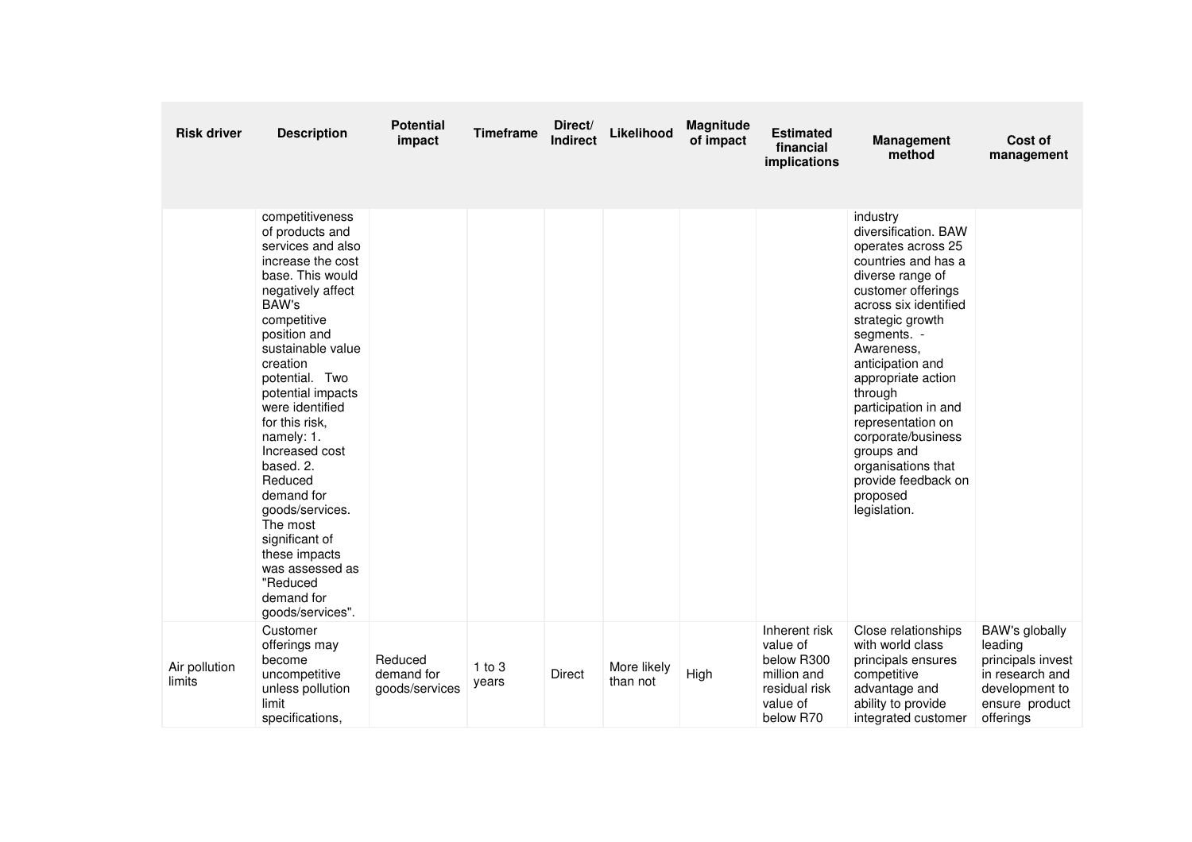| Risk driver | Description | Potential impact | Timeframe | Direct/ Indirect | Likelihood | Magnitude of impact | Estimated financial implications | Management method | Cost of management |
|---|---|---|---|---|---|---|---|---|---|
| | competitiveness of products and services and also increase the cost base. This would negatively affect BAW's competitive position and sustainable value creation potential. Two potential impacts were identified for this risk, namely: 1. Increased cost based. 2. Reduced demand for goods/services. The most significant of these impacts was assessed as "Reduced demand for goods/services". | | | | | | | industry diversification. BAW operates across 25 countries and has a diverse range of customer offerings across six identified strategic growth segments. - Awareness, anticipation and appropriate action through participation in and representation on corporate/business groups and organisations that provide feedback on proposed legislation. | |
| Air pollution limits | Customer offerings may become uncompetitive unless pollution limit specifications, | Reduced demand for goods/services | 1 to 3 years | Direct | More likely than not | High | Inherent risk value of below R300 million and residual risk value of below R70 | Close relationships with world class principals ensures competitive advantage and ability to provide integrated customer | BAW's globally leading principals invest in research and development to ensure product offerings |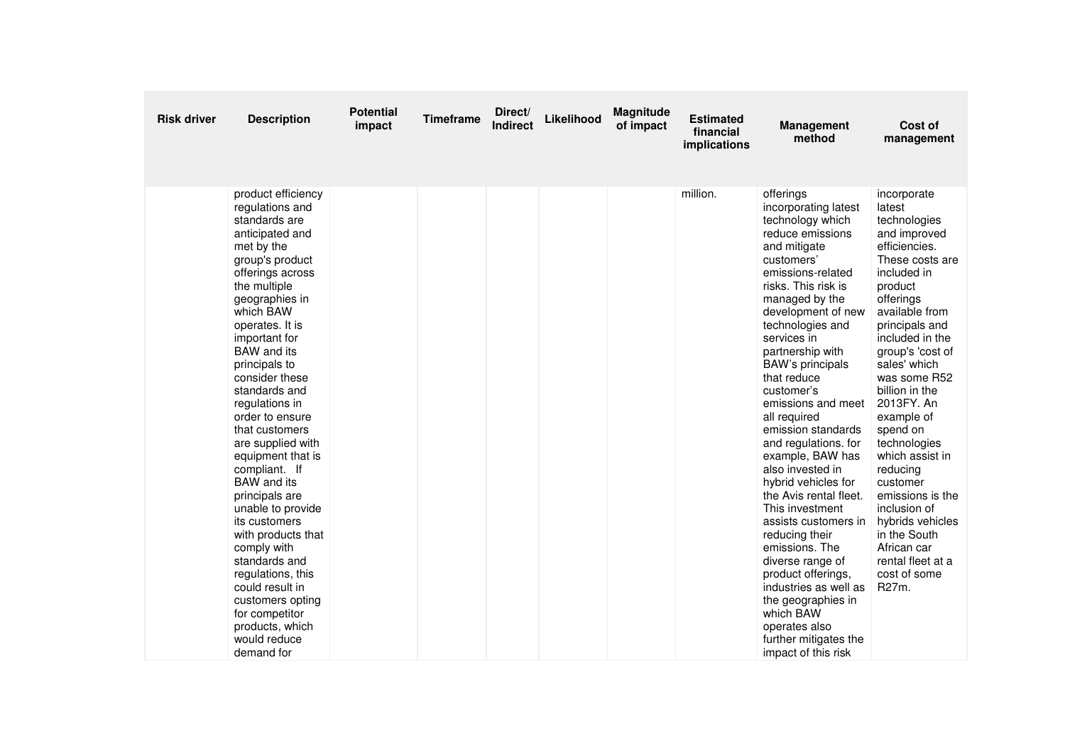| Risk driver | Description | Potential impact | Timeframe | Direct/ Indirect | Likelihood | Magnitude of impact | Estimated financial implications | Management method | Cost of management |
|---|---|---|---|---|---|---|---|---|---|
| | product efficiency regulations and standards are anticipated and met by the group's product offerings across the multiple geographies in which BAW operates. It is important for BAW and its principals to consider these standards and regulations in order to ensure that customers are supplied with equipment that is compliant. If BAW and its principals are unable to provide its customers with products that comply with standards and regulations, this could result in customers opting for competitor products, which would reduce demand for | | | | | | million. | offerings incorporating latest technology which reduce emissions and mitigate customers' emissions-related risks. This risk is managed by the development of new technologies and services in partnership with BAW's principals that reduce customer's emissions and meet all required emission standards and regulations. for example, BAW has also invested in hybrid vehicles for the Avis rental fleet. This investment assists customers in reducing their emissions. The diverse range of product offerings, industries as well as the geographies in which BAW operates also further mitigates the impact of this risk | incorporate latest technologies and improved efficiencies. These costs are included in product offerings available from principals and included in the group's 'cost of sales' which was some R52 billion in the 2013FY. An example of spend on technologies which assist in reducing customer emissions is the inclusion of hybrids vehicles in the South African car rental fleet at a cost of some R27m. |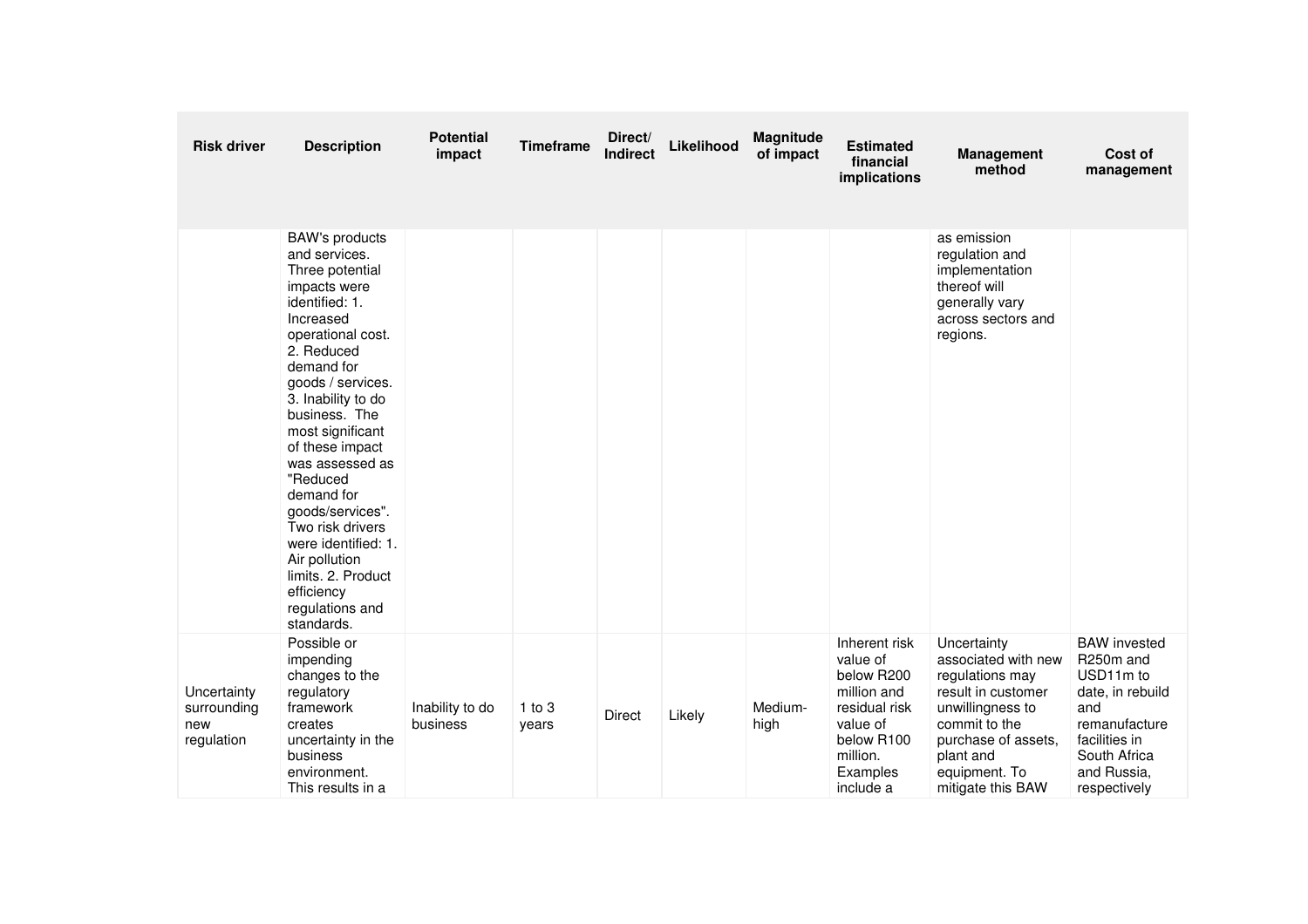| Risk driver | Description | Potential impact | Timeframe | Direct/ Indirect | Likelihood | Magnitude of impact | Estimated financial implications | Management method | Cost of management |
|---|---|---|---|---|---|---|---|---|---|
| | BAW's products and services. Three potential impacts were identified: 1. Increased operational cost. 2. Reduced demand for goods / services. 3. Inability to do business. The most significant of these impact was assessed as "Reduced demand for goods/services". Two risk drivers were identified: 1. Air pollution limits. 2. Product efficiency regulations and standards. | | | | | | | as emission regulation and implementation thereof will generally vary across sectors and regions. | |
| Uncertainty surrounding new regulation | Possible or impending changes to the regulatory framework creates uncertainty in the business environment. This results in a | Inability to do business | 1 to 3 years | Direct | Likely | Medium-high | Inherent risk value of below R200 million and residual risk value of below R100 million. Examples include a | Uncertainty associated with new regulations may result in customer unwillingness to commit to the purchase of assets, plant and equipment. To mitigate this BAW | BAW invested R250m and USD11m to date, in rebuild and remanufacture facilities in South Africa and Russia, respectively |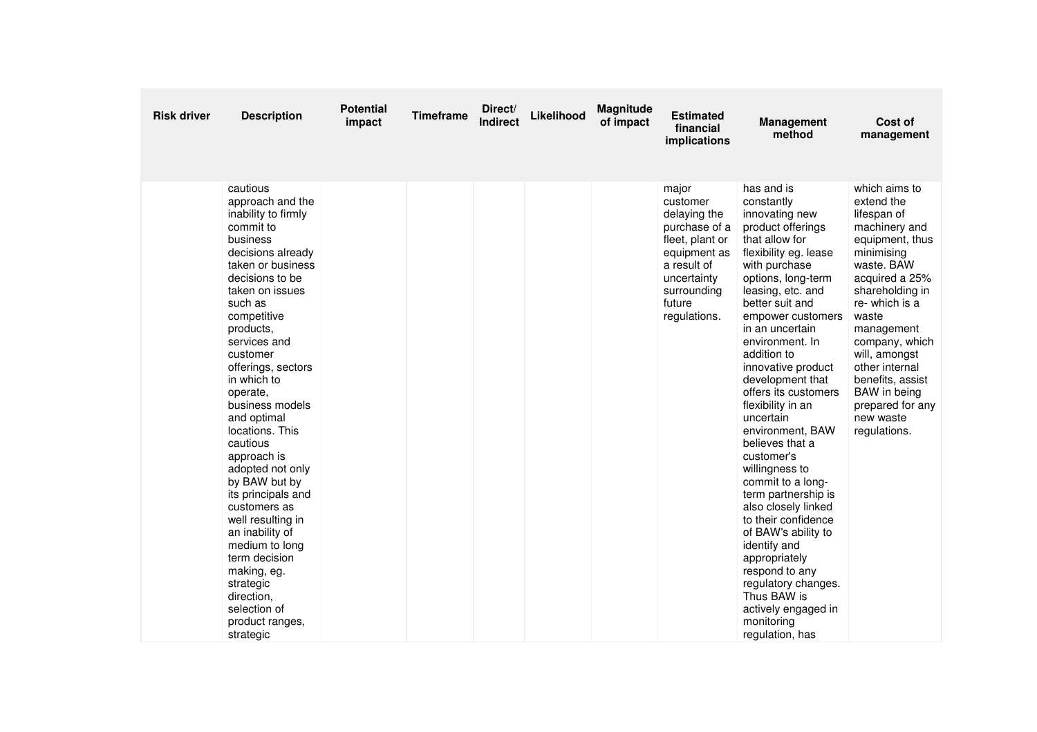| Risk driver | Description | Potential impact | Timeframe | Direct/ Indirect | Likelihood | Magnitude of impact | Estimated financial implications | Management method | Cost of management |
|---|---|---|---|---|---|---|---|---|---|
| | cautious approach and the inability to firmly commit to business decisions already taken or business decisions to be taken on issues such as competitive products, services and customer offerings, sectors in which to operate, business models and optimal locations. This cautious approach is adopted not only by BAW but by its principals and customers as well resulting in an inability of medium to long term decision making, eg. strategic direction, selection of product ranges, strategic | | | | | | major customer delaying the purchase of a fleet, plant or equipment as a result of uncertainty surrounding future regulations. | has and is constantly innovating new product offerings that allow for flexibility eg. lease with purchase options, long-term leasing, etc. and better suit and empower customers in an uncertain environment. In addition to innovative product development that offers its customers flexibility in an uncertain environment, BAW believes that a customer's willingness to commit to a long-term partnership is also closely linked to their confidence of BAW's ability to identify and appropriately respond to any regulatory changes. Thus BAW is actively engaged in monitoring regulation, has | which aims to extend the lifespan of machinery and equipment, thus minimising waste. BAW acquired a 25% shareholding in re- which is a waste management company, which will, amongst other internal benefits, assist BAW in being prepared for any new waste regulations. |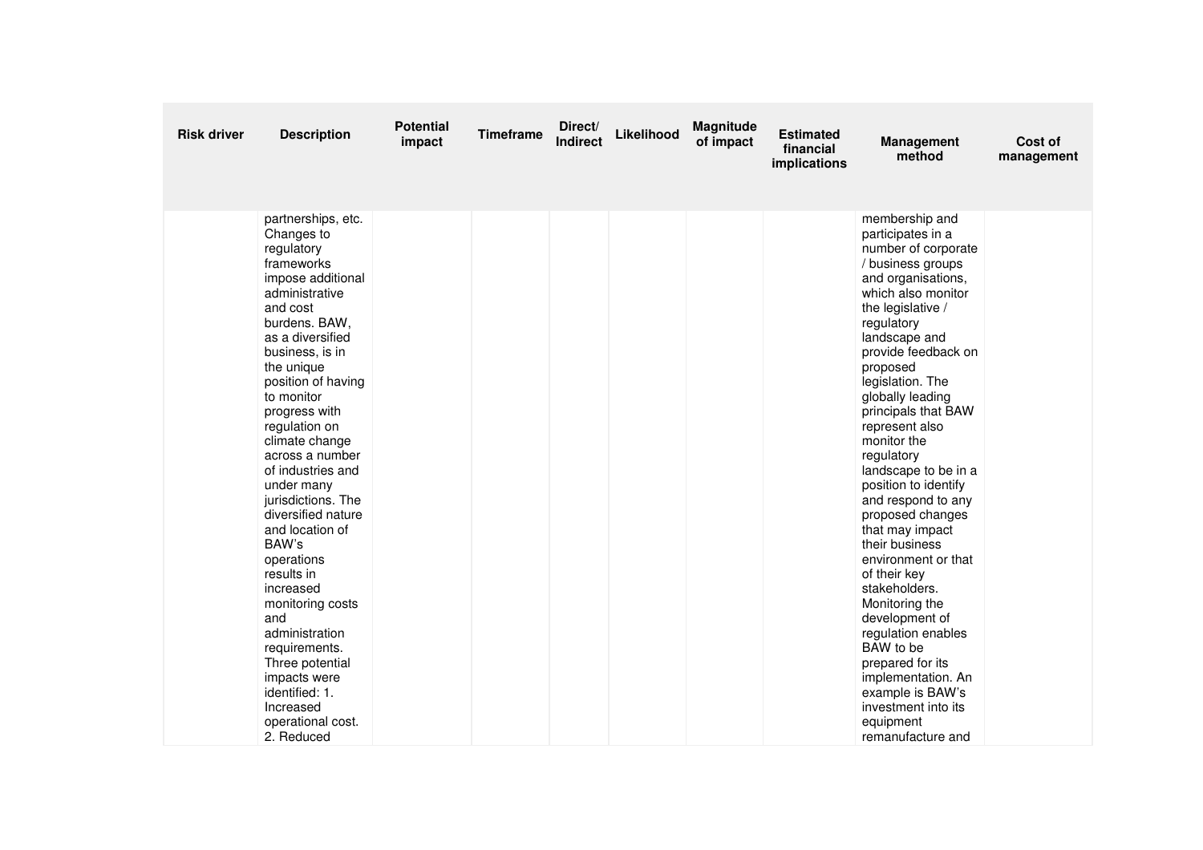| Risk driver | Description | Potential impact | Timeframe | Direct/ Indirect | Likelihood | Magnitude of impact | Estimated financial implications | Management method | Cost of management |
|---|---|---|---|---|---|---|---|---|---|
| | partnerships, etc. Changes to regulatory frameworks impose additional administrative and cost burdens. BAW, as a diversified business, is in the unique position of having to monitor progress with regulation on climate change across a number of industries and under many jurisdictions. The diversified nature and location of BAW's operations results in increased monitoring costs and administration requirements. Three potential impacts were identified: 1. Increased operational cost. 2. Reduced | | | | | | | membership and participates in a number of corporate / business groups and organisations, which also monitor the legislative / regulatory landscape and provide feedback on proposed legislation. The globally leading principals that BAW represent also monitor the regulatory landscape to be in a position to identify and respond to any proposed changes that may impact their business environment or that of their key stakeholders. Monitoring the development of regulation enables BAW to be prepared for its implementation. An example is BAW's investment into its equipment remanufacture and | |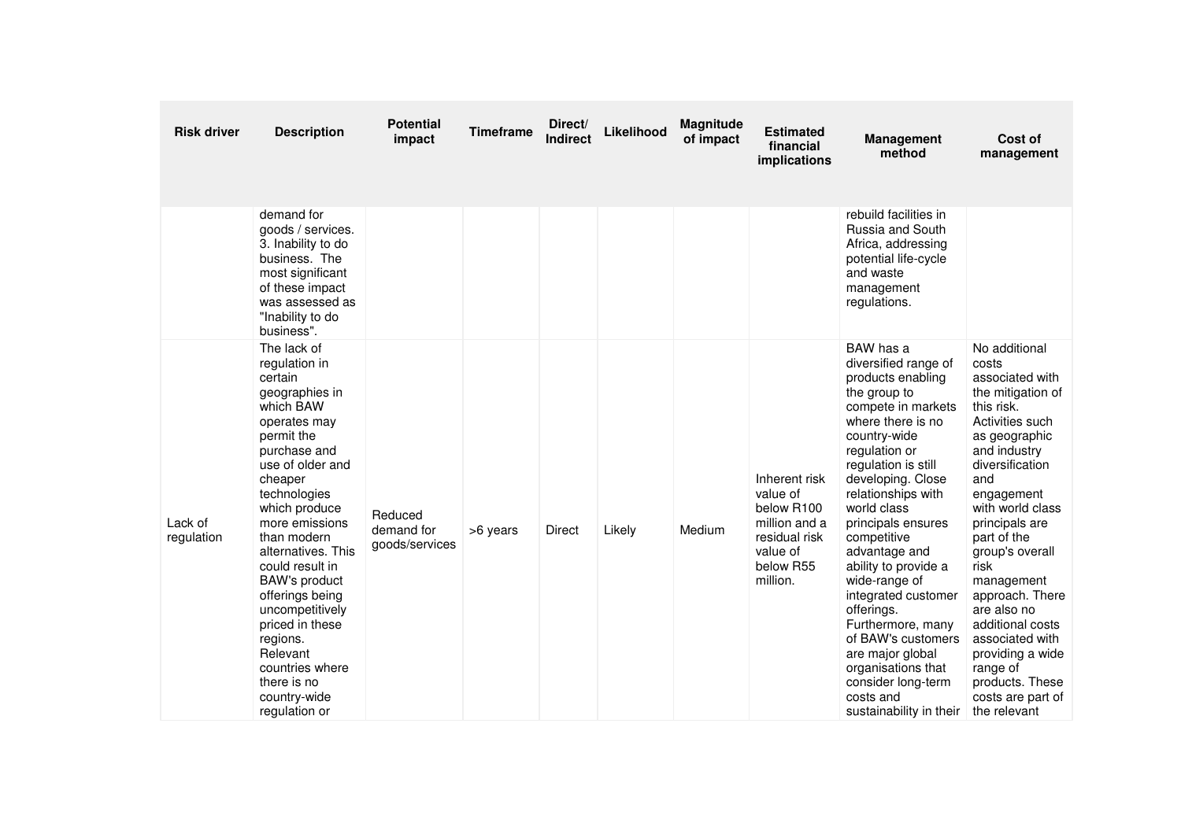| Risk driver | Description | Potential impact | Timeframe | Direct/ Indirect | Likelihood | Magnitude of impact | Estimated financial implications | Management method | Cost of management |
|---|---|---|---|---|---|---|---|---|---|
| | demand for goods / services. 3. Inability to do business. The most significant of these impact was assessed as "Inability to do business". | | | | | | | rebuild facilities in Russia and South Africa, addressing potential life-cycle and waste management regulations. | |
| Lack of regulation | The lack of regulation in certain geographies in which BAW operates may permit the purchase and use of older and cheaper technologies which produce more emissions than modern alternatives. This could result in BAW's product offerings being uncompetitively priced in these regions. Relevant countries where there is no country-wide regulation or | Reduced demand for goods/services | >6 years | Direct | Likely | Medium | Inherent risk value of below R100 million and a residual risk value of below R55 million. | BAW has a diversified range of products enabling the group to compete in markets where there is no country-wide regulation or regulation is still developing. Close relationships with world class principals ensures competitive advantage and ability to provide a wide-range of integrated customer offerings. Furthermore, many of BAW's customers are major global organisations that consider long-term costs and sustainability in their | No additional costs associated with the mitigation of this risk. Activities such as geographic and industry diversification and engagement with world class principals are part of the group's overall risk management approach. There are also no additional costs associated with providing a wide range of products. These costs are part of the relevant |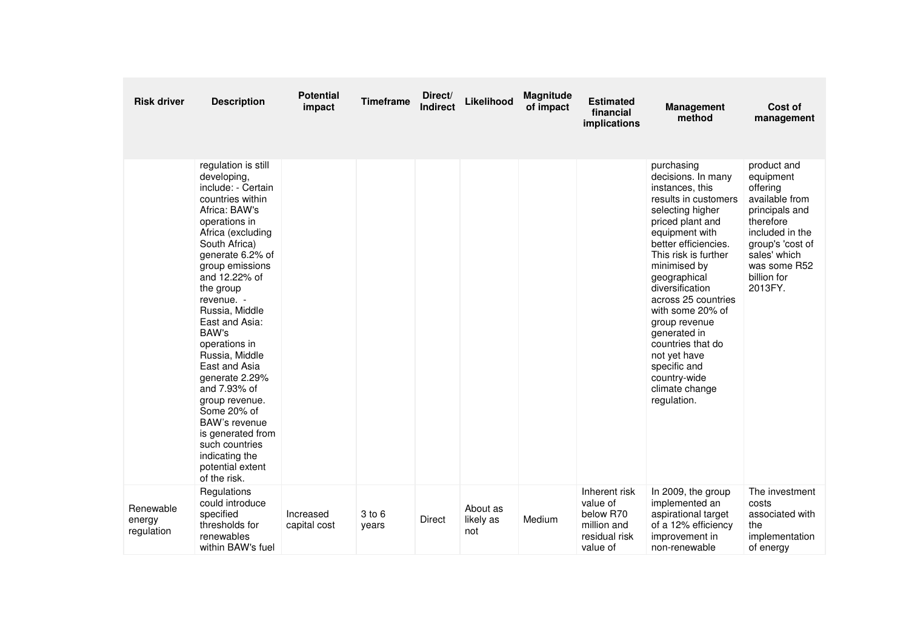| Risk driver | Description | Potential impact | Timeframe | Direct/ Indirect | Likelihood | Magnitude of impact | Estimated financial implications | Management method | Cost of management |
|---|---|---|---|---|---|---|---|---|---|
| | regulation is still developing, include: - Certain countries within Africa: BAW's operations in Africa (excluding South Africa) generate 6.2% of group emissions and 12.22% of the group revenue. - Russia, Middle East and Asia: BAW's operations in Russia, Middle East and Asia generate 2.29% and 7.93% of group revenue. Some 20% of BAW's revenue is generated from such countries indicating the potential extent of the risk. | | | | | | | purchasing decisions. In many instances, this results in customers selecting higher priced plant and equipment with better efficiencies. This risk is further minimised by geographical diversification across 25 countries with some 20% of group revenue generated in countries that do not yet have specific and country-wide climate change regulation. | product and equipment offering available from principals and therefore included in the group's 'cost of sales' which was some R52 billion for 2013FY. |
| Renewable energy regulation | Regulations could introduce specified thresholds for renewables within BAW's fuel | Increased capital cost | 3 to 6 years | Direct | About as likely as not | Medium | Inherent risk value of below R70 million and residual risk value of | In 2009, the group implemented an aspirational target of a 12% efficiency improvement in non-renewable | The investment costs associated with the implementation of energy |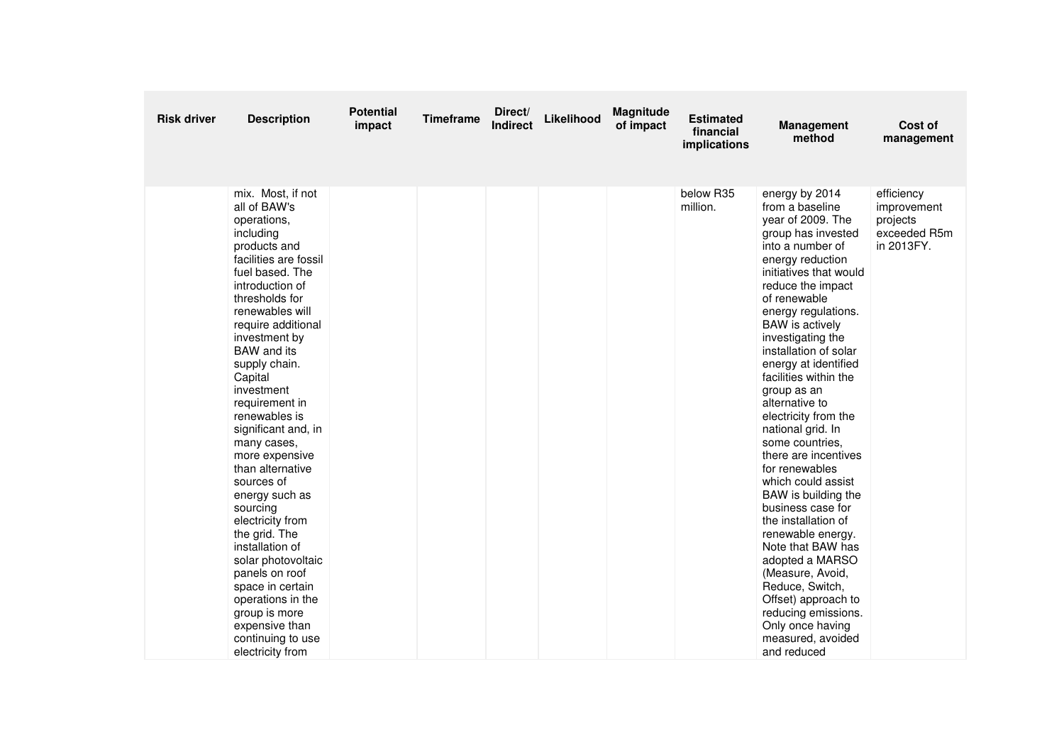| Risk driver | Description | Potential impact | Timeframe | Direct/ Indirect | Likelihood | Magnitude of impact | Estimated financial implications | Management method | Cost of management |
|---|---|---|---|---|---|---|---|---|---|
| | mix. Most, if not all of BAW's operations, including products and facilities are fossil fuel based. The introduction of thresholds for renewables will require additional investment by BAW and its supply chain. Capital investment requirement in renewables is significant and, in many cases, more expensive than alternative sources of energy such as sourcing electricity from the grid. The installation of solar photovoltaic panels on roof space in certain operations in the group is more expensive than continuing to use electricity from | | | | | | below R35 million. | energy by 2014 from a baseline year of 2009. The group has invested into a number of energy reduction initiatives that would reduce the impact of renewable energy regulations. BAW is actively investigating the installation of solar energy at identified facilities within the group as an alternative to electricity from the national grid. In some countries, there are incentives for renewables which could assist BAW is building the business case for the installation of renewable energy. Note that BAW has adopted a MARSO (Measure, Avoid, Reduce, Switch, Offset) approach to reducing emissions. Only once having measured, avoided and reduced | efficiency improvement projects exceeded R5m in 2013FY. |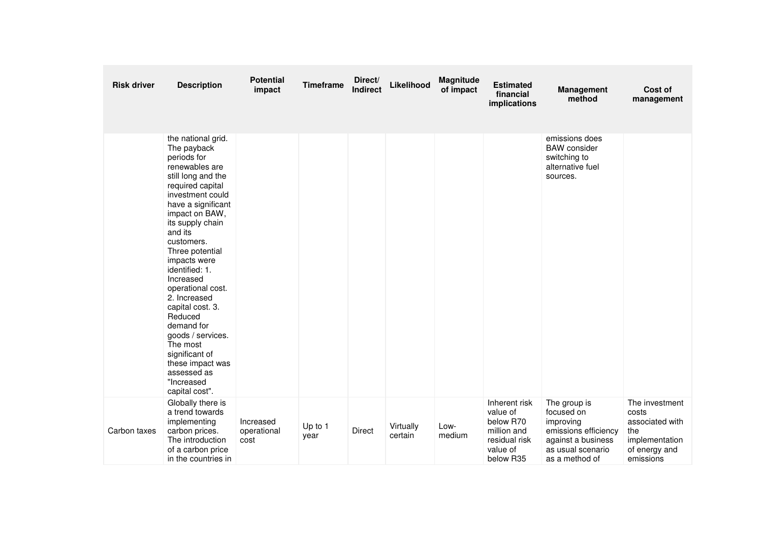| Risk driver | Description | Potential impact | Timeframe | Direct/ Indirect | Likelihood | Magnitude of impact | Estimated financial implications | Management method | Cost of management |
|---|---|---|---|---|---|---|---|---|---|
| | the national grid. The payback periods for renewables are still long and the required capital investment could have a significant impact on BAW, its supply chain and its customers. Three potential impacts were identified: 1. Increased operational cost. 2. Increased capital cost. 3. Reduced demand for goods / services. The most significant of these impact was assessed as "Increased capital cost". | | | | | | | emissions does BAW consider switching to alternative fuel sources. | |
| Carbon taxes | Globally there is a trend towards implementing carbon prices. The introduction of a carbon price in the countries in | Increased operational cost | Up to 1 year | Direct | Virtually certain | Low-medium | Inherent risk value of below R70 million and residual risk value of below R35 | The group is focused on improving emissions efficiency against a business as usual scenario as a method of | The investment costs associated with the implementation of energy and emissions |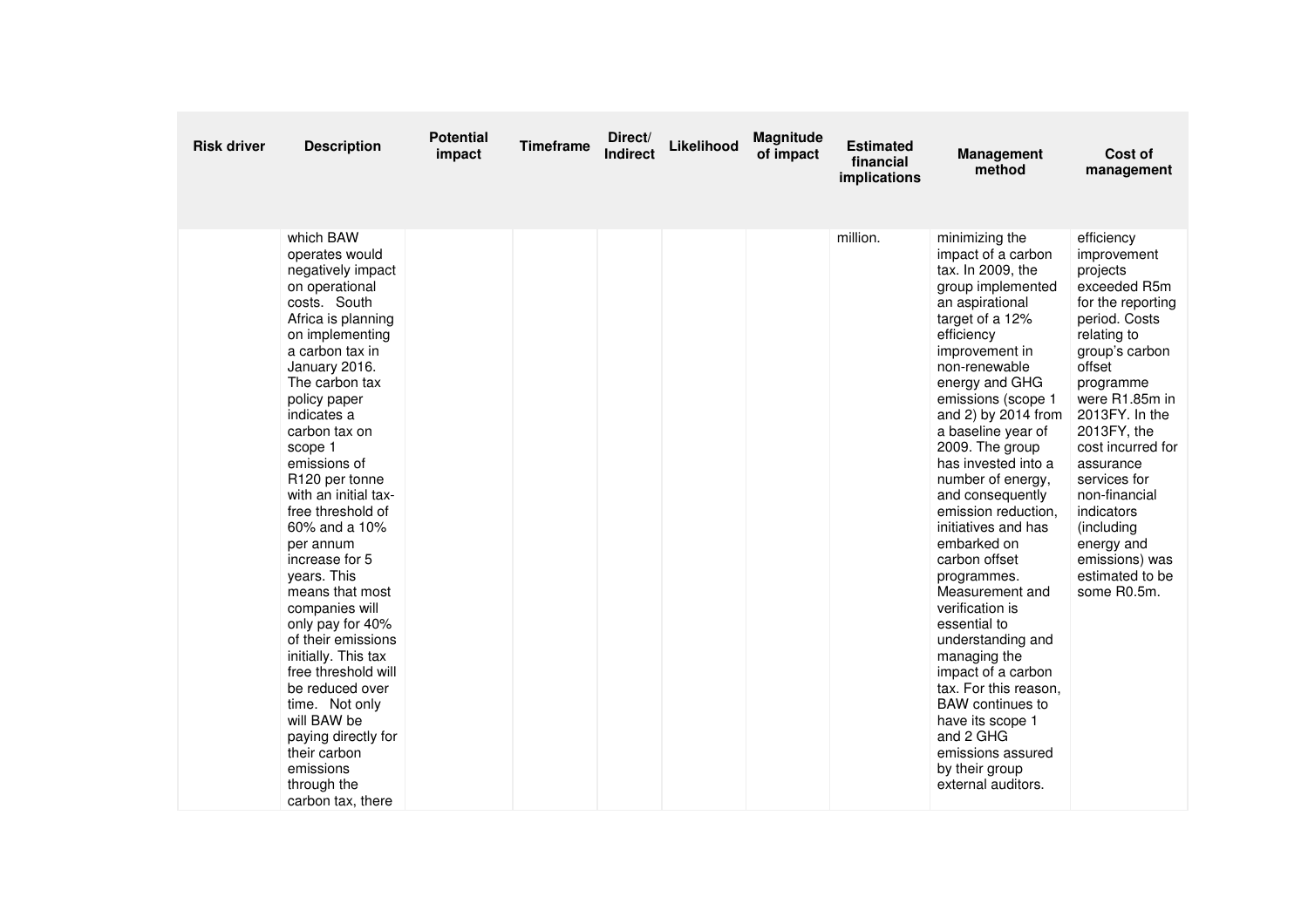| Risk driver | Description | Potential impact | Timeframe | Direct/ Indirect | Likelihood | Magnitude of impact | Estimated financial implications | Management method | Cost of management |
|---|---|---|---|---|---|---|---|---|---|
| | which BAW operates would negatively impact on operational costs. South Africa is planning on implementing a carbon tax in January 2016. The carbon tax policy paper indicates a carbon tax on scope 1 emissions of R120 per tonne with an initial tax-free threshold of 60% and a 10% per annum increase for 5 years. This means that most companies will only pay for 40% of their emissions initially. This tax free threshold will be reduced over time. Not only will BAW be paying directly for their carbon emissions through the carbon tax, there | | | | | | million. | minimizing the impact of a carbon tax. In 2009, the group implemented an aspirational target of a 12% efficiency improvement in non-renewable energy and GHG emissions (scope 1 and 2) by 2014 from a baseline year of 2009. The group has invested into a number of energy, and consequently emission reduction, initiatives and has embarked on carbon offset programmes. Measurement and verification is essential to understanding and managing the impact of a carbon tax. For this reason, BAW continues to have its scope 1 and 2 GHG emissions assured by their group external auditors. | efficiency improvement projects exceeded R5m for the reporting period. Costs relating to group's carbon offset programme were R1.85m in 2013FY. In the 2013FY, the cost incurred for assurance services for non-financial indicators (including energy and emissions) was estimated to be some R0.5m. |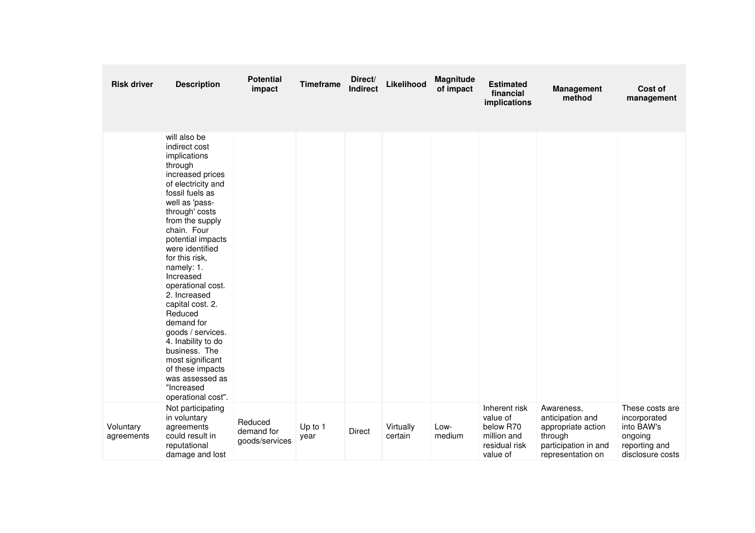| Risk driver | Description | Potential impact | Timeframe | Direct/ Indirect | Likelihood | Magnitude of impact | Estimated financial implications | Management method | Cost of management |
|---|---|---|---|---|---|---|---|---|---|
| | will also be indirect cost implications through increased prices of electricity and fossil fuels as well as 'pass-through' costs from the supply chain. Four potential impacts were identified for this risk, namely: 1. Increased operational cost. 2. Increased capital cost. 2. Reduced demand for goods / services. 4. Inability to do business. The most significant of these impacts was assessed as "Increased operational cost". | | | | | | | | |
| Voluntary agreements | Not participating in voluntary agreements could result in reputational damage and lost | Reduced demand for goods/services | Up to 1 year | Direct | Virtually certain | Low-medium | Inherent risk value of below R70 million and residual risk value of | Awareness, anticipation and appropriate action through participation in and representation on | These costs are incorporated into BAW's ongoing reporting and disclosure costs |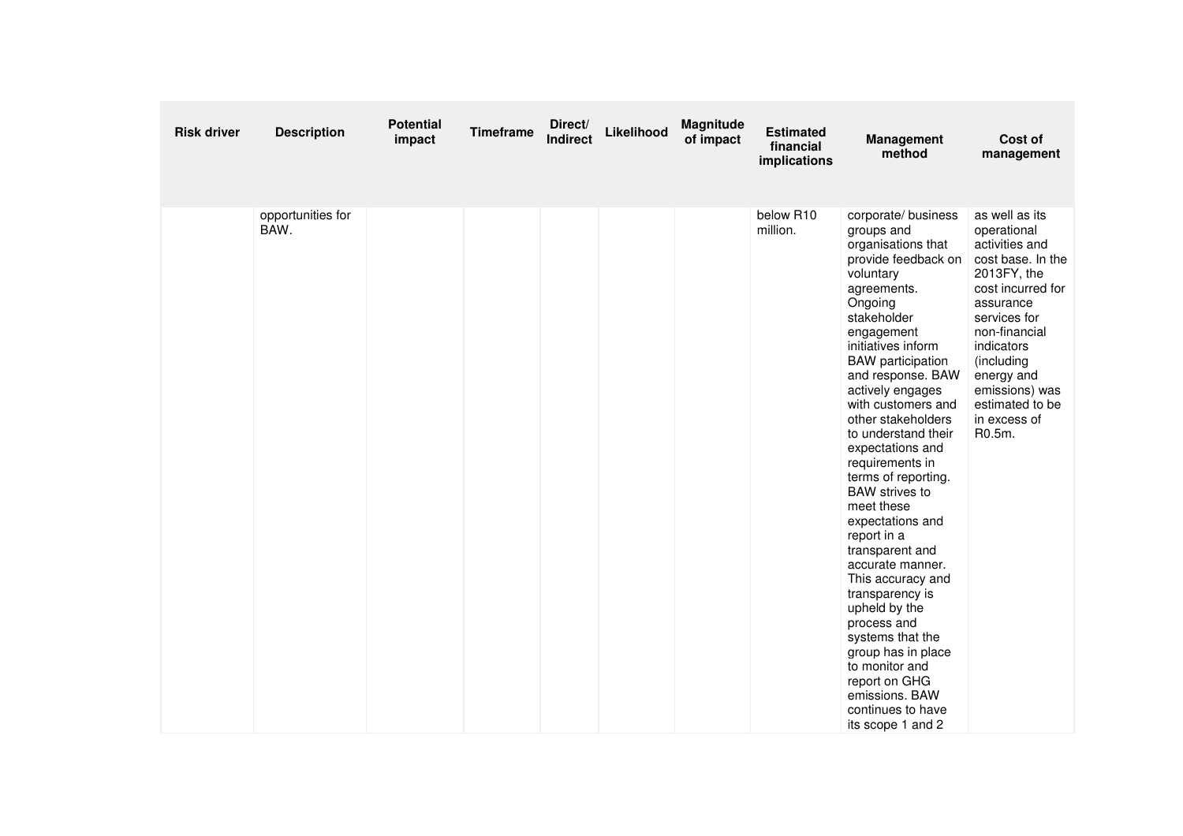| Risk driver | Description | Potential impact | Timeframe | Direct/ Indirect | Likelihood | Magnitude of impact | Estimated financial implications | Management method | Cost of management |
|---|---|---|---|---|---|---|---|---|---|
| | opportunities for BAW. | | | | | | below R10 million. | corporate/ business groups and organisations that provide feedback on voluntary agreements. Ongoing stakeholder engagement initiatives inform BAW participation and response. BAW actively engages with customers and other stakeholders to understand their expectations and requirements in terms of reporting. BAW strives to meet these expectations and report in a transparent and accurate manner. This accuracy and transparency is upheld by the process and systems that the group has in place to monitor and report on GHG emissions. BAW continues to have its scope 1 and 2 | as well as its operational activities and cost base. In the 2013FY, the cost incurred for assurance services for non-financial indicators (including energy and emissions) was estimated to be in excess of R0.5m. |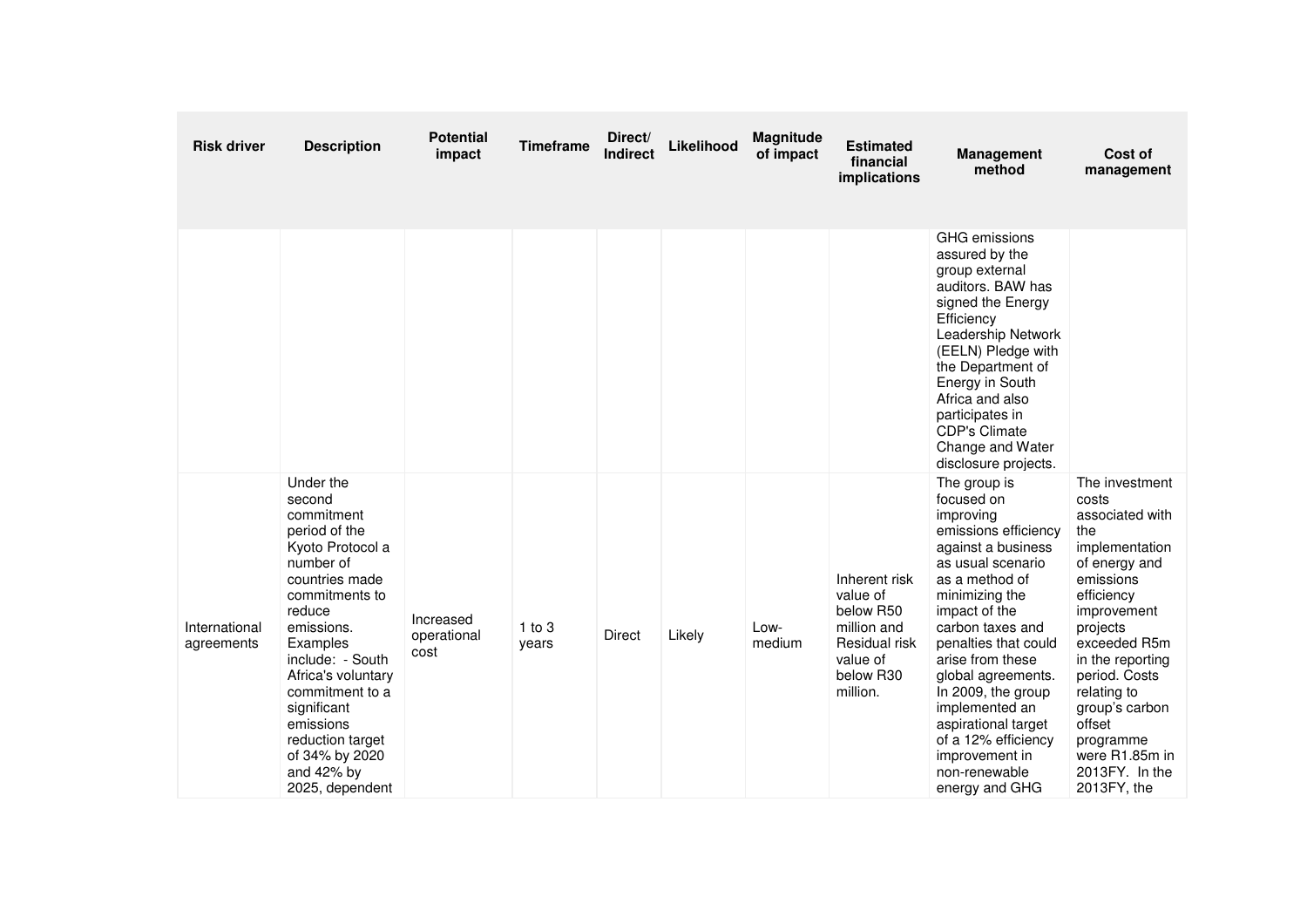| Risk driver | Description | Potential impact | Timeframe | Direct/ Indirect | Likelihood | Magnitude of impact | Estimated financial implications | Management method | Cost of management |
|---|---|---|---|---|---|---|---|---|---|
| | | | | | | | | GHG emissions assured by the group external auditors. BAW has signed the Energy Efficiency Leadership Network (EELN) Pledge with the Department of Energy in South Africa and also participates in CDP's Climate Change and Water disclosure projects. | |
| International agreements | Under the second commitment period of the Kyoto Protocol a number of countries made commitments to reduce emissions. Examples include: - South Africa's voluntary commitment to a significant emissions reduction target of 34% by 2020 and 42% by 2025, dependent | Increased operational cost | 1 to 3 years | Direct | Likely | Low-medium | Inherent risk value of below R50 million and Residual risk value of below R30 million. | The group is focused on improving emissions efficiency against a business as usual scenario as a method of minimizing the impact of the carbon taxes and penalties that could arise from these global agreements. In 2009, the group implemented an aspirational target of a 12% efficiency improvement in non-renewable energy and GHG | The investment costs associated with the implementation of energy and emissions efficiency improvement projects exceeded R5m in the reporting period. Costs relating to group's carbon offset programme were R1.85m in 2013FY. In the 2013FY, the |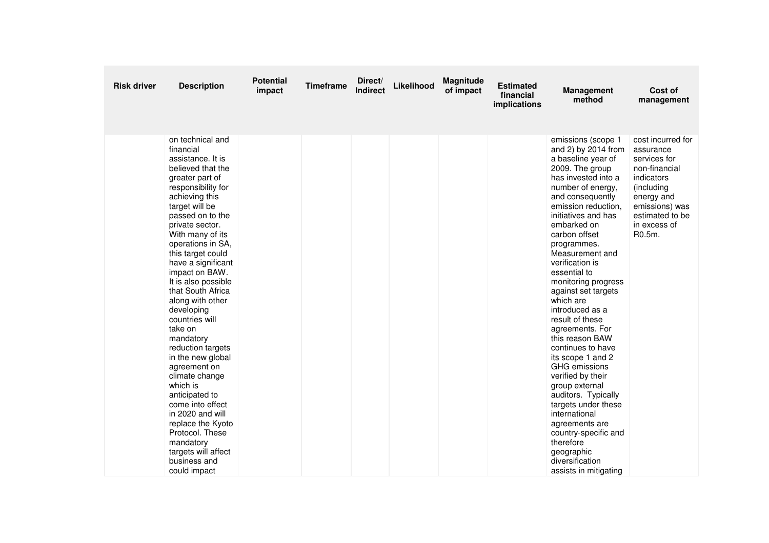| Risk driver | Description | Potential impact | Timeframe | Direct/ Indirect | Likelihood | Magnitude of impact | Estimated financial implications | Management method | Cost of management |
|---|---|---|---|---|---|---|---|---|---|
| | on technical and financial assistance. It is believed that the greater part of responsibility for achieving this target will be passed on to the private sector. With many of its operations in SA, this target could have a significant impact on BAW. It is also possible that South Africa along with other developing countries will take on mandatory reduction targets in the new global agreement on climate change which is anticipated to come into effect in 2020 and will replace the Kyoto Protocol. These mandatory targets will affect business and could impact | | | | | | | emissions (scope 1 and 2) by 2014 from a baseline year of 2009. The group has invested into a number of energy, and consequently emission reduction, initiatives and has embarked on carbon offset programmes. Measurement and verification is essential to monitoring progress against set targets which are introduced as a result of these agreements. For this reason BAW continues to have its scope 1 and 2 GHG emissions verified by their group external auditors. Typically targets under these international agreements are country-specific and therefore geographic diversification assists in mitigating | cost incurred for assurance services for non-financial indicators (including energy and emissions) was estimated to be in excess of R0.5m. |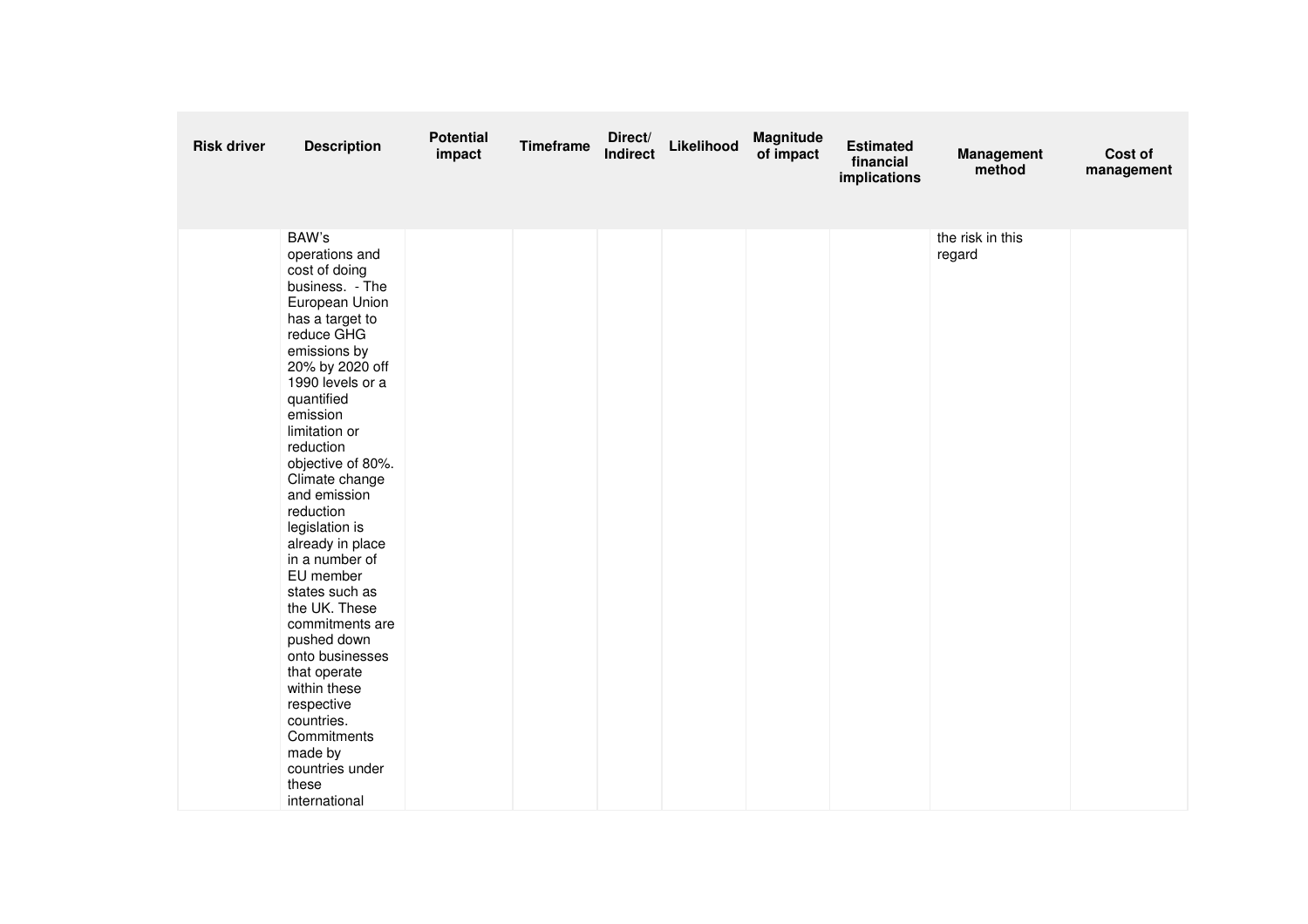| Risk driver | Description | Potential impact | Timeframe | Direct/ Indirect | Likelihood | Magnitude of impact | Estimated financial implications | Management method | Cost of management |
|---|---|---|---|---|---|---|---|---|---|
| | BAW's operations and cost of doing business. - The European Union has a target to reduce GHG emissions by 20% by 2020 off 1990 levels or a quantified emission limitation or reduction objective of 80%. Climate change and emission reduction legislation is already in place in a number of EU member states such as the UK. These commitments are pushed down onto businesses that operate within these respective countries. Commitments made by countries under these international | | | | | | | the risk in this regard | |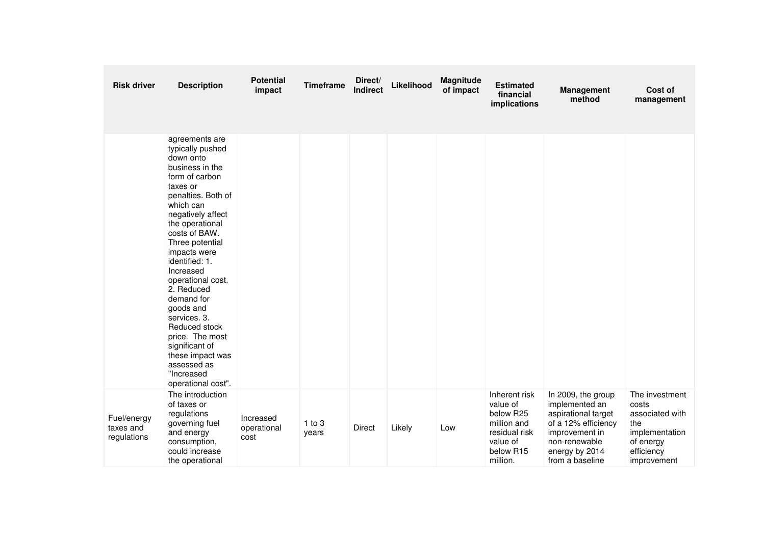| Risk driver | Description | Potential impact | Timeframe | Direct/ Indirect | Likelihood | Magnitude of impact | Estimated financial implications | Management method | Cost of management |
|---|---|---|---|---|---|---|---|---|---|
| | agreements are typically pushed down onto business in the form of carbon taxes or penalties. Both of which can negatively affect the operational costs of BAW. Three potential impacts were identified: 1. Increased operational cost. 2. Reduced demand for goods and services. 3. Reduced stock price. The most significant of these impact was assessed as "Increased operational cost". | | | | | | | | |
| Fuel/energy taxes and regulations | The introduction of taxes or regulations governing fuel and energy consumption, could increase the operational | Increased operational cost | 1 to 3 years | Direct | Likely | Low | Inherent risk value of below R25 million and residual risk value of below R15 million. | In 2009, the group implemented an aspirational target of a 12% efficiency improvement in non-renewable energy by 2014 from a baseline | The investment costs associated with the implementation of energy efficiency improvement |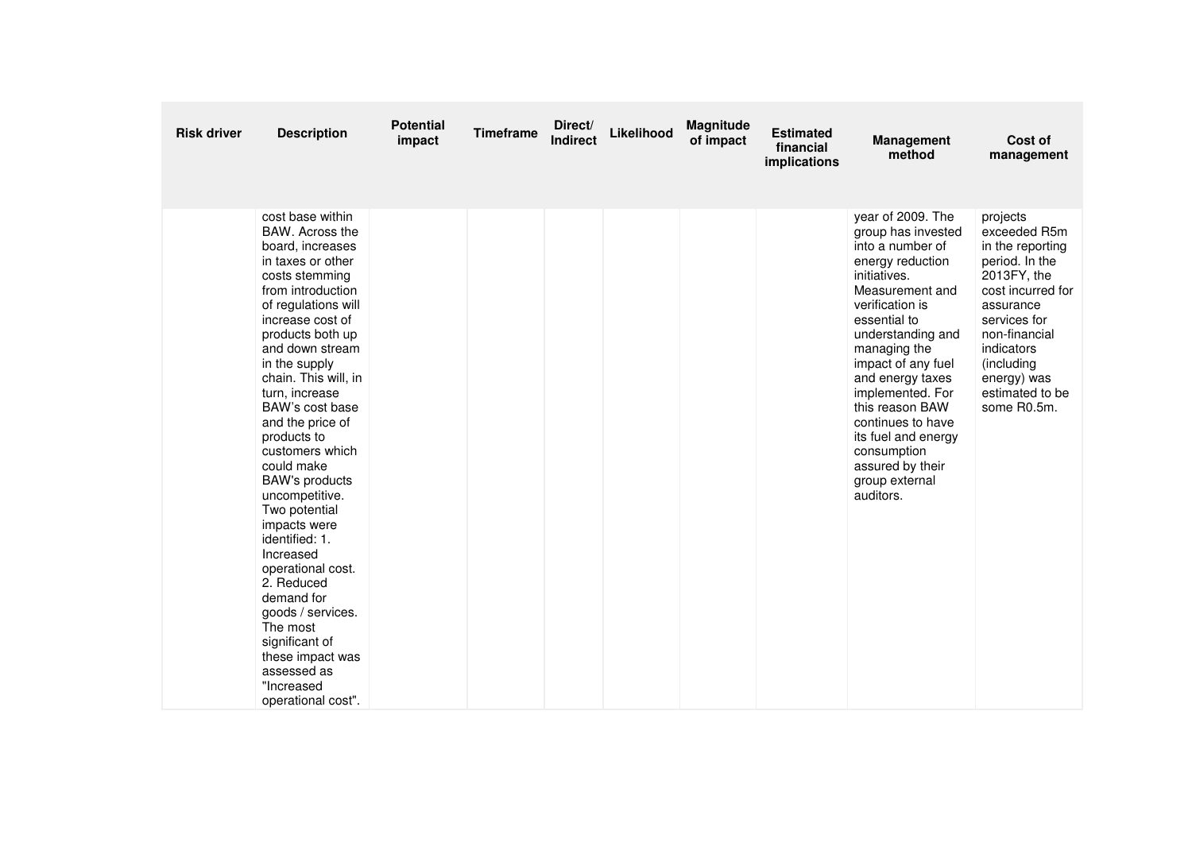| Risk driver | Description | Potential impact | Timeframe | Direct/ Indirect | Likelihood | Magnitude of impact | Estimated financial implications | Management method | Cost of management |
|---|---|---|---|---|---|---|---|---|---|
| | cost base within BAW. Across the board, increases in taxes or other costs stemming from introduction of regulations will increase cost of products both up and down stream in the supply chain. This will, in turn, increase BAW's cost base and the price of products to customers which could make BAW's products uncompetitive. Two potential impacts were identified: 1. Increased operational cost. 2. Reduced demand for goods / services. The most significant of these impact was assessed as "Increased operational cost". | | | | | | | year of 2009. The group has invested into a number of energy reduction initiatives. Measurement and verification is essential to understanding and managing the impact of any fuel and energy taxes implemented. For this reason BAW continues to have its fuel and energy consumption assured by their group external auditors. | projects exceeded R5m in the reporting period. In the 2013FY, the cost incurred for assurance services for non-financial indicators (including energy) was estimated to be some R0.5m. |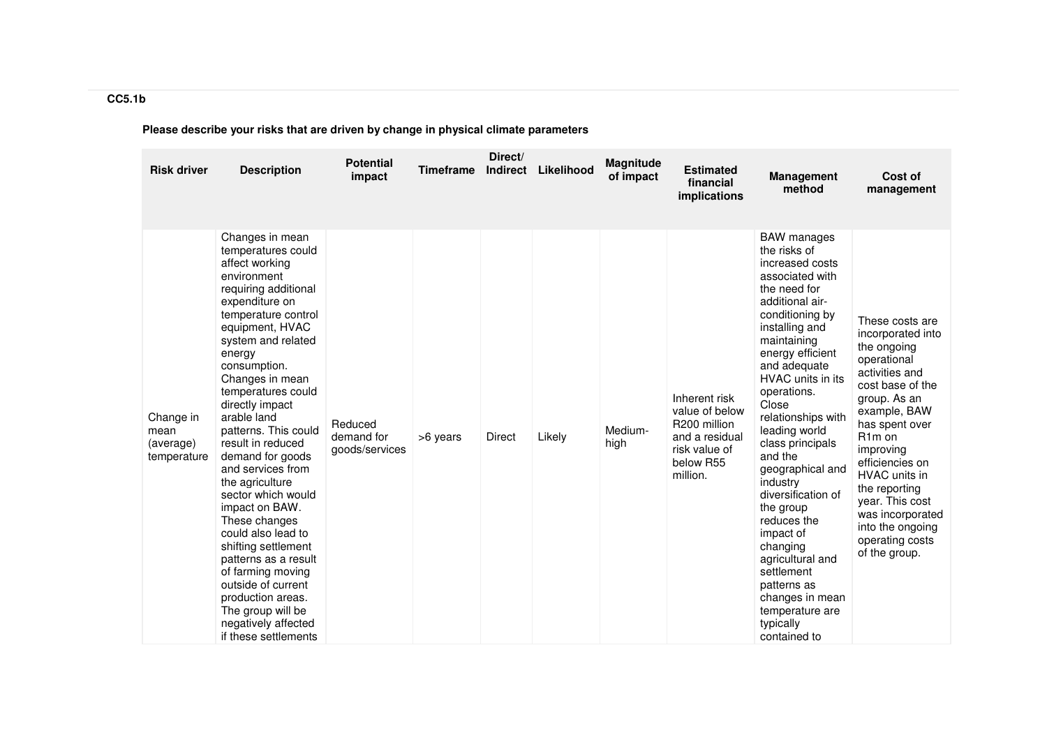**CC5.1b**

**Please describe your risks that are driven by change in physical climate parameters**

| Risk driver | Description | Potential impact | Timeframe | Direct/ Indirect | Likelihood | Magnitude of impact | Estimated financial implications | Management method | Cost of management |
|---|---|---|---|---|---|---|---|---|---|
| Change in mean (average) temperature | Changes in mean temperatures could affect working environment requiring additional expenditure on temperature control equipment, HVAC system and related energy consumption. Changes in mean temperatures could directly impact arable land patterns. This could result in reduced demand for goods and services from the agriculture sector which would impact on BAW. These changes could also lead to shifting settlement patterns as a result of farming moving outside of current production areas. The group will be negatively affected if these settlements | Reduced demand for goods/services | >6 years | Direct | Likely | Medium-high | Inherent risk value of below R200 million and a residual risk value of below R55 million. | BAW manages the risks of increased costs associated with the need for additional air-conditioning by installing and maintaining energy efficient and adequate HVAC units in its operations. Close relationships with leading world class principals and the geographical and industry diversification of the group reduces the impact of changing agricultural and settlement patterns as changes in mean temperature are typically contained to | These costs are incorporated into the ongoing operational activities and cost base of the group. As an example, BAW has spent over R1m on improving efficiencies on HVAC units in the reporting year. This cost was incorporated into the ongoing operating costs of the group. |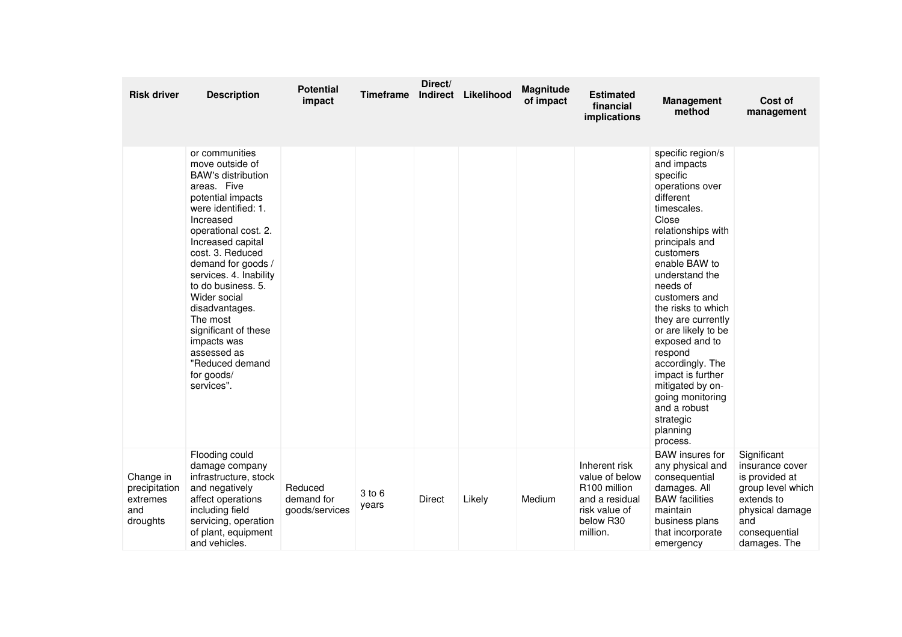| Risk driver | Description | Potential impact | Timeframe | Direct/ Indirect | Likelihood | Magnitude of impact | Estimated financial implications | Management method | Cost of management |
|---|---|---|---|---|---|---|---|---|---|
| | or communities move outside of BAW's distribution areas. Five potential impacts were identified: 1. Increased operational cost. 2. Increased capital cost. 3. Reduced demand for goods / services. 4. Inability to do business. 5. Wider social disadvantages. The most significant of these impacts was assessed as "Reduced demand for goods/ services". | | | | | | | specific region/s and impacts specific operations over different timescales. Close relationships with principals and customers enable BAW to understand the needs of customers and the risks to which they are currently or are likely to be exposed and to respond accordingly. The impact is further mitigated by on-going monitoring and a robust strategic planning process. | |
| Change in precipitation extremes and droughts | Flooding could damage company infrastructure, stock and negatively affect operations including field servicing, operation of plant, equipment and vehicles. | Reduced demand for goods/services | 3 to 6 years | Direct | Likely | Medium | Inherent risk value of below R100 million and a residual risk value of below R30 million. | BAW insures for any physical and consequential damages. All BAW facilities maintain business plans that incorporate emergency | Significant insurance cover is provided at group level which extends to physical damage and consequential damages. The |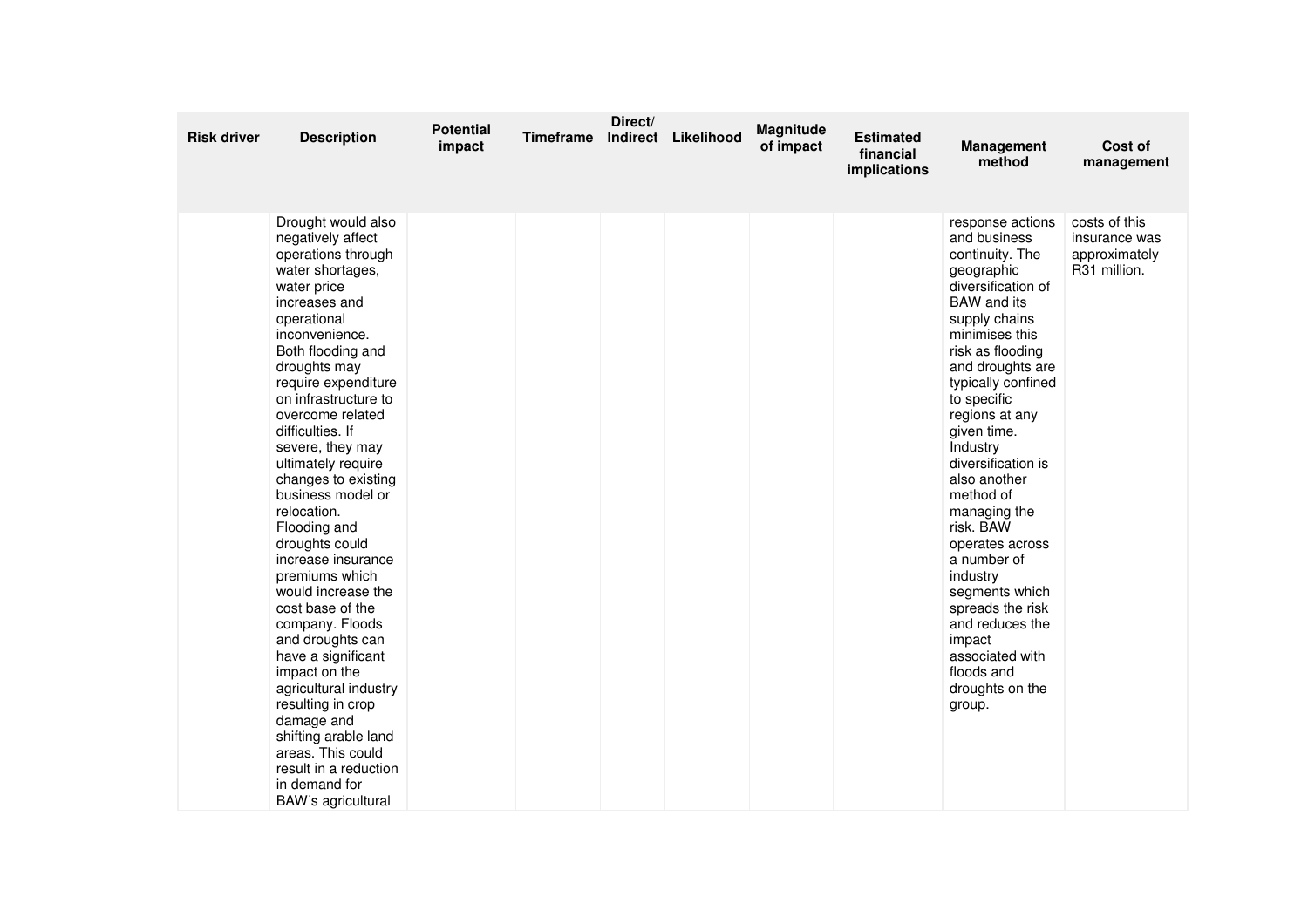| Risk driver | Description | Potential impact | Timeframe | Direct/ Indirect | Likelihood | Magnitude of impact | Estimated financial implications | Management method | Cost of management |
|---|---|---|---|---|---|---|---|---|---|
| | Drought would also negatively affect operations through water shortages, water price increases and operational inconvenience. Both flooding and droughts may require expenditure on infrastructure to overcome related difficulties. If severe, they may ultimately require changes to existing business model or relocation. Flooding and droughts could increase insurance premiums which would increase the cost base of the company. Floods and droughts can have a significant impact on the agricultural industry resulting in crop damage and shifting arable land areas. This could result in a reduction in demand for BAW's agricultural | | | | | | | response actions and business continuity. The geographic diversification of BAW and its supply chains minimises this risk as flooding and droughts are typically confined to specific regions at any given time. Industry diversification is also another method of managing the risk. BAW operates across a number of industry segments which spreads the risk and reduces the impact associated with floods and droughts on the group. | costs of this insurance was approximately R31 million. |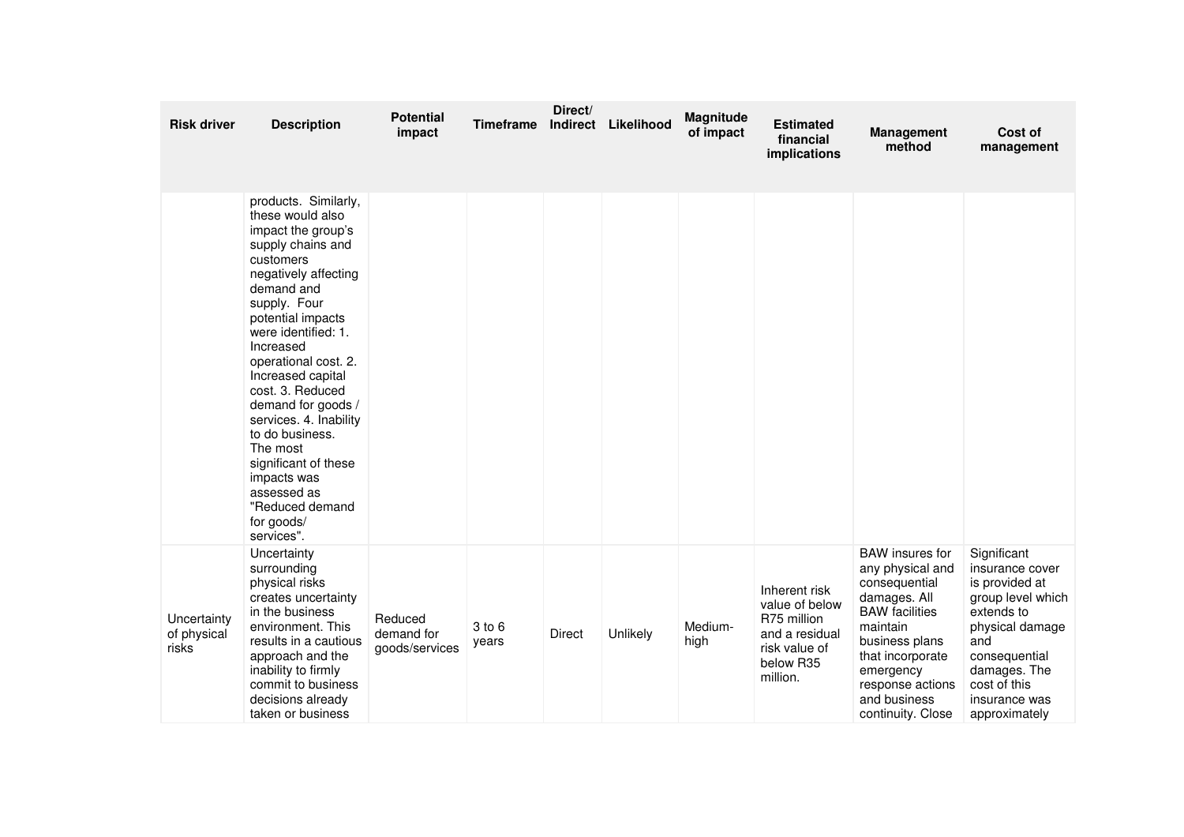| Risk driver | Description | Potential impact | Timeframe | Direct/ Indirect | Likelihood | Magnitude of impact | Estimated financial implications | Management method | Cost of management |
|---|---|---|---|---|---|---|---|---|---|
| | products. Similarly, these would also impact the group's supply chains and customers negatively affecting demand and supply. Four potential impacts were identified: 1. Increased operational cost. 2. Increased capital cost. 3. Reduced demand for goods / services. 4. Inability to do business. The most significant of these impacts was assessed as "Reduced demand for goods/ services". | | | | | | | | |
| Uncertainty of physical risks | Uncertainty surrounding physical risks creates uncertainty in the business environment. This results in a cautious approach and the inability to firmly commit to business decisions already taken or business | Reduced demand for goods/services | 3 to 6 years | Direct | Unlikely | Medium-high | Inherent risk value of below R75 million and a residual risk value of below R35 million. | BAW insures for any physical and consequential damages. All BAW facilities maintain business plans that incorporate emergency response actions and business continuity. Close | Significant insurance cover is provided at group level which extends to physical damage and consequential damages. The cost of this insurance was approximately |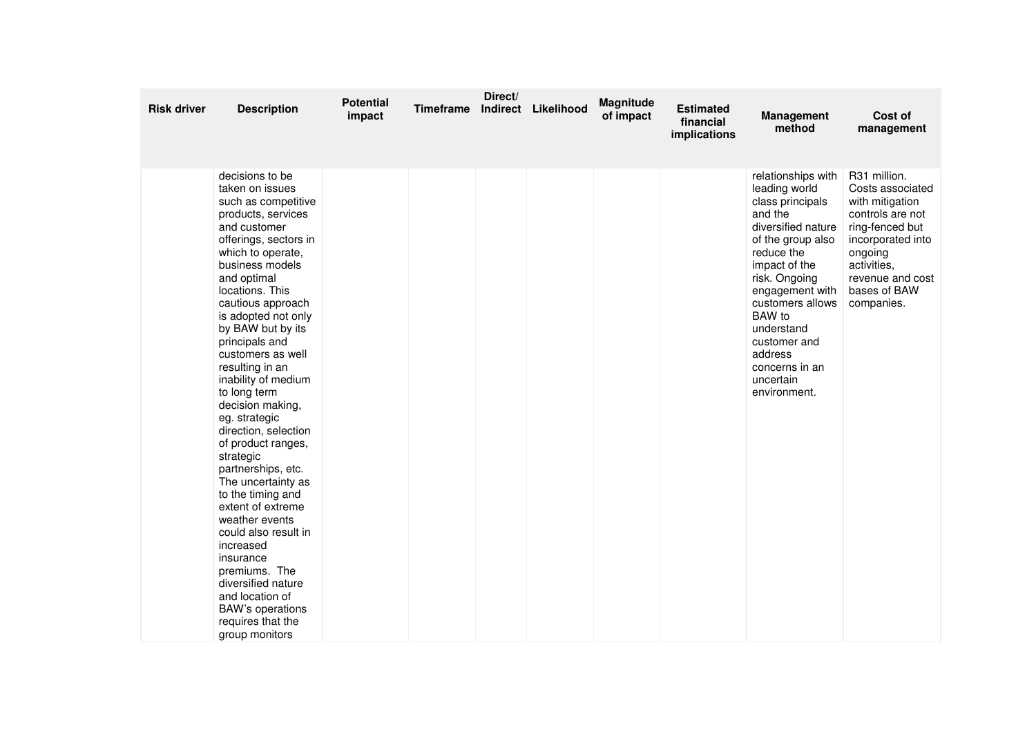| Risk driver | Description | Potential impact | Timeframe | Direct/ Indirect | Likelihood | Magnitude of impact | Estimated financial implications | Management method | Cost of management |
|---|---|---|---|---|---|---|---|---|---|
| | decisions to be taken on issues such as competitive products, services and customer offerings, sectors in which to operate, business models and optimal locations. This cautious approach is adopted not only by BAW but by its principals and customers as well resulting in an inability of medium to long term decision making, eg. strategic direction, selection of product ranges, strategic partnerships, etc. The uncertainty as to the timing and extent of extreme weather events could also result in increased insurance premiums. The diversified nature and location of BAW's operations requires that the group monitors | | | | | | | relationships with leading world class principals and the diversified nature of the group also reduce the impact of the risk. Ongoing engagement with customers allows BAW to understand customer and address concerns in an uncertain environment. | R31 million. Costs associated with mitigation controls are not ring-fenced but incorporated into ongoing activities, revenue and cost bases of BAW companies. |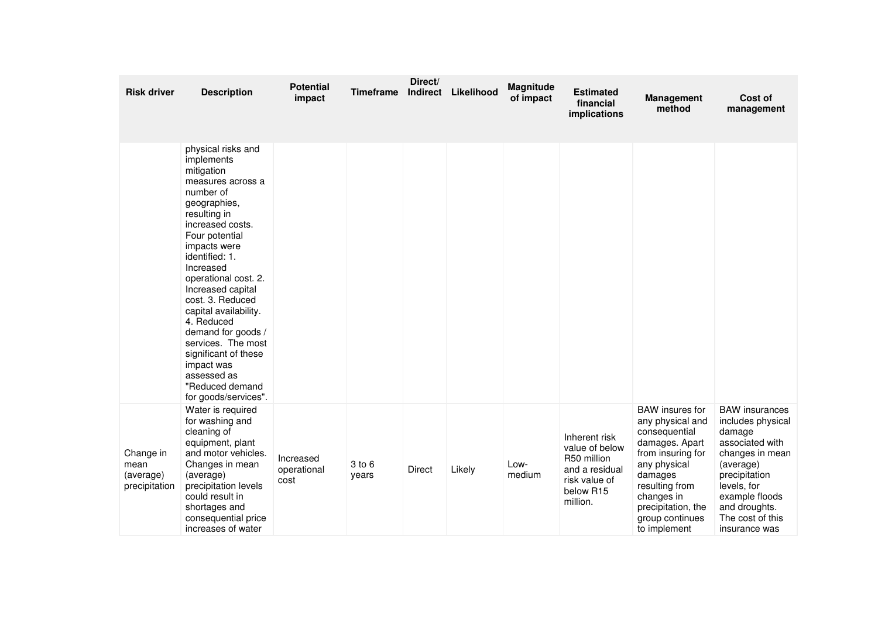| Risk driver | Description | Potential impact | Timeframe | Direct/ Indirect | Likelihood | Magnitude of impact | Estimated financial implications | Management method | Cost of management |
|---|---|---|---|---|---|---|---|---|---|
| | physical risks and implements mitigation measures across a number of geographies, resulting in increased costs. Four potential impacts were identified: 1. Increased operational cost. 2. Increased capital cost. 3. Reduced capital availability. 4. Reduced demand for goods / services. The most significant of these impact was assessed as "Reduced demand for goods/services". | | | | | | | | |
| Change in mean (average) precipitation | Water is required for washing and cleaning of equipment, plant and motor vehicles. Changes in mean (average) precipitation levels could result in shortages and consequential price increases of water | Increased operational cost | 3 to 6 years | Direct | Likely | Low-medium | Inherent risk value of below R50 million and a residual risk value of below R15 million. | BAW insures for any physical and consequential damages. Apart from insuring for any physical damages resulting from changes in precipitation, the group continues to implement | BAW insurances includes physical damage associated with changes in mean (average) precipitation levels, for example floods and droughts. The cost of this insurance was |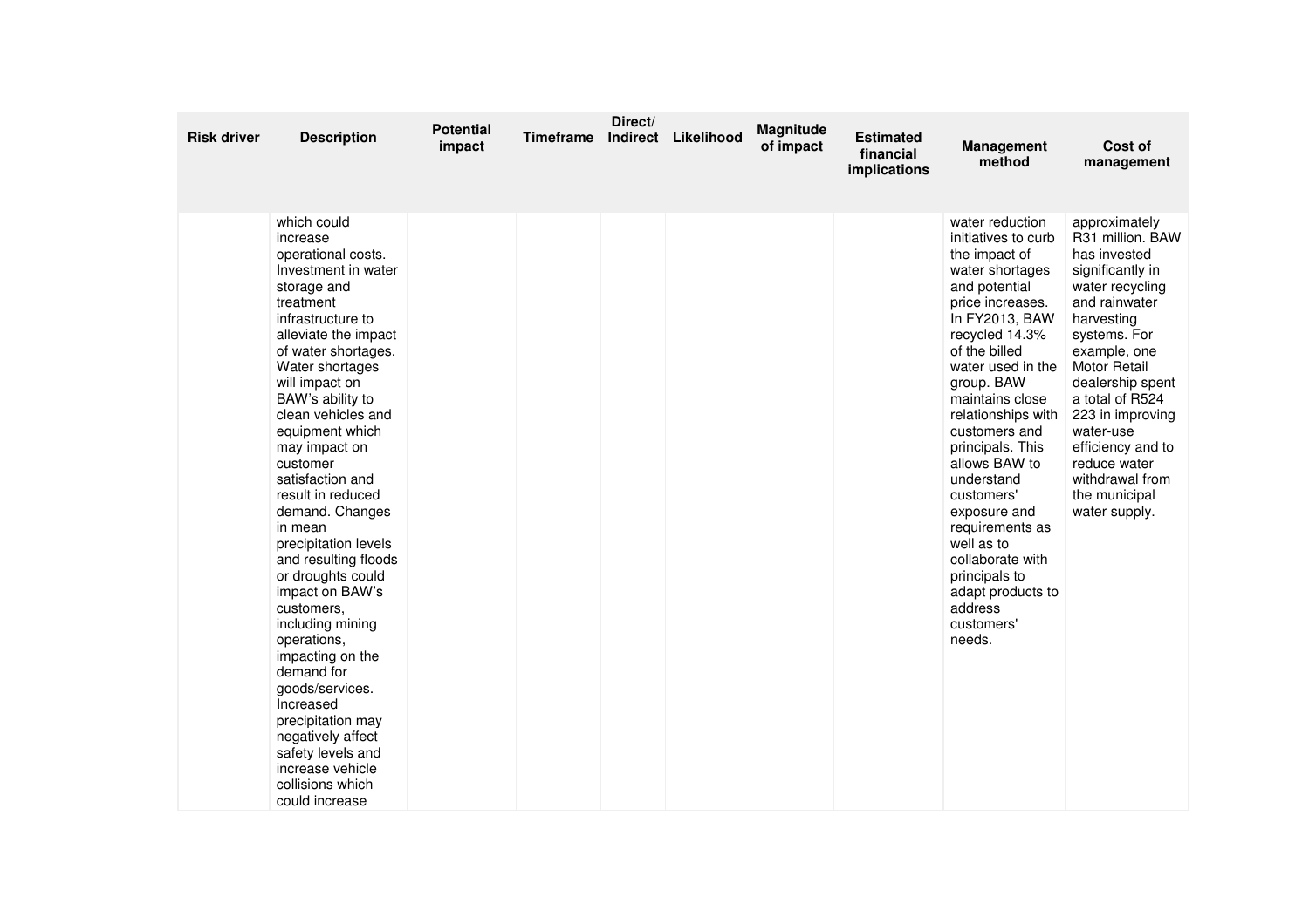| Risk driver | Description | Potential impact | Timeframe | Direct/ Indirect | Likelihood | Magnitude of impact | Estimated financial implications | Management method | Cost of management |
|---|---|---|---|---|---|---|---|---|---|
| | which could increase operational costs. Investment in water storage and treatment infrastructure to alleviate the impact of water shortages. Water shortages will impact on BAW's ability to clean vehicles and equipment which may impact on customer satisfaction and result in reduced demand. Changes in mean precipitation levels and resulting floods or droughts could impact on BAW's customers, including mining operations, impacting on the demand for goods/services. Increased precipitation may negatively affect safety levels and increase vehicle collisions which could increase | | | | | | | water reduction initiatives to curb the impact of water shortages and potential price increases. In FY2013, BAW recycled 14.3% of the billed water used in the group. BAW maintains close relationships with customers and principals. This allows BAW to understand customers' exposure and requirements as well as to collaborate with principals to adapt products to address customers' needs. | approximately R31 million. BAW has invested significantly in water recycling and rainwater harvesting systems. For example, one Motor Retail dealership spent a total of R524 223 in improving water-use efficiency and to reduce water withdrawal from the municipal water supply. |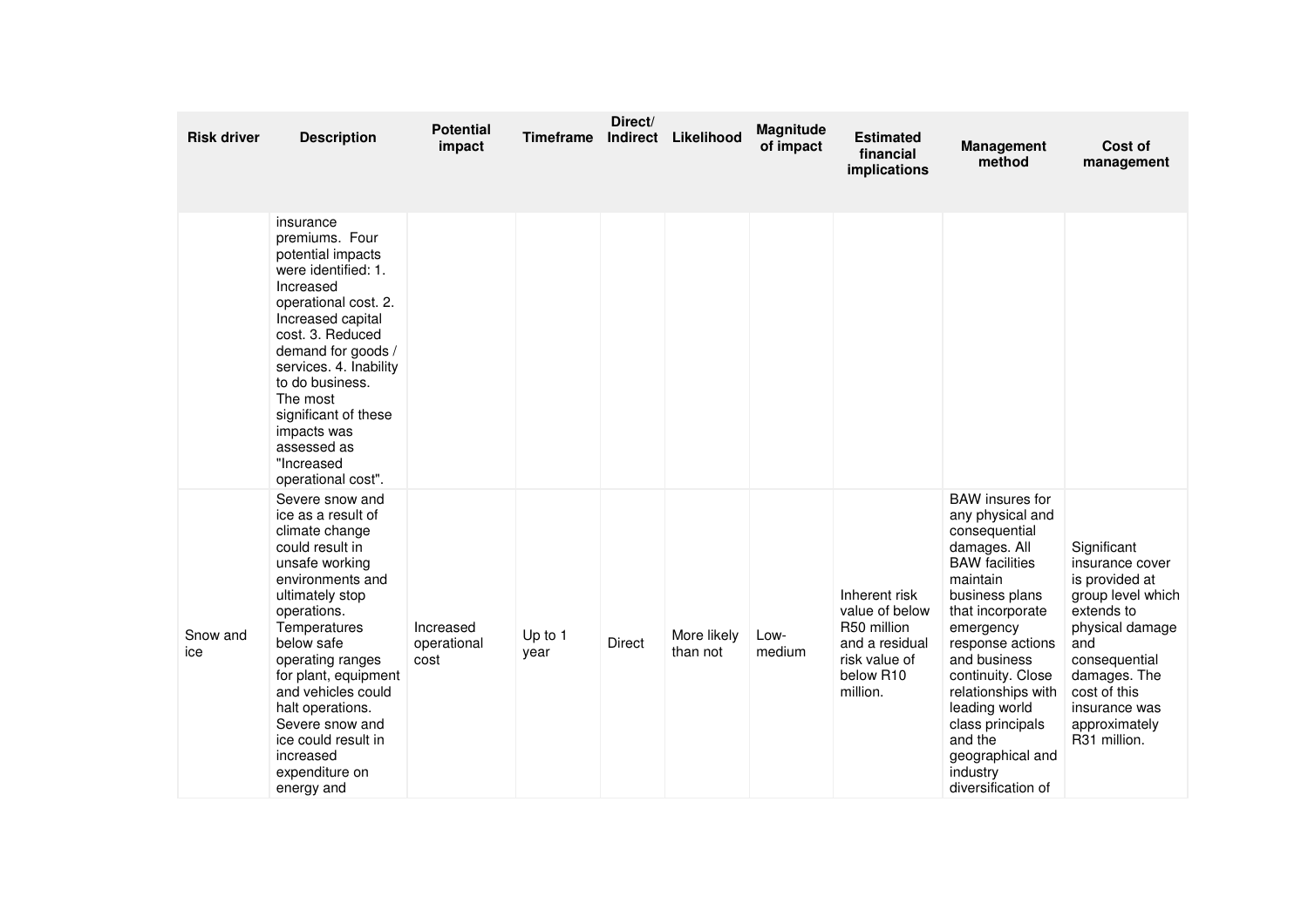| Risk driver | Description | Potential impact | Timeframe | Direct/ Indirect | Likelihood | Magnitude of impact | Estimated financial implications | Management method | Cost of management |
|---|---|---|---|---|---|---|---|---|---|
| | insurance premiums. Four potential impacts were identified: 1. Increased operational cost. 2. Increased capital cost. 3. Reduced demand for goods / services. 4. Inability to do business. The most significant of these impacts was assessed as "Increased operational cost". | | | | | | | | |
| Snow and ice | Severe snow and ice as a result of climate change could result in unsafe working environments and ultimately stop operations. Temperatures below safe operating ranges for plant, equipment and vehicles could halt operations. Severe snow and ice could result in increased expenditure on energy and | Increased operational cost | Up to 1 year | Direct | More likely than not | Low-medium | Inherent risk value of below R50 million and a residual risk value of below R10 million. | BAW insures for any physical and consequential damages. All BAW facilities maintain business plans that incorporate emergency response actions and business continuity. Close relationships with leading world class principals and the geographical and industry diversification of | Significant insurance cover is provided at group level which extends to physical damage and consequential damages. The cost of this insurance was approximately R31 million. |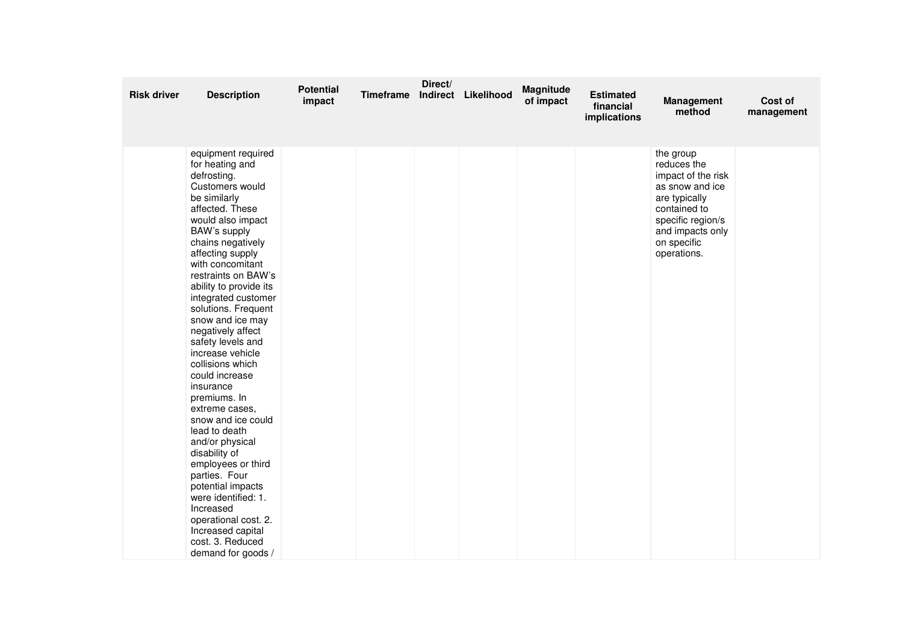| Risk driver | Description | Potential impact | Timeframe | Direct/ Indirect | Likelihood | Magnitude of impact | Estimated financial implications | Management method | Cost of management |
|---|---|---|---|---|---|---|---|---|---|
| | equipment required for heating and defrosting. Customers would be similarly affected. These would also impact BAW's supply chains negatively affecting supply with concomitant restraints on BAW's ability to provide its integrated customer solutions. Frequent snow and ice may negatively affect safety levels and increase vehicle collisions which could increase insurance premiums. In extreme cases, snow and ice could lead to death and/or physical disability of employees or third parties. Four potential impacts were identified: 1. Increased operational cost. 2. Increased capital cost. 3. Reduced demand for goods / | | | | | | | the group reduces the impact of the risk as snow and ice are typically contained to specific region/s and impacts only on specific operations. | |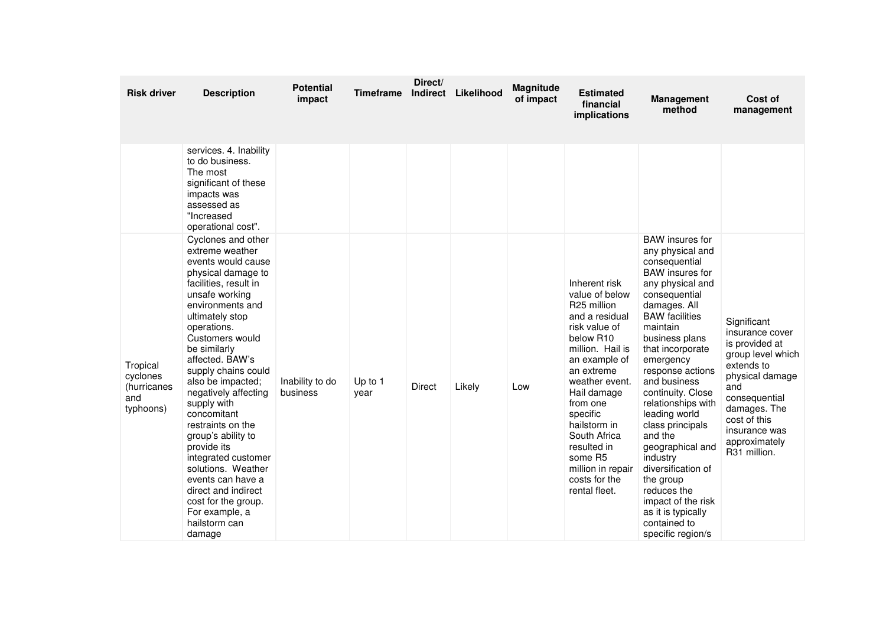| Risk driver | Description | Potential impact | Timeframe | Direct/ Indirect | Likelihood | Magnitude of impact | Estimated financial implications | Management method | Cost of management |
|---|---|---|---|---|---|---|---|---|---|
| | services. 4. Inability to do business. The most significant of these impacts was assessed as "Increased operational cost". | | | | | | | | |
| Tropical cyclones (hurricanes and typhoons) | Cyclones and other extreme weather events would cause physical damage to facilities, result in unsafe working environments and ultimately stop operations. Customers would be similarly affected. BAW's supply chains could also be impacted; negatively affecting supply with concomitant restraints on the group's ability to provide its integrated customer solutions. Weather events can have a direct and indirect cost for the group. For example, a hailstorm can damage | Inability to do business | Up to 1 year | Direct | Likely | Low | Inherent risk value of below R25 million and a residual risk value of below R10 million. Hail is an example of an extreme weather event. Hail damage from one specific hailstorm in South Africa resulted in some R5 million in repair costs for the rental fleet. | BAW insures for any physical and consequential BAW insures for any physical and consequential damages. All BAW facilities maintain business plans that incorporate emergency response actions and business continuity. Close relationships with leading world class principals and the geographical and industry diversification of the group reduces the impact of the risk as it is typically contained to specific region/s | Significant insurance cover is provided at group level which extends to physical damage and consequential damages. The cost of this insurance was approximately R31 million. |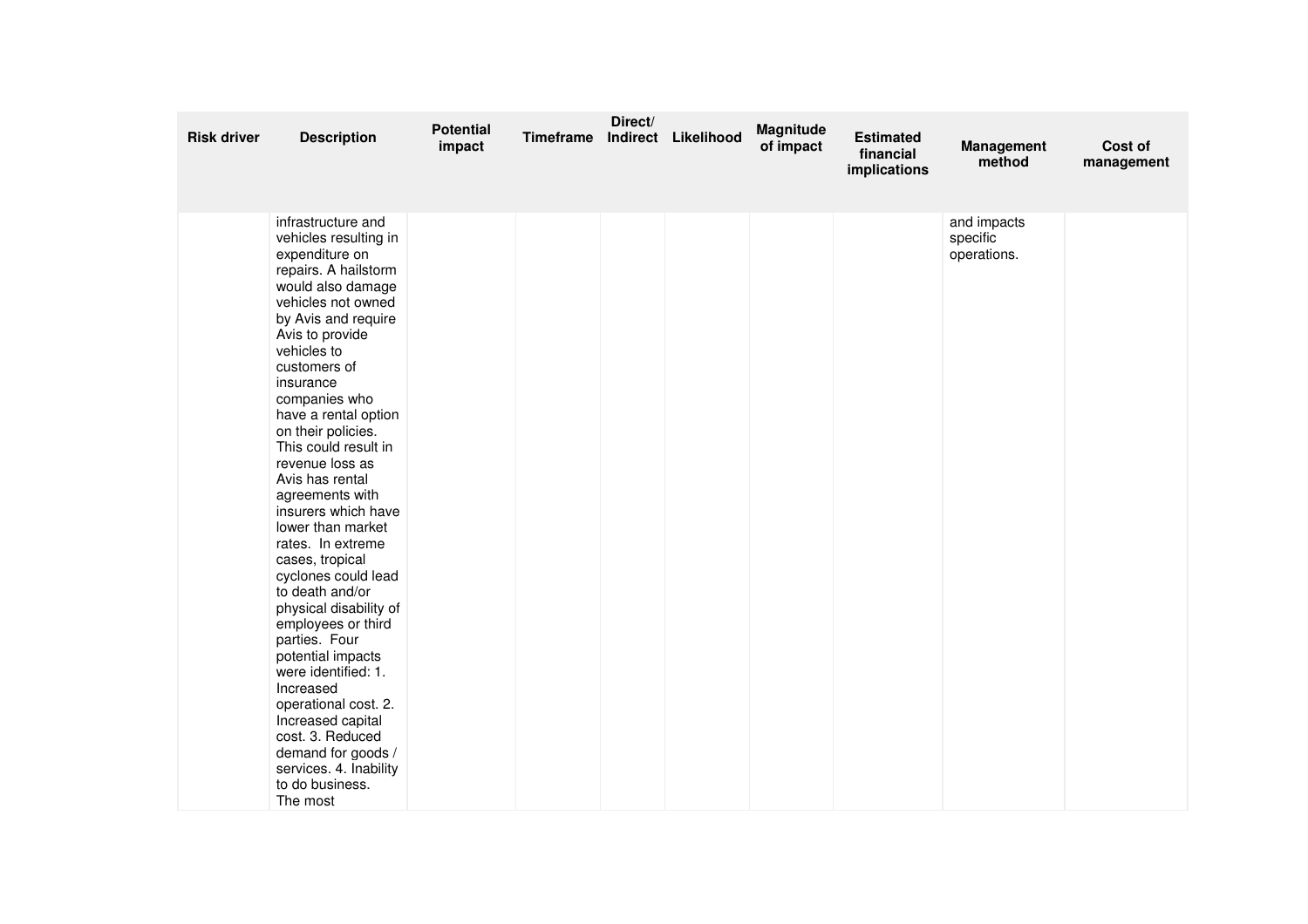| Risk driver | Description | Potential impact | Timeframe | Direct/ Indirect | Likelihood | Magnitude of impact | Estimated financial implications | Management method | Cost of management |
|---|---|---|---|---|---|---|---|---|---|
| | infrastructure and vehicles resulting in expenditure on repairs. A hailstorm would also damage vehicles not owned by Avis and require Avis to provide vehicles to customers of insurance companies who have a rental option on their policies. This could result in revenue loss as Avis has rental agreements with insurers which have lower than market rates. In extreme cases, tropical cyclones could lead to death and/or physical disability of employees or third parties. Four potential impacts were identified: 1. Increased operational cost. 2. Increased capital cost. 3. Reduced demand for goods / services. 4. Inability to do business. The most | | | | | | | and impacts specific operations. | |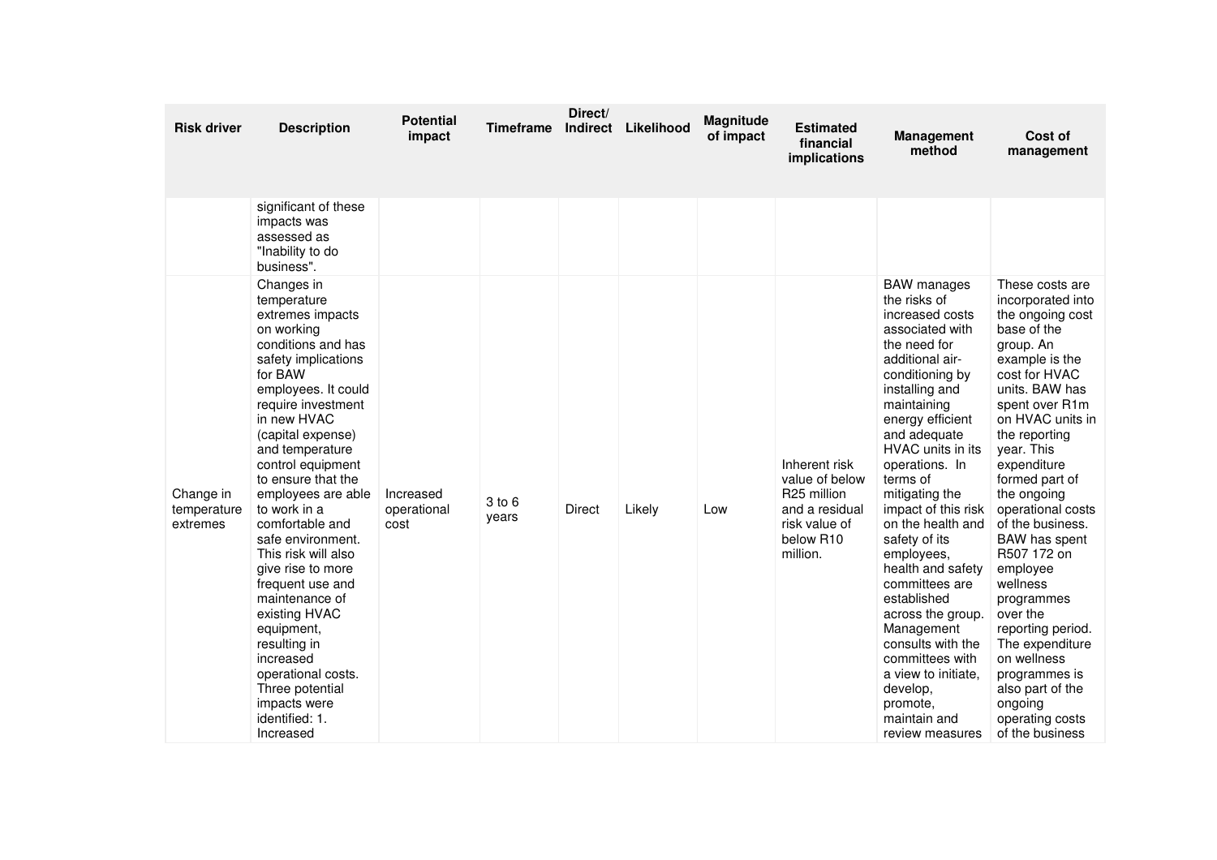| Risk driver | Description | Potential impact | Timeframe | Direct/ Indirect | Likelihood | Magnitude of impact | Estimated financial implications | Management method | Cost of management |
|---|---|---|---|---|---|---|---|---|---|
| | significant of these impacts was assessed as "Inability to do business". | | | | | | | | |
| Change in temperature extremes | Changes in temperature extremes impacts on working conditions and has safety implications for BAW employees. It could require investment in new HVAC (capital expense) and temperature control equipment to ensure that the employees are able to work in a comfortable and safe environment. This risk will also give rise to more frequent use and maintenance of existing HVAC equipment, resulting in increased operational costs. Three potential impacts were identified: 1. Increased | Increased operational cost | 3 to 6 years | Direct | Likely | Low | Inherent risk value of below R25 million and a residual risk value of below R10 million. | BAW manages the risks of increased costs associated with the need for additional air-conditioning by installing and maintaining energy efficient and adequate HVAC units in its operations. In terms of mitigating the impact of this risk on the health and safety of its employees, health and safety committees are established across the group. Management consults with the committees with a view to initiate, develop, promote, maintain and review measures | These costs are incorporated into the ongoing cost base of the group. An example is the cost for HVAC units. BAW has spent over R1m on HVAC units in the reporting year. This expenditure formed part of the ongoing operational costs of the business. BAW has spent R507 172 on employee wellness programmes over the reporting period. The expenditure on wellness programmes is also part of the ongoing operating costs of the business |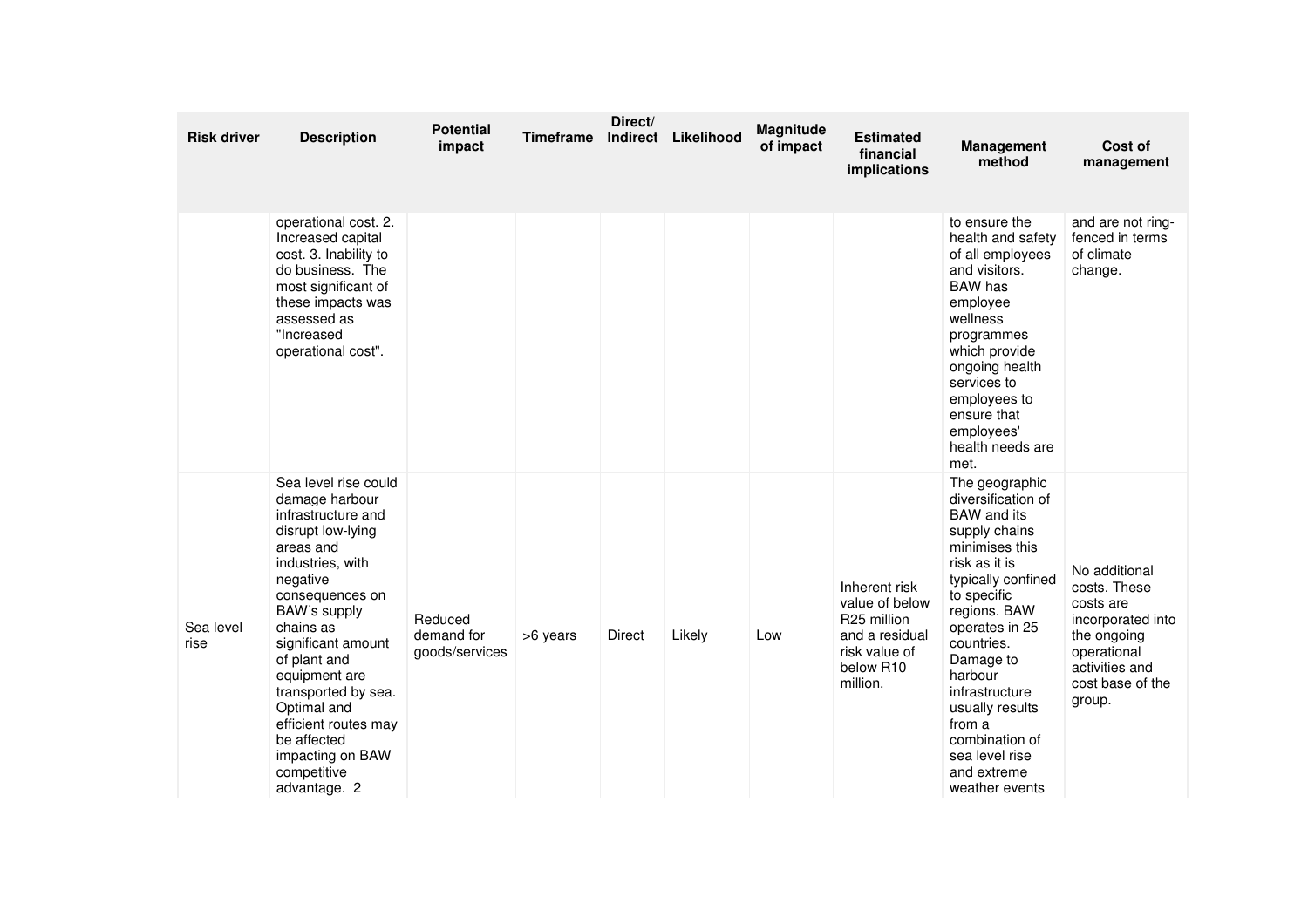| Risk driver | Description | Potential impact | Timeframe | Direct/ Indirect | Likelihood | Magnitude of impact | Estimated financial implications | Management method | Cost of management |
|---|---|---|---|---|---|---|---|---|---|
| | operational cost. 2. Increased capital cost. 3. Inability to do business. The most significant of these impacts was assessed as "Increased operational cost". | | | | | | | to ensure the health and safety of all employees and visitors. BAW has employee wellness programmes which provide ongoing health services to employees to ensure that employees' health needs are met. | and are not ring-fenced in terms of climate change. |
| Sea level rise | Sea level rise could damage harbour infrastructure and disrupt low-lying areas and industries, with negative consequences on BAW's supply chains as significant amount of plant and equipment are transported by sea. Optimal and efficient routes may be affected impacting on BAW competitive advantage. 2 | Reduced demand for goods/services | >6 years | Direct | Likely | Low | Inherent risk value of below R25 million and a residual risk value of below R10 million. | The geographic diversification of BAW and its supply chains minimises this risk as it is typically confined to specific regions. BAW operates in 25 countries. Damage to harbour infrastructure usually results from a combination of sea level rise and extreme weather events | No additional costs. These costs are incorporated into the ongoing operational activities and cost base of the group. |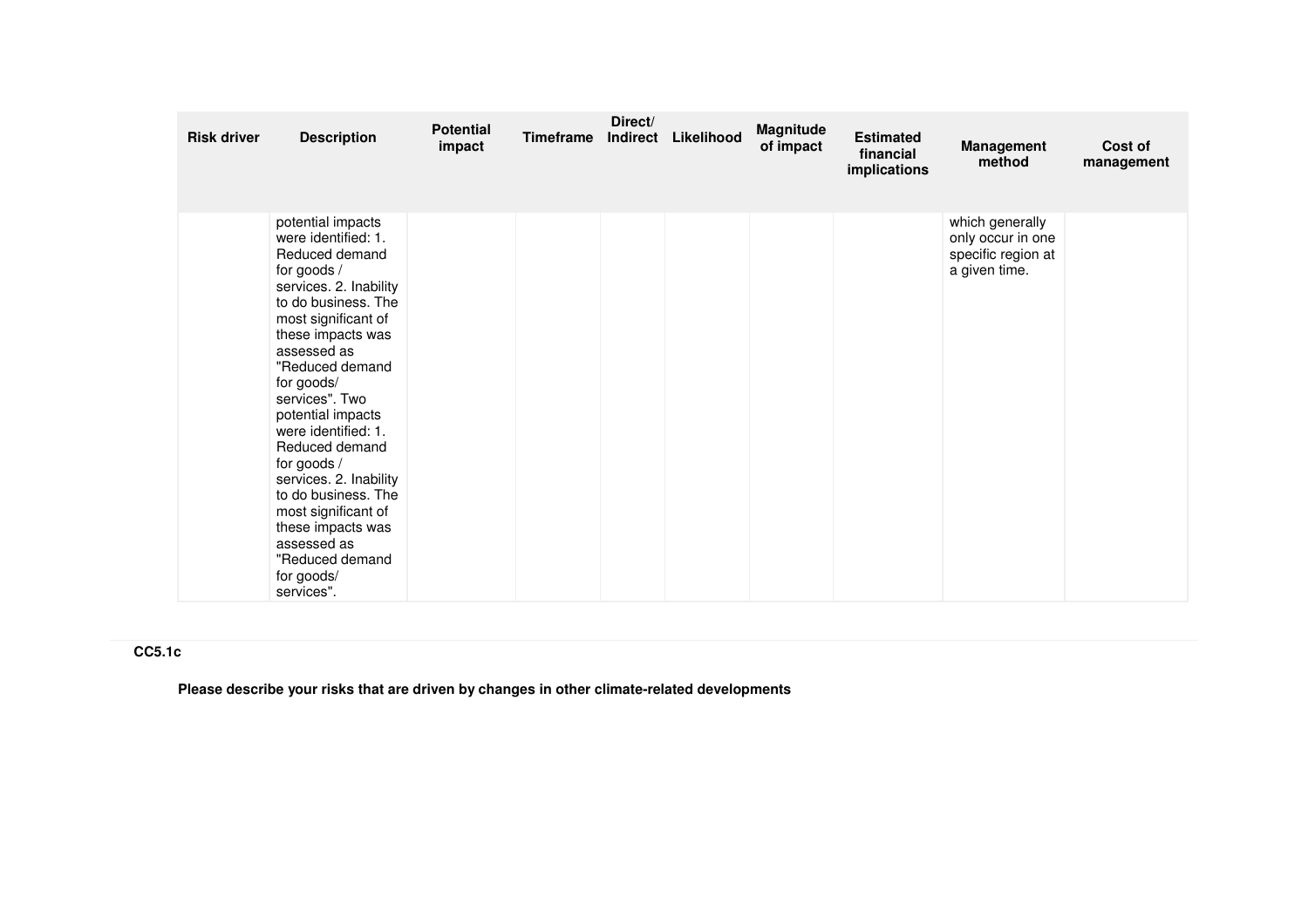| Risk driver | Description | Potential impact | Timeframe | Direct/ Indirect | Likelihood | Magnitude of impact | Estimated financial implications | Management method | Cost of management |
|---|---|---|---|---|---|---|---|---|---|
| | potential impacts were identified: 1. Reduced demand for goods / services. 2. Inability to do business. The most significant of these impacts was assessed as "Reduced demand for goods/ services". Two potential impacts were identified: 1. Reduced demand for goods / services. 2. Inability to do business. The most significant of these impacts was assessed as "Reduced demand for goods/ services". | | | | | | | which generally only occur in one specific region at a given time. | |

**CC5.1c**

**Please describe your risks that are driven by changes in other climate-related developments**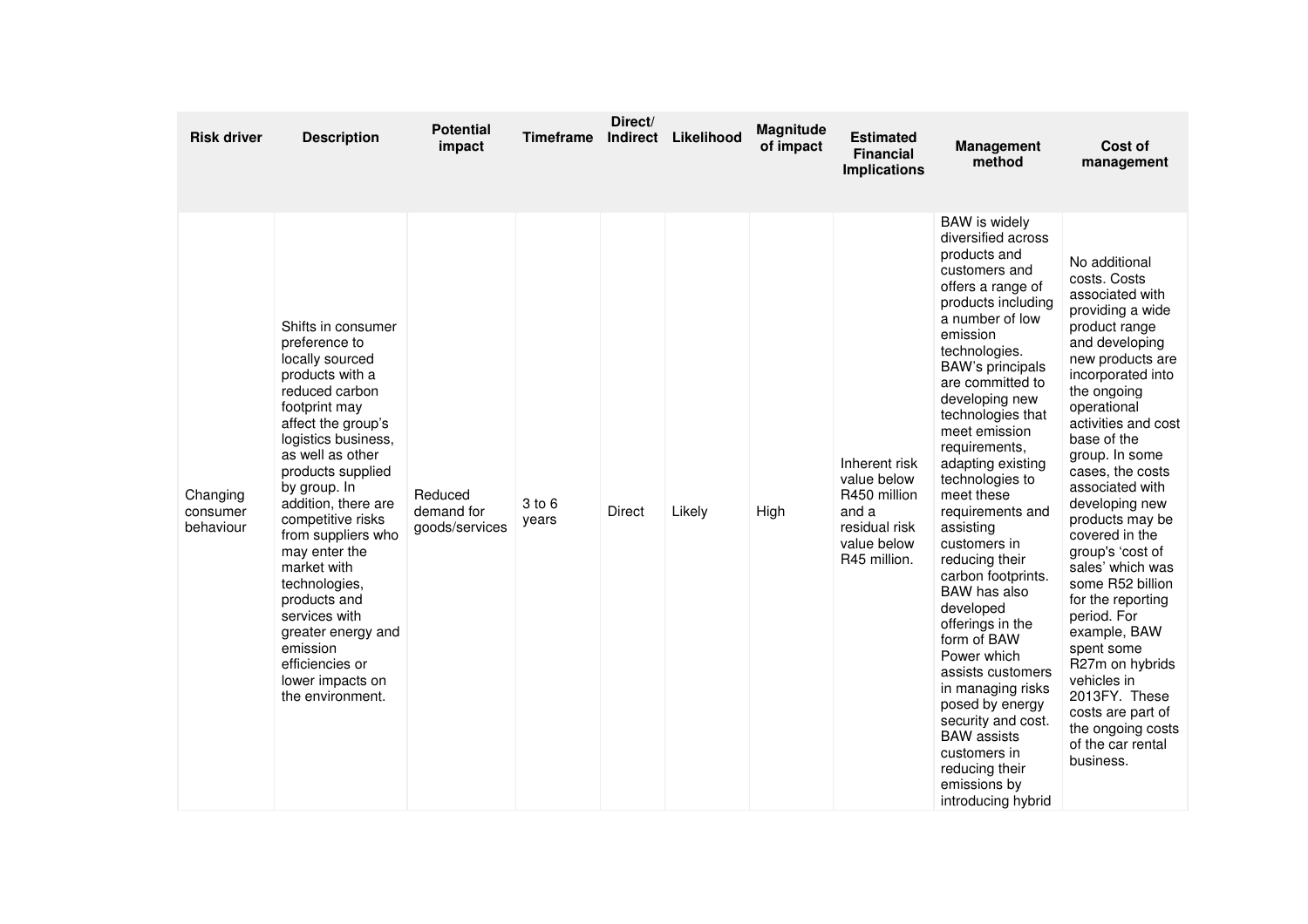| Risk driver | Description | Potential impact | Timeframe | Direct/ Indirect | Likelihood | Magnitude of impact | Estimated Financial Implications | Management method | Cost of management |
|---|---|---|---|---|---|---|---|---|---|
| Changing consumer behaviour | Shifts in consumer preference to locally sourced products with a reduced carbon footprint may affect the group's logistics business, as well as other products supplied by group. In addition, there are competitive risks from suppliers who may enter the market with technologies, products and services with greater energy and emission efficiencies or lower impacts on the environment. | Reduced demand for goods/services | 3 to 6 years | Direct | Likely | High | Inherent risk value below R450 million and a residual risk value below R45 million. | BAW is widely diversified across products and customers and offers a range of products including a number of low emission technologies. BAW's principals are committed to developing new technologies that meet emission requirements, adapting existing technologies to meet these requirements and assisting customers in reducing their carbon footprints. BAW has also developed offerings in the form of BAW Power which assists customers in managing risks posed by energy security and cost. BAW assists customers in reducing their emissions by introducing hybrid | No additional costs. Costs associated with providing a wide product range and developing new products are incorporated into the ongoing operational activities and cost base of the group. In some cases, the costs associated with developing new products may be covered in the group's 'cost of sales' which was some R52 billion for the reporting period. For example, BAW spent some R27m on hybrids vehicles in 2013FY. These costs are part of the ongoing costs of the car rental business. |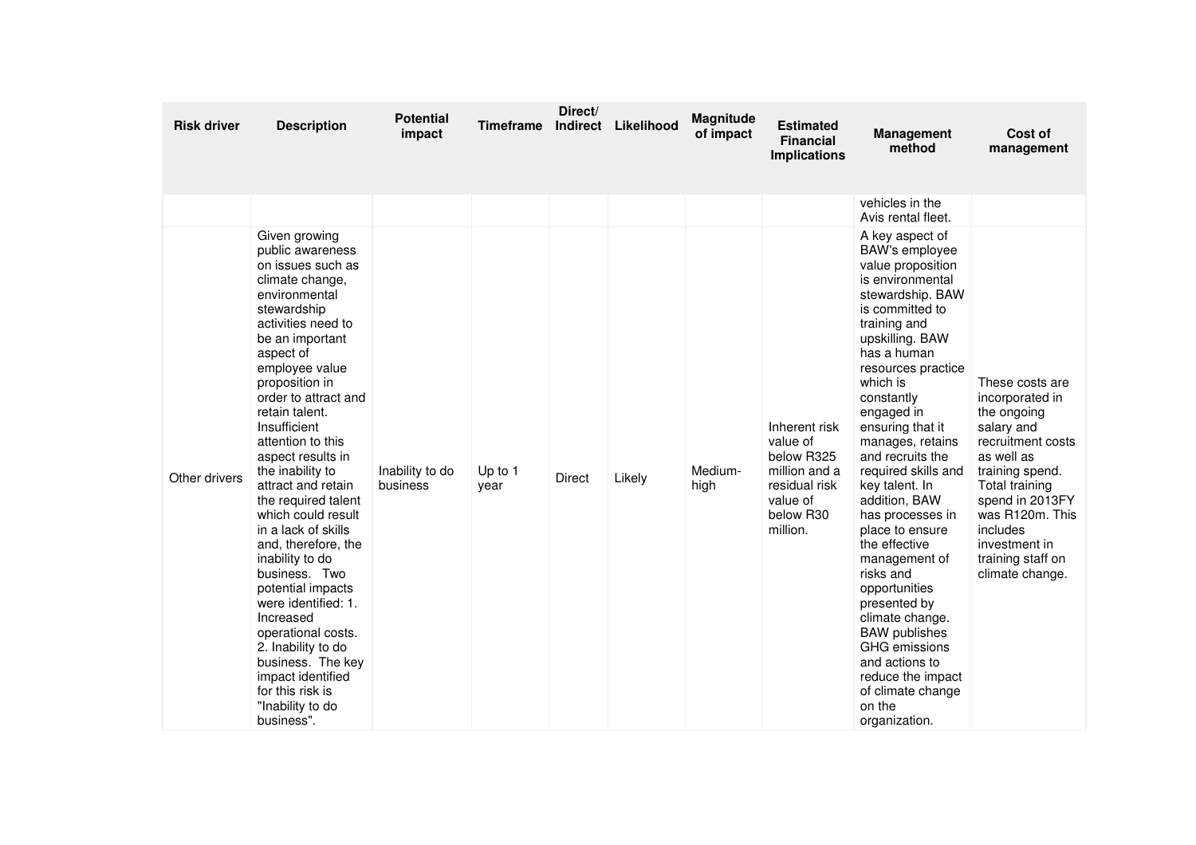| Risk driver | Description | Potential impact | Timeframe | Direct/ Indirect | Likelihood | Magnitude of impact | Estimated Financial Implications | Management method | Cost of management |
|---|---|---|---|---|---|---|---|---|---|
| | | | | | | | | vehicles in the Avis rental fleet. | |
| Other drivers | Given growing public awareness on issues such as climate change, environmental stewardship activities need to be an important aspect of employee value proposition in order to attract and retain talent. Insufficient attention to this aspect results in the inability to attract and retain the required talent which could result in a lack of skills and, therefore, the inability to do business. Two potential impacts were identified: 1. Increased operational costs. 2. Inability to do business. The key impact identified for this risk is "Inability to do business". | Inability to do business | Up to 1 year | Direct | Likely | Medium-high | Inherent risk value of below R325 million and a residual risk value of below R30 million. | A key aspect of BAW's employee value proposition is environmental stewardship. BAW is committed to training and upskilling. BAW has a human resources practice which is constantly engaged in ensuring that it manages, retains and recruits the required skills and key talent. In addition, BAW has processes in place to ensure the effective management of risks and opportunities presented by climate change. BAW publishes GHG emissions and actions to reduce the impact of climate change on the organization. | These costs are incorporated in the ongoing salary and recruitment costs as well as training spend. Total training spend in 2013FY was R120m. This includes investment in training staff on climate change. |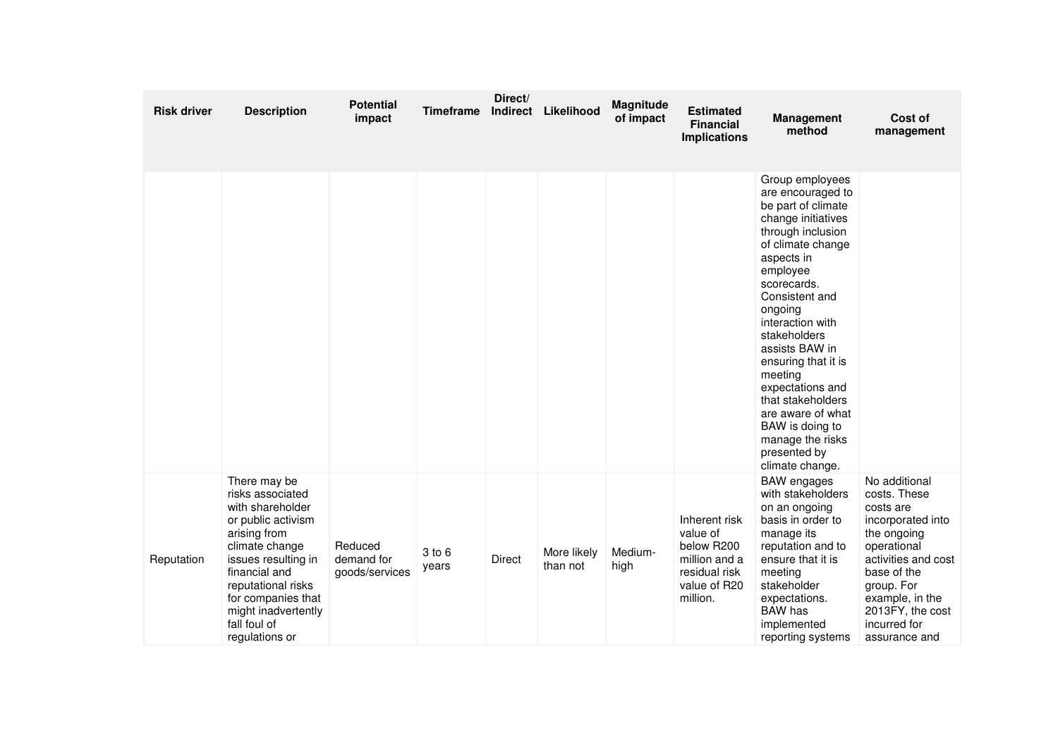| Risk driver | Description | Potential impact | Timeframe | Direct/ Indirect | Likelihood | Magnitude of impact | Estimated Financial Implications | Management method | Cost of management |
|---|---|---|---|---|---|---|---|---|---|
| | | | | | | | | Group employees are encouraged to be part of climate change initiatives through inclusion of climate change aspects in employee scorecards. Consistent and ongoing interaction with stakeholders assists BAW in ensuring that it is meeting expectations and that stakeholders are aware of what BAW is doing to manage the risks presented by climate change. | |
| Reputation | There may be risks associated with shareholder or public activism arising from climate change issues resulting in financial and reputational risks for companies that might inadvertently fall foul of regulations or | Reduced demand for goods/services | 3 to 6 years | Direct | More likely than not | Medium-high | Inherent risk value of below R200 million and a residual risk value of R20 million. | BAW engages with stakeholders on an ongoing basis in order to manage its reputation and to ensure that it is meeting stakeholder expectations. BAW has implemented reporting systems | No additional costs. These costs are incorporated into the ongoing operational activities and cost base of the group. For example, in the 2013FY, the cost incurred for assurance and |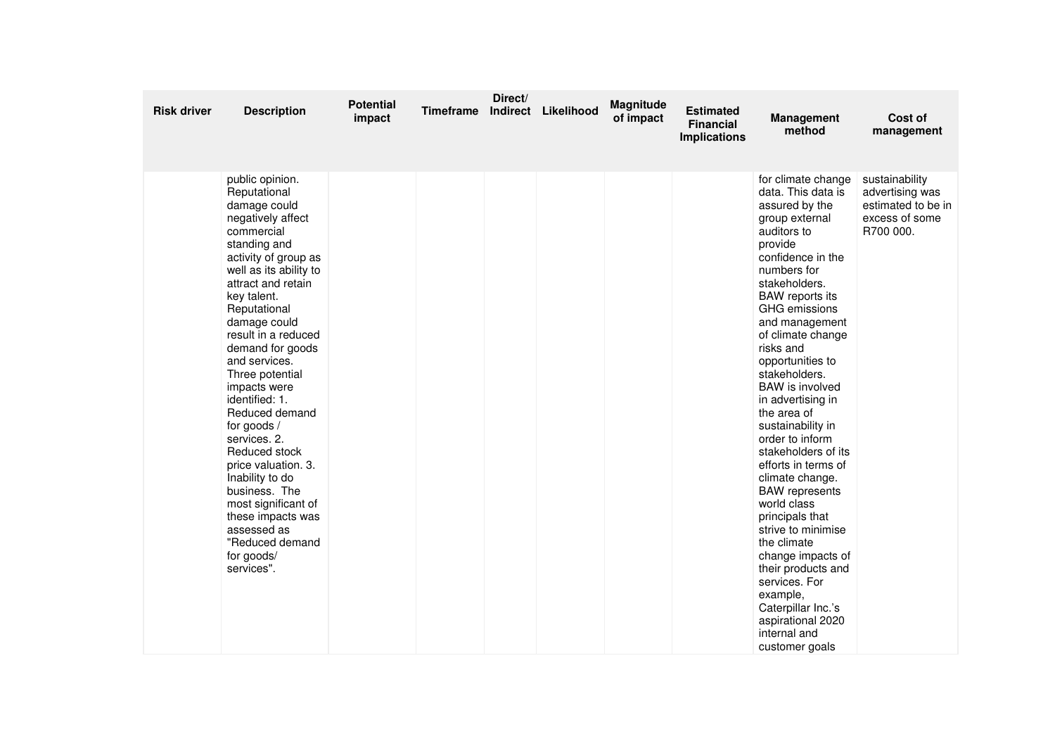| Risk driver | Description | Potential impact | Timeframe | Direct/ Indirect | Likelihood | Magnitude of impact | Estimated Financial Implications | Management method | Cost of management |
|---|---|---|---|---|---|---|---|---|---|
| | public opinion. Reputational damage could negatively affect commercial standing and activity of group as well as its ability to attract and retain key talent. Reputational damage could result in a reduced demand for goods and services. Three potential impacts were identified: 1. Reduced demand for goods / services. 2. Reduced stock price valuation. 3. Inability to do business. The most significant of these impacts was assessed as "Reduced demand for goods/ services". | | | | | | | for climate change data. This data is assured by the group external auditors to provide confidence in the numbers for stakeholders. BAW reports its GHG emissions and management of climate change risks and opportunities to stakeholders. BAW is involved in advertising in the area of sustainability in order to inform stakeholders of its efforts in terms of climate change. BAW represents world class principals that strive to minimise the climate change impacts of their products and services. For example, Caterpillar Inc.'s aspirational 2020 internal and customer goals | sustainability advertising was estimated to be in excess of some R700 000. |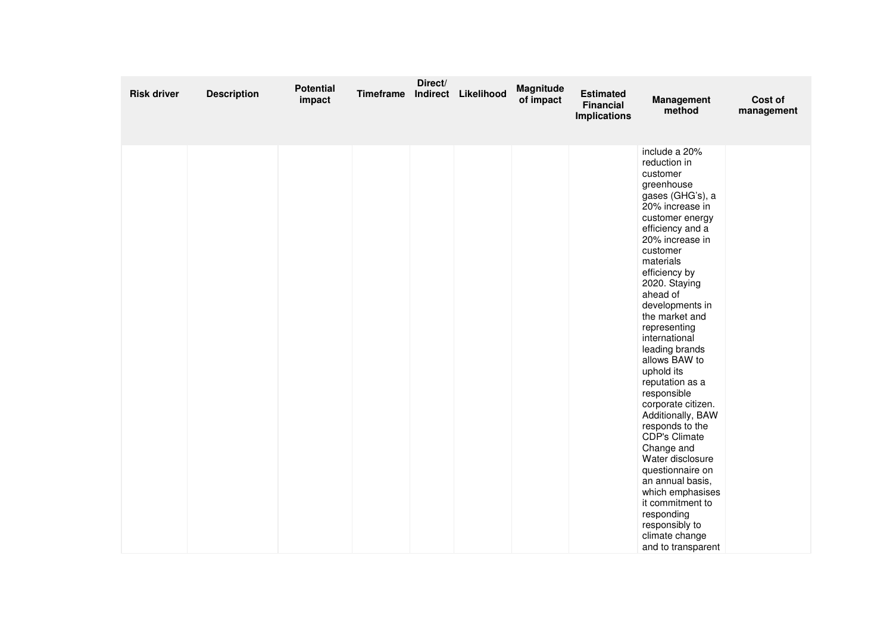| Risk driver | Description | Potential impact | Timeframe | Direct/ Indirect | Likelihood | Magnitude of impact | Estimated Financial Implications | Management method | Cost of management |
|---|---|---|---|---|---|---|---|---|---|
| | | | | | | | | include a 20% reduction in customer greenhouse gases (GHG's), a 20% increase in customer energy efficiency and a 20% increase in customer materials efficiency by 2020. Staying ahead of developments in the market and representing international leading brands allows BAW to uphold its reputation as a responsible corporate citizen. Additionally, BAW responds to the CDP's Climate Change and Water disclosure questionnaire on an annual basis, which emphasises it commitment to responding responsibly to climate change and to transparent | |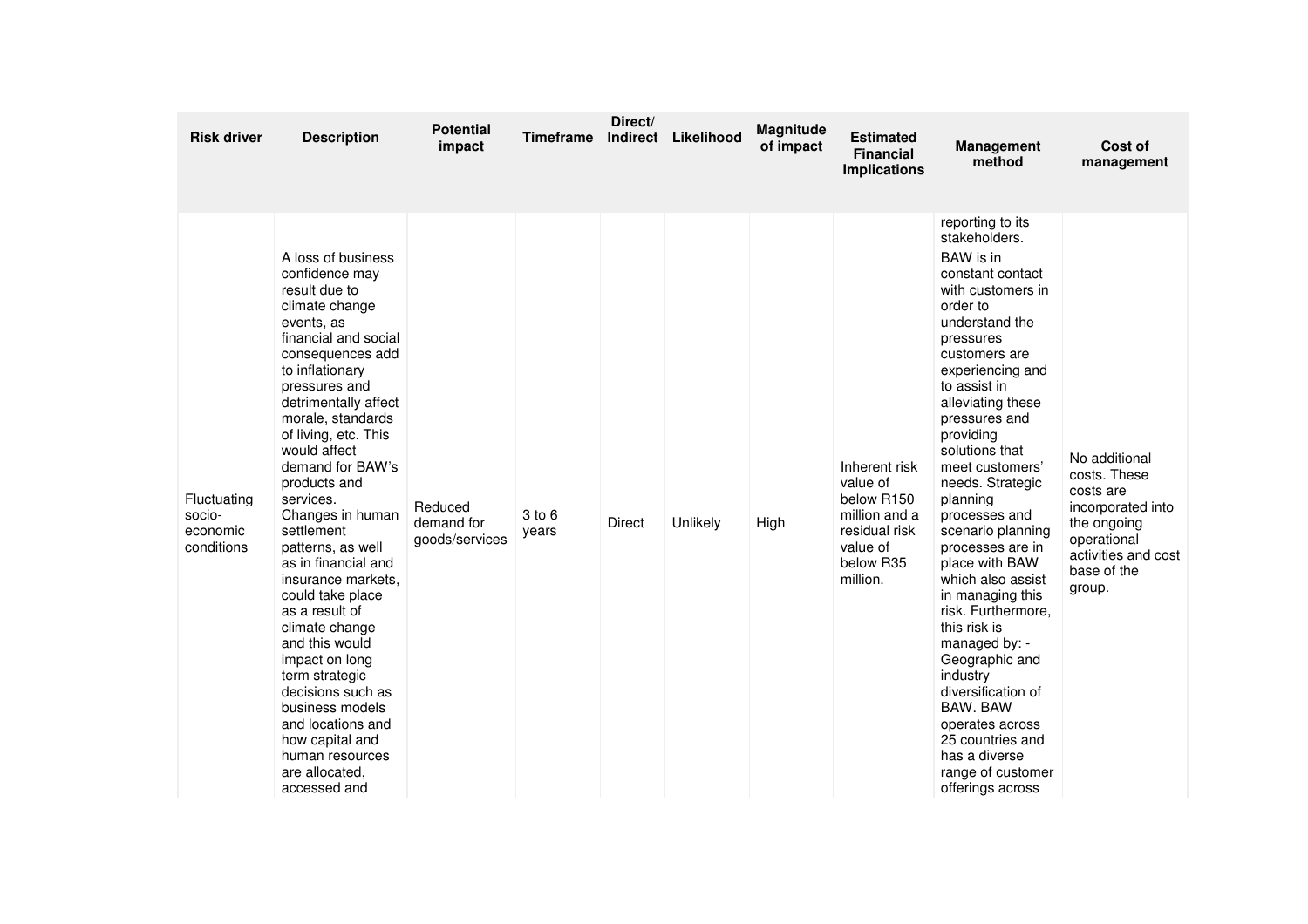| Risk driver | Description | Potential impact | Timeframe | Direct/ Indirect | Likelihood | Magnitude of impact | Estimated Financial Implications | Management method | Cost of management |
|---|---|---|---|---|---|---|---|---|---|
| | | | | | | | | reporting to its stakeholders. | |
| Fluctuating socio-economic conditions | A loss of business confidence may result due to climate change events, as financial and social consequences add to inflationary pressures and detrimentally affect morale, standards of living, etc. This would affect demand for BAW's products and services. Changes in human settlement patterns, as well as in financial and insurance markets, could take place as a result of climate change and this would impact on long term strategic decisions such as business models and locations and how capital and human resources are allocated, accessed and | Reduced demand for goods/services | 3 to 6 years | Direct | Unlikely | High | Inherent risk value of below R150 million and a residual risk value of below R35 million. | BAW is in constant contact with customers in order to understand the pressures customers are experiencing and to assist in alleviating these pressures and providing solutions that meet customers' needs. Strategic planning processes and scenario planning processes are in place with BAW which also assist in managing this risk. Furthermore, this risk is managed by: - Geographic and industry diversification of BAW. BAW operates across 25 countries and has a diverse range of customer offerings across | No additional costs. These costs are incorporated into the ongoing operational activities and cost base of the group. |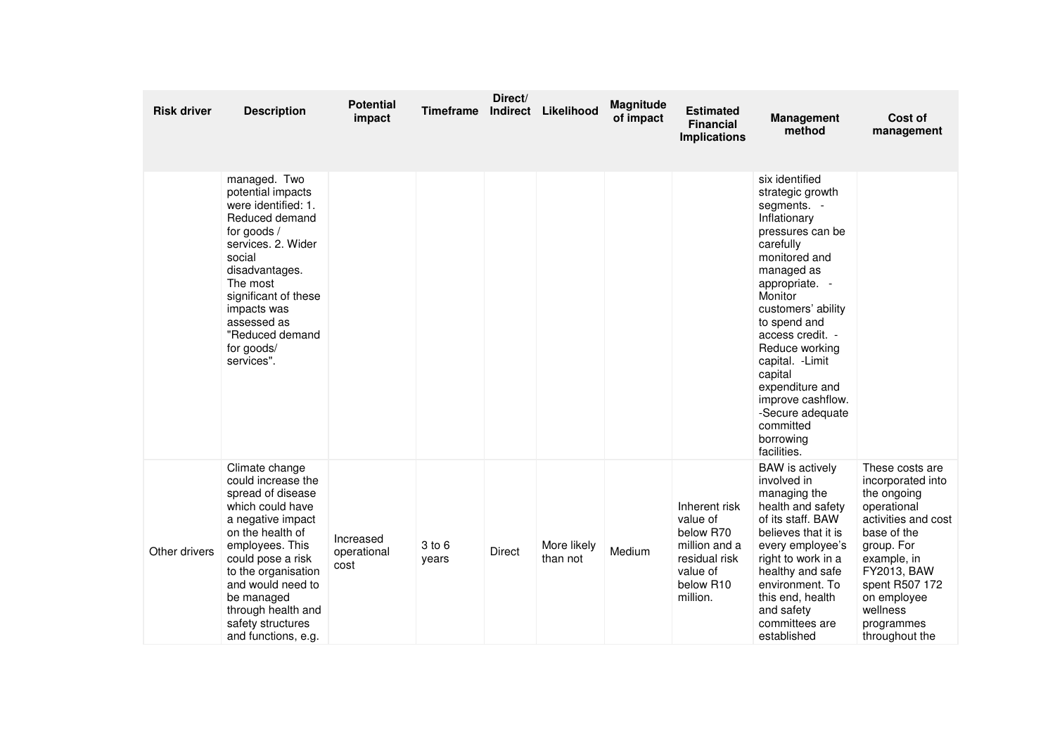| Risk driver | Description | Potential impact | Timeframe | Direct/ Indirect | Likelihood | Magnitude of impact | Estimated Financial Implications | Management method | Cost of management |
|---|---|---|---|---|---|---|---|---|---|
| | managed. Two potential impacts were identified: 1. Reduced demand for goods / services. 2. Wider social disadvantages. The most significant of these impacts was assessed as "Reduced demand for goods/ services". | | | | | | | six identified strategic growth segments. - Inflationary pressures can be carefully monitored and managed as appropriate. - Monitor customers' ability to spend and access credit. - Reduce working capital. -Limit capital expenditure and improve cashflow. -Secure adequate committed borrowing facilities. | |
| Other drivers | Climate change could increase the spread of disease which could have a negative impact on the health of employees. This could pose a risk to the organisation and would need to be managed through health and safety structures and functions, e.g. | Increased operational cost | 3 to 6 years | Direct | More likely than not | Medium | Inherent risk value of below R70 million and a residual risk value of below R10 million. | BAW is actively involved in managing the health and safety of its staff. BAW believes that it is every employee's right to work in a healthy and safe environment. To this end, health and safety committees are established | These costs are incorporated into the ongoing operational activities and cost base of the group. For example, in FY2013, BAW spent R507 172 on employee wellness programmes throughout the |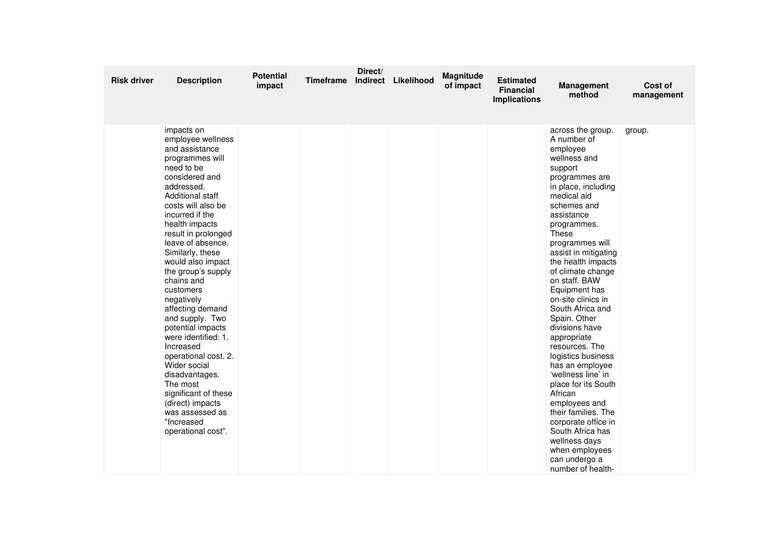| Risk driver | Description | Potential impact | Timeframe | Direct/ Indirect | Likelihood | Magnitude of impact | Estimated Financial Implications | Management method | Cost of management |
|---|---|---|---|---|---|---|---|---|---|
| | impacts on employee wellness and assistance programmes will need to be considered and addressed. Additional staff costs will also be incurred if the health impacts result in prolonged leave of absence. Similarly, these would also impact the group's supply chains and customers negatively affecting demand and supply. Two potential impacts were identified: 1. Increased operational cost. 2. Wider social disadvantages. The most significant of these (direct) impacts was assessed as "Increased operational cost". | | | | | | | across the group. A number of employee wellness and support programmes are in place, including medical aid schemes and assistance programmes. These programmes will assist in mitigating the health impacts of climate change on staff. BAW Equipment has on-site clinics in South Africa and Spain. Other divisions have appropriate resources. The logistics business has an employee 'wellness line' in place for its South African employees and their families. The corporate office in South Africa has wellness days when employees can undergo a number of health- | group. |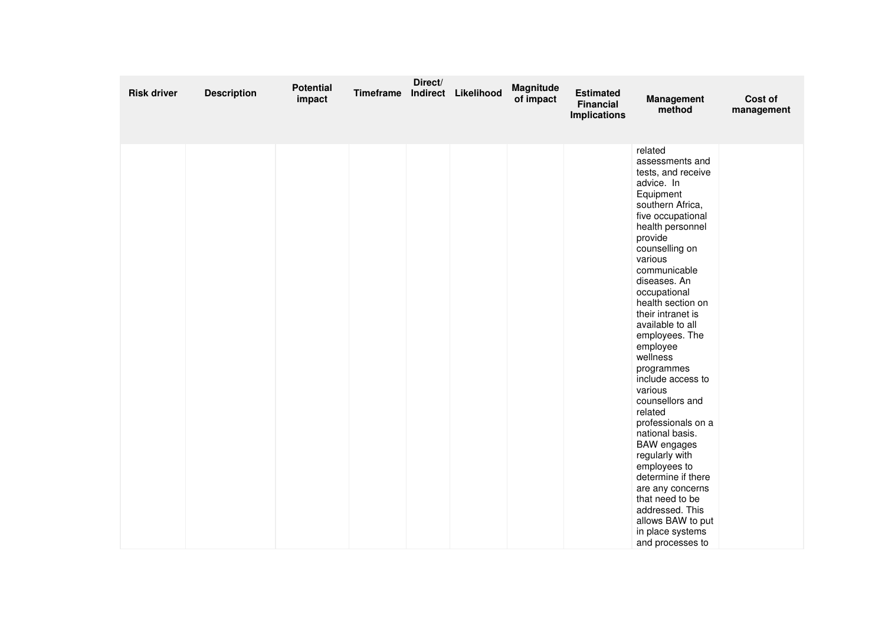| Risk driver | Description | Potential impact | Timeframe | Direct/ Indirect | Likelihood | Magnitude of impact | Estimated Financial Implications | Management method | Cost of management |
|---|---|---|---|---|---|---|---|---|---|
| | | | | | | | | related assessments and tests, and receive advice. In Equipment southern Africa, five occupational health personnel provide counselling on various communicable diseases. An occupational health section on their intranet is available to all employees. The employee wellness programmes include access to various counsellors and related professionals on a national basis. BAW engages regularly with employees to determine if there are any concerns that need to be addressed. This allows BAW to put in place systems and processes to | |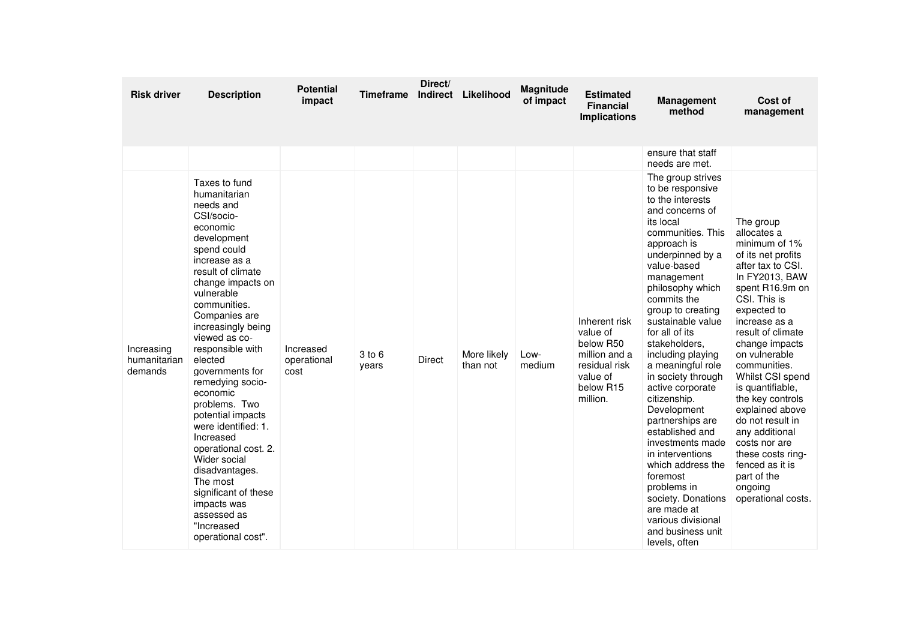| Risk driver | Description | Potential impact | Timeframe | Direct/ Indirect | Likelihood | Magnitude of impact | Estimated Financial Implications | Management method | Cost of management |
|---|---|---|---|---|---|---|---|---|---|
| | | | | | | | | ensure that staff needs are met. | |
| Increasing humanitarian demands | Taxes to fund humanitarian needs and CSI/socio-economic development spend could increase as a result of climate change impacts on vulnerable communities. Companies are increasingly being viewed as co-responsible with elected governments for remedying socio-economic problems. Two potential impacts were identified: 1. Increased operational cost. 2. Wider social disadvantages. The most significant of these impacts was assessed as "Increased operational cost". | Increased operational cost | 3 to 6 years | Direct | More likely than not | Low-medium | Inherent risk value of below R50 million and a residual risk value of below R15 million. | The group strives to be responsive to the interests and concerns of its local communities. This approach is underpinned by a value-based management philosophy which commits the group to creating sustainable value for all of its stakeholders, including playing a meaningful role in society through active corporate citizenship. Development partnerships are established and investments made in interventions which address the foremost problems in society. Donations are made at various divisional and business unit levels, often | The group allocates a minimum of 1% of its net profits after tax to CSI. In FY2013, BAW spent R16.9m on CSI. This is expected to increase as a result of climate change impacts on vulnerable communities. Whilst CSI spend is quantifiable, the key controls explained above do not result in any additional costs nor are these costs ring-fenced as it is part of the ongoing operational costs. |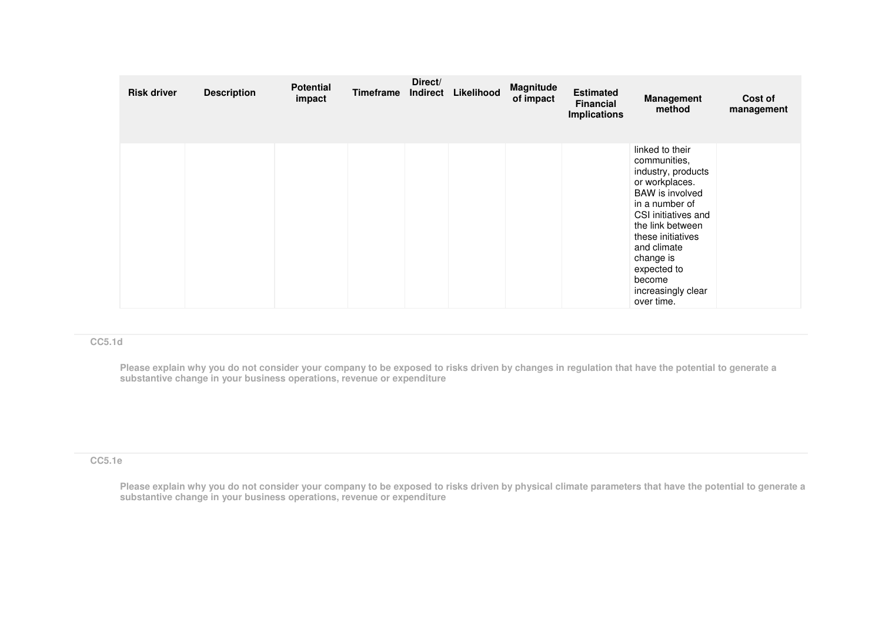| Risk driver | Description | Potential impact | Timeframe | Direct/ Indirect | Likelihood | Magnitude of impact | Estimated Financial Implications | Management method | Cost of management |
|---|---|---|---|---|---|---|---|---|---|
| | | | | | | | | linked to their communities, industry, products or workplaces. BAW is involved in a number of CSI initiatives and the link between these initiatives and climate change is expected to become increasingly clear over time. | |

### CC5.1d

**Please explain why you do not consider your company to be exposed to risks driven by changes in regulation that have the potential to generate a substantive change in your business operations, revenue or expenditure**

### CC5.1e

**Please explain why you do not consider your company to be exposed to risks driven by physical climate parameters that have the potential to generate a substantive change in your business operations, revenue or expenditure**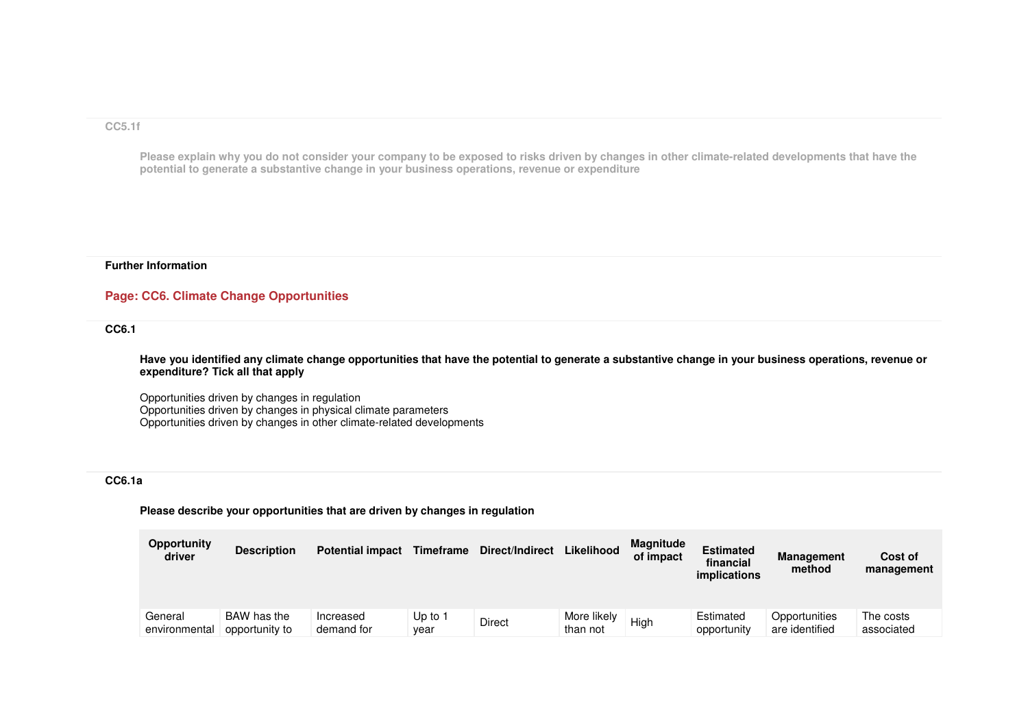CC5.1f

Please explain why you do not consider your company to be exposed to risks driven by changes in other climate-related developments that have the potential to generate a substantive change in your business operations, revenue or expenditure

**Further Information**

## Page: CC6. Climate Change Opportunities

**CC6.1**

**Have you identified any climate change opportunities that have the potential to generate a substantive change in your business operations, revenue or expenditure? Tick all that apply**

Opportunities driven by changes in regulation
Opportunities driven by changes in physical climate parameters
Opportunities driven by changes in other climate-related developments

**CC6.1a**

**Please describe your opportunities that are driven by changes in regulation**

| Opportunity driver | Description | Potential impact | Timeframe | Direct/Indirect | Likelihood | Magnitude of impact | Estimated financial implications | Management method | Cost of management |
|---|---|---|---|---|---|---|---|---|---|
| General environmental | BAW has the opportunity to | Increased demand for | Up to 1 year | Direct | More likely than not | High | Estimated opportunity | Opportunities are identified | The costs associated |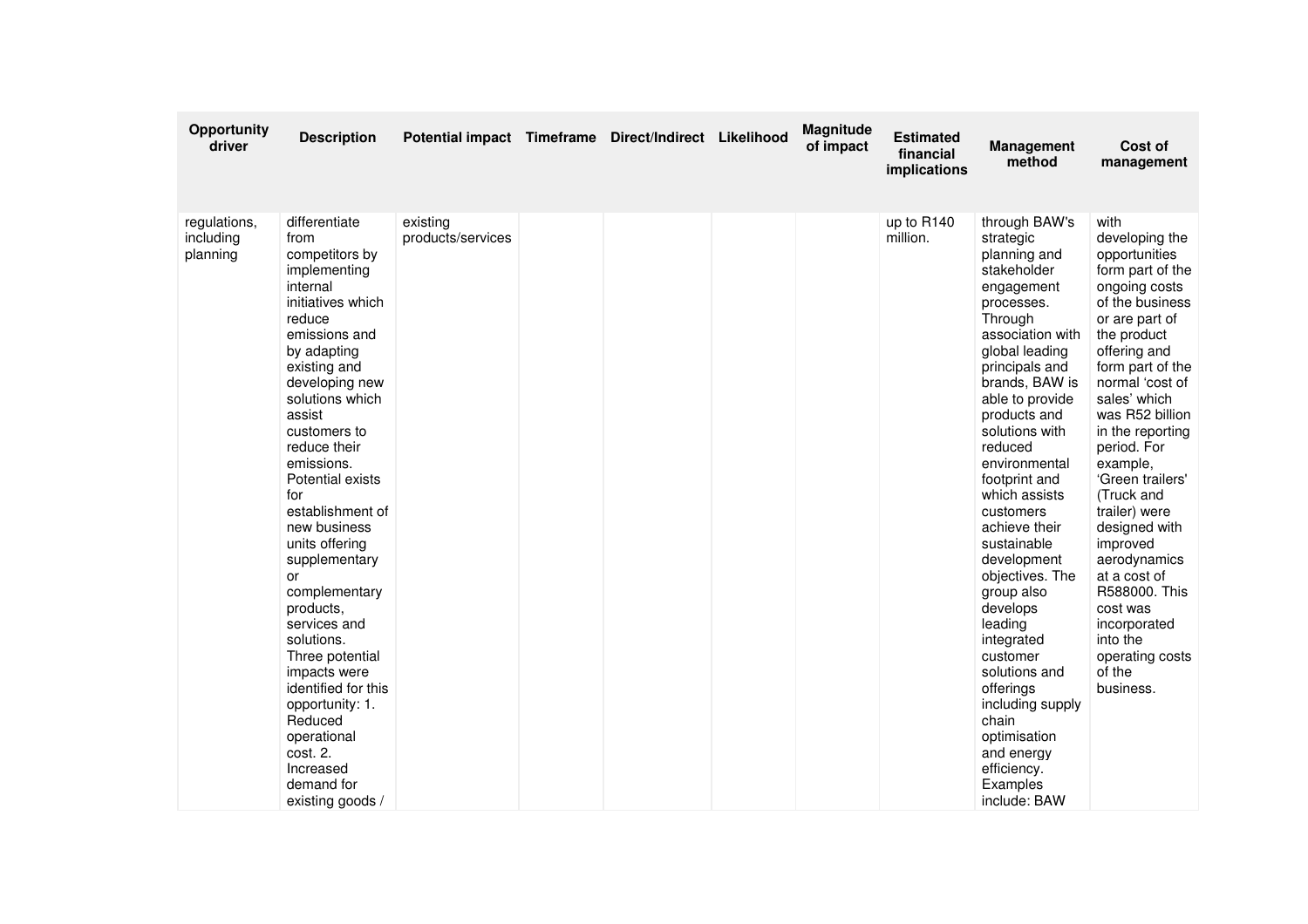| Opportunity driver | Description | Potential impact | Timeframe | Direct/Indirect | Likelihood | Magnitude of impact | Estimated financial implications | Management method | Cost of management |
|---|---|---|---|---|---|---|---|---|---|
| regulations, including planning | differentiate from competitors by implementing internal initiatives which reduce emissions and by adapting existing and developing new solutions which assist customers to reduce their emissions. Potential exists for establishment of new business units offering supplementary or complementary products, services and solutions. Three potential impacts were identified for this opportunity: 1. Reduced operational cost. 2. Increased demand for existing goods / | existing products/services | | | | | up to R140 million. | through BAW's strategic planning and stakeholder engagement processes. Through association with global leading principals and brands, BAW is able to provide products and solutions with reduced environmental footprint and which assists customers achieve their sustainable development objectives. The group also develops leading integrated customer solutions and offerings including supply chain optimisation and energy efficiency. Examples include: BAW | with developing the opportunities form part of the ongoing costs of the business or are part of the product offering and form part of the normal 'cost of sales' which was R52 billion in the reporting period. For example, 'Green trailers' (Truck and trailer) were designed with improved aerodynamics at a cost of R588000. This cost was incorporated into the operating costs of the business. |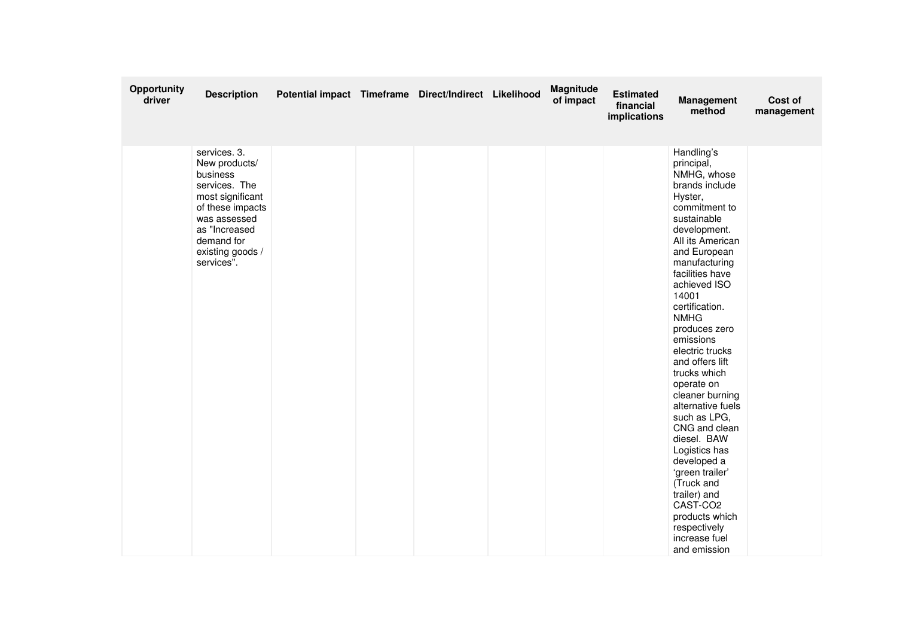| Opportunity driver | Description | Potential impact | Timeframe | Direct/Indirect | Likelihood | Magnitude of impact | Estimated financial implications | Management method | Cost of management |
|---|---|---|---|---|---|---|---|---|---|
| | services. 3. New products/ business services. The most significant of these impacts was assessed as "Increased demand for existing goods / services". | | | | | | | Handling's principal, NMHG, whose brands include Hyster, commitment to sustainable development. All its American and European manufacturing facilities have achieved ISO 14001 certification. NMHG produces zero emissions electric trucks and offers lift trucks which operate on cleaner burning alternative fuels such as LPG, CNG and clean diesel. BAW Logistics has developed a 'green trailer' (Truck and trailer) and CAST-CO2 products which respectively increase fuel and emission | |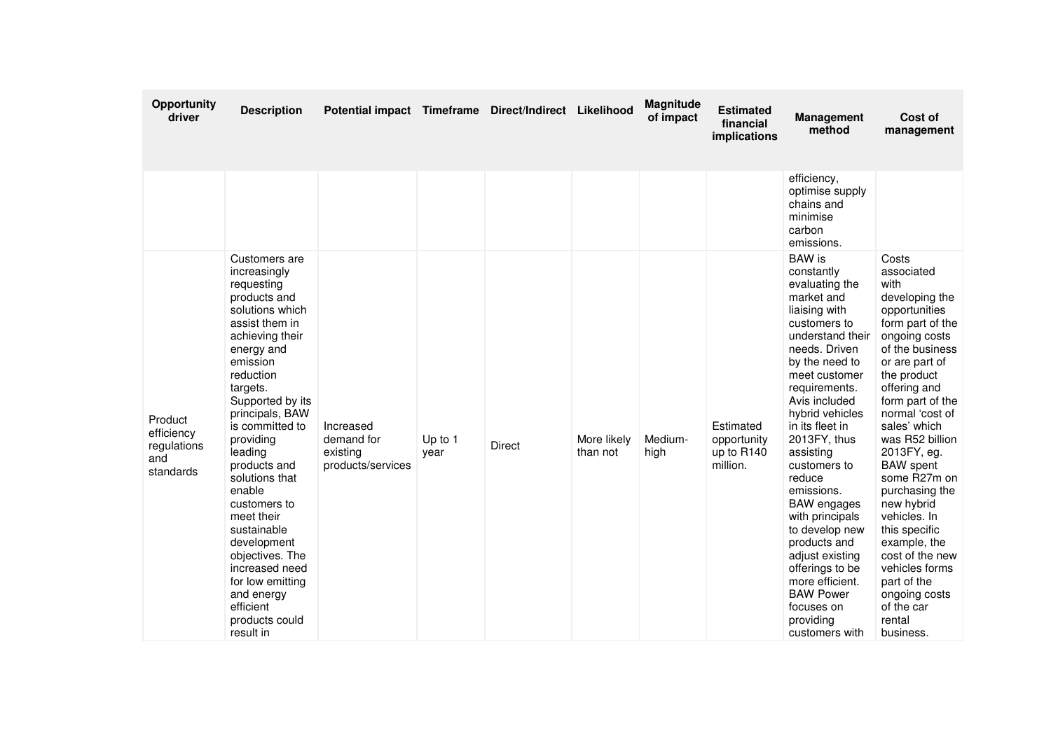| Opportunity driver | Description | Potential impact | Timeframe | Direct/Indirect | Likelihood | Magnitude of impact | Estimated financial implications | Management method | Cost of management |
|---|---|---|---|---|---|---|---|---|---|
| | | | | | | | | efficiency, optimise supply chains and minimise carbon emissions. | |
| Product efficiency regulations and standards | Customers are increasingly requesting products and solutions which assist them in achieving their energy and emission reduction targets. Supported by its principals, BAW is committed to providing leading products and solutions that enable customers to meet their sustainable development objectives. The increased need for low emitting and energy efficient products could result in | Increased demand for existing products/services | Up to 1 year | Direct | More likely than not | Medium-high | Estimated opportunity up to R140 million. | BAW is constantly evaluating the market and liaising with customers to understand their needs. Driven by the need to meet customer requirements. Avis included hybrid vehicles in its fleet in 2013FY, thus assisting customers to reduce emissions. BAW engages with principals to develop new products and adjust existing offerings to be more efficient. BAW Power focuses on providing customers with | Costs associated with developing the opportunities form part of the ongoing costs of the business or are part of the product offering and form part of the normal 'cost of sales' which was R52 billion 2013FY, eg. BAW spent some R27m on purchasing the new hybrid vehicles. In this specific example, the cost of the new vehicles forms part of the ongoing costs of the car rental business. |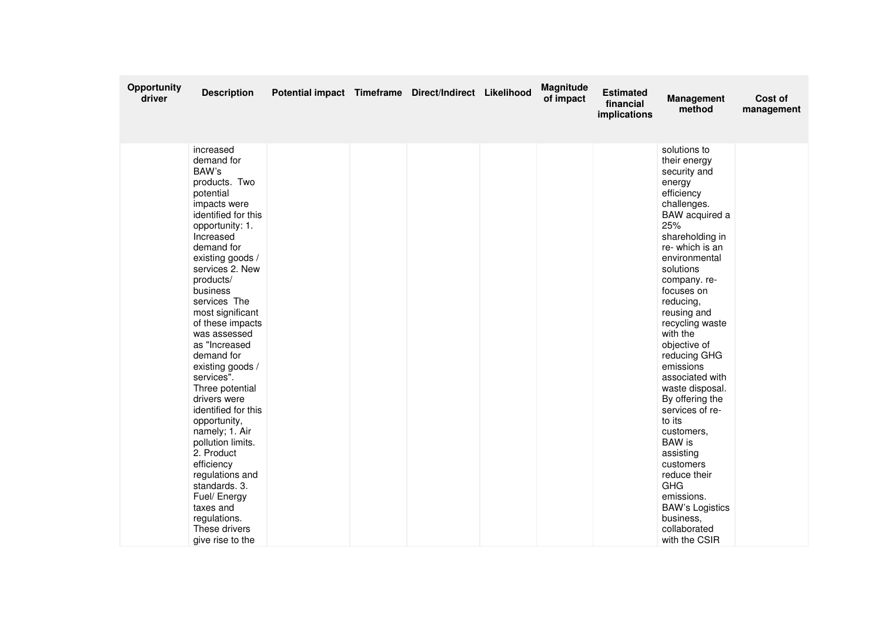| Opportunity driver | Description | Potential impact | Timeframe | Direct/Indirect | Likelihood | Magnitude of impact | Estimated financial implications | Management method | Cost of management |
|---|---|---|---|---|---|---|---|---|---|
| | increased demand for BAW's products. Two potential impacts were identified for this opportunity: 1. Increased demand for existing goods / services 2. New products/ business services The most significant of these impacts was assessed as "Increased demand for existing goods / services". Three potential drivers were identified for this opportunity, namely; 1. Air pollution limits. 2. Product efficiency regulations and standards. 3. Fuel/ Energy taxes and regulations. These drivers give rise to the | | | | | | | solutions to their energy security and energy efficiency challenges. BAW acquired a 25% shareholding in re- which is an environmental solutions company. re- focuses on reducing, reusing and recycling waste with the objective of reducing GHG emissions associated with waste disposal. By offering the services of re- to its customers, BAW is assisting customers reduce their GHG emissions. BAW's Logistics business, collaborated with the CSIR | |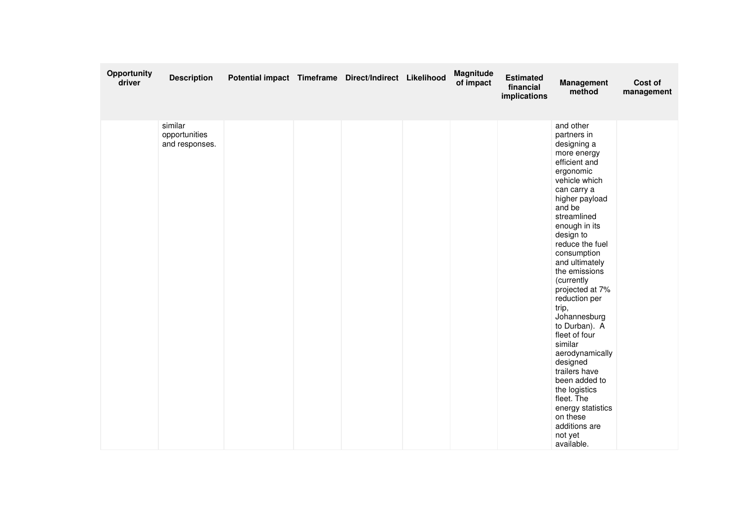| Opportunity driver | Description | Potential impact | Timeframe | Direct/Indirect | Likelihood | Magnitude of impact | Estimated financial implications | Management method | Cost of management |
|---|---|---|---|---|---|---|---|---|---|
| | similar opportunities and responses. | | | | | | | and other partners in designing a more energy efficient and ergonomic vehicle which can carry a higher payload and be streamlined enough in its design to reduce the fuel consumption and ultimately the emissions (currently projected at 7% reduction per trip, Johannesburg to Durban). A fleet of four similar aerodynamically designed trailers have been added to the logistics fleet. The energy statistics on these additions are not yet available. | |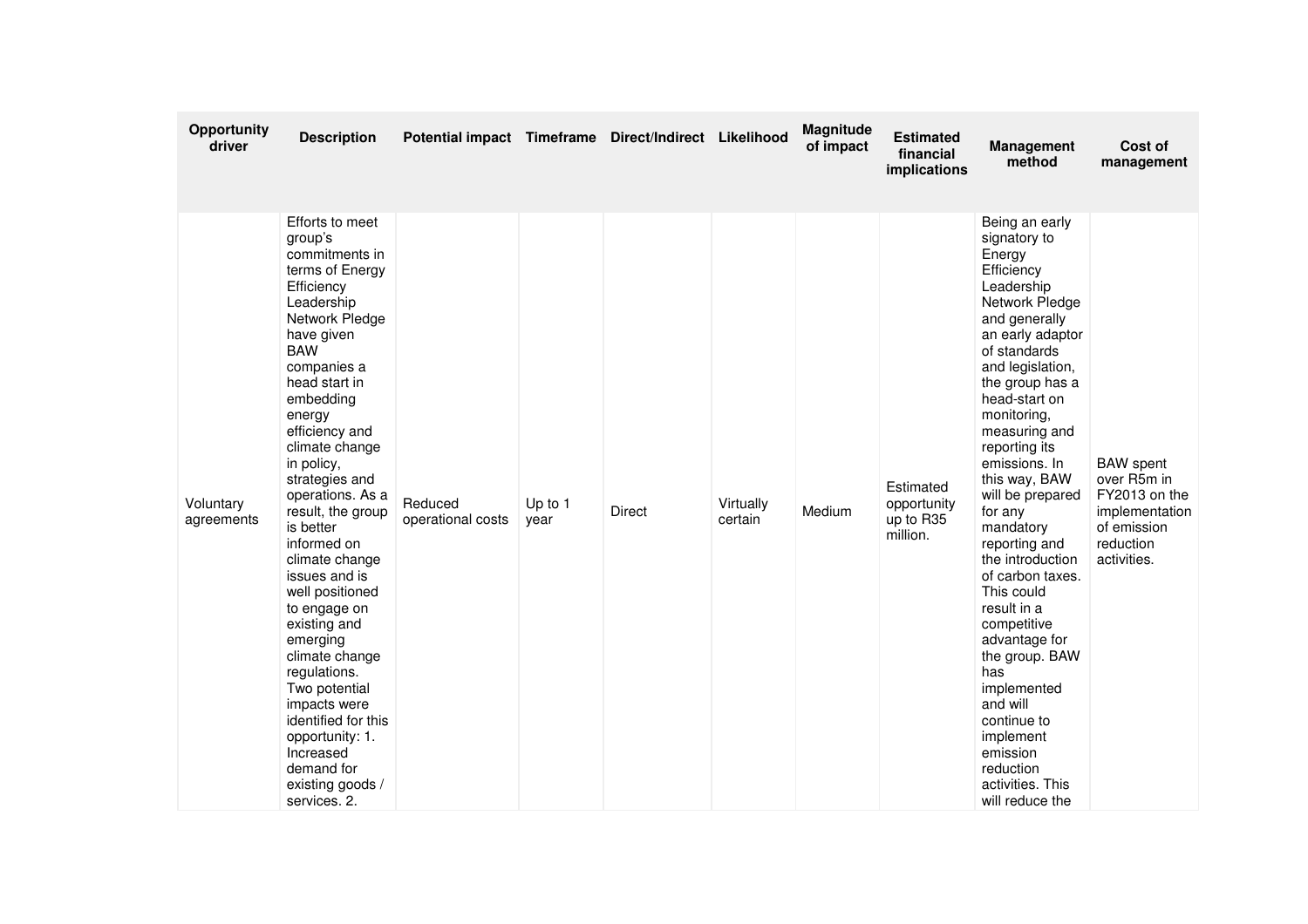| Opportunity driver | Description | Potential impact | Timeframe | Direct/Indirect | Likelihood | Magnitude of impact | Estimated financial implications | Management method | Cost of management |
|---|---|---|---|---|---|---|---|---|---|
| Voluntary agreements | Efforts to meet group's commitments in terms of Energy Efficiency Leadership Network Pledge have given BAW companies a head start in embedding energy efficiency and climate change in policy, strategies and operations. As a result, the group is better informed on climate change issues and is well positioned to engage on existing and emerging climate change regulations. Two potential impacts were identified for this opportunity: 1. Increased demand for existing goods / services. 2. | Reduced operational costs | Up to 1 year | Direct | Virtually certain | Medium | Estimated opportunity up to R35 million. | Being an early signatory to Energy Efficiency Leadership Network Pledge and generally an early adaptor of standards and legislation, the group has a head-start on monitoring, measuring and reporting its emissions. In this way, BAW will be prepared for any mandatory reporting and the introduction of carbon taxes. This could result in a competitive advantage for the group. BAW has implemented and will continue to implement emission reduction activities. This will reduce the | BAW spent over R5m in FY2013 on the implementation of emission reduction activities. |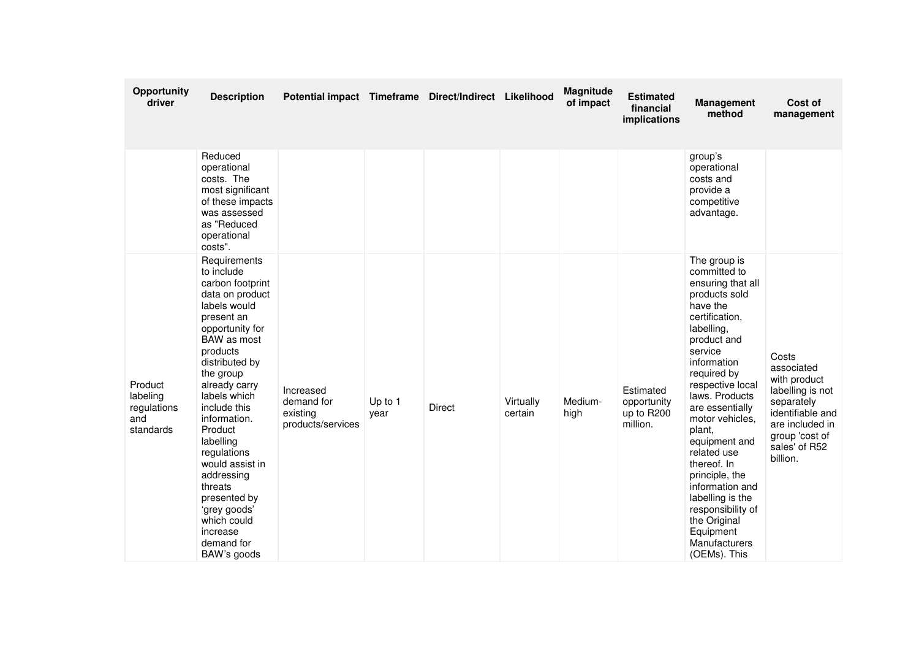| Opportunity driver | Description | Potential impact | Timeframe | Direct/Indirect | Likelihood | Magnitude of impact | Estimated financial implications | Management method | Cost of management |
|---|---|---|---|---|---|---|---|---|---|
| | Reduced operational costs. The most significant of these impacts was assessed as "Reduced operational costs". | | | | | | | group's operational costs and provide a competitive advantage. | |
| Product labeling regulations and standards | Requirements to include carbon footprint data on product labels would present an opportunity for BAW as most products distributed by the group already carry labels which include this information. Product labelling regulations would assist in addressing threats presented by 'grey goods' which could increase demand for BAW's goods | Increased demand for existing products/services | Up to 1 year | Direct | Virtually certain | Medium-high | Estimated opportunity up to R200 million. | The group is committed to ensuring that all products sold have the certification, labelling, product and service information required by respective local laws. Products are essentially motor vehicles, plant, equipment and related use thereof. In principle, the information and labelling is the responsibility of the Original Equipment Manufacturers (OEMs). This | Costs associated with product labelling is not separately identifiable and are included in group 'cost of sales' of R52 billion. |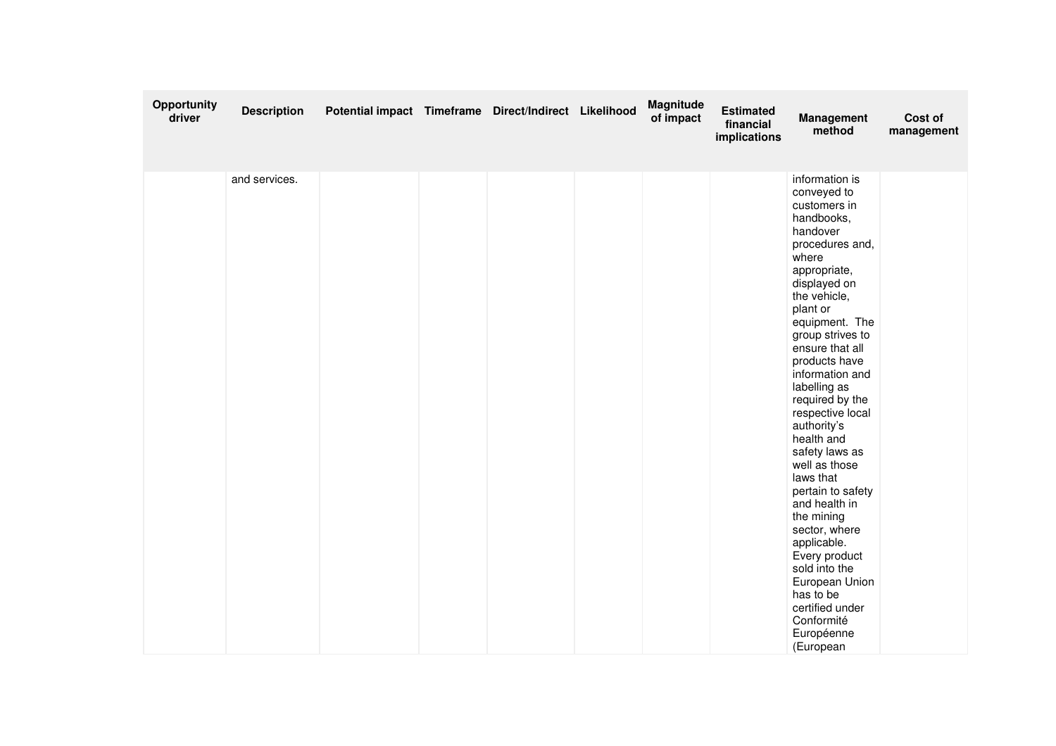| Opportunity driver | Description | Potential impact | Timeframe | Direct/Indirect | Likelihood | Magnitude of impact | Estimated financial implications | Management method | Cost of management |
|---|---|---|---|---|---|---|---|---|---|
| | and services. | | | | | | | information is conveyed to customers in handbooks, handover procedures and, where appropriate, displayed on the vehicle, plant or equipment. The group strives to ensure that all products have information and labelling as required by the respective local authority's health and safety laws as well as those laws that pertain to safety and health in the mining sector, where applicable. Every product sold into the European Union has to be certified under Conformité Européenne (European | |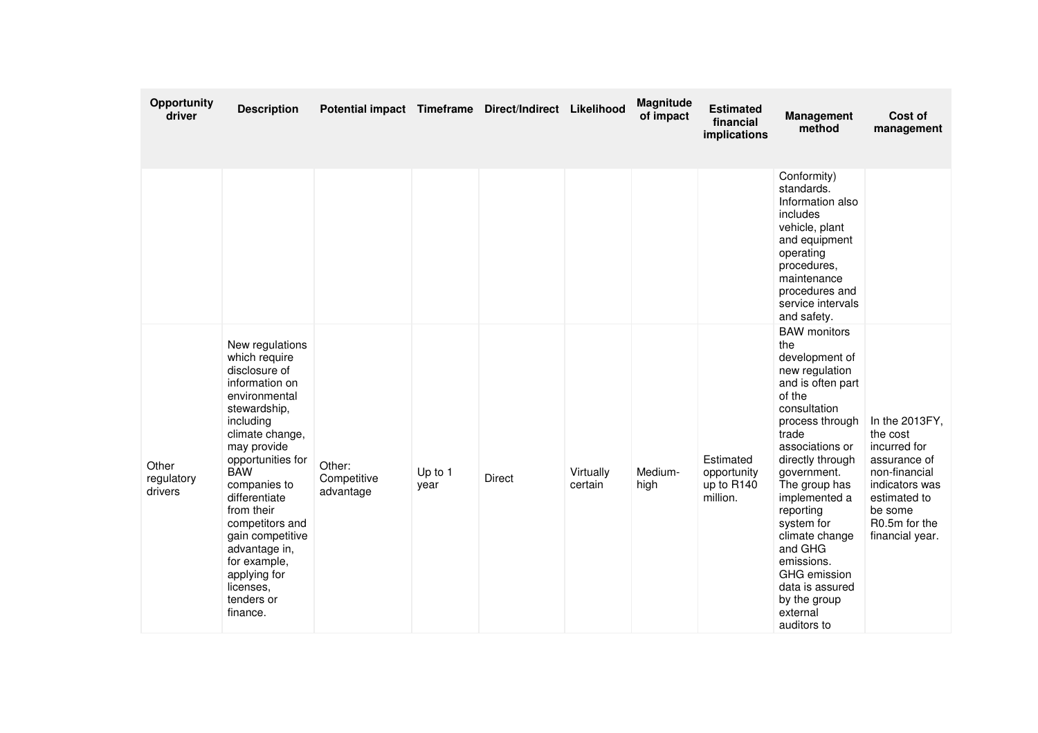| Opportunity driver | Description | Potential impact | Timeframe | Direct/Indirect | Likelihood | Magnitude of impact | Estimated financial implications | Management method | Cost of management |
|---|---|---|---|---|---|---|---|---|---|
| | | | | | | | | Conformity) standards. Information also includes vehicle, plant and equipment operating procedures, maintenance procedures and service intervals and safety. | |
| Other regulatory drivers | New regulations which require disclosure of information on environmental stewardship, including climate change, may provide opportunities for BAW companies to differentiate from their competitors and gain competitive advantage in, for example, applying for licenses, tenders or finance. | Other: Competitive advantage | Up to 1 year | Direct | Virtually certain | Medium-high | Estimated opportunity up to R140 million. | BAW monitors the development of new regulation and is often part of the consultation process through trade associations or directly through government. The group has implemented a reporting system for climate change and GHG emissions. GHG emission data is assured by the group external auditors to | In the 2013FY, the cost incurred for assurance of non-financial indicators was estimated to be some R0.5m for the financial year. |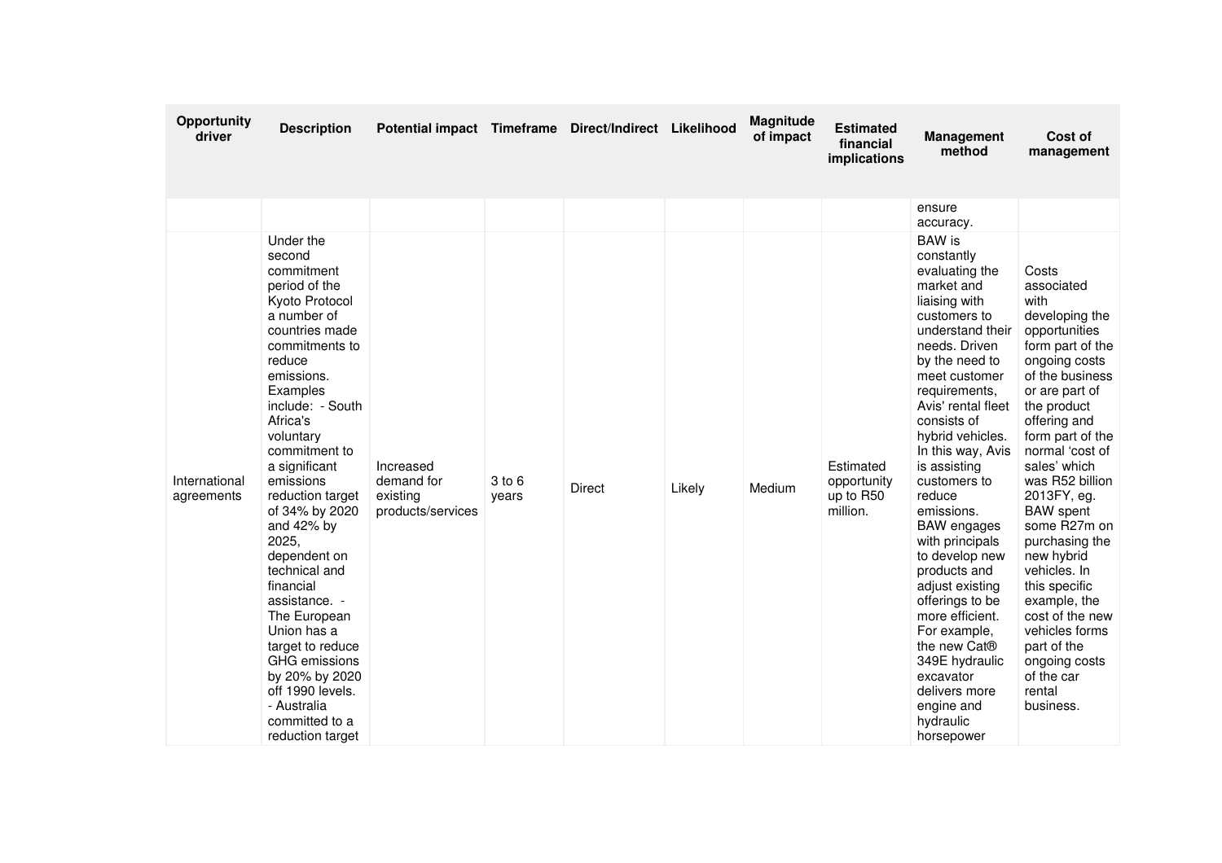| Opportunity driver | Description | Potential impact | Timeframe | Direct/Indirect | Likelihood | Magnitude of impact | Estimated financial implications | Management method | Cost of management |
|---|---|---|---|---|---|---|---|---|---|
| | | | | | | | | ensure accuracy. | |
| International agreements | Under the second commitment period of the Kyoto Protocol a number of countries made commitments to reduce emissions. Examples include: - South Africa's voluntary commitment to a significant emissions reduction target of 34% by 2020 and 42% by 2025, dependent on technical and financial assistance. - The European Union has a target to reduce GHG emissions by 20% by 2020 off 1990 levels. - Australia committed to a reduction target | Increased demand for existing products/services | 3 to 6 years | Direct | Likely | Medium | Estimated opportunity up to R50 million. | BAW is constantly evaluating the market and liaising with customers to understand their needs. Driven by the need to meet customer requirements, Avis' rental fleet consists of hybrid vehicles. In this way, Avis is assisting customers to reduce emissions. BAW engages with principals to develop new products and adjust existing offerings to be more efficient. For example, the new Cat® 349E hydraulic excavator delivers more engine and hydraulic horsepower | Costs associated with developing the opportunities form part of the ongoing costs of the business or are part of the product offering and form part of the normal 'cost of sales' which was R52 billion 2013FY, eg. BAW spent some R27m on purchasing the new hybrid vehicles. In this specific example, the cost of the new vehicles forms part of the ongoing costs of the car rental business. |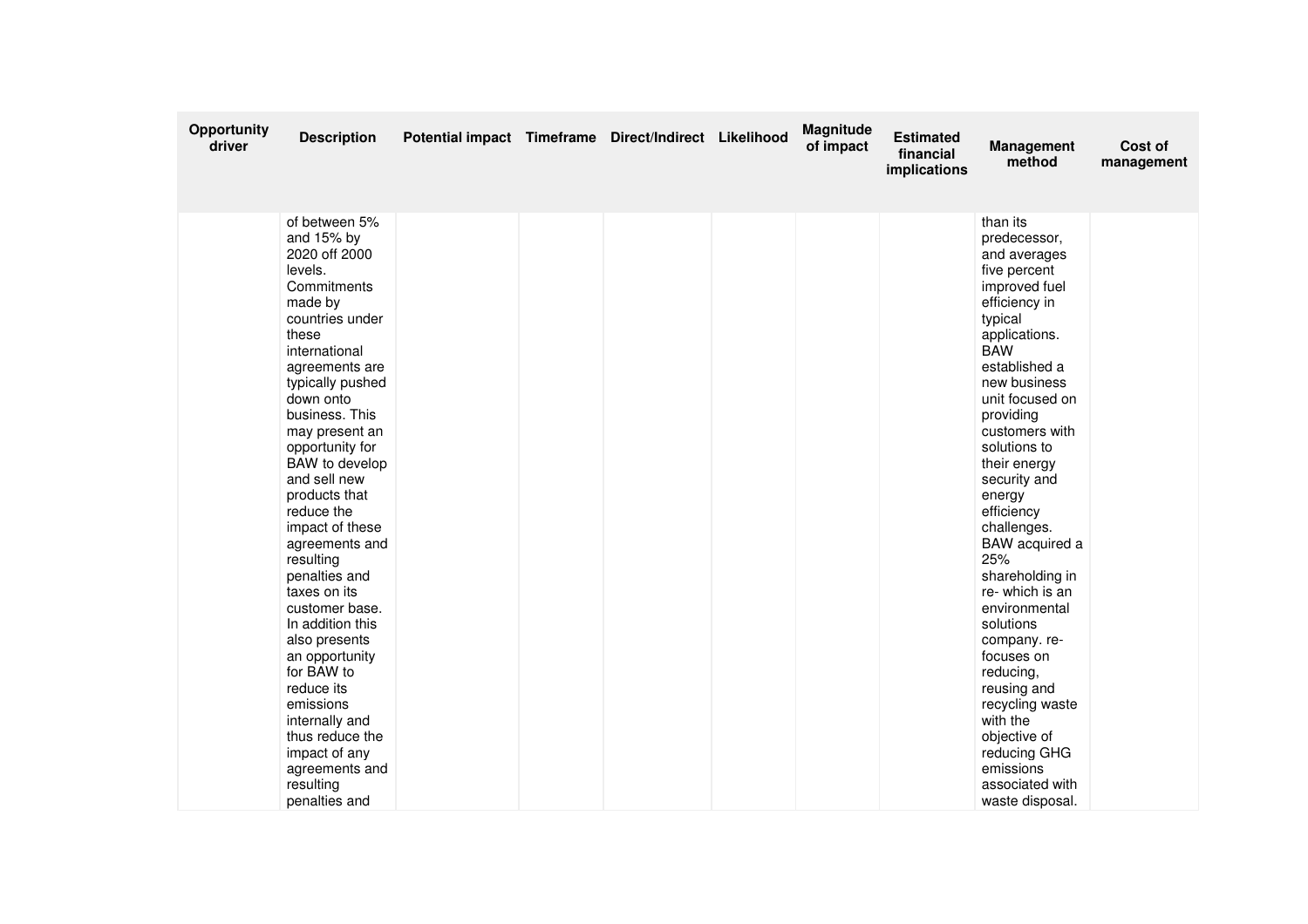| Opportunity driver | Description | Potential impact | Timeframe | Direct/Indirect | Likelihood | Magnitude of impact | Estimated financial implications | Management method | Cost of management |
|---|---|---|---|---|---|---|---|---|---|
| | of between 5% and 15% by 2020 off 2000 levels. Commitments made by countries under these international agreements are typically pushed down onto business. This may present an opportunity for BAW to develop and sell new products that reduce the impact of these agreements and resulting penalties and taxes on its customer base. In addition this also presents an opportunity for BAW to reduce its emissions internally and thus reduce the impact of any agreements and resulting penalties and | | | | | | | than its predecessor, and averages five percent improved fuel efficiency in typical applications. BAW established a new business unit focused on providing customers with solutions to their energy security and energy efficiency challenges. BAW acquired a 25% shareholding in re- which is an environmental solutions company. re- focuses on reducing, reusing and recycling waste with the objective of reducing GHG emissions associated with waste disposal. | |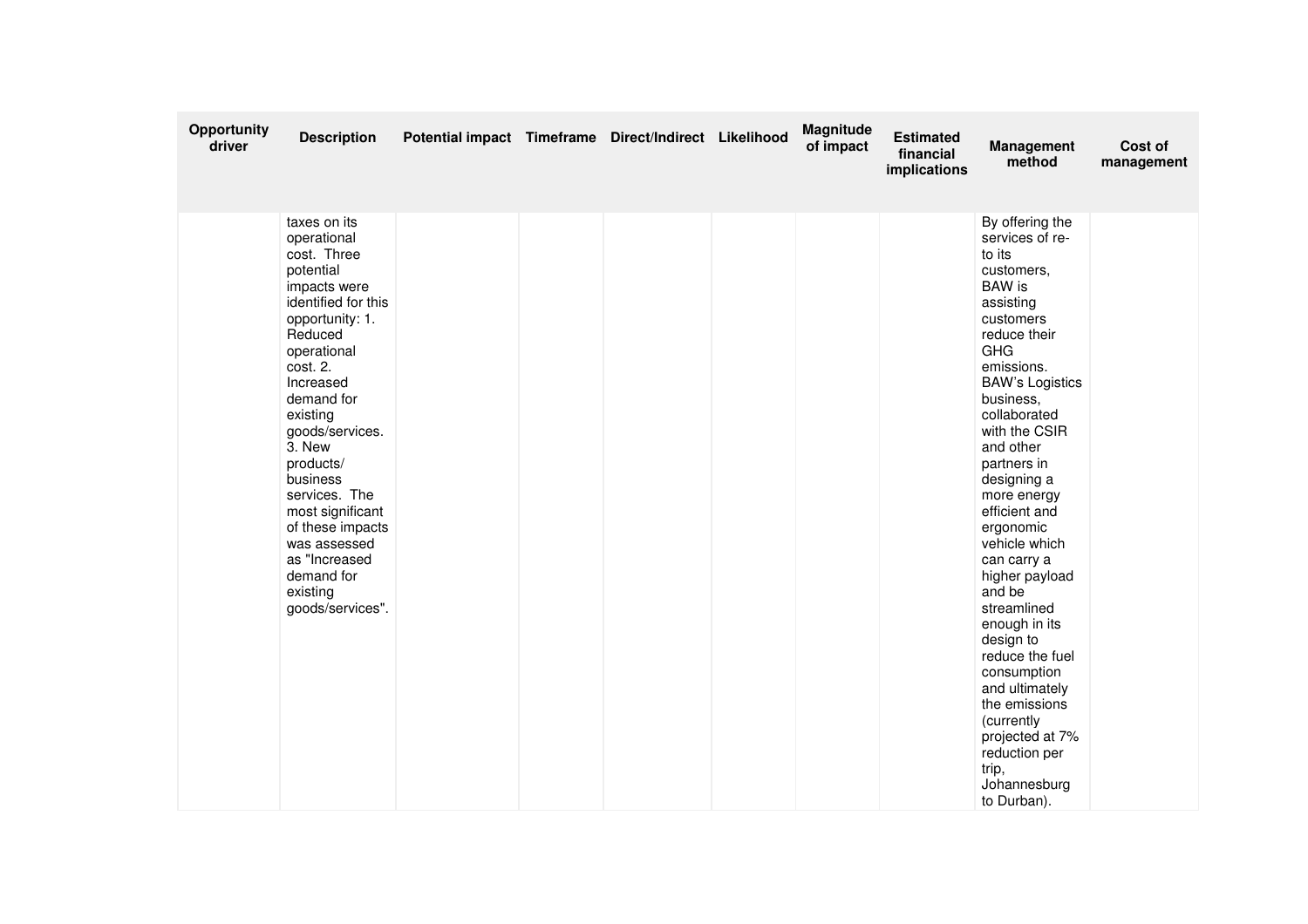| Opportunity driver | Description | Potential impact | Timeframe | Direct/Indirect | Likelihood | Magnitude of impact | Estimated financial implications | Management method | Cost of management |
|---|---|---|---|---|---|---|---|---|---|
| | taxes on its operational cost. Three potential impacts were identified for this opportunity: 1. Reduced operational cost. 2. Increased demand for existing goods/services. 3. New products/ business services. The most significant of these impacts was assessed as "Increased demand for existing goods/services". | | | | | | | By offering the services of re-to its customers, BAW is assisting customers reduce their GHG emissions. BAW's Logistics business, collaborated with the CSIR and other partners in designing a more energy efficient and ergonomic vehicle which can carry a higher payload and be streamlined enough in its design to reduce the fuel consumption and ultimately the emissions (currently projected at 7% reduction per trip, Johannesburg to Durban). | |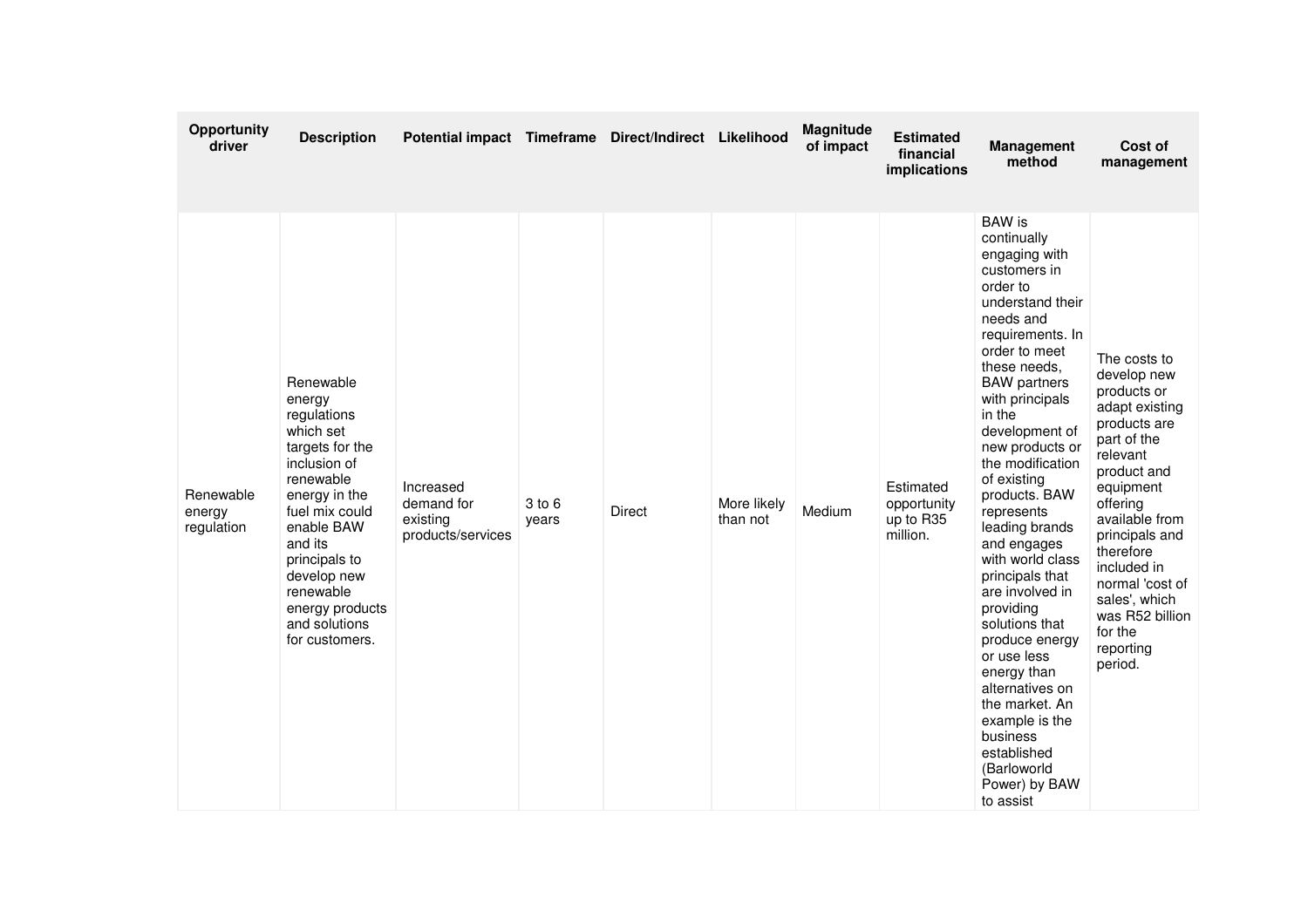| Opportunity driver | Description | Potential impact | Timeframe | Direct/Indirect | Likelihood | Magnitude of impact | Estimated financial implications | Management method | Cost of management |
|---|---|---|---|---|---|---|---|---|---|
| Renewable energy regulation | Renewable energy regulations which set targets for the inclusion of renewable energy in the fuel mix could enable BAW and its principals to develop new renewable energy products and solutions for customers. | Increased demand for existing products/services | 3 to 6 years | Direct | More likely than not | Medium | Estimated opportunity up to R35 million. | BAW is continually engaging with customers in order to understand their needs and requirements. In order to meet these needs, BAW partners with principals in the development of new products or the modification of existing products. BAW represents leading brands and engages with world class principals that are involved in providing solutions that produce energy or use less energy than alternatives on the market. An example is the business established (Barloworld Power) by BAW to assist | The costs to develop new products or adapt existing products are part of the relevant product and equipment offering available from principals and therefore included in normal 'cost of sales', which was R52 billion for the reporting period. |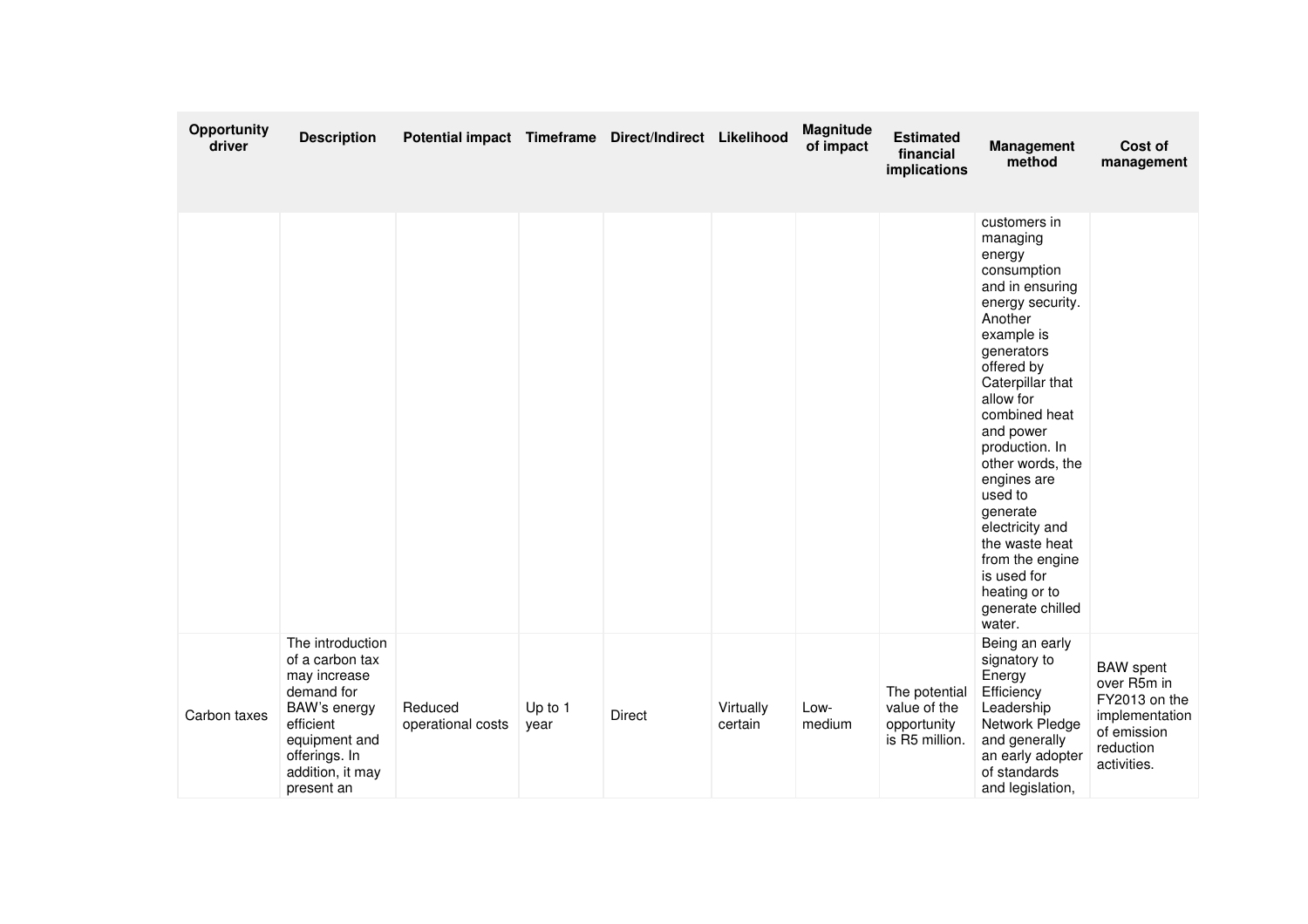| Opportunity driver | Description | Potential impact | Timeframe | Direct/Indirect | Likelihood | Magnitude of impact | Estimated financial implications | Management method | Cost of management |
|---|---|---|---|---|---|---|---|---|---|
| | | | | | | | | customers in managing energy consumption and in ensuring energy security. Another example is generators offered by Caterpillar that allow for combined heat and power production. In other words, the engines are used to generate electricity and the waste heat from the engine is used for heating or to generate chilled water. | |
| Carbon taxes | The introduction of a carbon tax may increase demand for BAW's energy efficient equipment and offerings. In addition, it may present an | Reduced operational costs | Up to 1 year | Direct | Virtually certain | Low-medium | The potential value of the opportunity is R5 million. | Being an early signatory to Energy Efficiency Leadership Network Pledge and generally an early adopter of standards and legislation, | BAW spent over R5m in FY2013 on the implementation of emission reduction activities. |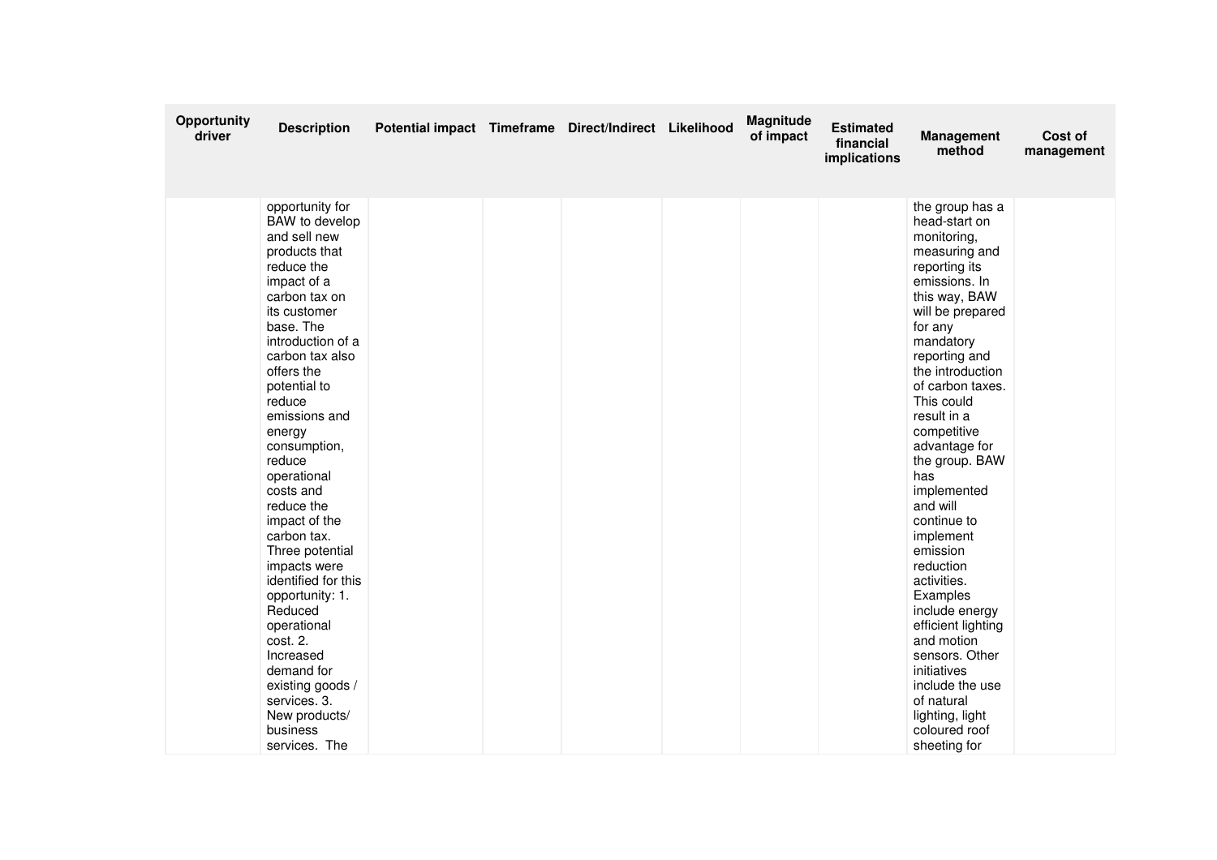| Opportunity driver | Description | Potential impact | Timeframe | Direct/Indirect | Likelihood | Magnitude of impact | Estimated financial implications | Management method | Cost of management |
|---|---|---|---|---|---|---|---|---|---|
| | opportunity for BAW to develop and sell new products that reduce the impact of a carbon tax on its customer base. The introduction of a carbon tax also offers the potential to reduce emissions and energy consumption, reduce operational costs and reduce the impact of the carbon tax. Three potential impacts were identified for this opportunity: 1. Reduced operational cost. 2. Increased demand for existing goods / services. 3. New products/ business services. The | | | | | | | the group has a head-start on monitoring, measuring and reporting its emissions. In this way, BAW will be prepared for any mandatory reporting and the introduction of carbon taxes. This could result in a competitive advantage for the group. BAW has implemented and will continue to implement emission reduction activities. Examples include energy efficient lighting and motion sensors. Other initiatives include the use of natural lighting, light coloured roof sheeting for | |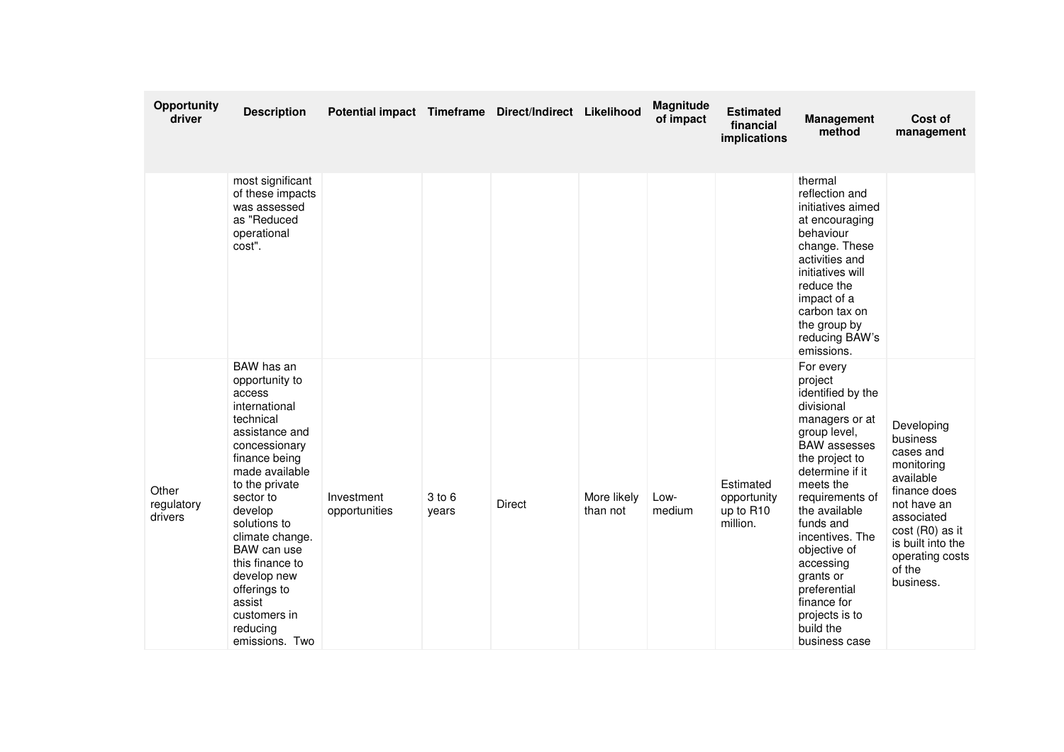| Opportunity driver | Description | Potential impact | Timeframe | Direct/Indirect | Likelihood | Magnitude of impact | Estimated financial implications | Management method | Cost of management |
|---|---|---|---|---|---|---|---|---|---|
| | most significant of these impacts was assessed as "Reduced operational cost". | | | | | | | thermal reflection and initiatives aimed at encouraging behaviour change. These activities and initiatives will reduce the impact of a carbon tax on the group by reducing BAW's emissions. | |
| Other regulatory drivers | BAW has an opportunity to access international technical assistance and concessionary finance being made available to the private sector to develop solutions to climate change. BAW can use this finance to develop new offerings to assist customers in reducing emissions. Two | Investment opportunities | 3 to 6 years | Direct | More likely than not | Low-medium | Estimated opportunity up to R10 million. | For every project identified by the divisional managers or at group level, BAW assesses the project to determine if it meets the requirements of the available funds and incentives. The objective of accessing grants or preferential finance for projects is to build the business case | Developing business cases and monitoring available finance does not have an associated cost (R0) as it is built into the operating costs of the business. |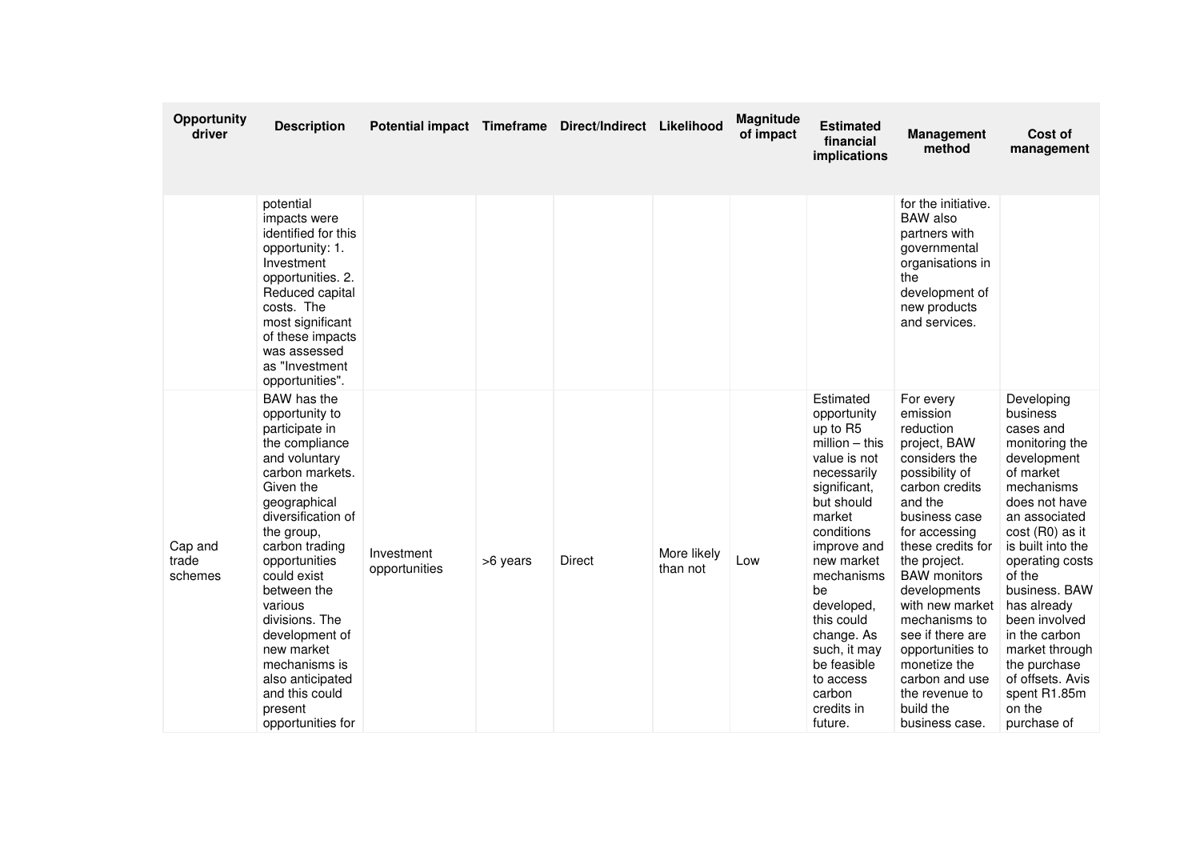| Opportunity driver | Description | Potential impact | Timeframe | Direct/Indirect | Likelihood | Magnitude of impact | Estimated financial implications | Management method | Cost of management |
|---|---|---|---|---|---|---|---|---|---|
| | potential impacts were identified for this opportunity: 1. Investment opportunities. 2. Reduced capital costs. The most significant of these impacts was assessed as "Investment opportunities". | | | | | | | for the initiative. BAW also partners with governmental organisations in the development of new products and services. | |
| Cap and trade schemes | BAW has the opportunity to participate in the compliance and voluntary carbon markets. Given the geographical diversification of the group, carbon trading opportunities could exist between the various divisions. The development of new market mechanisms is also anticipated and this could present opportunities for | Investment opportunities | >6 years | Direct | More likely than not | Low | Estimated opportunity up to R5 million – this value is not necessarily significant, but should market conditions improve and new market mechanisms be developed, this could change. As such, it may be feasible to access carbon credits in future. | For every emission reduction project, BAW considers the possibility of carbon credits and the business case for accessing these credits for the project. BAW monitors developments with new market mechanisms to see if there are opportunities to monetize the carbon and use the revenue to build the business case. | Developing business cases and monitoring the development of market mechanisms does not have an associated cost (R0) as it is built into the operating costs of the business. BAW has already been involved in the carbon market through the purchase of offsets. Avis spent R1.85m on the purchase of |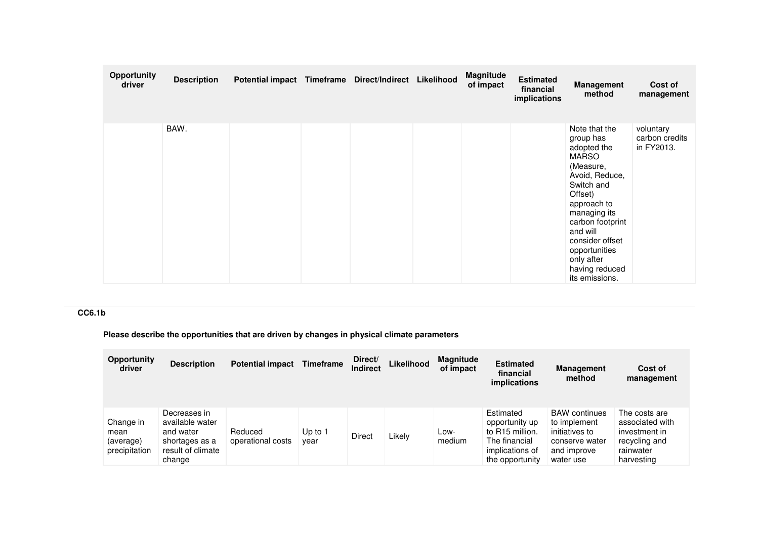| Opportunity driver | Description | Potential impact | Timeframe | Direct/Indirect | Likelihood | Magnitude of impact | Estimated financial implications | Management method | Cost of management |
|---|---|---|---|---|---|---|---|---|---|
| | BAW. | | | | | | | Note that the group has adopted the MARSO (Measure, Avoid, Reduce, Switch and Offset) approach to managing its carbon footprint and will consider offset opportunities only after having reduced its emissions. | voluntary carbon credits in FY2013. |

**CC6.1b**

**Please describe the opportunities that are driven by changes in physical climate parameters**

| Opportunity driver | Description | Potential impact | Timeframe | Direct/ Indirect | Likelihood | Magnitude of impact | Estimated financial implications | Management method | Cost of management |
|---|---|---|---|---|---|---|---|---|---|
| Change in mean (average) precipitation | Decreases in available water and water shortages as a result of climate change | Reduced operational costs | Up to 1 year | Direct | Likely | Low-medium | Estimated opportunity up to R15 million. The financial implications of the opportunity | BAW continues to implement initiatives to conserve water and improve water use | The costs are associated with investment in recycling and rainwater harvesting |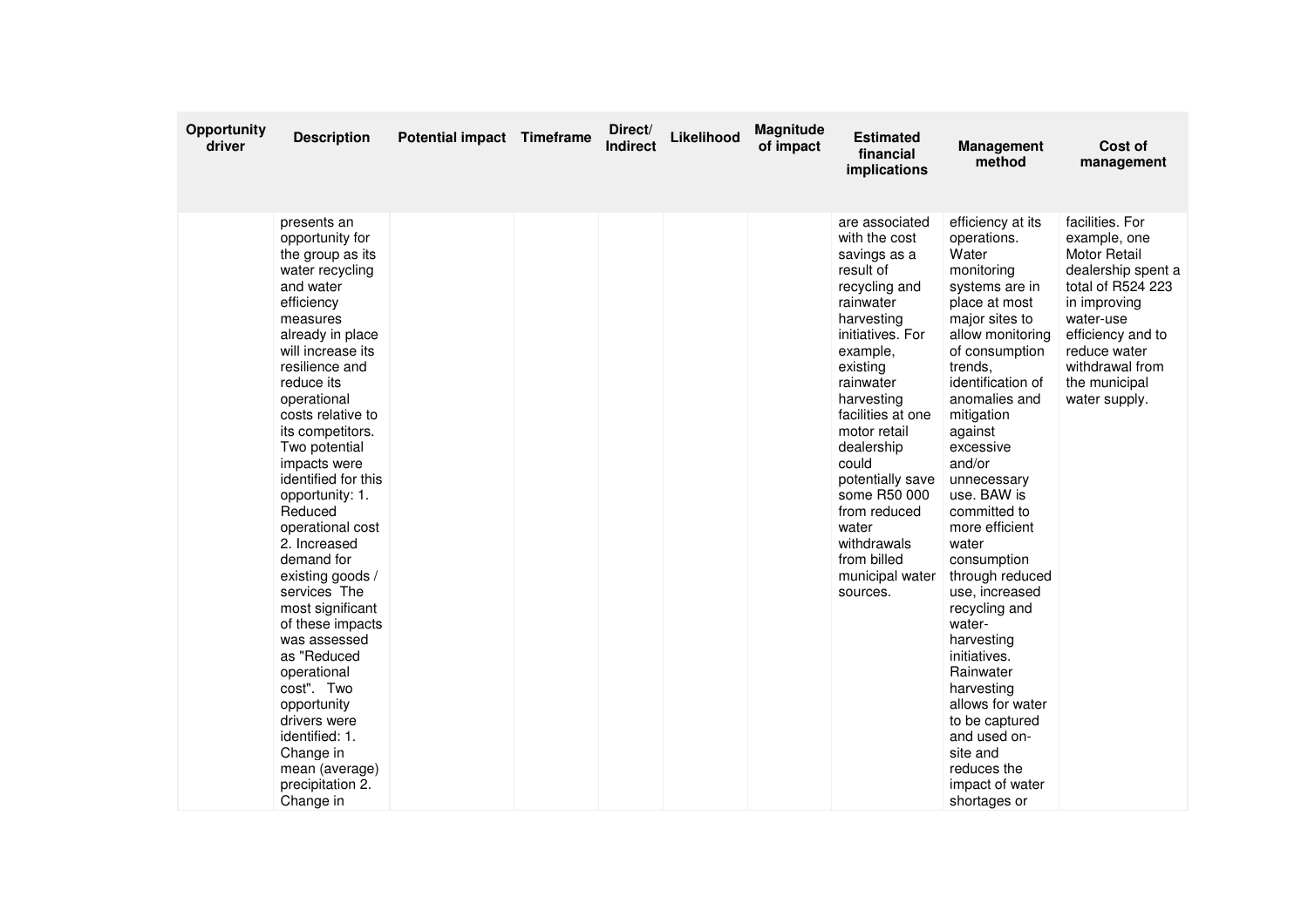| Opportunity driver | Description | Potential impact | Timeframe | Direct/ Indirect | Likelihood | Magnitude of impact | Estimated financial implications | Management method | Cost of management |
|---|---|---|---|---|---|---|---|---|---|
| | presents an opportunity for the group as its water recycling and water efficiency measures already in place will increase its resilience and reduce its operational costs relative to its competitors. Two potential impacts were identified for this opportunity: 1. Reduced operational cost 2. Increased demand for existing goods / services The most significant of these impacts was assessed as "Reduced operational cost". Two opportunity drivers were identified: 1. Change in mean (average) precipitation 2. Change in | | | | | | are associated with the cost savings as a result of recycling and rainwater harvesting initiatives. For example, existing rainwater harvesting facilities at one motor retail dealership could potentially save some R50 000 from reduced water withdrawals from billed municipal water sources. | efficiency at its operations. Water monitoring systems are in place at most major sites to allow monitoring of consumption trends, identification of anomalies and mitigation against excessive and/or unnecessary use. BAW is committed to more efficient water consumption through reduced use, increased recycling and water-harvesting initiatives. Rainwater harvesting allows for water to be captured and used on-site and reduces the impact of water shortages or | facilities. For example, one Motor Retail dealership spent a total of R524 223 in improving water-use efficiency and to reduce water withdrawal from the municipal water supply. |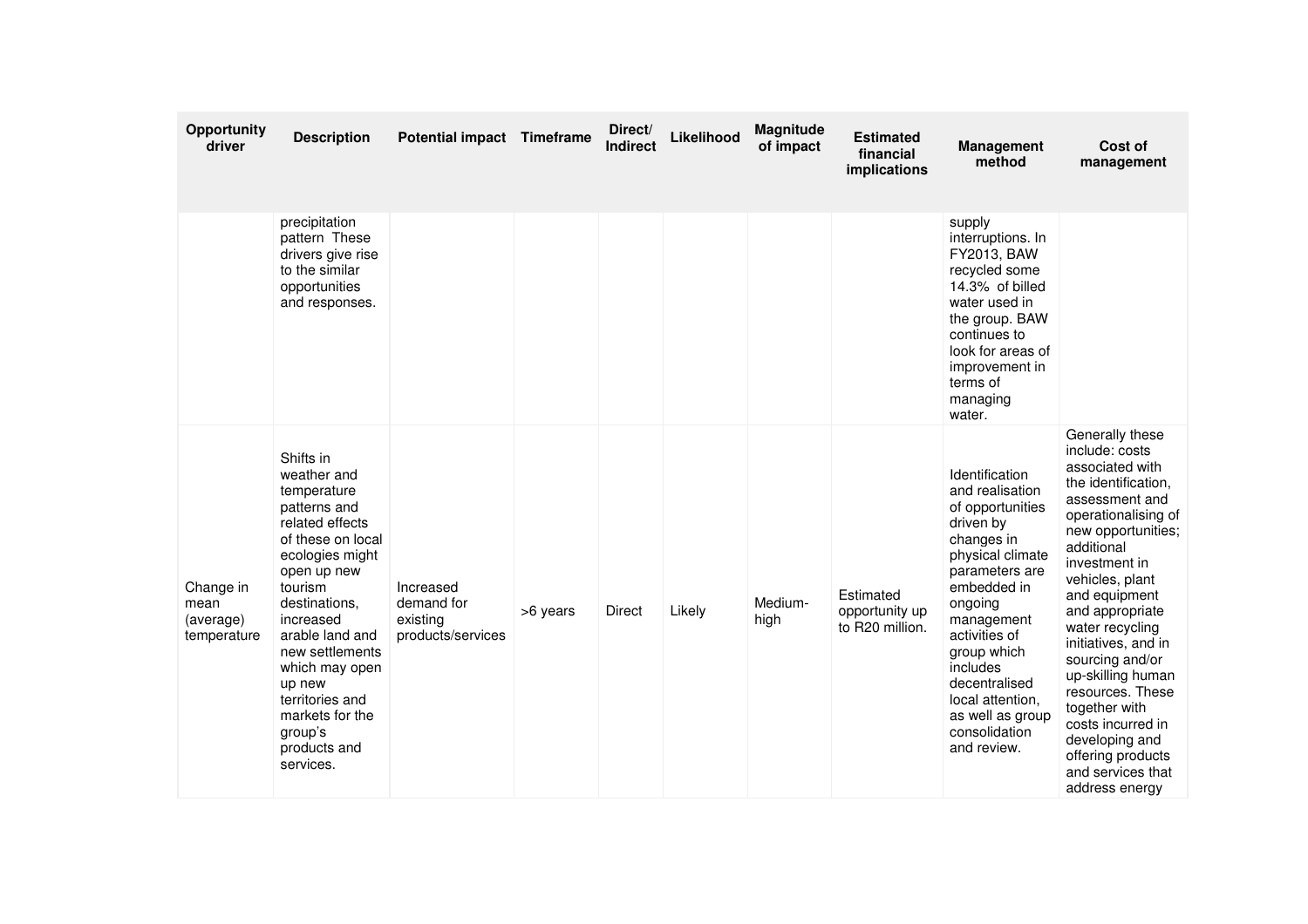| Opportunity driver | Description | Potential impact | Timeframe | Direct/ Indirect | Likelihood | Magnitude of impact | Estimated financial implications | Management method | Cost of management |
|---|---|---|---|---|---|---|---|---|---|
| | precipitation pattern These drivers give rise to the similar opportunities and responses. | | | | | | | supply interruptions. In FY2013, BAW recycled some 14.3% of billed water used in the group. BAW continues to look for areas of improvement in terms of managing water. | |
| Change in mean (average) temperature | Shifts in weather and temperature patterns and related effects of these on local ecologies might open up new tourism destinations, increased arable land and new settlements which may open up new territories and markets for the group's products and services. | Increased demand for existing products/services | >6 years | Direct | Likely | Medium-high | Estimated opportunity up to R20 million. | Identification and realisation of opportunities driven by changes in physical climate parameters are embedded in ongoing management activities of group which includes decentralised local attention, as well as group consolidation and review. | Generally these include: costs associated with the identification, assessment and operationalising of new opportunities; additional investment in vehicles, plant and equipment and appropriate water recycling initiatives, and in sourcing and/or up-skilling human resources. These together with costs incurred in developing and offering products and services that address energy |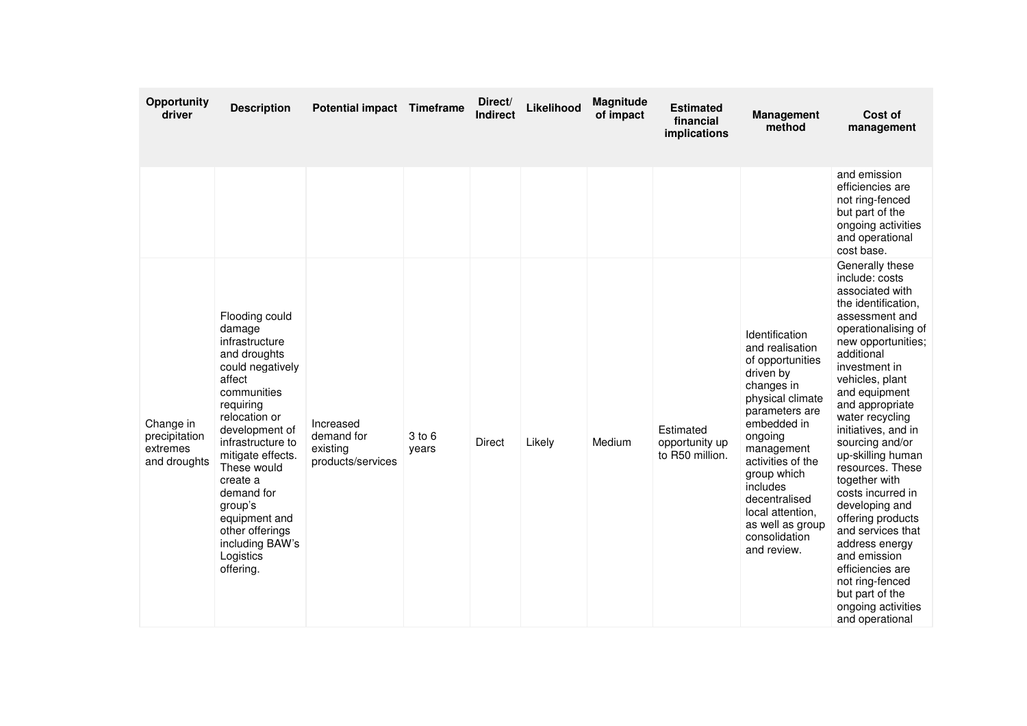| Opportunity driver | Description | Potential impact | Timeframe | Direct/ Indirect | Likelihood | Magnitude of impact | Estimated financial implications | Management method | Cost of management |
|---|---|---|---|---|---|---|---|---|---|
| | | | | | | | | | and emission efficiencies are not ring-fenced but part of the ongoing activities and operational cost base. |
| Change in precipitation extremes and droughts | Flooding could damage infrastructure and droughts could negatively affect communities requiring relocation or development of infrastructure to mitigate effects. These would create a demand for group's equipment and other offerings including BAW's Logistics offering. | Increased demand for existing products/services | 3 to 6 years | Direct | Likely | Medium | Estimated opportunity up to R50 million. | Identification and realisation of opportunities driven by changes in physical climate parameters are embedded in ongoing management activities of the group which includes decentralised local attention, as well as group consolidation and review. | Generally these include: costs associated with the identification, assessment and operationalising of new opportunities; additional investment in vehicles, plant and equipment and appropriate water recycling initiatives, and in sourcing and/or up-skilling human resources. These together with costs incurred in developing and offering products and services that address energy and emission efficiencies are not ring-fenced but part of the ongoing activities and operational |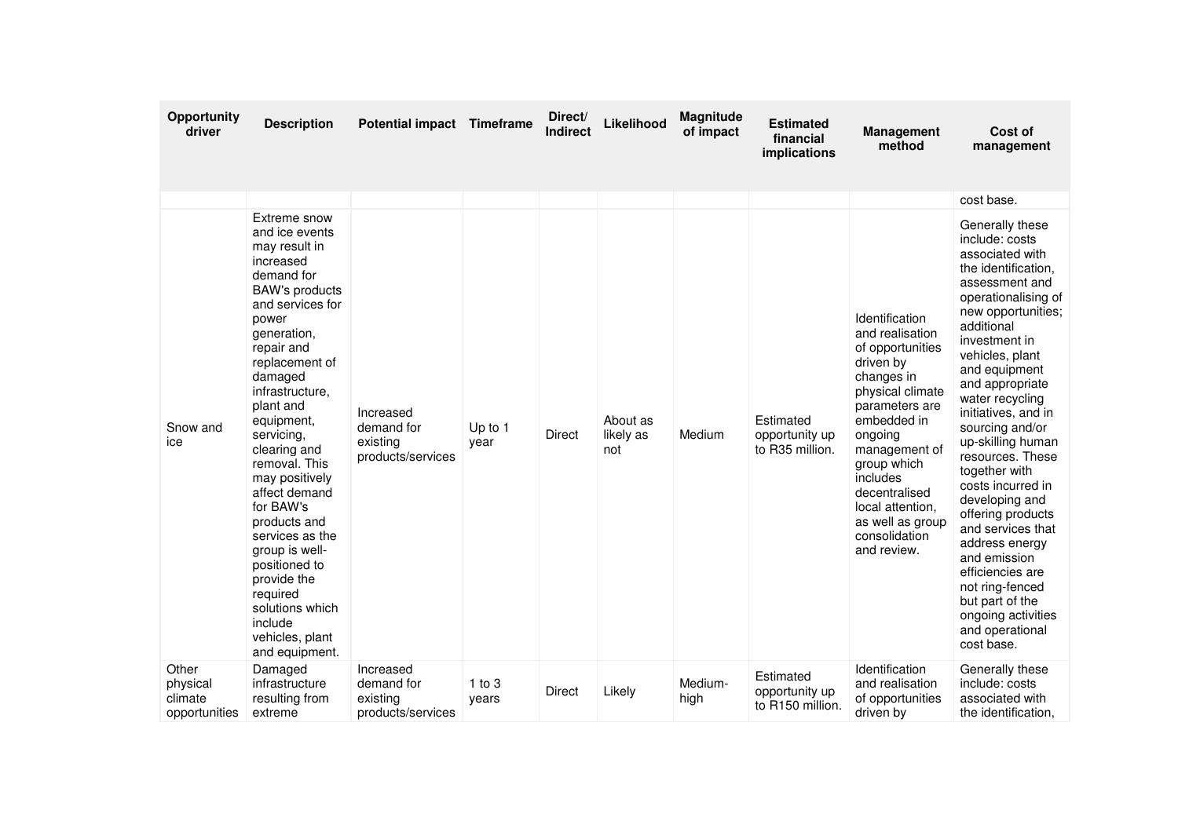| Opportunity driver | Description | Potential impact | Timeframe | Direct/ Indirect | Likelihood | Magnitude of impact | Estimated financial implications | Management method | Cost of management |
|---|---|---|---|---|---|---|---|---|---|
| | | | | | | | | | cost base. |
| Snow and ice | Extreme snow and ice events may result in increased demand for BAW's products and services for power generation, repair and replacement of damaged infrastructure, plant and equipment, servicing, clearing and removal. This may positively affect demand for BAW's products and services as the group is well-positioned to provide the required solutions which include vehicles, plant and equipment. | Increased demand for existing products/services | Up to 1 year | Direct | About as likely as not | Medium | Estimated opportunity up to R35 million. | Identification and realisation of opportunities driven by changes in physical climate parameters are embedded in ongoing management of group which includes decentralised local attention, as well as group consolidation and review. | Generally these include: costs associated with the identification, assessment and operationalising of new opportunities; additional investment in vehicles, plant and equipment and appropriate water recycling initiatives, and in sourcing and/or up-skilling human resources. These together with costs incurred in developing and offering products and services that address energy and emission efficiencies are not ring-fenced but part of the ongoing activities and operational cost base. |
| Other physical climate opportunities | Damaged infrastructure resulting from extreme | Increased demand for existing products/services | 1 to 3 years | Direct | Likely | Medium-high | Estimated opportunity up to R150 million. | Identification and realisation of opportunities driven by | Generally these include: costs associated with the identification, |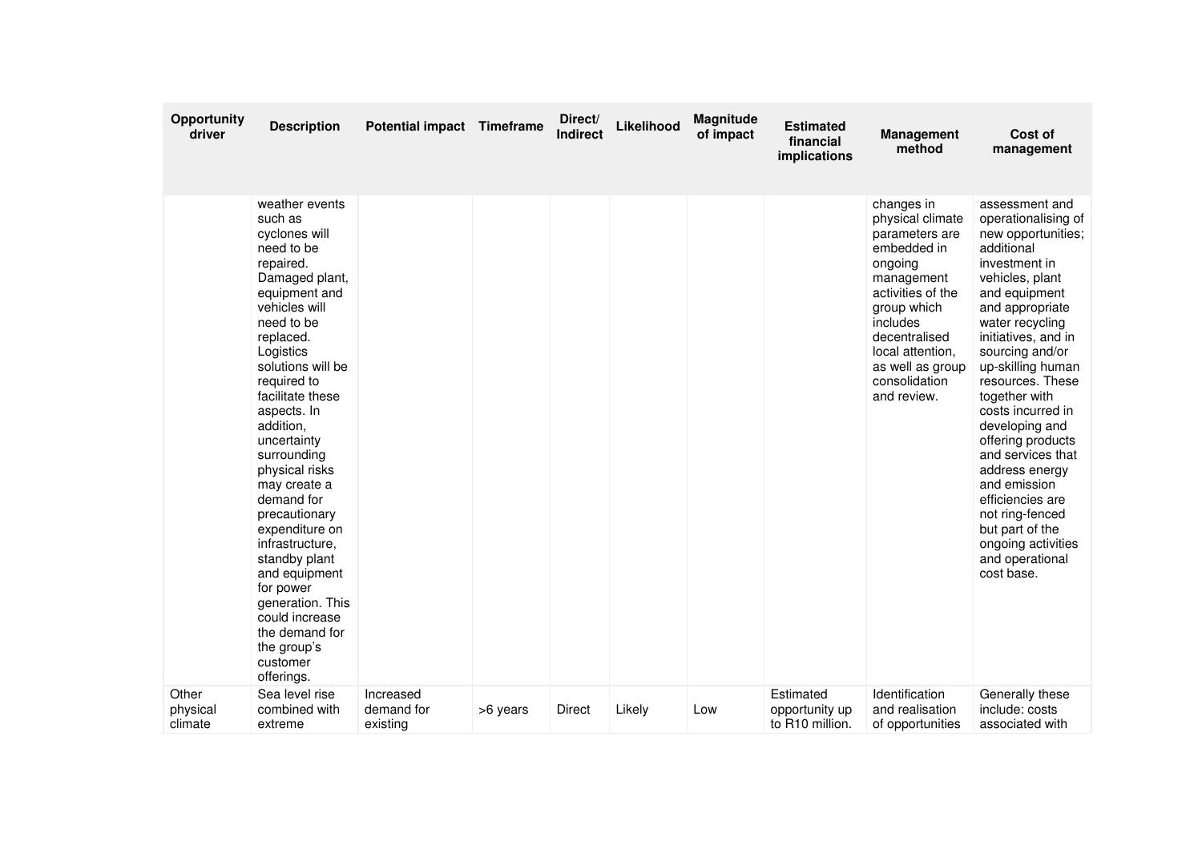| Opportunity driver | Description | Potential impact | Timeframe | Direct/ Indirect | Likelihood | Magnitude of impact | Estimated financial implications | Management method | Cost of management |
|---|---|---|---|---|---|---|---|---|---|
| | weather events such as cyclones will need to be repaired. Damaged plant, equipment and vehicles will need to be replaced. Logistics solutions will be required to facilitate these aspects. In addition, uncertainty surrounding physical risks may create a demand for precautionary expenditure on infrastructure, standby plant and equipment for power generation. This could increase the demand for the group's customer offerings. | | | | | | | changes in physical climate parameters are embedded in ongoing management activities of the group which includes decentralised local attention, as well as group consolidation and review. | assessment and operationalising of new opportunities; additional investment in vehicles, plant and equipment and appropriate water recycling initiatives, and in sourcing and/or up-skilling human resources. These together with costs incurred in developing and offering products and services that address energy and emission efficiencies are not ring-fenced but part of the ongoing activities and operational cost base. |
| Other physical climate | Sea level rise combined with extreme | Increased demand for existing | >6 years | Direct | Likely | Low | Estimated opportunity up to R10 million. | Identification and realisation of opportunities | Generally these include: costs associated with |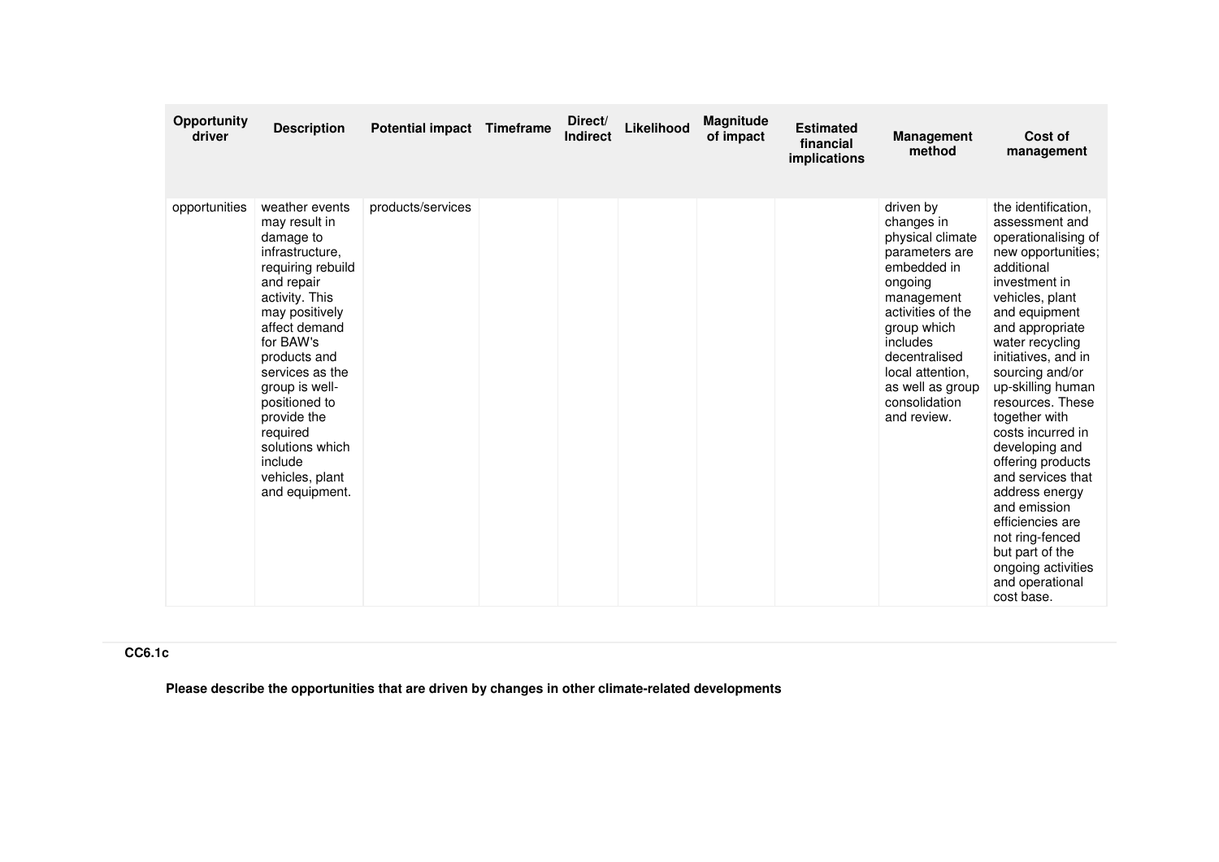| Opportunity driver | Description | Potential impact | Timeframe | Direct/ Indirect | Likelihood | Magnitude of impact | Estimated financial implications | Management method | Cost of management |
|---|---|---|---|---|---|---|---|---|---|
| opportunities | weather events may result in damage to infrastructure, requiring rebuild and repair activity. This may positively affect demand for BAW's products and services as the group is well-positioned to provide the required solutions which include vehicles, plant and equipment. | products/services | | | | | | driven by changes in physical climate parameters are embedded in ongoing management activities of the group which includes decentralised local attention, as well as group consolidation and review. | the identification, assessment and operationalising of new opportunities; additional investment in vehicles, plant and equipment and appropriate water recycling initiatives, and in sourcing and/or up-skilling human resources. These together with costs incurred in developing and offering products and services that address energy and emission efficiencies are not ring-fenced but part of the ongoing activities and operational cost base. |

**CC6.1c**

**Please describe the opportunities that are driven by changes in other climate-related developments**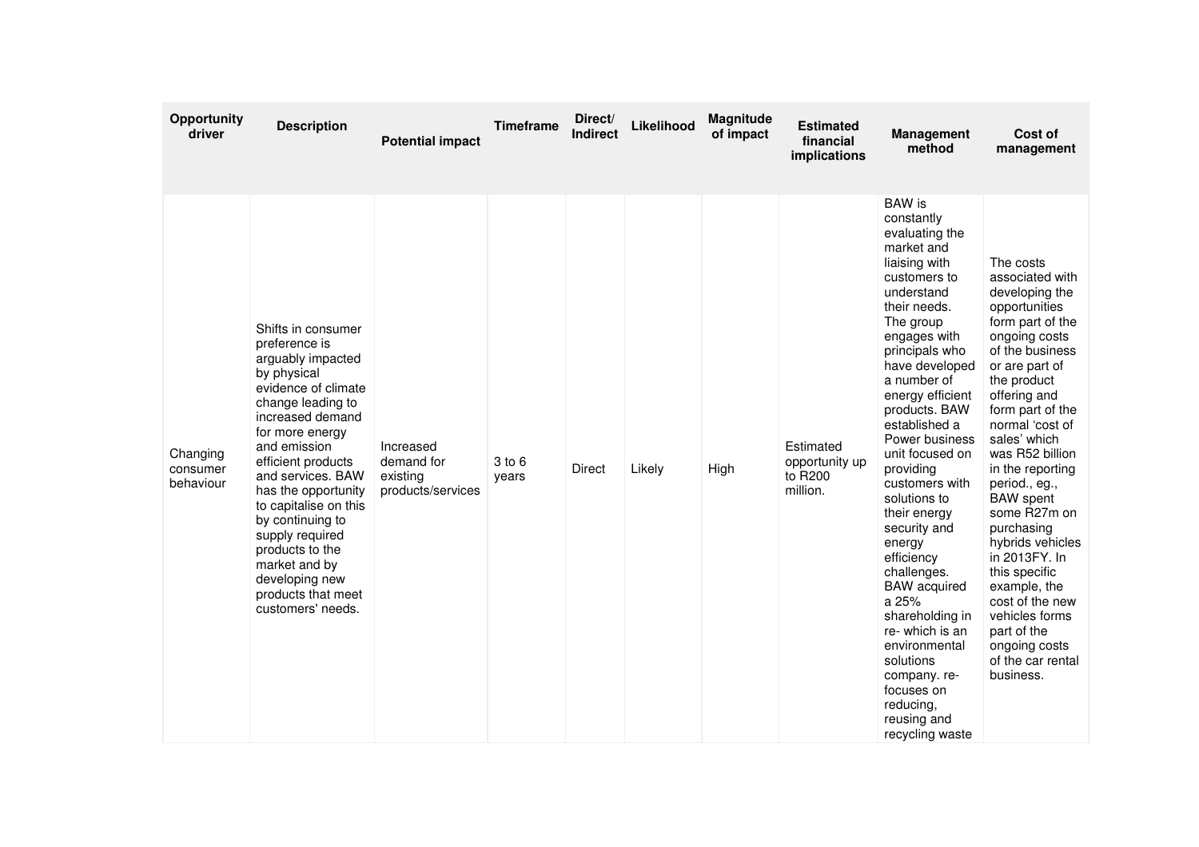| Opportunity driver | Description | Potential impact | Timeframe | Direct/ Indirect | Likelihood | Magnitude of impact | Estimated financial implications | Management method | Cost of management |
|---|---|---|---|---|---|---|---|---|---|
| Changing consumer behaviour | Shifts in consumer preference is arguably impacted by physical evidence of climate change leading to increased demand for more energy and emission efficient products and services. BAW has the opportunity to capitalise on this by continuing to supply required products to the market and by developing new products that meet customers' needs. | Increased demand for existing products/services | 3 to 6 years | Direct | Likely | High | Estimated opportunity up to R200 million. | BAW is constantly evaluating the market and liaising with customers to understand their needs. The group engages with principals who have developed a number of energy efficient products. BAW established a Power business unit focused on providing customers with solutions to their energy security and energy efficiency challenges. BAW acquired a 25% shareholding in re- which is an environmental solutions company. re- focuses on reducing, reusing and recycling waste | The costs associated with developing the opportunities form part of the ongoing costs of the business or are part of the product offering and form part of the normal 'cost of sales' which was R52 billion in the reporting period., eg., BAW spent some R27m on purchasing hybrids vehicles in 2013FY. In this specific example, the cost of the new vehicles forms part of the ongoing costs of the car rental business. |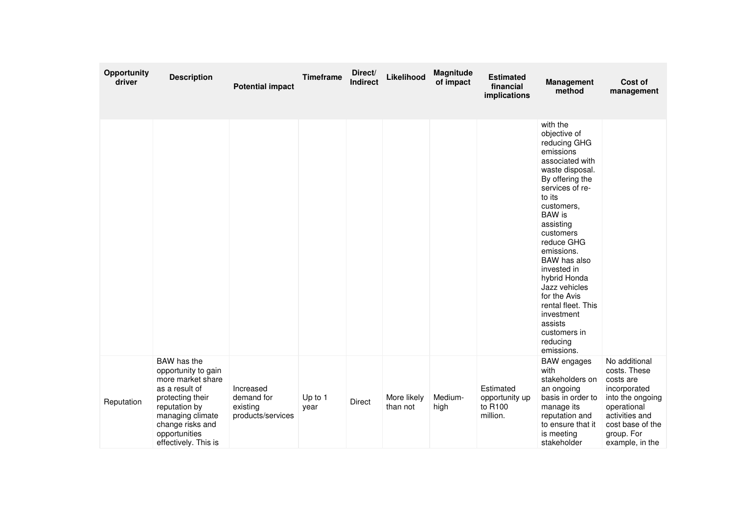| Opportunity driver | Description | Potential impact | Timeframe | Direct/ Indirect | Likelihood | Magnitude of impact | Estimated financial implications | Management method | Cost of management |
|---|---|---|---|---|---|---|---|---|---|
| | | | | | | | | with the objective of reducing GHG emissions associated with waste disposal. By offering the services of re- to its customers, BAW is assisting customers reduce GHG emissions. BAW has also invested in hybrid Honda Jazz vehicles for the Avis rental fleet. This investment assists customers in reducing emissions. | |
| Reputation | BAW has the opportunity to gain more market share as a result of protecting their reputation by managing climate change risks and opportunities effectively. This is | Increased demand for existing products/services | Up to 1 year | Direct | More likely than not | Medium-high | Estimated opportunity up to R100 million. | BAW engages with stakeholders on an ongoing basis in order to manage its reputation and to ensure that it is meeting stakeholder | No additional costs. These costs are incorporated into the ongoing operational activities and cost base of the group. For example, in the |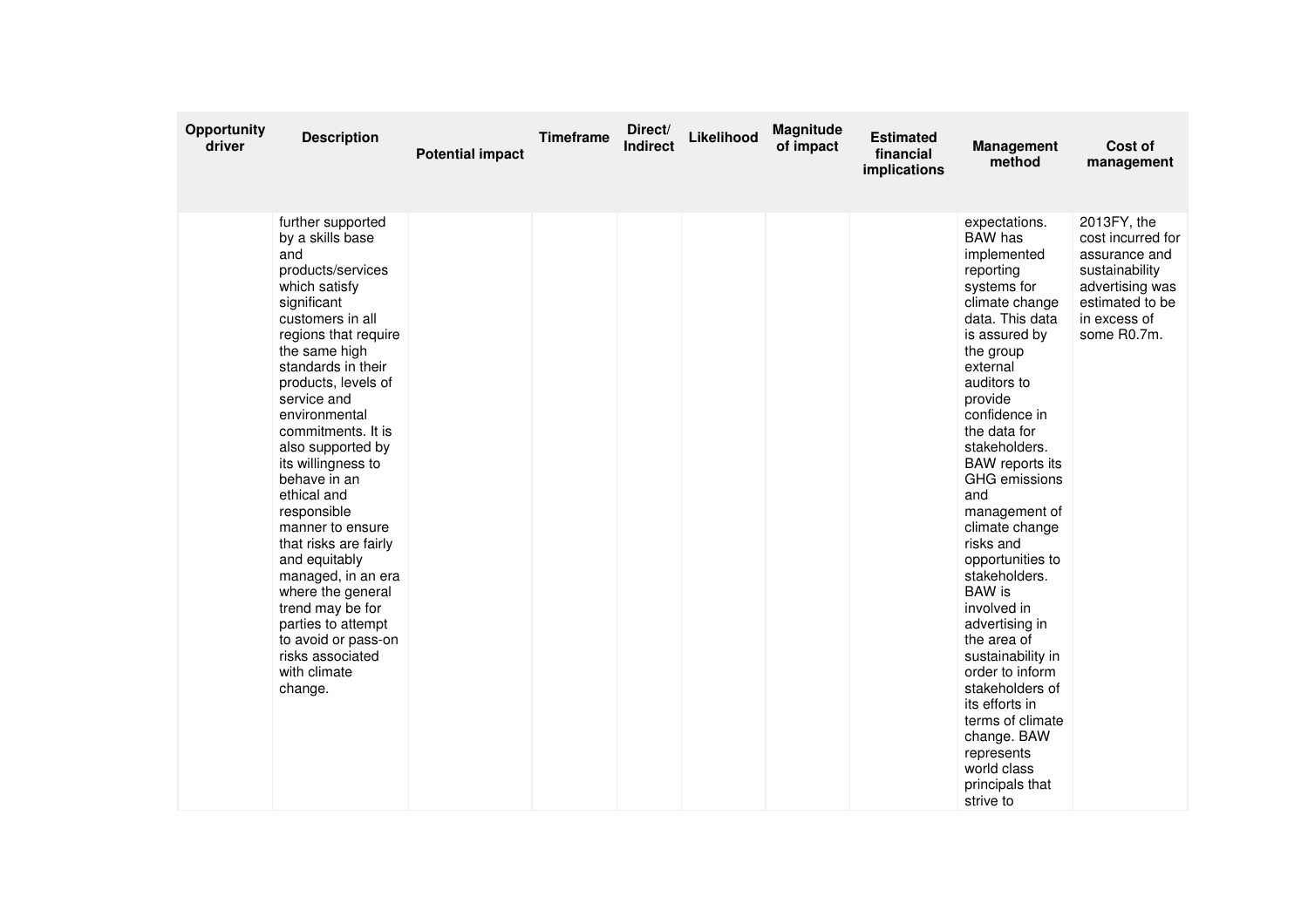| Opportunity driver | Description | Potential impact | Timeframe | Direct/ Indirect | Likelihood | Magnitude of impact | Estimated financial implications | Management method | Cost of management |
|---|---|---|---|---|---|---|---|---|---|
| | further supported by a skills base and products/services which satisfy significant customers in all regions that require the same high standards in their products, levels of service and environmental commitments. It is also supported by its willingness to behave in an ethical and responsible manner to ensure that risks are fairly and equitably managed, in an era where the general trend may be for parties to attempt to avoid or pass-on risks associated with climate change. | | | | | | | expectations. BAW has implemented reporting systems for climate change data. This data is assured by the group external auditors to provide confidence in the data for stakeholders. BAW reports its GHG emissions and management of climate change risks and opportunities to stakeholders. BAW is involved in advertising in the area of sustainability in order to inform stakeholders of its efforts in terms of climate change. BAW represents world class principals that strive to | 2013FY, the cost incurred for assurance and sustainability advertising was estimated to be in excess of some R0.7m. |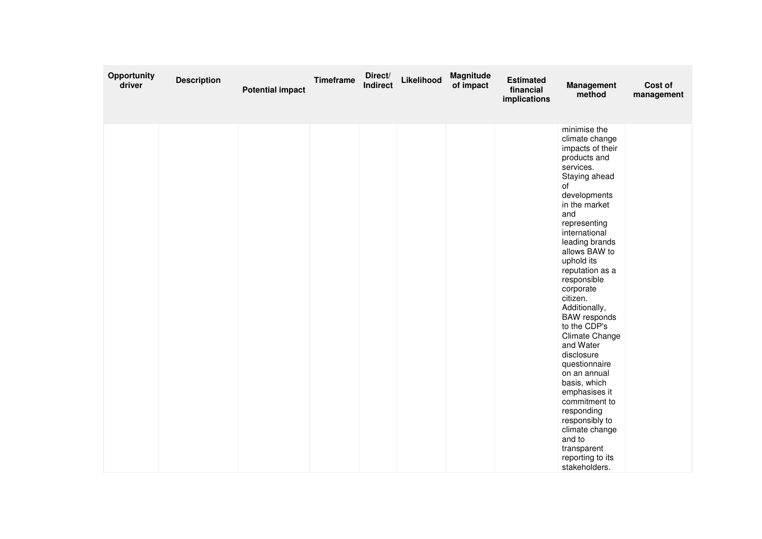| Opportunity driver | Description | Potential impact | Timeframe | Direct/ Indirect | Likelihood | Magnitude of impact | Estimated financial implications | Management method | Cost of management |
|---|---|---|---|---|---|---|---|---|---|
| | | | | | | | | minimise the climate change impacts of their products and services. Staying ahead of developments in the market and representing international leading brands allows BAW to uphold its reputation as a responsible corporate citizen. Additionally, BAW responds to the CDP's Climate Change and Water disclosure questionnaire on an annual basis, which emphasises it commitment to responding responsibly to climate change and to transparent reporting to its stakeholders. | |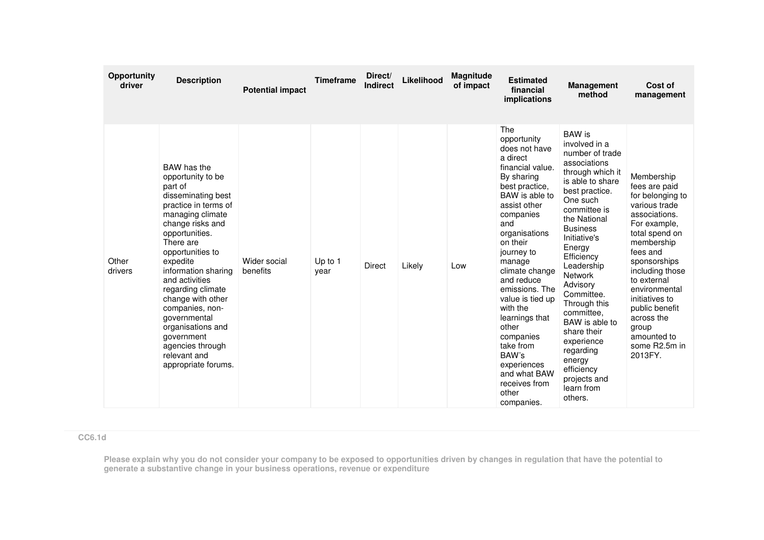| Opportunity driver | Description | Potential impact | Timeframe | Direct/ Indirect | Likelihood | Magnitude of impact | Estimated financial implications | Management method | Cost of management |
|---|---|---|---|---|---|---|---|---|---|
| Other drivers | BAW has the opportunity to be part of disseminating best practice in terms of managing climate change risks and opportunities. There are opportunities to expedite information sharing and activities regarding climate change with other companies, non-governmental organisations and government agencies through relevant and appropriate forums. | Wider social benefits | Up to 1 year | Direct | Likely | Low | The opportunity does not have a direct financial value. By sharing best practice, BAW is able to assist other companies and organisations on their journey to manage climate change and reduce emissions. The value is tied up with the learnings that other companies take from BAW's experiences and what BAW receives from other companies. | BAW is involved in a number of trade associations through which it is able to share best practice. One such committee is the National Business Initiative's Energy Efficiency Leadership Network Advisory Committee. Through this committee, BAW is able to share their experience regarding energy efficiency projects and learn from others. | Membership fees are paid for belonging to various trade associations. For example, total spend on membership fees and sponsorships including those to external environmental initiatives to public benefit across the group amounted to some R2.5m in 2013FY. |

**CC6.1d**

**Please explain why you do not consider your company to be exposed to opportunities driven by changes in regulation that have the potential to generate a substantive change in your business operations, revenue or expenditure**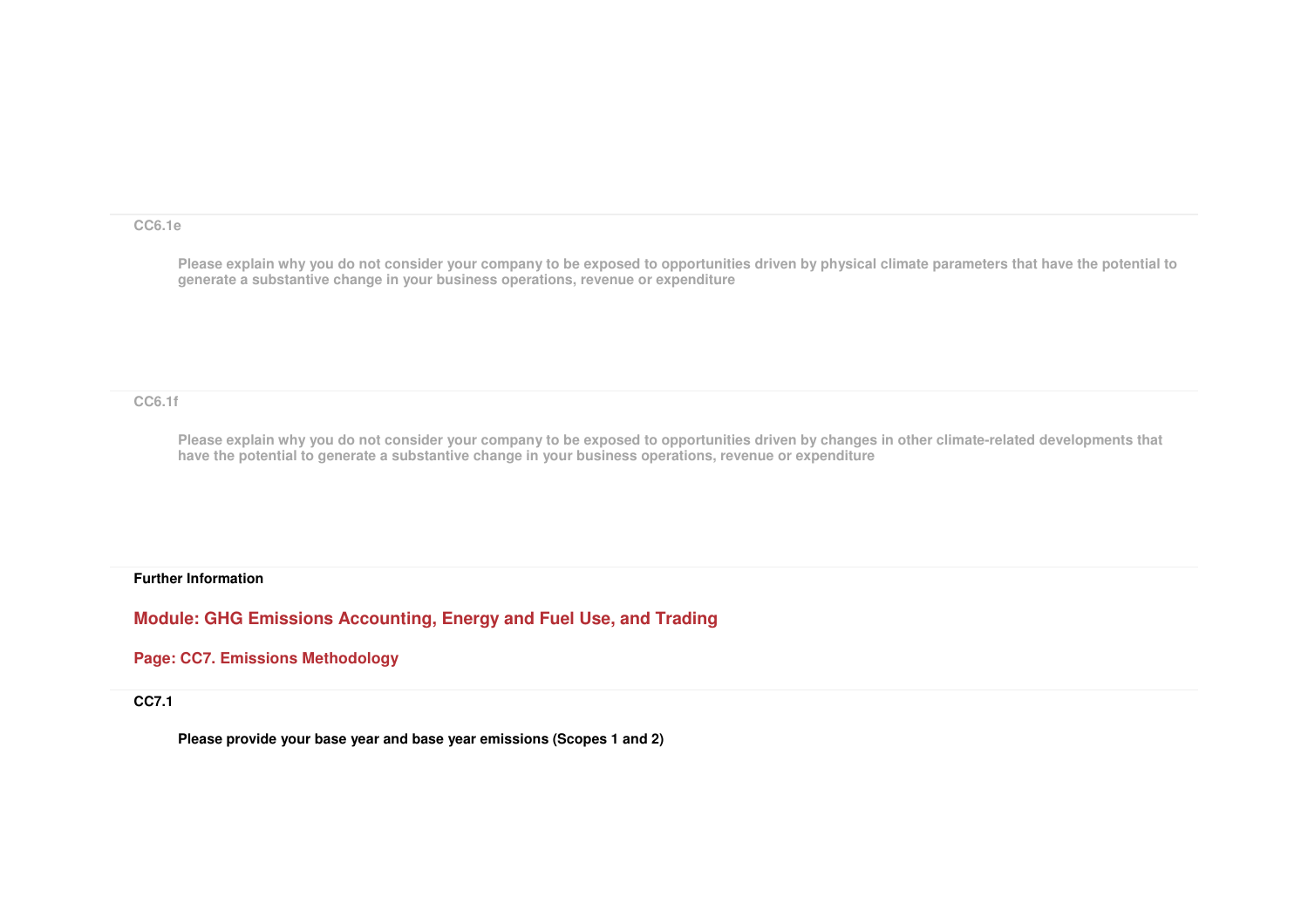CC6.1e

Please explain why you do not consider your company to be exposed to opportunities driven by physical climate parameters that have the potential to generate a substantive change in your business operations, revenue or expenditure

CC6.1f

Please explain why you do not consider your company to be exposed to opportunities driven by changes in other climate-related developments that have the potential to generate a substantive change in your business operations, revenue or expenditure

**Further Information**

## Module: GHG Emissions Accounting, Energy and Fuel Use, and Trading

### Page: CC7. Emissions Methodology

**CC7.1**

**Please provide your base year and base year emissions (Scopes 1 and 2)**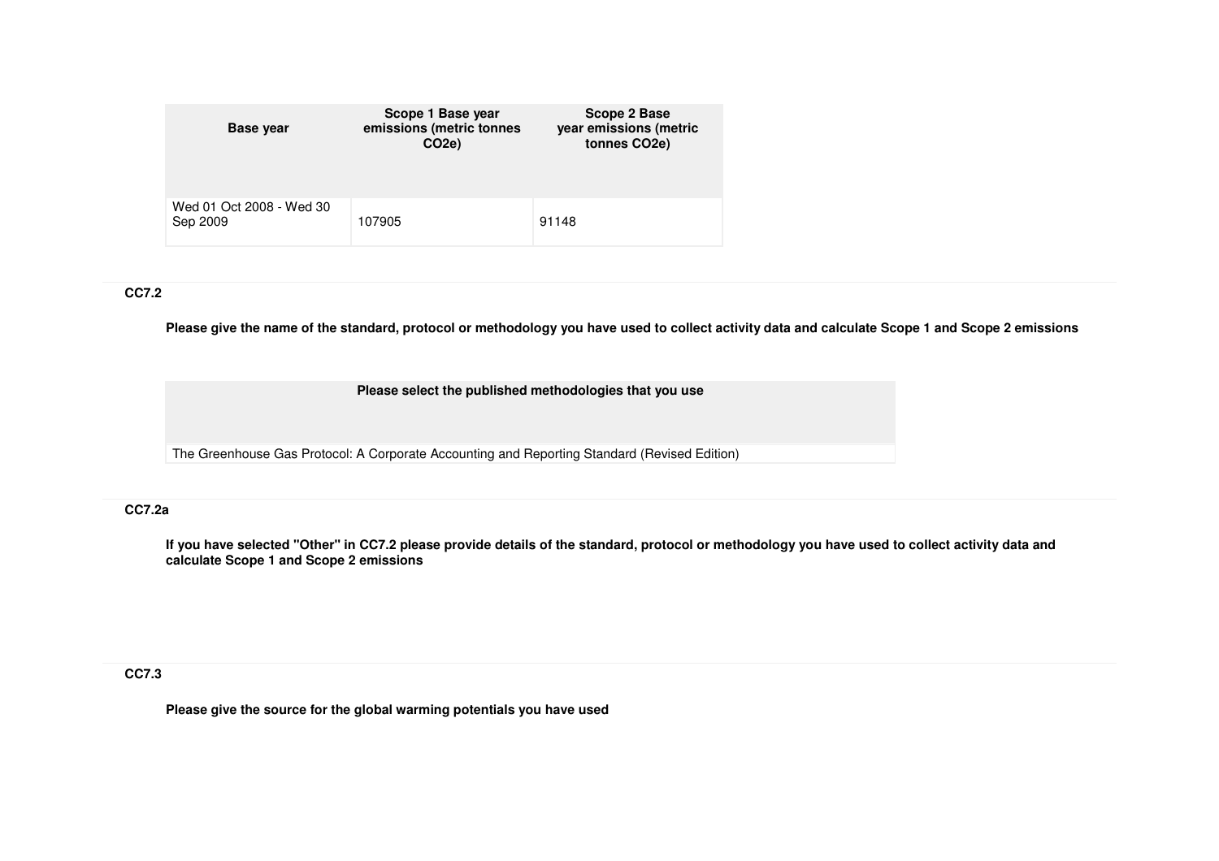| Base year | Scope 1 Base year emissions (metric tonnes CO2e) | Scope 2 Base year emissions (metric tonnes CO2e) |
|---|---|---|
| Wed 01 Oct 2008 - Wed 30 Sep 2009 | 107905 | 91148 |

**CC7.2**

**Please give the name of the standard, protocol or methodology you have used to collect activity data and calculate Scope 1 and Scope 2 emissions**

| Please select the published methodologies that you use |
|---|
| The Greenhouse Gas Protocol: A Corporate Accounting and Reporting Standard (Revised Edition) |

**CC7.2a**

**If you have selected "Other" in CC7.2 please provide details of the standard, protocol or methodology you have used to collect activity data and calculate Scope 1 and Scope 2 emissions**

**CC7.3**

**Please give the source for the global warming potentials you have used**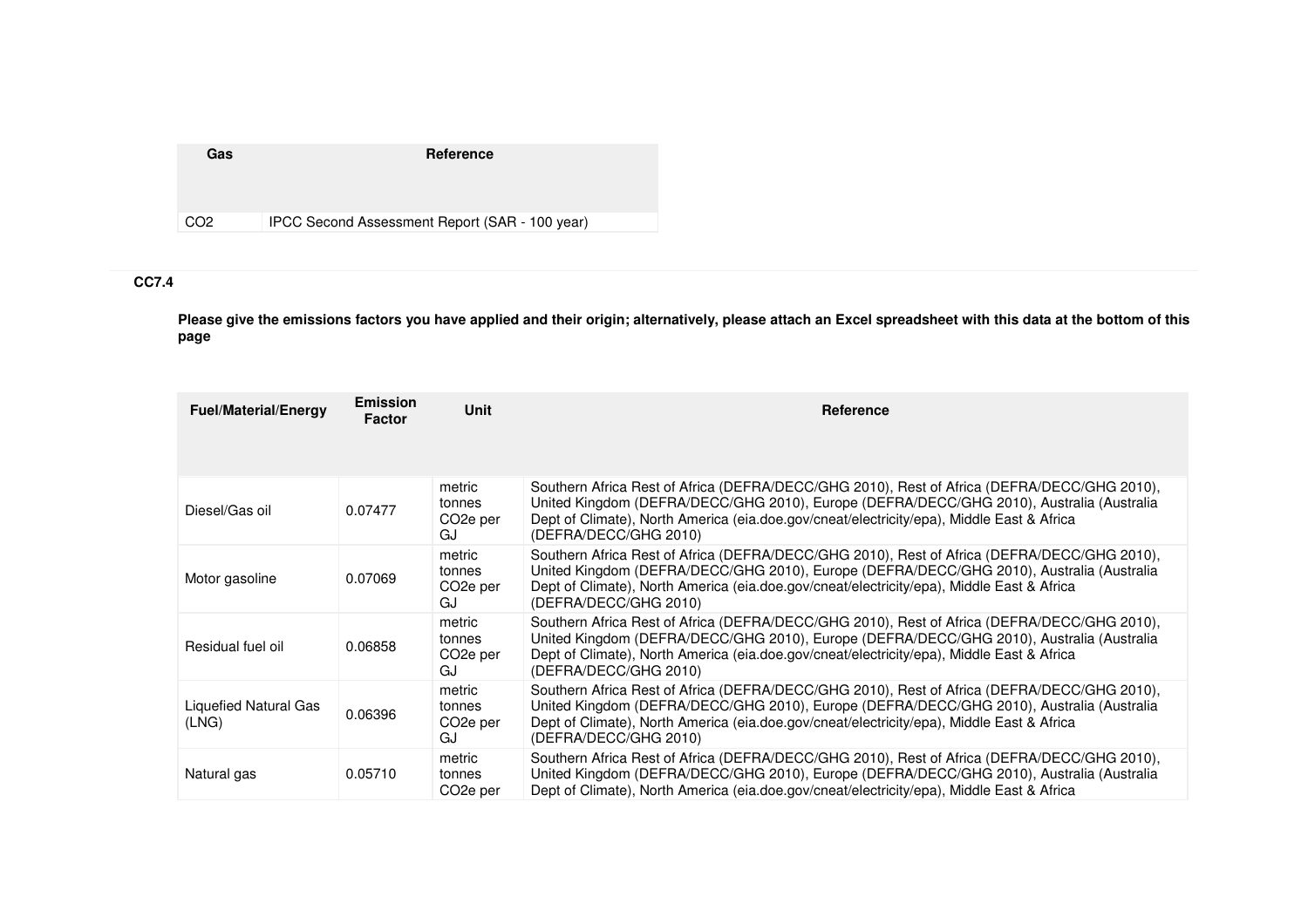| Gas | Reference |
|---|---|
| $CO_2$ | IPCC Second Assessment Report (SAR - 100 year) |

**CC7.4**

**Please give the emissions factors you have applied and their origin; alternatively, please attach an Excel spreadsheet with this data at the bottom of this page**

| Fuel/Material/Energy | Emission Factor | Unit | Reference |
|---|---|---|---|
| Diesel/Gas oil | 0.07477 | metric tonnes $CO_2e$ per GJ | Southern Africa Rest of Africa (DEFRA/DECC/GHG 2010), Rest of Africa (DEFRA/DECC/GHG 2010), United Kingdom (DEFRA/DECC/GHG 2010), Europe (DEFRA/DECC/GHG 2010), Australia (Australia Dept of Climate), North America (eia.doe.gov/cneat/electricity/epa), Middle East & Africa (DEFRA/DECC/GHG 2010) |
| Motor gasoline | 0.07069 | metric tonnes $CO_2e$ per GJ | Southern Africa Rest of Africa (DEFRA/DECC/GHG 2010), Rest of Africa (DEFRA/DECC/GHG 2010), United Kingdom (DEFRA/DECC/GHG 2010), Europe (DEFRA/DECC/GHG 2010), Australia (Australia Dept of Climate), North America (eia.doe.gov/cneat/electricity/epa), Middle East & Africa (DEFRA/DECC/GHG 2010) |
| Residual fuel oil | 0.06858 | metric tonnes $CO_2e$ per GJ | Southern Africa Rest of Africa (DEFRA/DECC/GHG 2010), Rest of Africa (DEFRA/DECC/GHG 2010), United Kingdom (DEFRA/DECC/GHG 2010), Europe (DEFRA/DECC/GHG 2010), Australia (Australia Dept of Climate), North America (eia.doe.gov/cneat/electricity/epa), Middle East & Africa (DEFRA/DECC/GHG 2010) |
| Liquefied Natural Gas (LNG) | 0.06396 | metric tonnes $CO_2e$ per GJ | Southern Africa Rest of Africa (DEFRA/DECC/GHG 2010), Rest of Africa (DEFRA/DECC/GHG 2010), United Kingdom (DEFRA/DECC/GHG 2010), Europe (DEFRA/DECC/GHG 2010), Australia (Australia Dept of Climate), North America (eia.doe.gov/cneat/electricity/epa), Middle East & Africa (DEFRA/DECC/GHG 2010) |
| Natural gas | 0.05710 | metric tonnes $CO_2e$ per | Southern Africa Rest of Africa (DEFRA/DECC/GHG 2010), Rest of Africa (DEFRA/DECC/GHG 2010), United Kingdom (DEFRA/DECC/GHG 2010), Europe (DEFRA/DECC/GHG 2010), Australia (Australia Dept of Climate), North America (eia.doe.gov/cneat/electricity/epa), Middle East & Africa |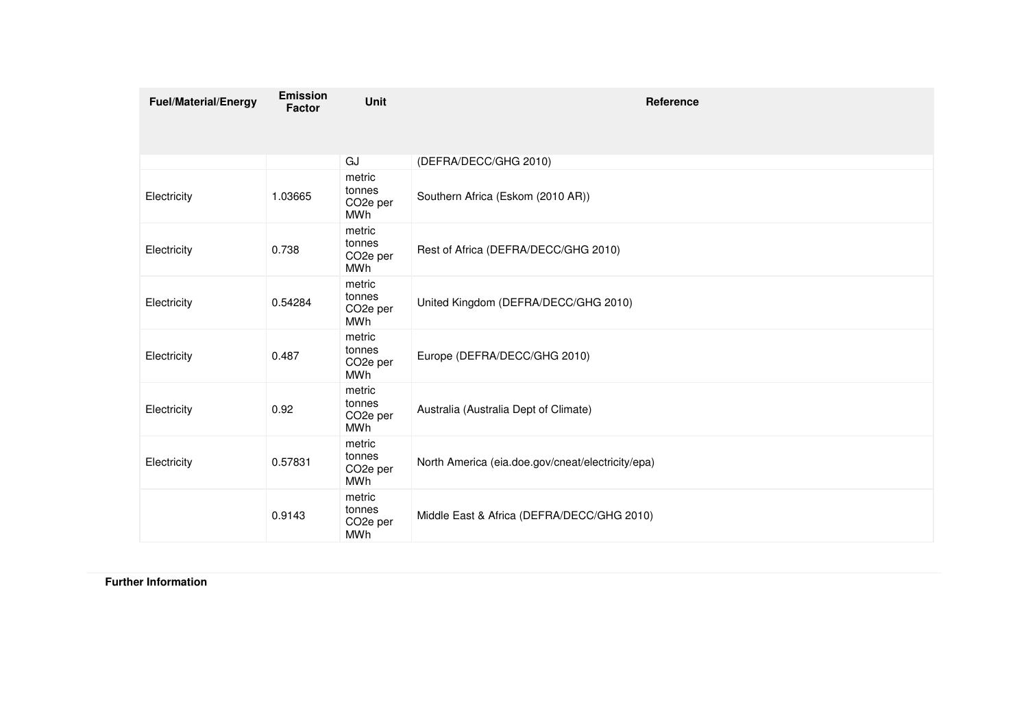| Fuel/Material/Energy | Emission Factor | Unit | Reference |
|---|---|---|---|
| | | GJ | (DEFRA/DECC/GHG 2010) |
| Electricity | 1.03665 | metric tonnes $CO_2e$ per MWh | Southern Africa (Eskom (2010 AR)) |
| Electricity | 0.738 | metric tonnes $CO_2e$ per MWh | Rest of Africa (DEFRA/DECC/GHG 2010) |
| Electricity | 0.54284 | metric tonnes $CO_2e$ per MWh | United Kingdom (DEFRA/DECC/GHG 2010) |
| Electricity | 0.487 | metric tonnes $CO_2e$ per MWh | Europe (DEFRA/DECC/GHG 2010) |
| Electricity | 0.92 | metric tonnes $CO_2e$ per MWh | Australia (Australia Dept of Climate) |
| Electricity | 0.57831 | metric tonnes $CO_2e$ per MWh | North America (eia.doe.gov/cneat/electricity/epa) |
| | 0.9143 | metric tonnes $CO_2e$ per MWh | Middle East & Africa (DEFRA/DECC/GHG 2010) |

**Further Information**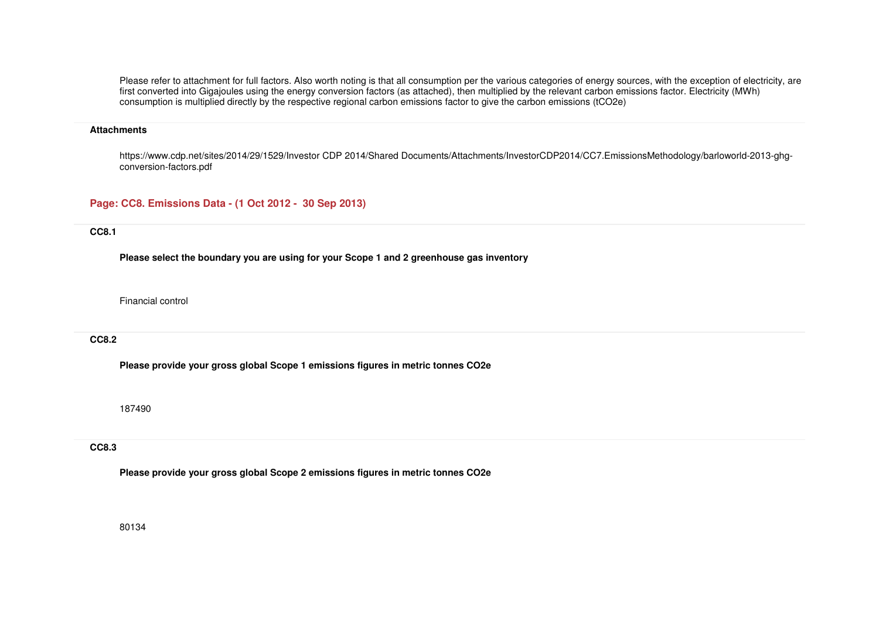Please refer to attachment for full factors. Also worth noting is that all consumption per the various categories of energy sources, with the exception of electricity, are first converted into Gigajoules using the energy conversion factors (as attached), then multiplied by the relevant carbon emissions factor. Electricity (MWh) consumption is multiplied directly by the respective regional carbon emissions factor to give the carbon emissions (tCO2e)

**Attachments**

https://www.cdp.net/sites/2014/29/1529/Investor CDP 2014/Shared Documents/Attachments/InvestorCDP2014/CC7.EmissionsMethodology/barloworld-2013-ghg-conversion-factors.pdf

## Page: CC8. Emissions Data - (1 Oct 2012 - 30 Sep 2013)

**CC8.1**

**Please select the boundary you are using for your Scope 1 and 2 greenhouse gas inventory**

Financial control

**CC8.2**

**Please provide your gross global Scope 1 emissions figures in metric tonnes CO2e**

187490

**CC8.3**

**Please provide your gross global Scope 2 emissions figures in metric tonnes CO2e**

80134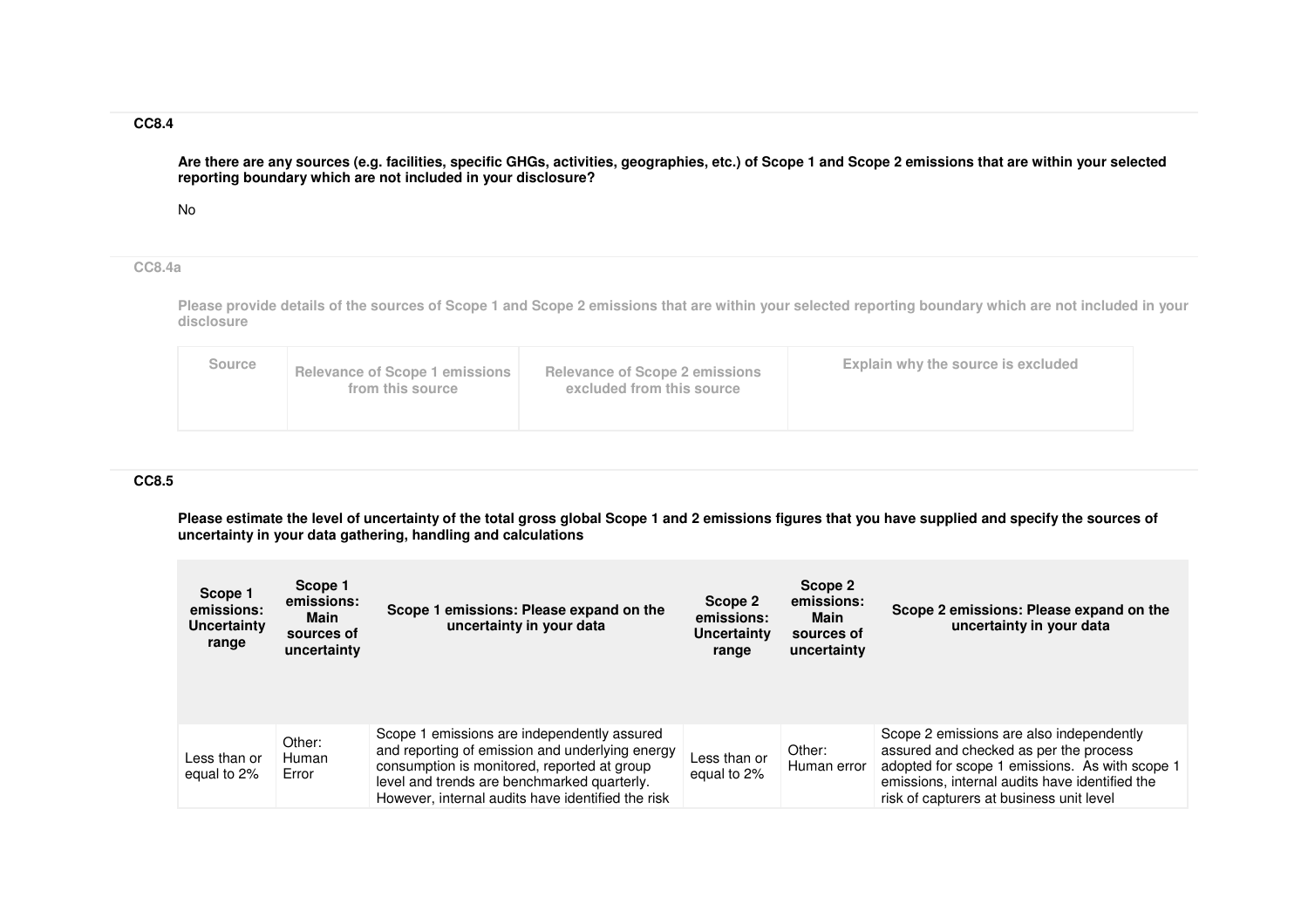**CC8.4**

**Are there are any sources (e.g. facilities, specific GHGs, activities, geographies, etc.) of Scope 1 and Scope 2 emissions that are within your selected reporting boundary which are not included in your disclosure?**

No

**CC8.4a**

**Please provide details of the sources of Scope 1 and Scope 2 emissions that are within your selected reporting boundary which are not included in your disclosure**

| Source | Relevance of Scope 1 emissions from this source | Relevance of Scope 2 emissions excluded from this source | Explain why the source is excluded |
|---|---|---|---|
| | | | |

**CC8.5**

**Please estimate the level of uncertainty of the total gross global Scope 1 and 2 emissions figures that you have supplied and specify the sources of uncertainty in your data gathering, handling and calculations**

| Scope 1 emissions: Uncertainty range | Scope 1 emissions: Main sources of uncertainty | Scope 1 emissions: Please expand on the uncertainty in your data | Scope 2 emissions: Uncertainty range | Scope 2 emissions: Main sources of uncertainty | Scope 2 emissions: Please expand on the uncertainty in your data |
|---|---|---|---|---|---|
| Less than or equal to 2% | Other: Human Error | Scope 1 emissions are independently assured and reporting of emission and underlying energy consumption is monitored, reported at group level and trends are benchmarked quarterly. However, internal audits have identified the risk | Less than or equal to 2% | Other: Human error | Scope 2 emissions are also independently assured and checked as per the process adopted for scope 1 emissions. As with scope 1 emissions, internal audits have identified the risk of capturers at business unit level |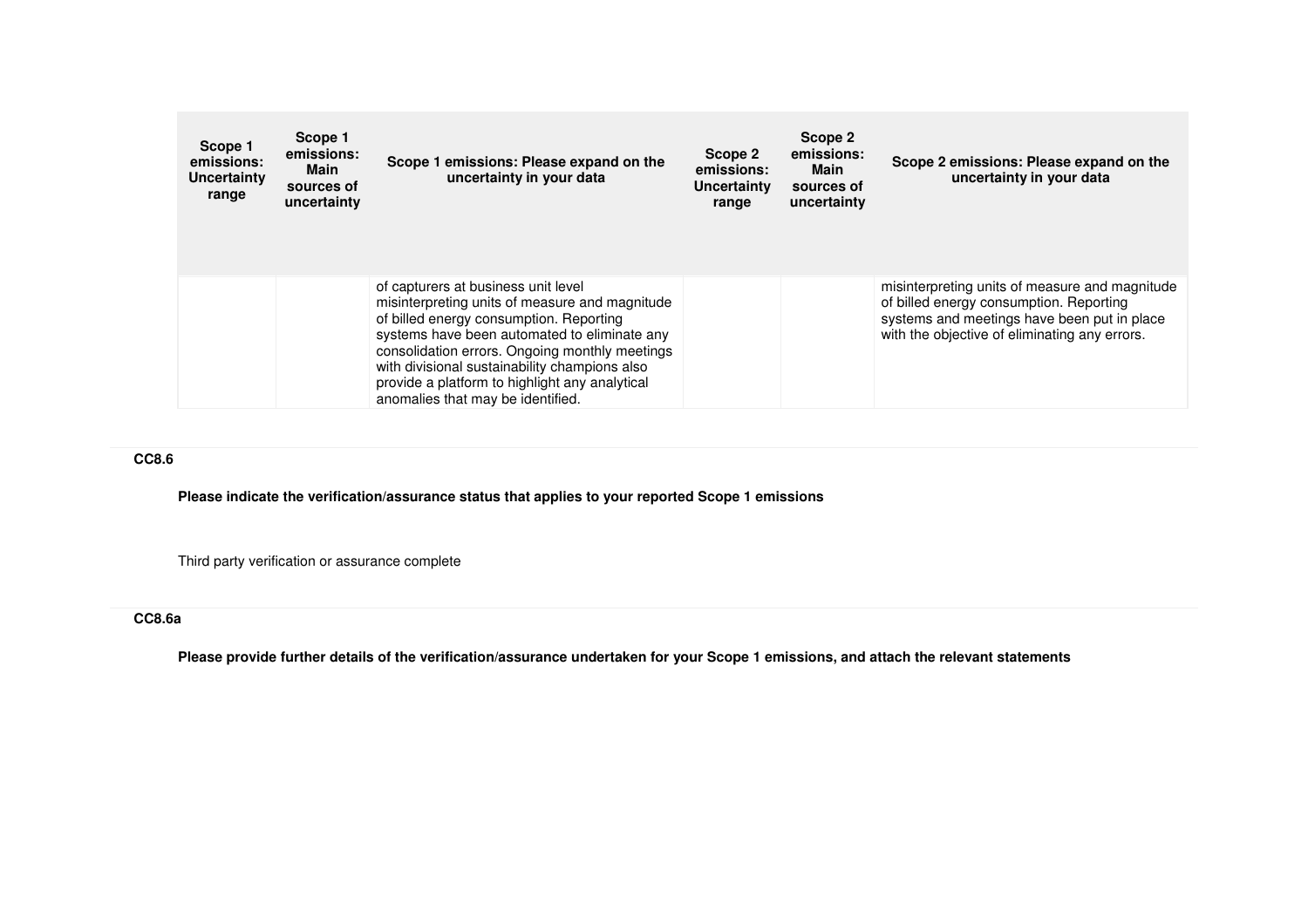| Scope 1 emissions: Uncertainty range | Scope 1 emissions: Main sources of uncertainty | Scope 1 emissions: Please expand on the uncertainty in your data | Scope 2 emissions: Uncertainty range | Scope 2 emissions: Main sources of uncertainty | Scope 2 emissions: Please expand on the uncertainty in your data |
|---|---|---|---|---|---|
| | | of capturers at business unit level misinterpreting units of measure and magnitude of billed energy consumption. Reporting systems have been automated to eliminate any consolidation errors. Ongoing monthly meetings with divisional sustainability champions also provide a platform to highlight any analytical anomalies that may be identified. | | | misinterpreting units of measure and magnitude of billed energy consumption. Reporting systems and meetings have been put in place with the objective of eliminating any errors. |

**CC8.6**

**Please indicate the verification/assurance status that applies to your reported Scope 1 emissions**

Third party verification or assurance complete

**CC8.6a**

**Please provide further details of the verification/assurance undertaken for your Scope 1 emissions, and attach the relevant statements**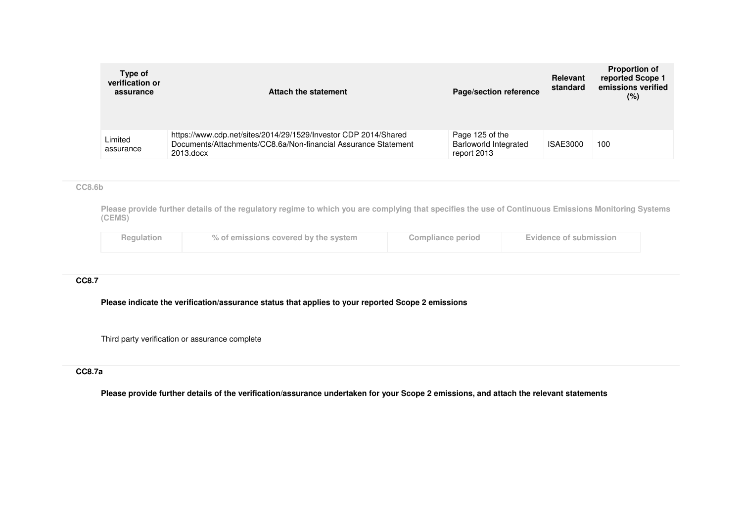| Type of verification or assurance | Attach the statement | Page/section reference | Relevant standard | Proportion of reported Scope 1 emissions verified (%) |
|---|---|---|---|---|
| Limited assurance | https://www.cdp.net/sites/2014/29/1529/Investor CDP 2014/Shared Documents/Attachments/CC8.6a/Non-financial Assurance Statement 2013.docx | Page 125 of the Barloworld Integrated report 2013 | ISAE3000 | 100 |

### CC8.6b

**Please provide further details of the regulatory regime to which you are complying that specifies the use of Continuous Emissions Monitoring Systems (CEMS)**

| Regulation | % of emissions covered by the system | Compliance period | Evidence of submission |
|---|---|---|---|

### CC8.7

**Please indicate the verification/assurance status that applies to your reported Scope 2 emissions**

Third party verification or assurance complete

### CC8.7a

**Please provide further details of the verification/assurance undertaken for your Scope 2 emissions, and attach the relevant statements**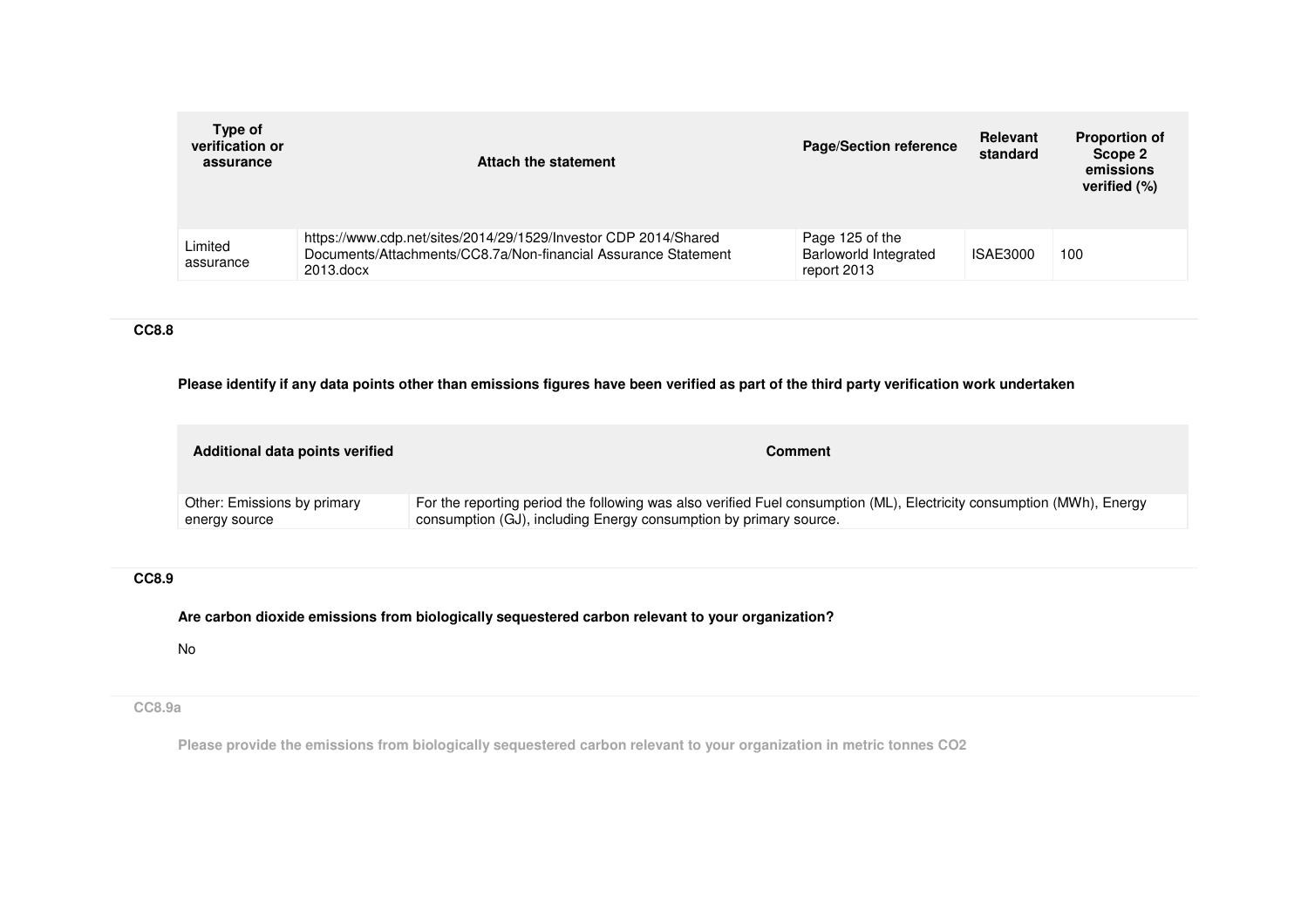| Type of verification or assurance | Attach the statement | Page/Section reference | Relevant standard | Proportion of Scope 2 emissions verified (%) |
|---|---|---|---|---|
| Limited assurance | https://www.cdp.net/sites/2014/29/1529/Investor CDP 2014/Shared Documents/Attachments/CC8.7a/Non-financial Assurance Statement 2013.docx | Page 125 of the Barloworld Integrated report 2013 | ISAE3000 | 100 |

**CC8.8**

**Please identify if any data points other than emissions figures have been verified as part of the third party verification work undertaken**

| Additional data points verified | Comment |
|---|---|
| Other: Emissions by primary energy source | For the reporting period the following was also verified Fuel consumption (ML), Electricity consumption (MWh), Energy consumption (GJ), including Energy consumption by primary source. |

**CC8.9**

**Are carbon dioxide emissions from biologically sequestered carbon relevant to your organization?**

No

**CC8.9a**

**Please provide the emissions from biologically sequestered carbon relevant to your organization in metric tonnes CO2**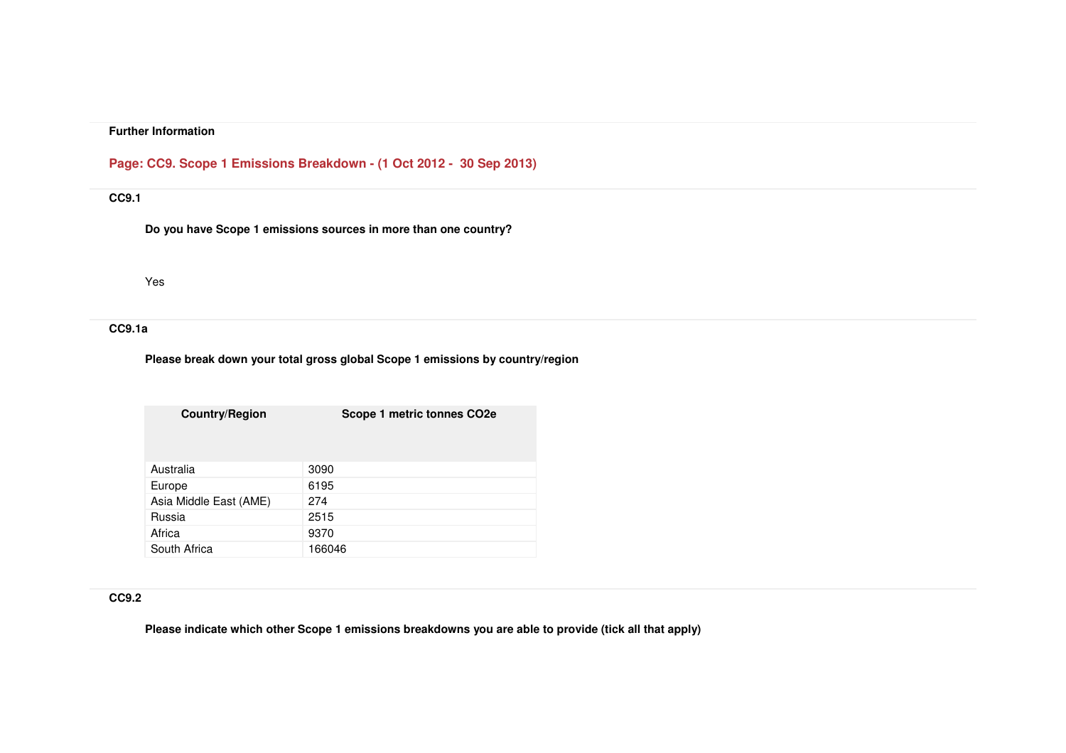**Further Information**

## Page: CC9. Scope 1 Emissions Breakdown - (1 Oct 2012 - 30 Sep 2013)

### CC9.1

**Do you have Scope 1 emissions sources in more than one country?**

Yes

### CC9.1a

**Please break down your total gross global Scope 1 emissions by country/region**

| Country/Region | Scope 1 metric tonnes CO2e |
|---|---|
| Australia | 3090 |
| Europe | 6195 |
| Asia Middle East (AME) | 274 |
| Russia | 2515 |
| Africa | 9370 |
| South Africa | 166046 |

### CC9.2

**Please indicate which other Scope 1 emissions breakdowns you are able to provide (tick all that apply)**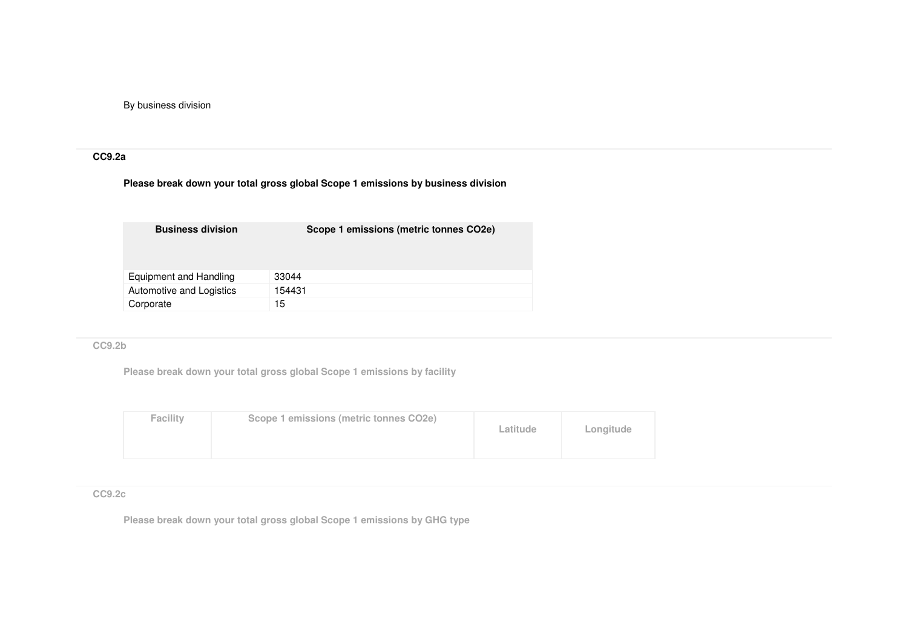By business division

**CC9.2a**

**Please break down your total gross global Scope 1 emissions by business division**

| Business division | Scope 1 emissions (metric tonnes CO2e) |
|---|---|
| Equipment and Handling | 33044 |
| Automotive and Logistics | 154431 |
| Corporate | 15 |

**CC9.2b**

**Please break down your total gross global Scope 1 emissions by facility**

| Facility | Scope 1 emissions (metric tonnes CO2e) | Latitude | Longitude |
|---|---|---|---|

**CC9.2c**

**Please break down your total gross global Scope 1 emissions by GHG type**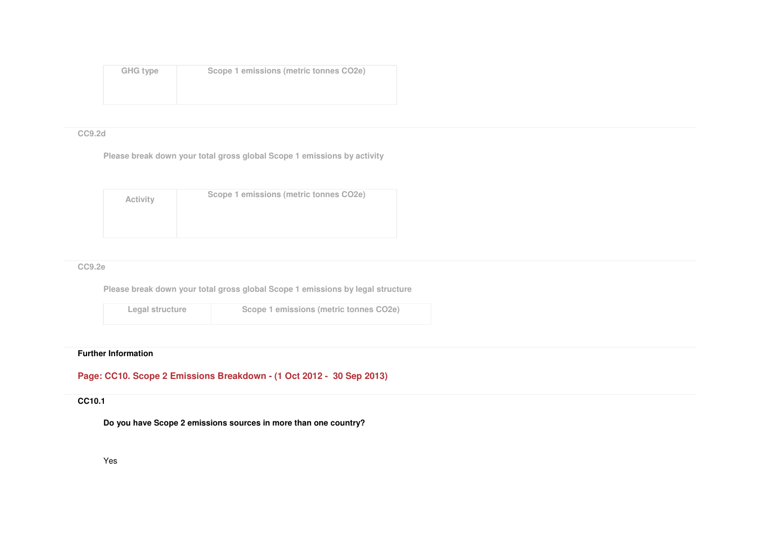| GHG type | Scope 1 emissions (metric tonnes CO2e) |
|---|---|
| | |

CC9.2d

Please break down your total gross global Scope 1 emissions by activity

| Activity | Scope 1 emissions (metric tonnes CO2e) |
|---|---|
| | |

CC9.2e

Please break down your total gross global Scope 1 emissions by legal structure

| Legal structure | Scope 1 emissions (metric tonnes CO2e) |
|---|---|

**Further Information**

## Page: CC10. Scope 2 Emissions Breakdown - (1 Oct 2012 - 30 Sep 2013)

**CC10.1**

**Do you have Scope 2 emissions sources in more than one country?**

Yes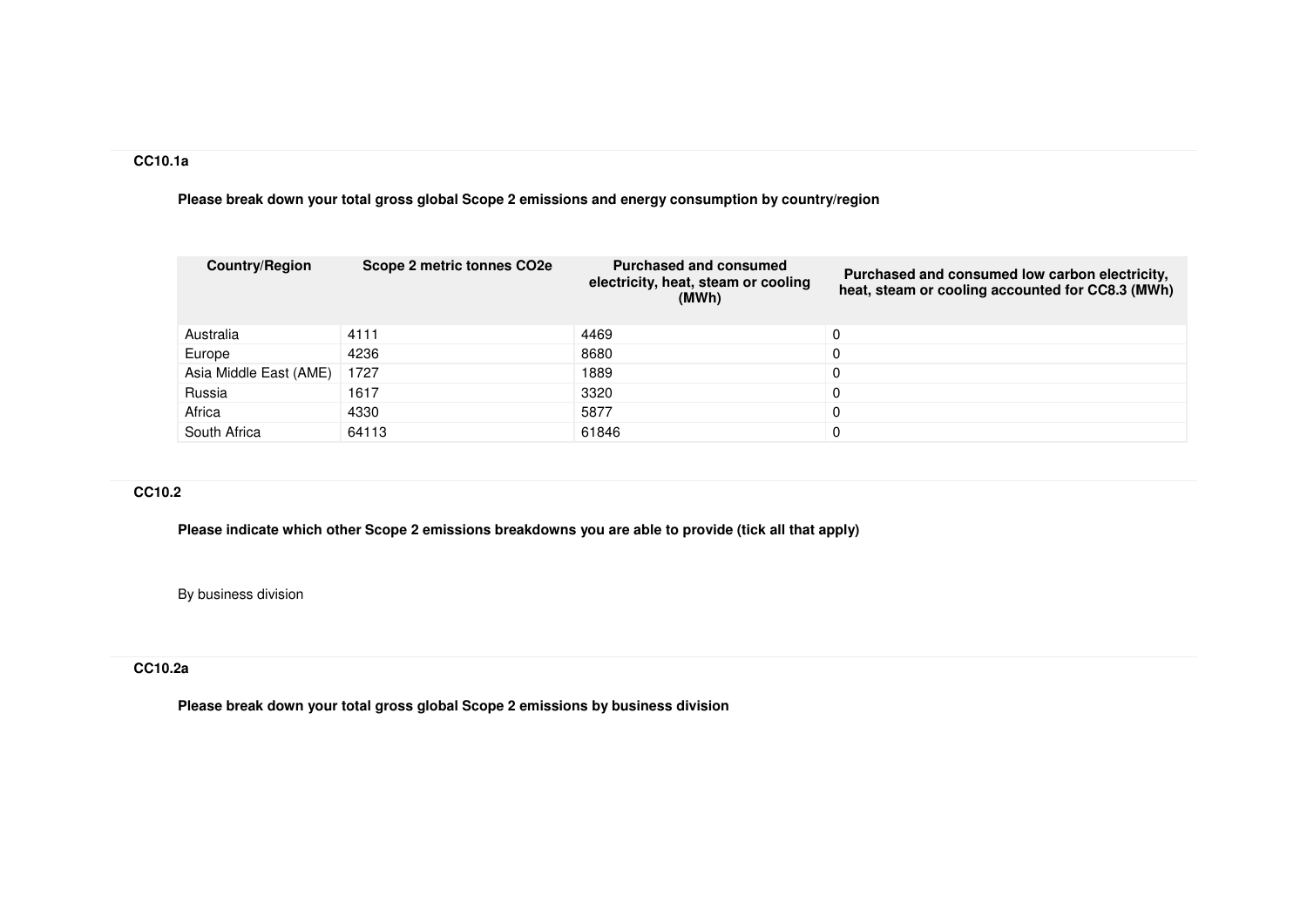**CC10.1a**

**Please break down your total gross global Scope 2 emissions and energy consumption by country/region**

| Country/Region | Scope 2 metric tonnes CO2e | Purchased and consumed electricity, heat, steam or cooling (MWh) | Purchased and consumed low carbon electricity, heat, steam or cooling accounted for CC8.3 (MWh) |
|---|---|---|---|
| Australia | 4111 | 4469 | 0 |
| Europe | 4236 | 8680 | 0 |
| Asia Middle East (AME) | 1727 | 1889 | 0 |
| Russia | 1617 | 3320 | 0 |
| Africa | 4330 | 5877 | 0 |
| South Africa | 64113 | 61846 | 0 |

**CC10.2**

**Please indicate which other Scope 2 emissions breakdowns you are able to provide (tick all that apply)**

By business division

**CC10.2a**

**Please break down your total gross global Scope 2 emissions by business division**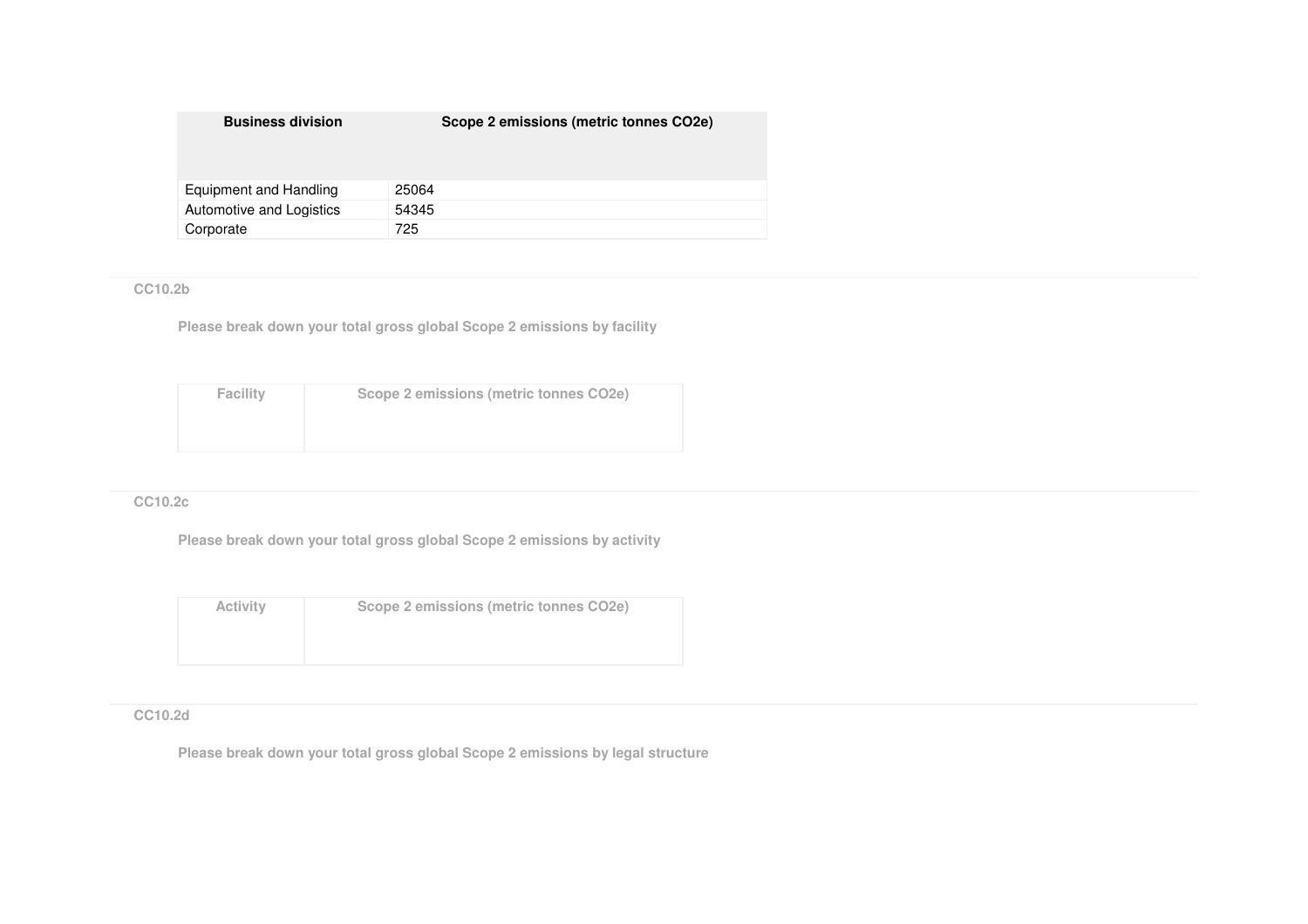| Business division | Scope 2 emissions (metric tonnes CO2e) |
|---|---|
| Equipment and Handling | 25064 |
| Automotive and Logistics | 54345 |
| Corporate | 725 |

### CC10.2b

**Please break down your total gross global Scope 2 emissions by facility**

| Facility | Scope 2 emissions (metric tonnes CO2e) |
|---|---|
| | |

### CC10.2c

**Please break down your total gross global Scope 2 emissions by activity**

| Activity | Scope 2 emissions (metric tonnes CO2e) |
|---|---|
| | |

### CC10.2d

**Please break down your total gross global Scope 2 emissions by legal structure**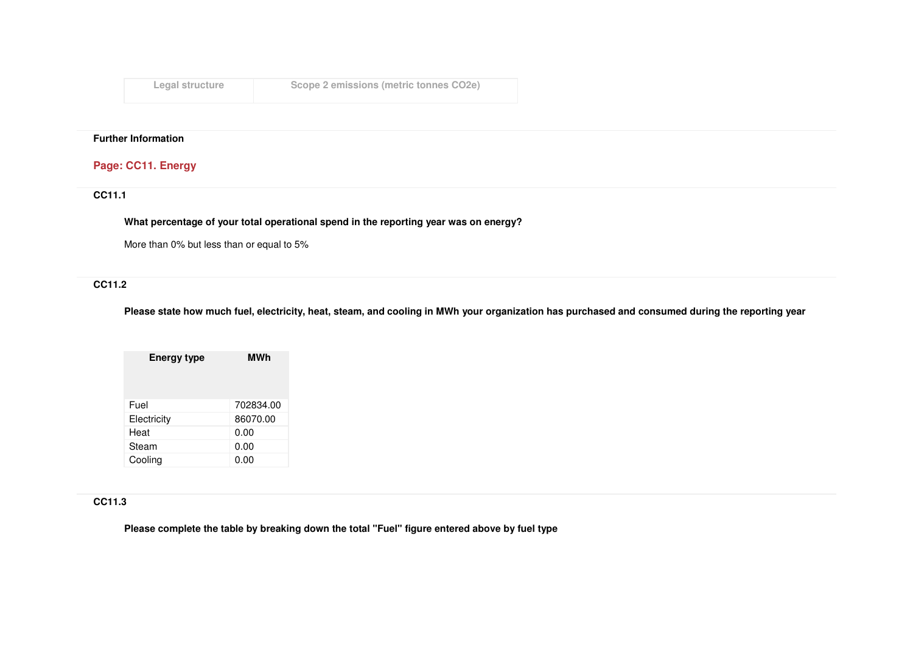| Legal structure | Scope 2 emissions (metric tonnes CO2e) |
|---|---|

**Further Information**

## Page: CC11. Energy

**CC11.1**

**What percentage of your total operational spend in the reporting year was on energy?**

More than 0% but less than or equal to 5%

**CC11.2**

**Please state how much fuel, electricity, heat, steam, and cooling in MWh your organization has purchased and consumed during the reporting year**

| Energy type | MWh |
|---|---|
| Fuel | 702834.00 |
| Electricity | 86070.00 |
| Heat | 0.00 |
| Steam | 0.00 |
| Cooling | 0.00 |

**CC11.3**

**Please complete the table by breaking down the total "Fuel" figure entered above by fuel type**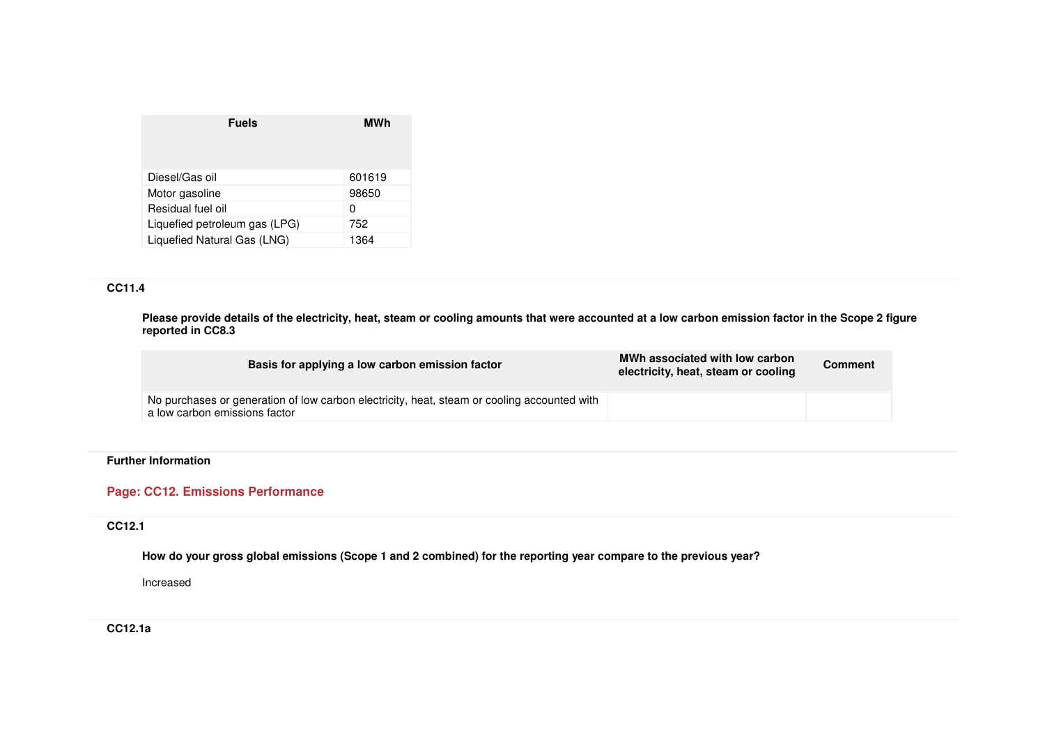| Fuels | MWh |
|---|---|
| Diesel/Gas oil | 601619 |
| Motor gasoline | 98650 |
| Residual fuel oil | 0 |
| Liquefied petroleum gas (LPG) | 752 |
| Liquefied Natural Gas (LNG) | 1364 |

**CC11.4**

**Please provide details of the electricity, heat, steam or cooling amounts that were accounted at a low carbon emission factor in the Scope 2 figure reported in CC8.3**

| Basis for applying a low carbon emission factor | MWh associated with low carbon electricity, heat, steam or cooling | Comment |
|---|---|---|
| No purchases or generation of low carbon electricity, heat, steam or cooling accounted with a low carbon emissions factor | | |

**Further Information**

## Page: CC12. Emissions Performance

**CC12.1**

**How do your gross global emissions (Scope 1 and 2 combined) for the reporting year compare to the previous year?**

Increased

**CC12.1a**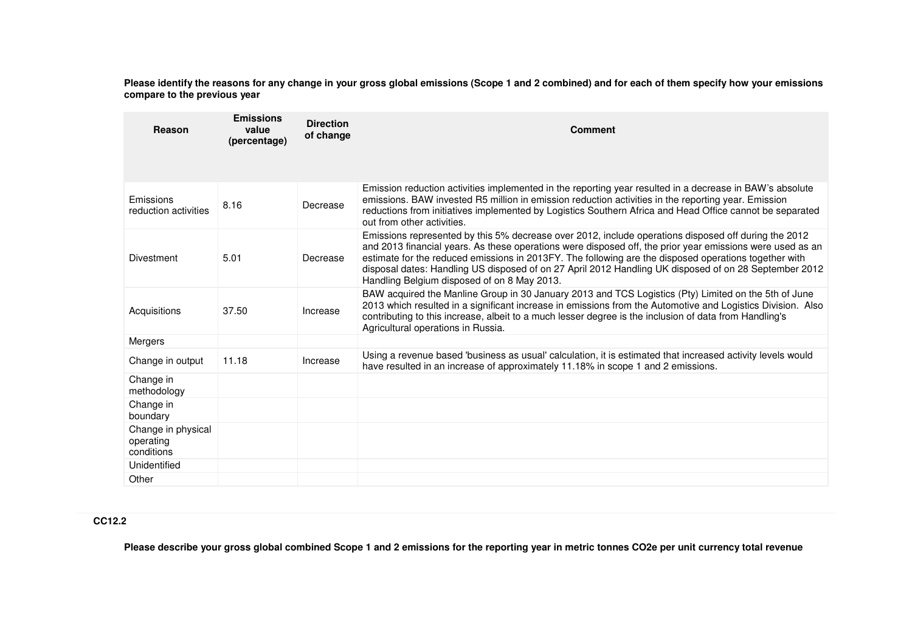**Please identify the reasons for any change in your gross global emissions (Scope 1 and 2 combined) and for each of them specify how your emissions compare to the previous year**

| Reason | Emissions value (percentage) | Direction of change | Comment |
|---|---|---|---|
| Emissions reduction activities | 8.16 | Decrease | Emission reduction activities implemented in the reporting year resulted in a decrease in BAW's absolute emissions. BAW invested R5 million in emission reduction activities in the reporting year. Emission reductions from initiatives implemented by Logistics Southern Africa and Head Office cannot be separated out from other activities. |
| Divestment | 5.01 | Decrease | Emissions represented by this 5% decrease over 2012, include operations disposed off during the 2012 and 2013 financial years. As these operations were disposed off, the prior year emissions were used as an estimate for the reduced emissions in 2013FY. The following are the disposed operations together with disposal dates: Handling US disposed of on 27 April 2012 Handling UK disposed of on 28 September 2012 Handling Belgium disposed of on 8 May 2013. |
| Acquisitions | 37.50 | Increase | BAW acquired the Manline Group in 30 January 2013 and TCS Logistics (Pty) Limited on the 5th of June 2013 which resulted in a significant increase in emissions from the Automotive and Logistics Division. Also contributing to this increase, albeit to a much lesser degree is the inclusion of data from Handling's Agricultural operations in Russia. |
| Mergers | | | |
| Change in output | 11.18 | Increase | Using a revenue based 'business as usual' calculation, it is estimated that increased activity levels would have resulted in an increase of approximately 11.18% in scope 1 and 2 emissions. |
| Change in methodology | | | |
| Change in boundary | | | |
| Change in physical operating conditions | | | |
| Unidentified | | | |
| Other | | | |

**CC12.2**

**Please describe your gross global combined Scope 1 and 2 emissions for the reporting year in metric tonnes CO2e per unit currency total revenue**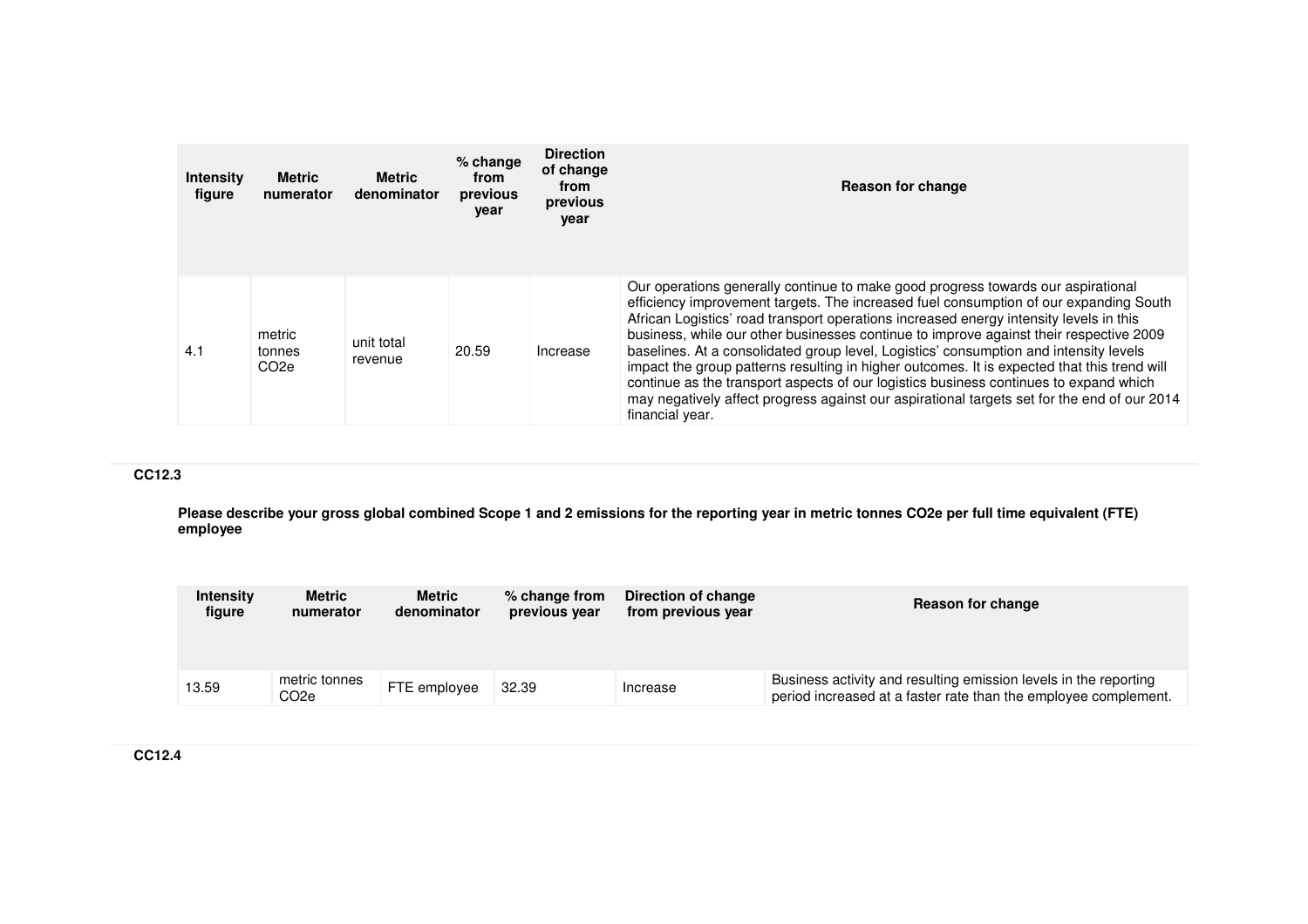| Intensity figure | Metric numerator | Metric denominator | % change from previous year | Direction of change from previous year | Reason for change |
| --- | --- | --- | --- | --- | --- |
| 4.1 | metric tonnes $CO_2e$ | unit total revenue | 20.59 | Increase | Our operations generally continue to make good progress towards our aspirational efficiency improvement targets. The increased fuel consumption of our expanding South African Logistics' road transport operations increased energy intensity levels in this business, while our other businesses continue to improve against their respective 2009 baselines. At a consolidated group level, Logistics' consumption and intensity levels impact the group patterns resulting in higher outcomes. It is expected that this trend will continue as the transport aspects of our logistics business continues to expand which may negatively affect progress against our aspirational targets set for the end of our 2014 financial year. |

### CC12.3

**Please describe your gross global combined Scope 1 and 2 emissions for the reporting year in metric tonnes $CO_2e$ per full time equivalent (FTE) employee**

| Intensity figure | Metric numerator | Metric denominator | % change from previous year | Direction of change from previous year | Reason for change |
| --- | --- | --- | --- | --- | --- |
| 13.59 | metric tonnes $CO_2e$ | FTE employee | 32.39 | Increase | Business activity and resulting emission levels in the reporting period increased at a faster rate than the employee complement. |

### CC12.4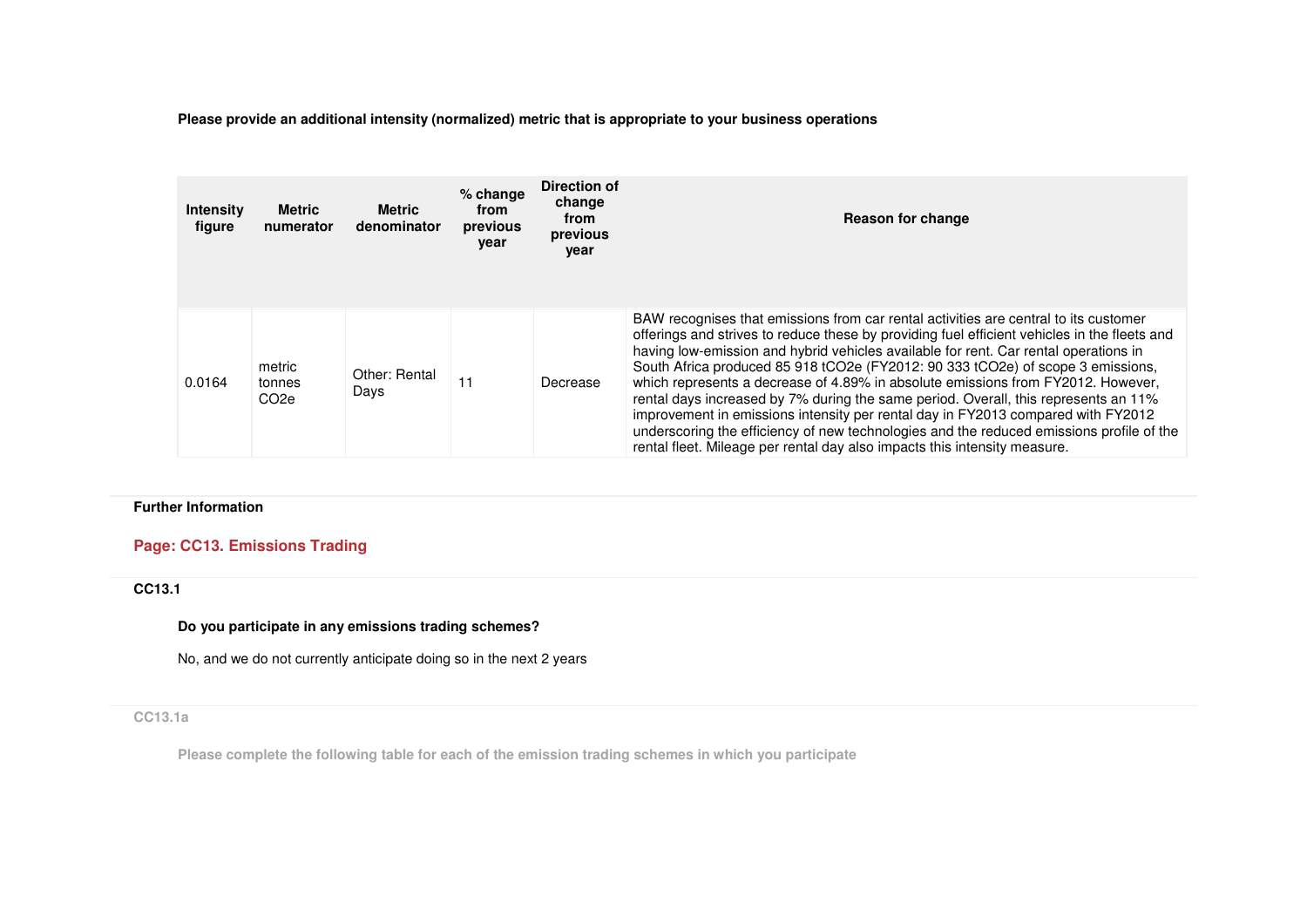**Please provide an additional intensity (normalized) metric that is appropriate to your business operations**

| Intensity figure | Metric numerator | Metric denominator | % change from previous year | Direction of change from previous year | Reason for change |
|---|---|---|---|---|---|
| 0.0164 | metric tonnes CO2e | Other: Rental Days | 11 | Decrease | BAW recognises that emissions from car rental activities are central to its customer offerings and strives to reduce these by providing fuel efficient vehicles in the fleets and having low-emission and hybrid vehicles available for rent. Car rental operations in South Africa produced 85 918 tCO2e (FY2012: 90 333 tCO2e) of scope 3 emissions, which represents a decrease of 4.89% in absolute emissions from FY2012. However, rental days increased by 7% during the same period. Overall, this represents an 11% improvement in emissions intensity per rental day in FY2013 compared with FY2012 underscoring the efficiency of new technologies and the reduced emissions profile of the rental fleet. Mileage per rental day also impacts this intensity measure. |

**Further Information**

## Page: CC13. Emissions Trading

### CC13.1

**Do you participate in any emissions trading schemes?**

No, and we do not currently anticipate doing so in the next 2 years

### CC13.1a

**Please complete the following table for each of the emission trading schemes in which you participate**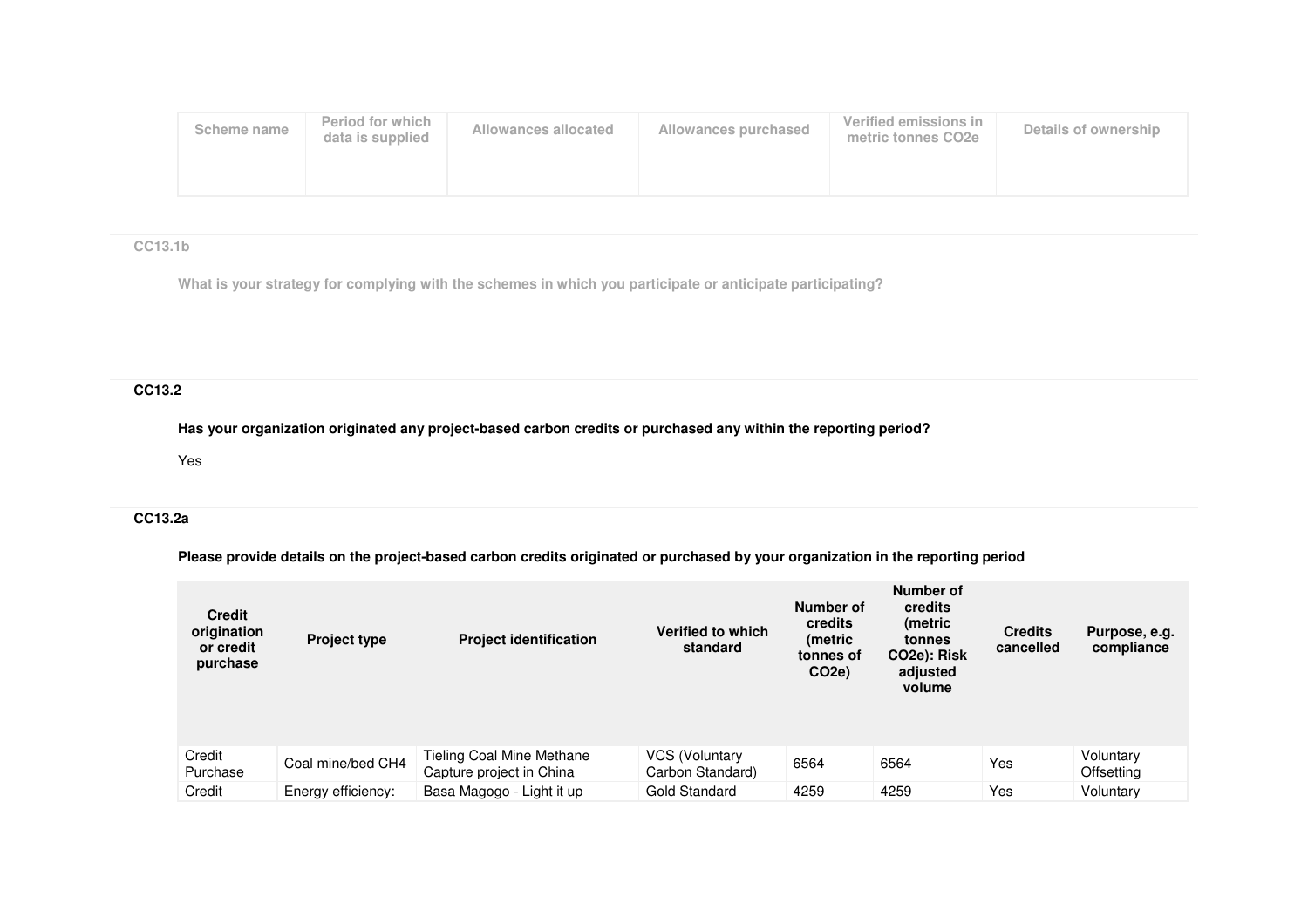| Scheme name | Period for which data is supplied | Allowances allocated | Allowances purchased | Verified emissions in metric tonnes CO2e | Details of ownership |
|---|---|---|---|---|---|
| | | | | | |

CC13.1b

What is your strategy for complying with the schemes in which you participate or anticipate participating?

**CC13.2**

**Has your organization originated any project-based carbon credits or purchased any within the reporting period?**

Yes

**CC13.2a**

**Please provide details on the project-based carbon credits originated or purchased by your organization in the reporting period**

| Credit origination or credit purchase | Project type | Project identification | Verified to which standard | Number of credits (metric tonnes of CO2e) | Number of credits (metric tonnes CO2e): Risk adjusted volume | Credits cancelled | Purpose, e.g. compliance |
|---|---|---|---|---|---|---|---|
| Credit Purchase | Coal mine/bed CH4 | Tieling Coal Mine Methane Capture project in China | VCS (Voluntary Carbon Standard) | 6564 | 6564 | Yes | Voluntary Offsetting |
| Credit | Energy efficiency: | Basa Magogo - Light it up | Gold Standard | 4259 | 4259 | Yes | Voluntary |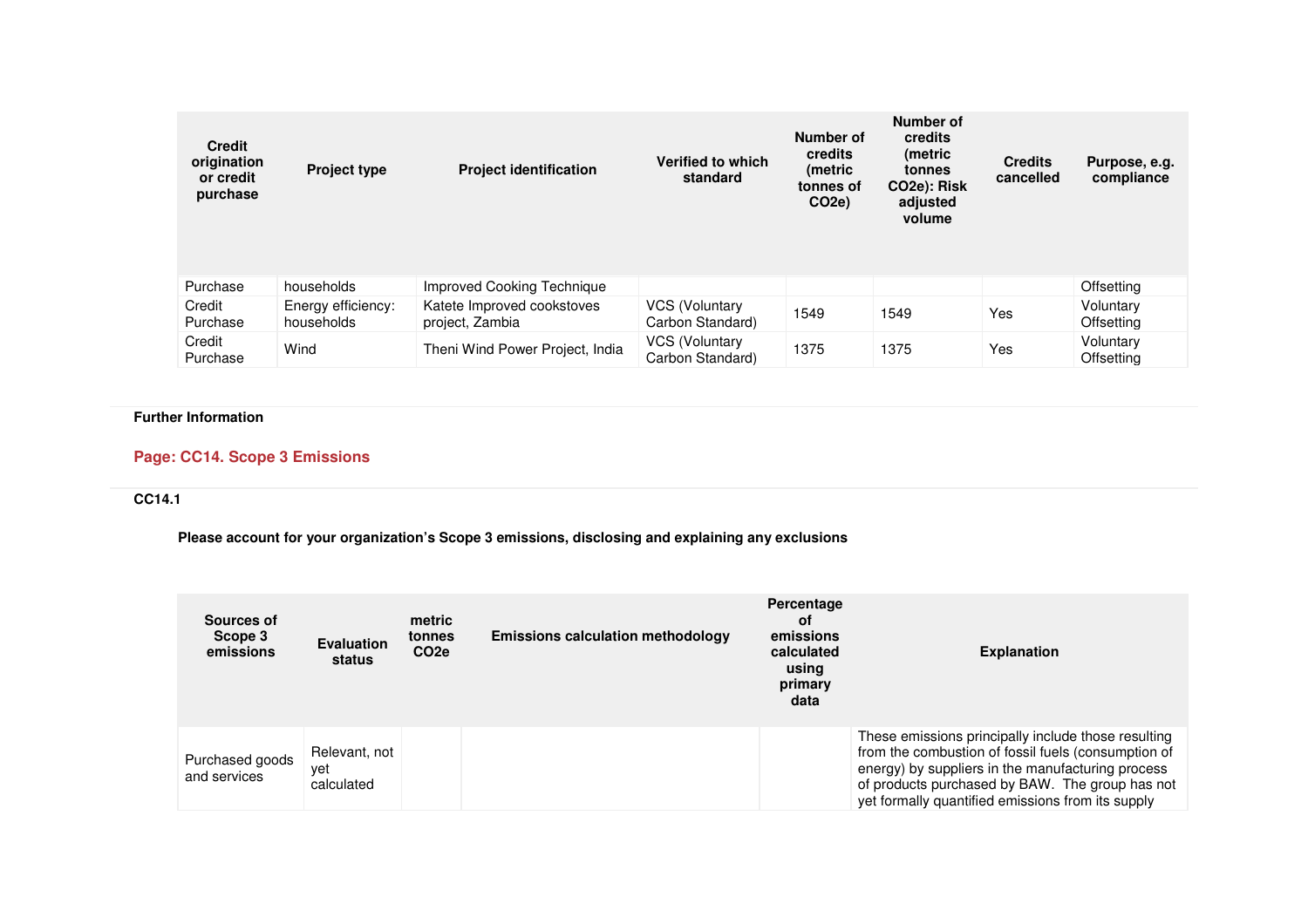| Credit origination or credit purchase | Project type | Project identification | Verified to which standard | Number of credits (metric tonnes of CO2e) | Number of credits (metric tonnes CO2e): Risk adjusted volume | Credits cancelled | Purpose, e.g. compliance |
|---|---|---|---|---|---|---|---|
| Purchase | households | Improved Cooking Technique | | | | | Offsetting |
| Credit Purchase | Energy efficiency: households | Katete Improved cookstoves project, Zambia | VCS (Voluntary Carbon Standard) | 1549 | 1549 | Yes | Voluntary Offsetting |
| Credit Purchase | Wind | Theni Wind Power Project, India | VCS (Voluntary Carbon Standard) | 1375 | 1375 | Yes | Voluntary Offsetting |

**Further Information**

## Page: CC14. Scope 3 Emissions

**CC14.1**

**Please account for your organization's Scope 3 emissions, disclosing and explaining any exclusions**

| Sources of Scope 3 emissions | Evaluation status | metric tonnes CO2e | Emissions calculation methodology | Percentage of emissions calculated using primary data | Explanation |
|---|---|---|---|---|---|
| Purchased goods and services | Relevant, not yet calculated | | | | These emissions principally include those resulting from the combustion of fossil fuels (consumption of energy) by suppliers in the manufacturing process of products purchased by BAW. The group has not yet formally quantified emissions from its supply |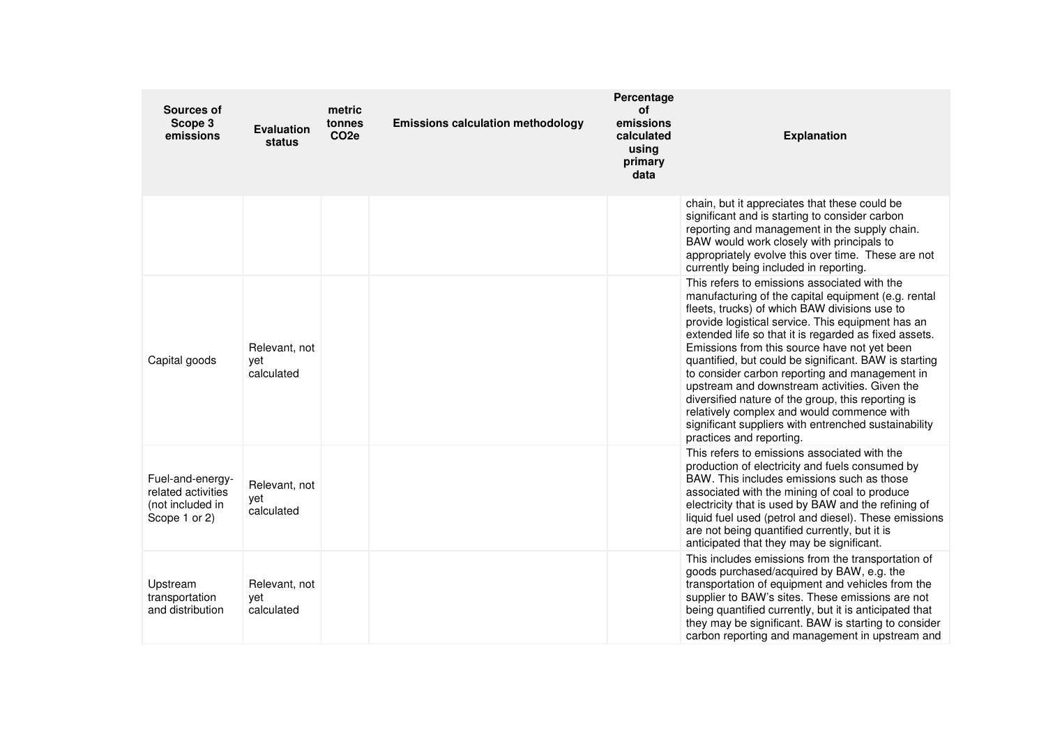| Sources of Scope 3 emissions | Evaluation status | metric tonnes $CO_2e$ | Emissions calculation methodology | Percentage of emissions calculated using primary data | Explanation |
|---|---|---|---|---|---|
| | | | | | chain, but it appreciates that these could be significant and is starting to consider carbon reporting and management in the supply chain. BAW would work closely with principals to appropriately evolve this over time. These are not currently being included in reporting. |
| Capital goods | Relevant, not yet calculated | | | | This refers to emissions associated with the manufacturing of the capital equipment (e.g. rental fleets, trucks) of which BAW divisions use to provide logistical service. This equipment has an extended life so that it is regarded as fixed assets. Emissions from this source have not yet been quantified, but could be significant. BAW is starting to consider carbon reporting and management in upstream and downstream activities. Given the diversified nature of the group, this reporting is relatively complex and would commence with significant suppliers with entrenched sustainability practices and reporting. |
| Fuel-and-energy-related activities (not included in Scope 1 or 2) | Relevant, not yet calculated | | | | This refers to emissions associated with the production of electricity and fuels consumed by BAW. This includes emissions such as those associated with the mining of coal to produce electricity that is used by BAW and the refining of liquid fuel used (petrol and diesel). These emissions are not being quantified currently, but it is anticipated that they may be significant. |
| Upstream transportation and distribution | Relevant, not yet calculated | | | | This includes emissions from the transportation of goods purchased/acquired by BAW, e.g. the transportation of equipment and vehicles from the supplier to BAW's sites. These emissions are not being quantified currently, but it is anticipated that they may be significant. BAW is starting to consider carbon reporting and management in upstream and |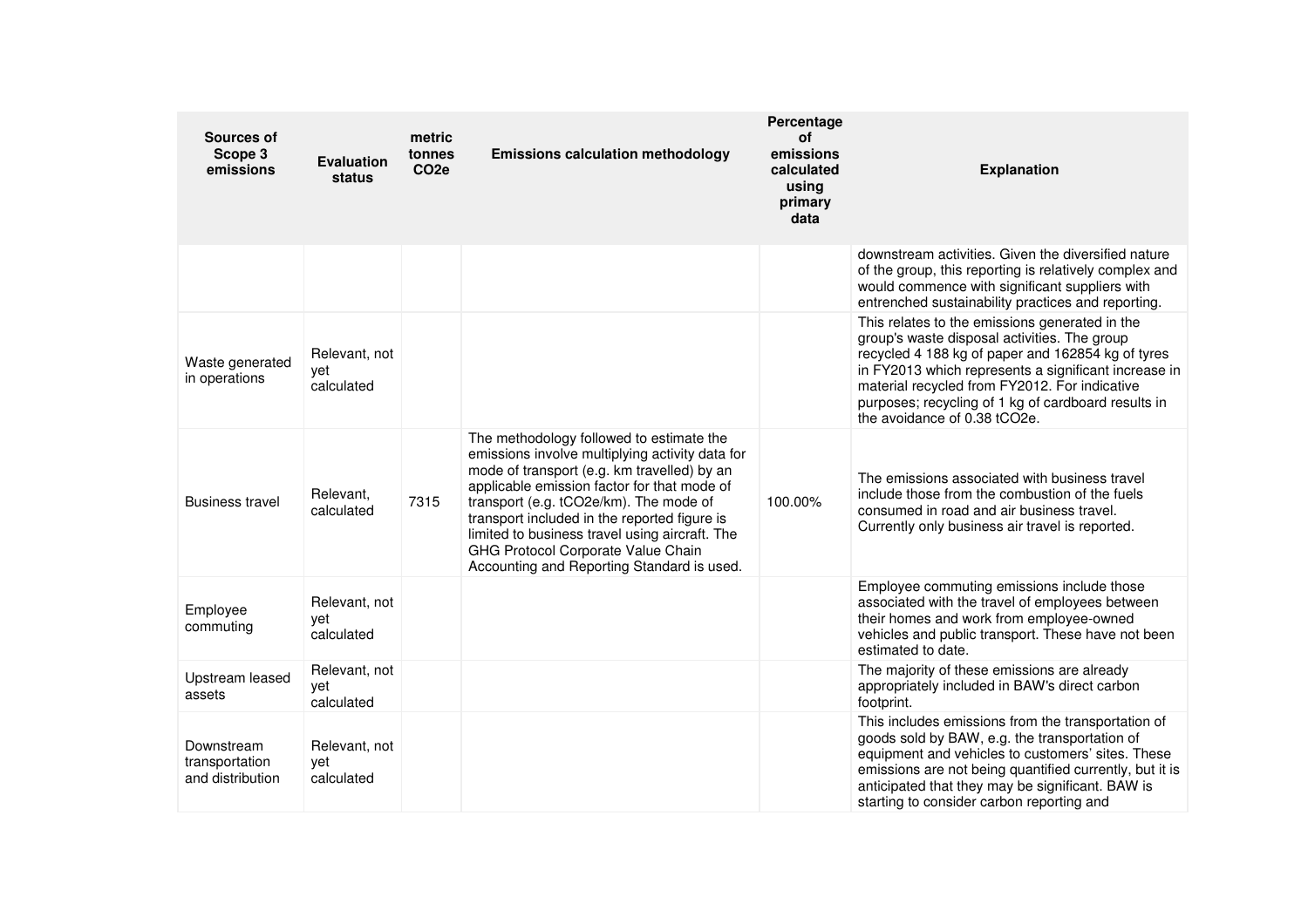| Sources of Scope 3 emissions | Evaluation status | metric tonnes $CO_2e$ | Emissions calculation methodology | Percentage of emissions calculated using primary data | Explanation |
|---|---|---|---|---|---|
| | | | | | downstream activities. Given the diversified nature of the group, this reporting is relatively complex and would commence with significant suppliers with entrenched sustainability practices and reporting. |
| Waste generated in operations | Relevant, not yet calculated | | | | This relates to the emissions generated in the group's waste disposal activities. The group recycled 4 188 kg of paper and 162854 kg of tyres in FY2013 which represents a significant increase in material recycled from FY2012. For indicative purposes; recycling of 1 kg of cardboard results in the avoidance of 0.38 $tCO_2e$. |
| Business travel | Relevant, calculated | 7315 | The methodology followed to estimate the emissions involve multiplying activity data for mode of transport (e.g. km travelled) by an applicable emission factor for that mode of transport (e.g. $tCO_2e$/km). The mode of transport included in the reported figure is limited to business travel using aircraft. The GHG Protocol Corporate Value Chain Accounting and Reporting Standard is used. | 100.00% | The emissions associated with business travel include those from the combustion of the fuels consumed in road and air business travel. Currently only business air travel is reported. |
| Employee commuting | Relevant, not yet calculated | | | | Employee commuting emissions include those associated with the travel of employees between their homes and work from employee-owned vehicles and public transport. These have not been estimated to date. |
| Upstream leased assets | Relevant, not yet calculated | | | | The majority of these emissions are already appropriately included in BAW's direct carbon footprint. |
| Downstream transportation and distribution | Relevant, not yet calculated | | | | This includes emissions from the transportation of goods sold by BAW, e.g. the transportation of equipment and vehicles to customers' sites. These emissions are not being quantified currently, but it is anticipated that they may be significant. BAW is starting to consider carbon reporting and |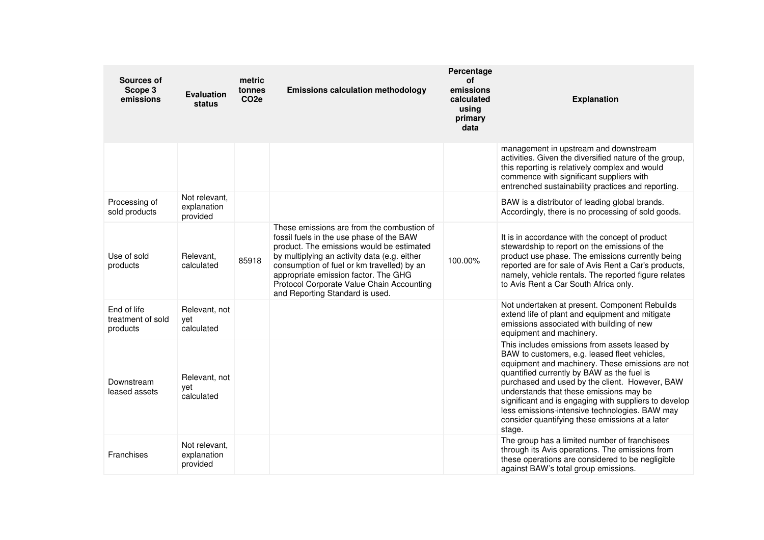| Sources of Scope 3 emissions | Evaluation status | metric tonnes CO2e | Emissions calculation methodology | Percentage of emissions calculated using primary data | Explanation |
|---|---|---|---|---|---|
| | | | | | management in upstream and downstream activities. Given the diversified nature of the group, this reporting is relatively complex and would commence with significant suppliers with entrenched sustainability practices and reporting. |
| Processing of sold products | Not relevant, explanation provided | | | | BAW is a distributor of leading global brands. Accordingly, there is no processing of sold goods. |
| Use of sold products | Relevant, calculated | 85918 | These emissions are from the combustion of fossil fuels in the use phase of the BAW product. The emissions would be estimated by multiplying an activity data (e.g. either consumption of fuel or km travelled) by an appropriate emission factor. The GHG Protocol Corporate Value Chain Accounting and Reporting Standard is used. | 100.00% | It is in accordance with the concept of product stewardship to report on the emissions of the product use phase. The emissions currently being reported are for sale of Avis Rent a Car's products, namely, vehicle rentals. The reported figure relates to Avis Rent a Car South Africa only. |
| End of life treatment of sold products | Relevant, not yet calculated | | | | Not undertaken at present. Component Rebuilds extend life of plant and equipment and mitigate emissions associated with building of new equipment and machinery. |
| Downstream leased assets | Relevant, not yet calculated | | | | This includes emissions from assets leased by BAW to customers, e.g. leased fleet vehicles, equipment and machinery. These emissions are not quantified currently by BAW as the fuel is purchased and used by the client. However, BAW understands that these emissions may be significant and is engaging with suppliers to develop less emissions-intensive technologies. BAW may consider quantifying these emissions at a later stage. |
| Franchises | Not relevant, explanation provided | | | | The group has a limited number of franchisees through its Avis operations. The emissions from these operations are considered to be negligible against BAW's total group emissions. |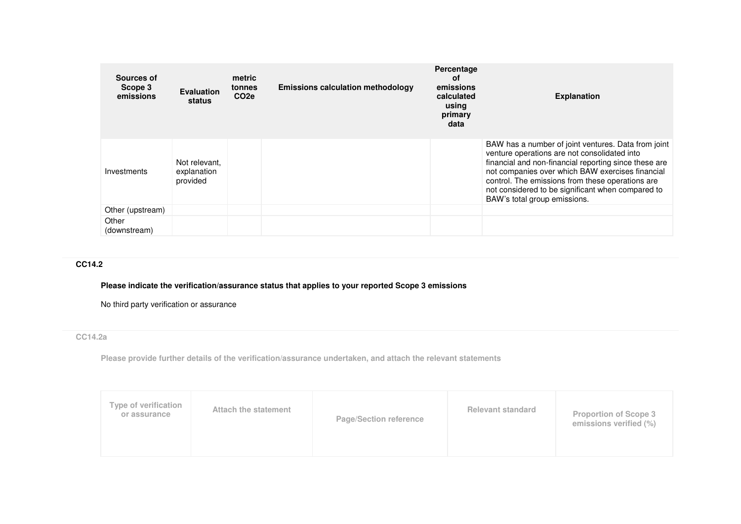| Sources of Scope 3 emissions | Evaluation status | metric tonnes CO2e | Emissions calculation methodology | Percentage of emissions calculated using primary data | Explanation |
|---|---|---|---|---|---|
| Investments | Not relevant, explanation provided | | | | BAW has a number of joint ventures. Data from joint venture operations are not consolidated into financial and non-financial reporting since these are not companies over which BAW exercises financial control. The emissions from these operations are not considered to be significant when compared to BAW's total group emissions. |
| Other (upstream) | | | | | |
| Other (downstream) | | | | | |

**CC14.2**

**Please indicate the verification/assurance status that applies to your reported Scope 3 emissions**

No third party verification or assurance

**CC14.2a**

**Please provide further details of the verification/assurance undertaken, and attach the relevant statements**

| Type of verification or assurance | Attach the statement | Page/Section reference | Relevant standard | Proportion of Scope 3 emissions verified (%) |
|---|---|---|---|---|
| | | | | |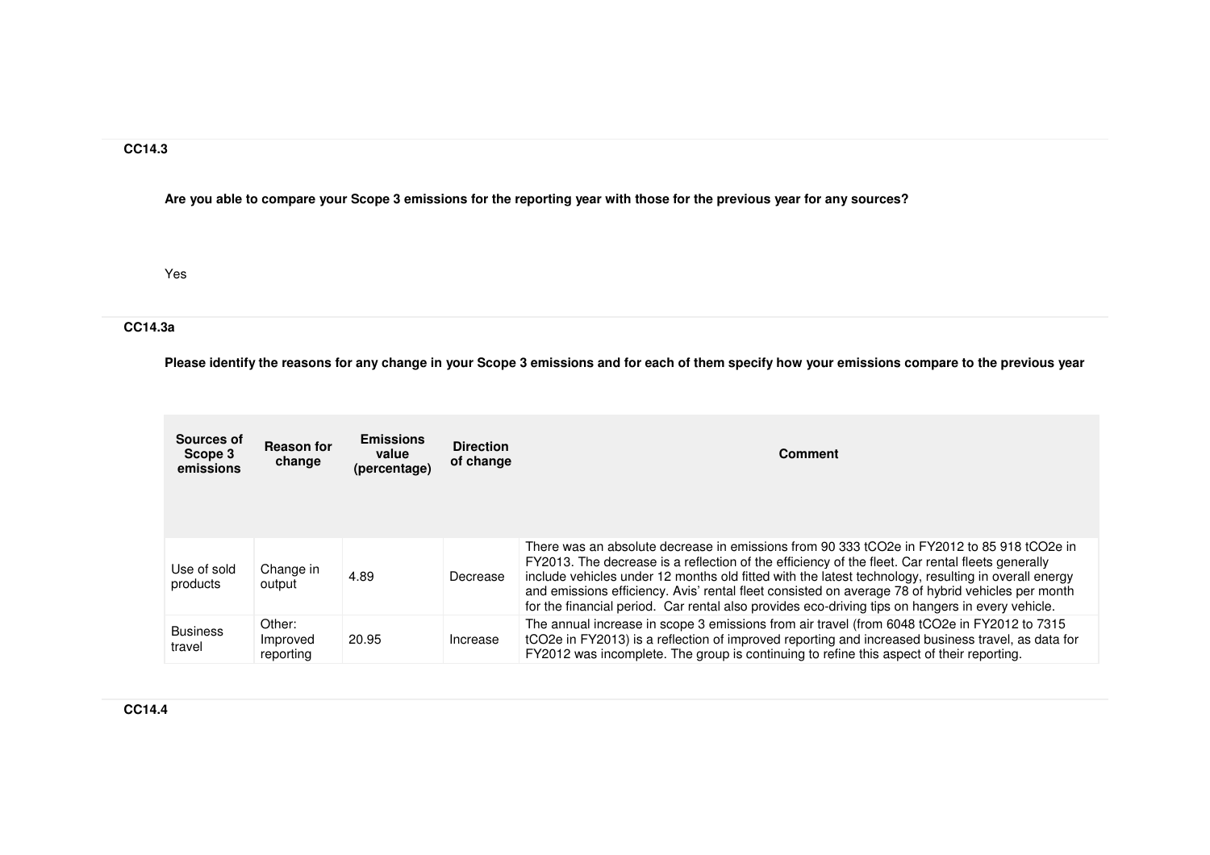**CC14.3**

**Are you able to compare your Scope 3 emissions for the reporting year with those for the previous year for any sources?**

Yes

**CC14.3a**

**Please identify the reasons for any change in your Scope 3 emissions and for each of them specify how your emissions compare to the previous year**

| Sources of Scope 3 emissions | Reason for change | Emissions value (percentage) | Direction of change | Comment |
|---|---|---|---|---|
| Use of sold products | Change in output | 4.89 | Decrease | There was an absolute decrease in emissions from 90 333 tCO2e in FY2012 to 85 918 tCO2e in FY2013. The decrease is a reflection of the efficiency of the fleet. Car rental fleets generally include vehicles under 12 months old fitted with the latest technology, resulting in overall energy and emissions efficiency. Avis' rental fleet consisted on average 78 of hybrid vehicles per month for the financial period. Car rental also provides eco-driving tips on hangers in every vehicle. |
| Business travel | Other: Improved reporting | 20.95 | Increase | The annual increase in scope 3 emissions from air travel (from 6048 tCO2e in FY2012 to 7315 tCO2e in FY2013) is a reflection of improved reporting and increased business travel, as data for FY2012 was incomplete. The group is continuing to refine this aspect of their reporting. |

**CC14.4**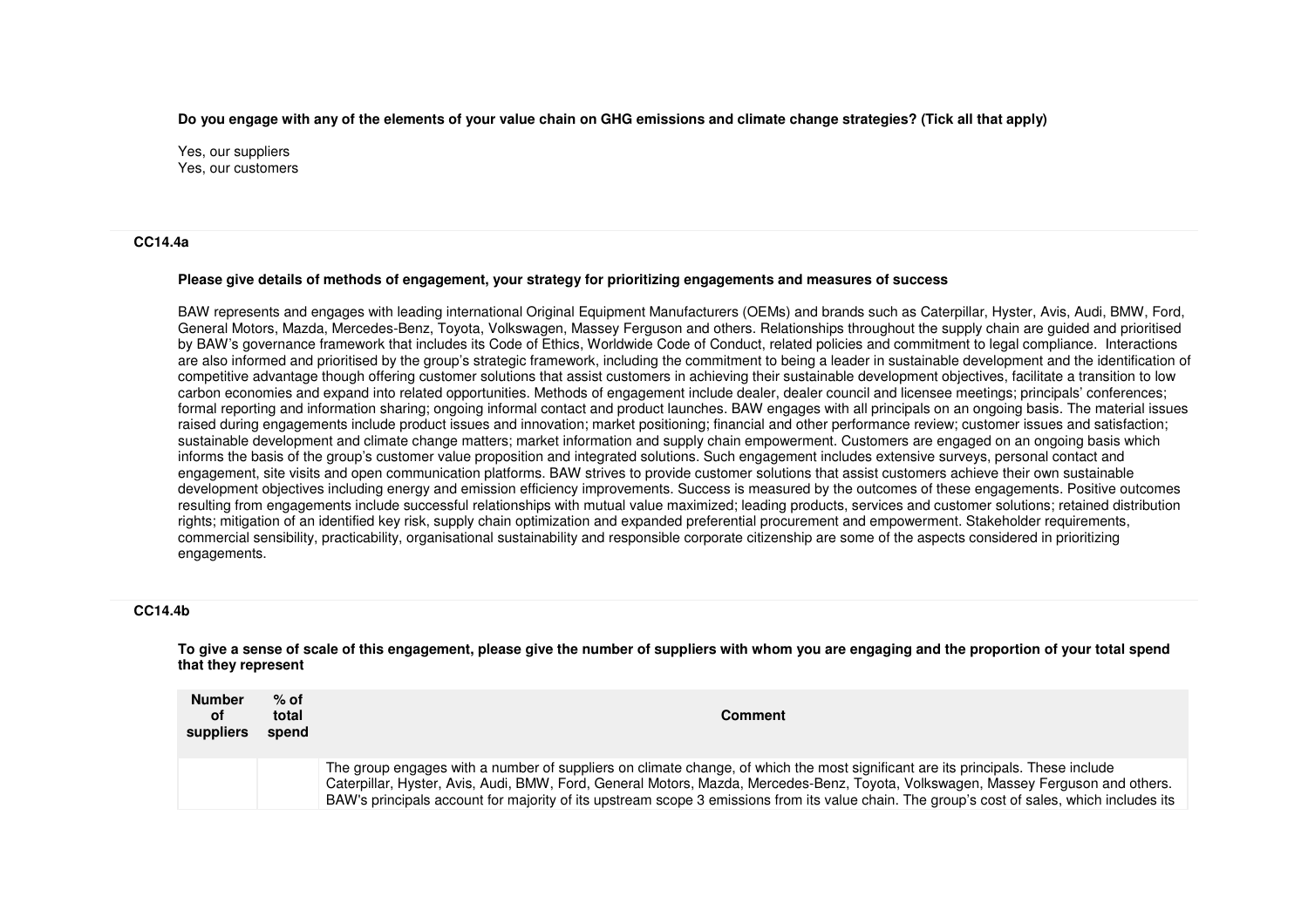**Do you engage with any of the elements of your value chain on GHG emissions and climate change strategies? (Tick all that apply)**

Yes, our suppliers
Yes, our customers

**CC14.4a**

**Please give details of methods of engagement, your strategy for prioritizing engagements and measures of success**

BAW represents and engages with leading international Original Equipment Manufacturers (OEMs) and brands such as Caterpillar, Hyster, Avis, Audi, BMW, Ford, General Motors, Mazda, Mercedes-Benz, Toyota, Volkswagen, Massey Ferguson and others. Relationships throughout the supply chain are guided and prioritised by BAW's governance framework that includes its Code of Ethics, Worldwide Code of Conduct, related policies and commitment to legal compliance. Interactions are also informed and prioritised by the group's strategic framework, including the commitment to being a leader in sustainable development and the identification of competitive advantage though offering customer solutions that assist customers in achieving their sustainable development objectives, facilitate a transition to low carbon economies and expand into related opportunities. Methods of engagement include dealer, dealer council and licensee meetings; principals' conferences; formal reporting and information sharing; ongoing informal contact and product launches. BAW engages with all principals on an ongoing basis. The material issues raised during engagements include product issues and innovation; market positioning; financial and other performance review; customer issues and satisfaction; sustainable development and climate change matters; market information and supply chain empowerment. Customers are engaged on an ongoing basis which informs the basis of the group's customer value proposition and integrated solutions. Such engagement includes extensive surveys, personal contact and engagement, site visits and open communication platforms. BAW strives to provide customer solutions that assist customers achieve their own sustainable development objectives including energy and emission efficiency improvements. Success is measured by the outcomes of these engagements. Positive outcomes resulting from engagements include successful relationships with mutual value maximized; leading products, services and customer solutions; retained distribution rights; mitigation of an identified key risk, supply chain optimization and expanded preferential procurement and empowerment. Stakeholder requirements, commercial sensibility, practicability, organisational sustainability and responsible corporate citizenship are some of the aspects considered in prioritizing engagements.

**CC14.4b**

**To give a sense of scale of this engagement, please give the number of suppliers with whom you are engaging and the proportion of your total spend that they represent**

| Number of suppliers | % of total spend | Comment |
|---|---|---|
| | | The group engages with a number of suppliers on climate change, of which the most significant are its principals. These include Caterpillar, Hyster, Avis, Audi, BMW, Ford, General Motors, Mazda, Mercedes-Benz, Toyota, Volkswagen, Massey Ferguson and others. BAW's principals account for majority of its upstream scope 3 emissions from its value chain. The group's cost of sales, which includes its |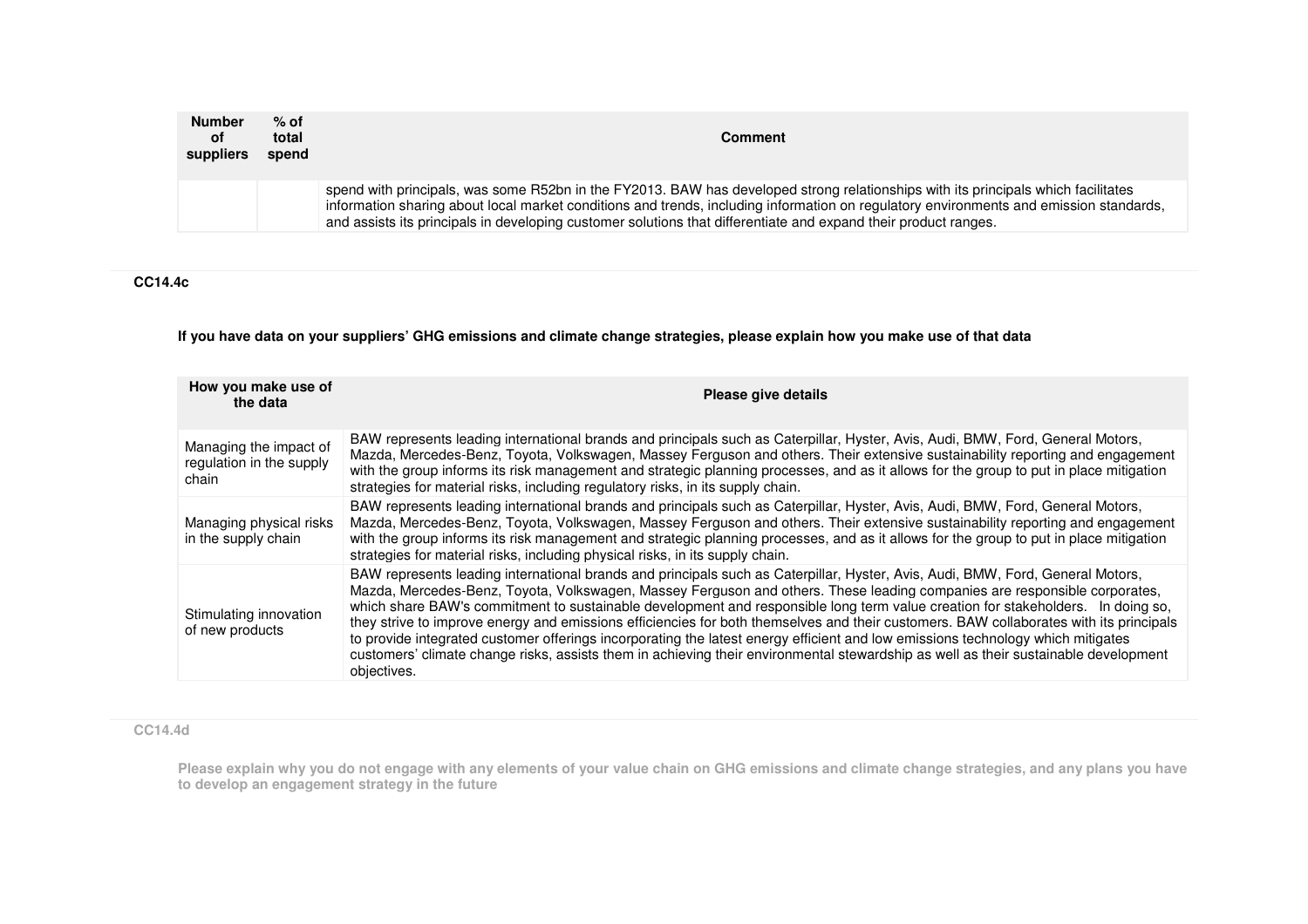| Number of suppliers | % of total spend | Comment |
|---|---|---|
| | | spend with principals, was some R52bn in the FY2013. BAW has developed strong relationships with its principals which facilitates information sharing about local market conditions and trends, including information on regulatory environments and emission standards, and assists its principals in developing customer solutions that differentiate and expand their product ranges. |

**CC14.4c**

**If you have data on your suppliers' GHG emissions and climate change strategies, please explain how you make use of that data**

| How you make use of the data | Please give details |
|---|---|
| Managing the impact of regulation in the supply chain | BAW represents leading international brands and principals such as Caterpillar, Hyster, Avis, Audi, BMW, Ford, General Motors, Mazda, Mercedes-Benz, Toyota, Volkswagen, Massey Ferguson and others. Their extensive sustainability reporting and engagement with the group informs its risk management and strategic planning processes, and as it allows for the group to put in place mitigation strategies for material risks, including regulatory risks, in its supply chain. |
| Managing physical risks in the supply chain | BAW represents leading international brands and principals such as Caterpillar, Hyster, Avis, Audi, BMW, Ford, General Motors, Mazda, Mercedes-Benz, Toyota, Volkswagen, Massey Ferguson and others. Their extensive sustainability reporting and engagement with the group informs its risk management and strategic planning processes, and as it allows for the group to put in place mitigation strategies for material risks, including physical risks, in its supply chain. |
| Stimulating innovation of new products | BAW represents leading international brands and principals such as Caterpillar, Hyster, Avis, Audi, BMW, Ford, General Motors, Mazda, Mercedes-Benz, Toyota, Volkswagen, Massey Ferguson and others. These leading companies are responsible corporates, which share BAW's commitment to sustainable development and responsible long term value creation for stakeholders. In doing so, they strive to improve energy and emissions efficiencies for both themselves and their customers. BAW collaborates with its principals to provide integrated customer offerings incorporating the latest energy efficient and low emissions technology which mitigates customers' climate change risks, assists them in achieving their environmental stewardship as well as their sustainable development objectives. |

**CC14.4d**

**Please explain why you do not engage with any elements of your value chain on GHG emissions and climate change strategies, and any plans you have to develop an engagement strategy in the future**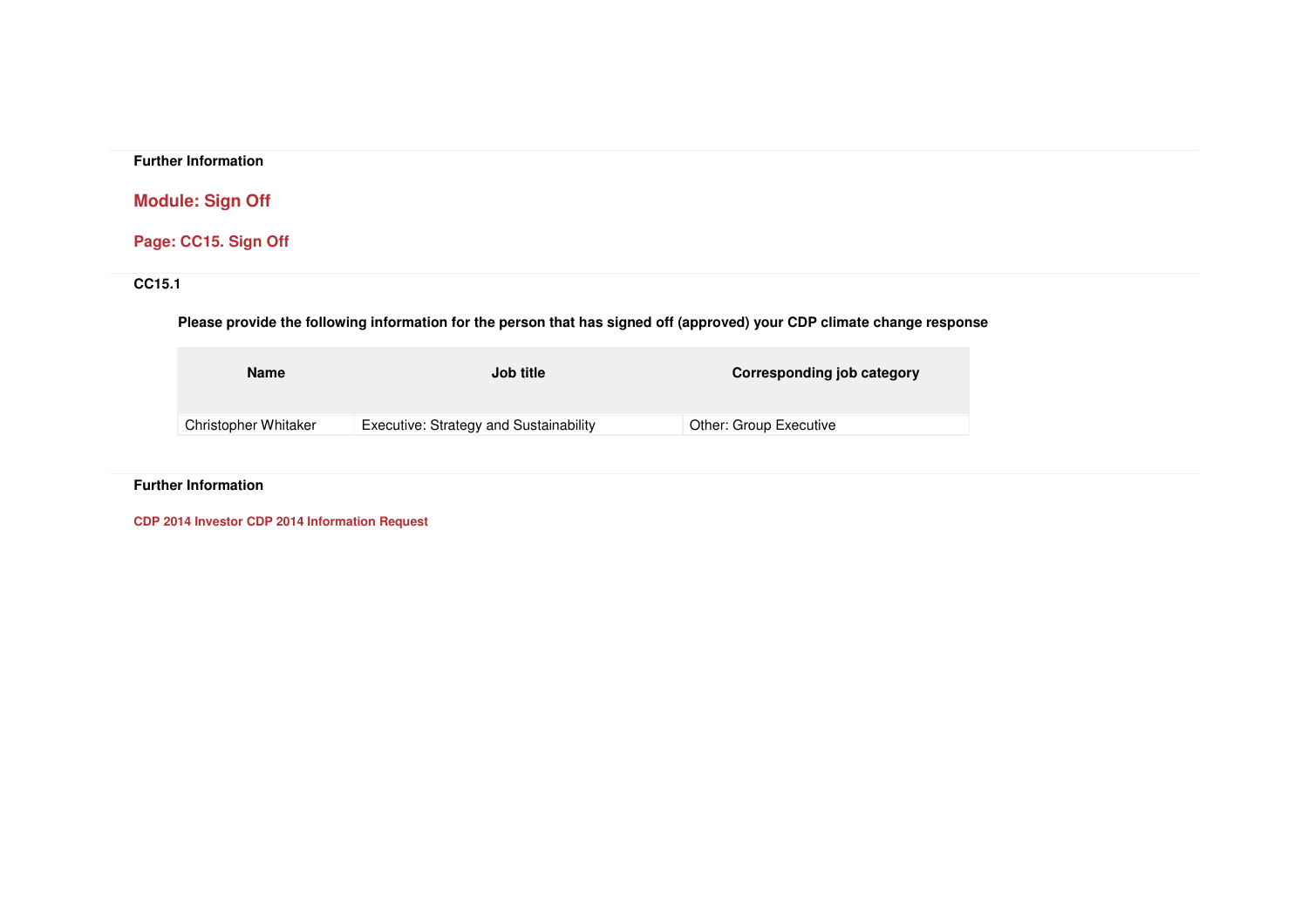**Further Information**

## Module: Sign Off

### Page: CC15. Sign Off

**CC15.1**

**Please provide the following information for the person that has signed off (approved) your CDP climate change response**

| Name | Job title | Corresponding job category |
|---|---|---|
| Christopher Whitaker | Executive: Strategy and Sustainability | Other: Group Executive |

**Further Information**

**CDP 2014 Investor CDP 2014 Information Request**